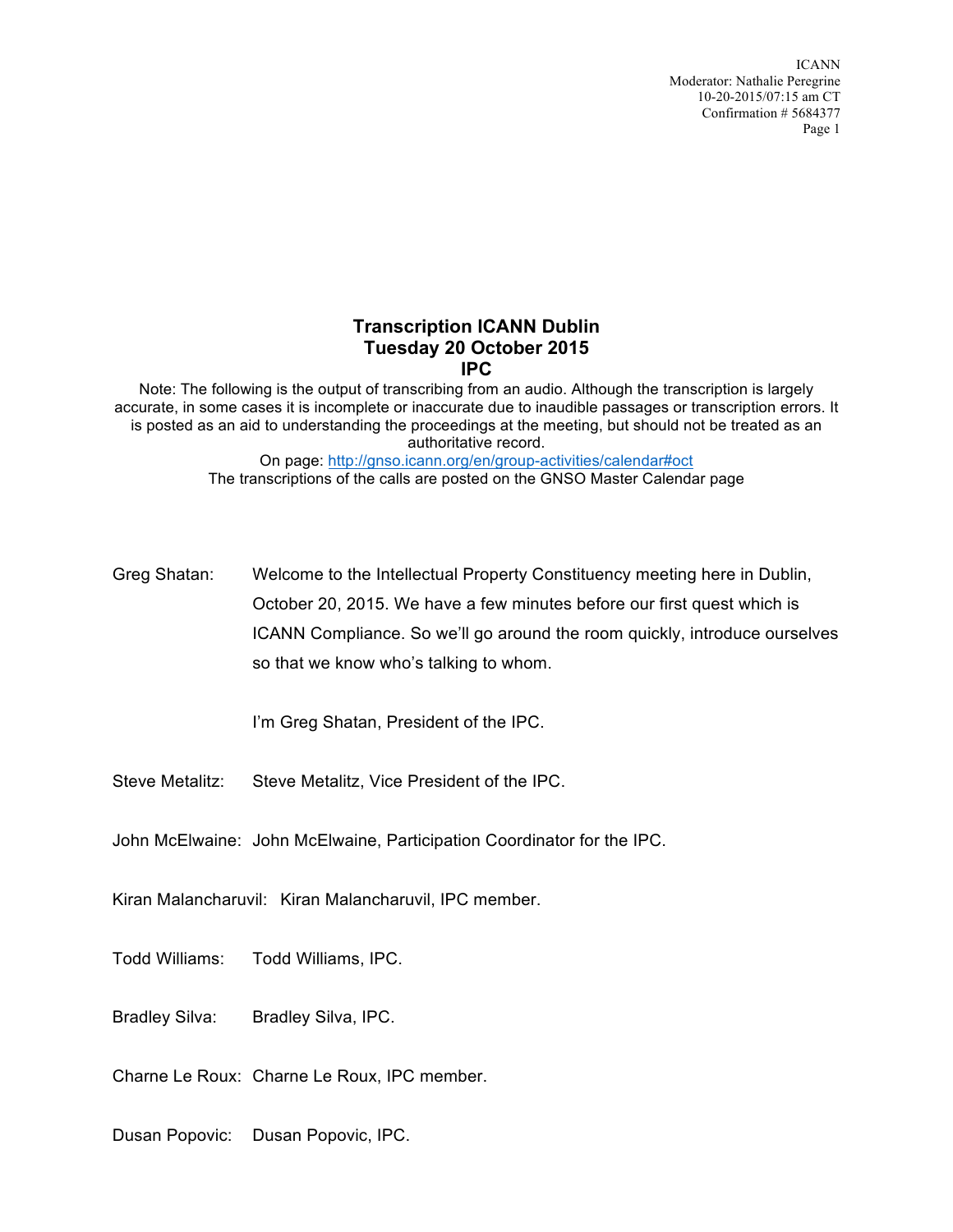# Transcription ICANN Dublin
# Tuesday 20 October 2015
# IPC

Note: The following is the output of transcribing from an audio. Although the transcription is largely accurate, in some cases it is incomplete or inaccurate due to inaudible passages or transcription errors. It is posted as an aid to understanding the proceedings at the meeting, but should not be treated as an authoritative record.

On page: http://gnso.icann.org/en/group-activities/calendar#oct

The transcriptions of the calls are posted on the GNSO Master Calendar page

Greg Shatan: Welcome to the Intellectual Property Constituency meeting here in Dublin, October 20, 2015. We have a few minutes before our first quest which is ICANN Compliance. So we'll go around the room quickly, introduce ourselves so that we know who's talking to whom.

I'm Greg Shatan, President of the IPC.

Steve Metalitz: Steve Metalitz, Vice President of the IPC.

John McElwaine: John McElwaine, Participation Coordinator for the IPC.

Kiran Malancharuvil: Kiran Malancharuvil, IPC member.

Todd Williams: Todd Williams, IPC.

Bradley Silva: Bradley Silva, IPC.

Charne Le Roux: Charne Le Roux, IPC member.

Dusan Popovic: Dusan Popovic, IPC.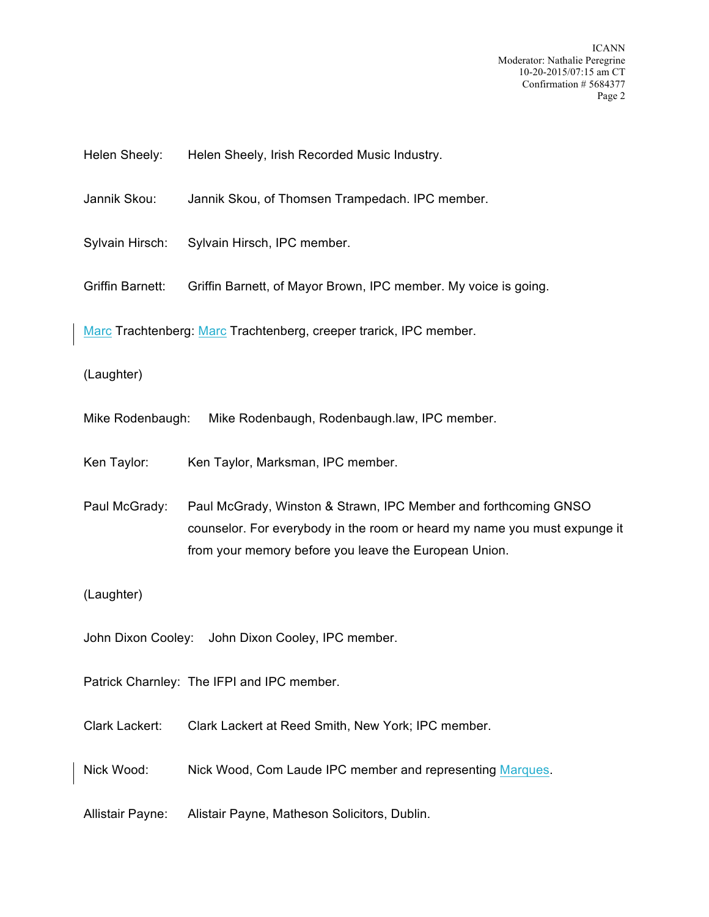Helen Sheely: Helen Sheely, Irish Recorded Music Industry.

Jannik Skou: Jannik Skou, of Thomsen Trampedach. IPC member.

Sylvain Hirsch: Sylvain Hirsch, IPC member.

Griffin Barnett: Griffin Barnett, of Mayor Brown, IPC member. My voice is going.

Marc Trachtenberg: Marc Trachtenberg, creeper trarick, IPC member.

(Laughter)

Mike Rodenbaugh: Mike Rodenbaugh, Rodenbaugh.law, IPC member.

Ken Taylor: Ken Taylor, Marksman, IPC member.

Paul McGrady: Paul McGrady, Winston & Strawn, IPC Member and forthcoming GNSO counselor. For everybody in the room or heard my name you must expunge it from your memory before you leave the European Union.

(Laughter)

John Dixon Cooley: John Dixon Cooley, IPC member.

Patrick Charnley: The IFPI and IPC member.

Clark Lackert: Clark Lackert at Reed Smith, New York; IPC member.

Nick Wood: Nick Wood, Com Laude IPC member and representing Marques.

Allistair Payne: Alistair Payne, Matheson Solicitors, Dublin.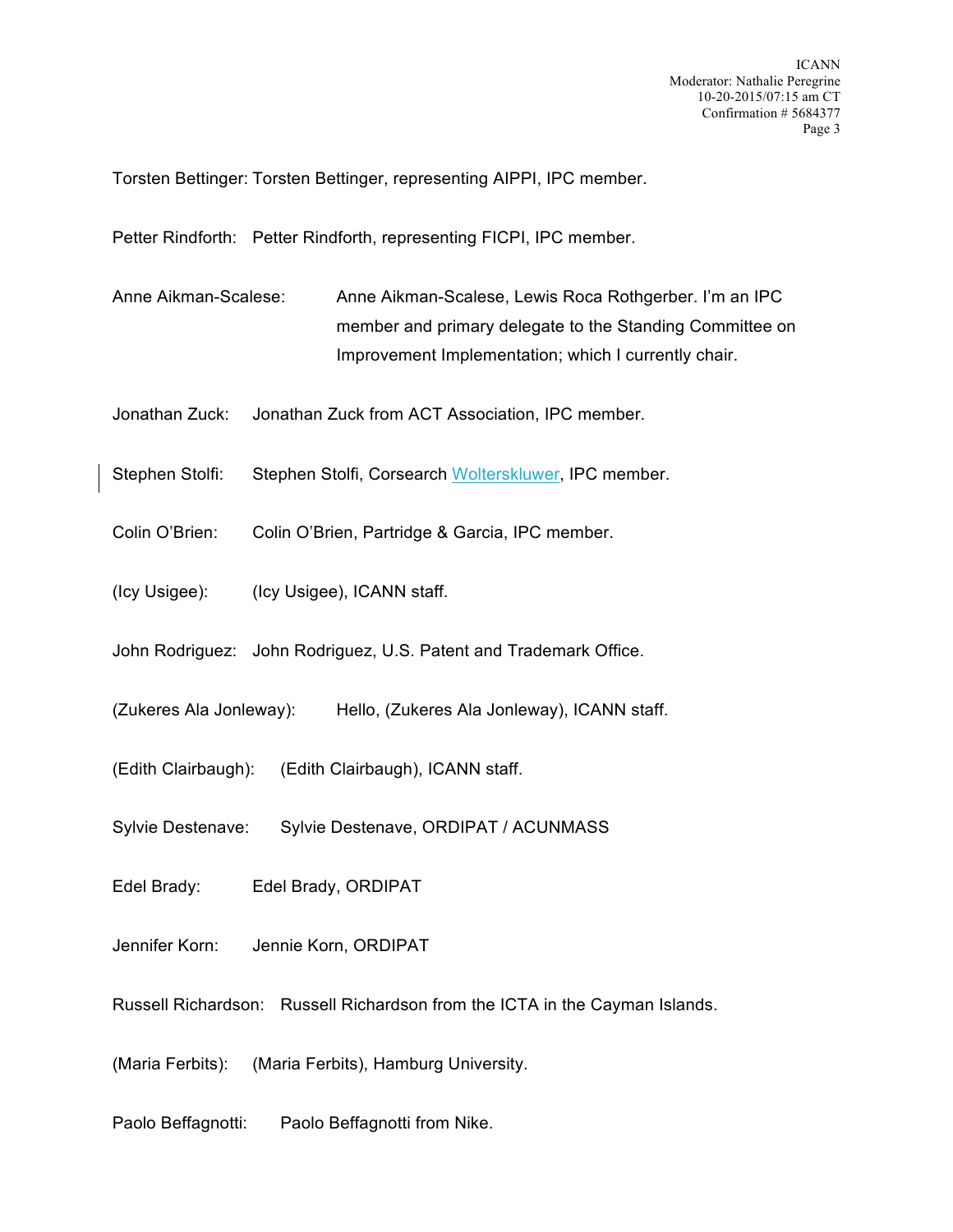Torsten Bettinger: Torsten Bettinger, representing AIPPI, IPC member.

Petter Rindforth: Petter Rindforth, representing FICPI, IPC member.

Anne Aikman-Scalese: Anne Aikman-Scalese, Lewis Roca Rothgerber. I'm an IPC member and primary delegate to the Standing Committee on Improvement Implementation; which I currently chair.

Jonathan Zuck: Jonathan Zuck from ACT Association, IPC member.

Stephen Stolfi: Stephen Stolfi, Corsearch Wolterskluwer, IPC member.

Colin O'Brien: Colin O'Brien, Partridge & Garcia, IPC member.

(Icy Usigee): (Icy Usigee), ICANN staff.

John Rodriguez: John Rodriguez, U.S. Patent and Trademark Office.

(Zukeres Ala Jonleway): Hello, (Zukeres Ala Jonleway), ICANN staff.

(Edith Clairbaugh): (Edith Clairbaugh), ICANN staff.

Sylvie Destenave: Sylvie Destenave, ORDIPAT / ACUNMASS

Edel Brady: Edel Brady, ORDIPAT

Jennifer Korn: Jennie Korn, ORDIPAT

Russell Richardson: Russell Richardson from the ICTA in the Cayman Islands.

(Maria Ferbits): (Maria Ferbits), Hamburg University.

Paolo Beffagnotti: Paolo Beffagnotti from Nike.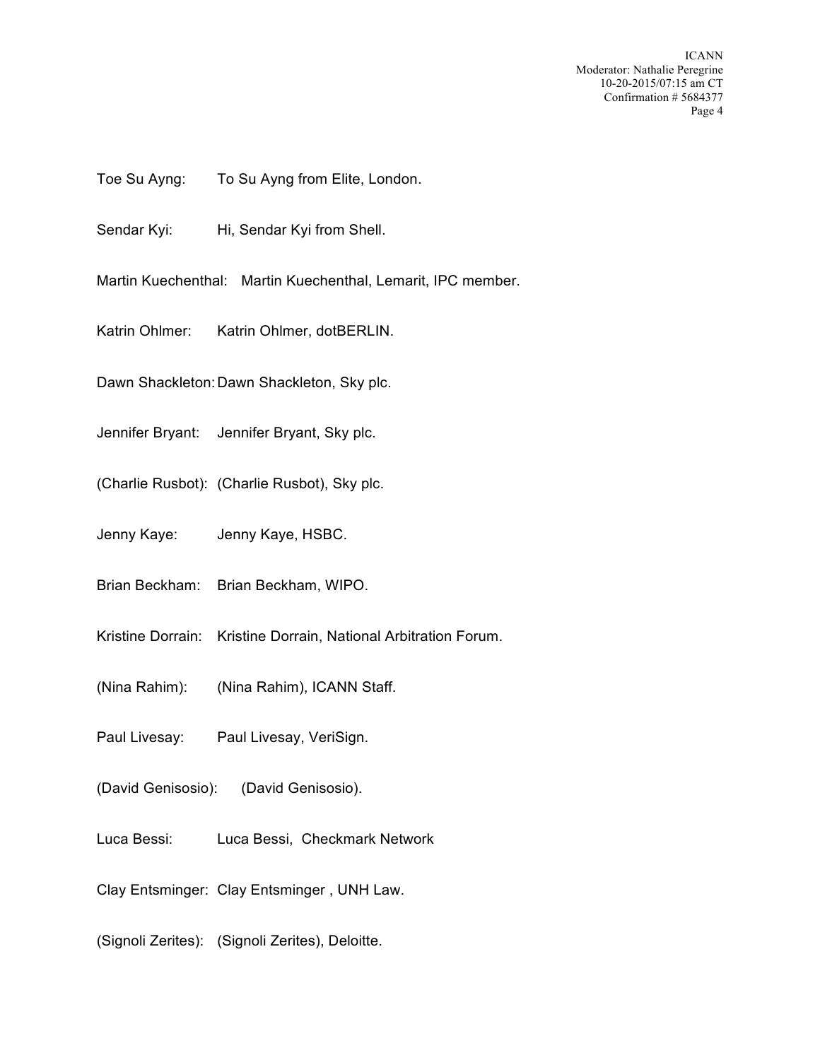Toe Su Ayng: To Su Ayng from Elite, London.

Sendar Kyi: Hi, Sendar Kyi from Shell.

Martin Kuechenthal: Martin Kuechenthal, Lemarit, IPC member.

Katrin Ohlmer: Katrin Ohlmer, dotBERLIN.

Dawn Shackleton: Dawn Shackleton, Sky plc.

Jennifer Bryant: Jennifer Bryant, Sky plc.

(Charlie Rusbot): (Charlie Rusbot), Sky plc.

Jenny Kaye: Jenny Kaye, HSBC.

Brian Beckham: Brian Beckham, WIPO.

Kristine Dorrain: Kristine Dorrain, National Arbitration Forum.

(Nina Rahim): (Nina Rahim), ICANN Staff.

Paul Livesay: Paul Livesay, VeriSign.

(David Genisosio): (David Genisosio).

Luca Bessi: Luca Bessi, Checkmark Network

Clay Entsminger: Clay Entsminger , UNH Law.

(Signoli Zerites): (Signoli Zerites), Deloitte.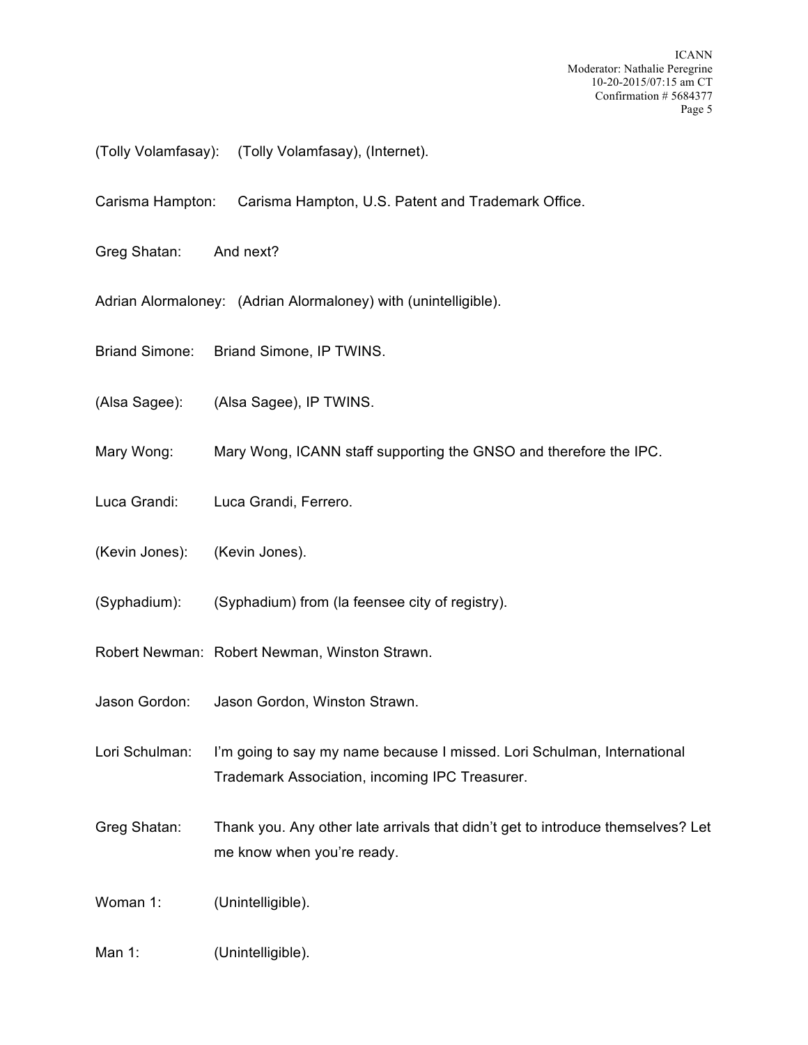(Tolly Volamfasay): (Tolly Volamfasay), (Internet).

Carisma Hampton: Carisma Hampton, U.S. Patent and Trademark Office.

Greg Shatan: And next?

Adrian Alormaloney: (Adrian Alormaloney) with (unintelligible).

Briand Simone: Briand Simone, IP TWINS.

(Alsa Sagee): (Alsa Sagee), IP TWINS.

Mary Wong: Mary Wong, ICANN staff supporting the GNSO and therefore the IPC.

Luca Grandi: Luca Grandi, Ferrero.

(Kevin Jones): (Kevin Jones).

(Syphadium): (Syphadium) from (la feensee city of registry).

Robert Newman: Robert Newman, Winston Strawn.

Jason Gordon: Jason Gordon, Winston Strawn.

Lori Schulman: I'm going to say my name because I missed. Lori Schulman, International Trademark Association, incoming IPC Treasurer.

Greg Shatan: Thank you. Any other late arrivals that didn't get to introduce themselves? Let me know when you're ready.

Woman 1: (Unintelligible).

Man 1: (Unintelligible).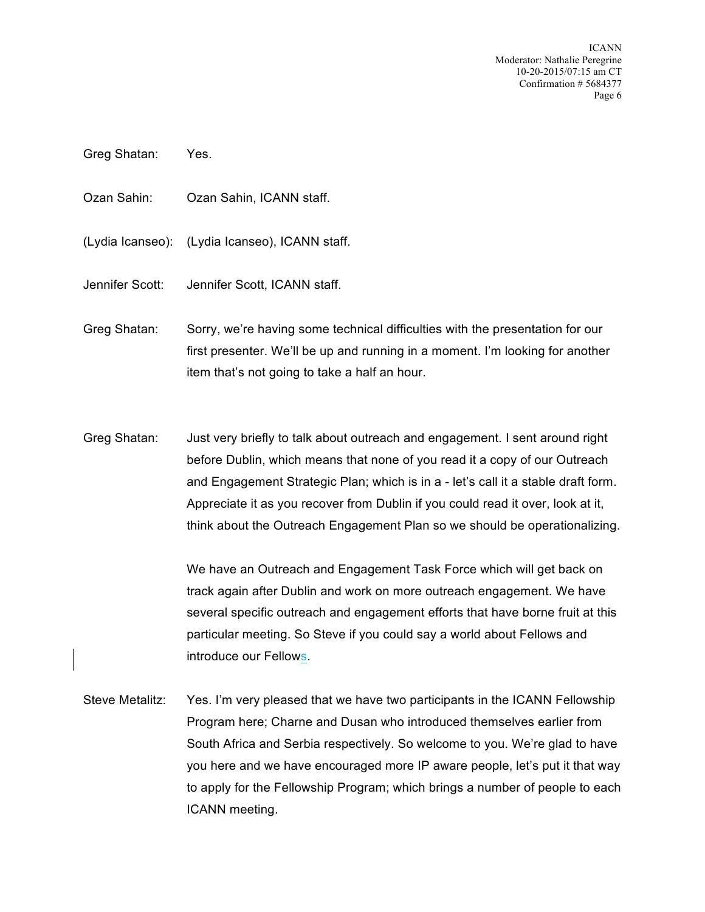Greg Shatan: Yes.

Ozan Sahin: Ozan Sahin, ICANN staff.

(Lydia Icanseo): (Lydia Icanseo), ICANN staff.

Jennifer Scott: Jennifer Scott, ICANN staff.

Greg Shatan: Sorry, we're having some technical difficulties with the presentation for our first presenter. We'll be up and running in a moment. I'm looking for another item that's not going to take a half an hour.

Greg Shatan: Just very briefly to talk about outreach and engagement. I sent around right before Dublin, which means that none of you read it a copy of our Outreach and Engagement Strategic Plan; which is in a - let's call it a stable draft form. Appreciate it as you recover from Dublin if you could read it over, look at it, think about the Outreach Engagement Plan so we should be operationalizing.

We have an Outreach and Engagement Task Force which will get back on track again after Dublin and work on more outreach engagement. We have several specific outreach and engagement efforts that have borne fruit at this particular meeting. So Steve if you could say a world about Fellows and introduce our Fellows.

Steve Metalitz: Yes. I'm very pleased that we have two participants in the ICANN Fellowship Program here; Charne and Dusan who introduced themselves earlier from South Africa and Serbia respectively. So welcome to you. We're glad to have you here and we have encouraged more IP aware people, let's put it that way to apply for the Fellowship Program; which brings a number of people to each ICANN meeting.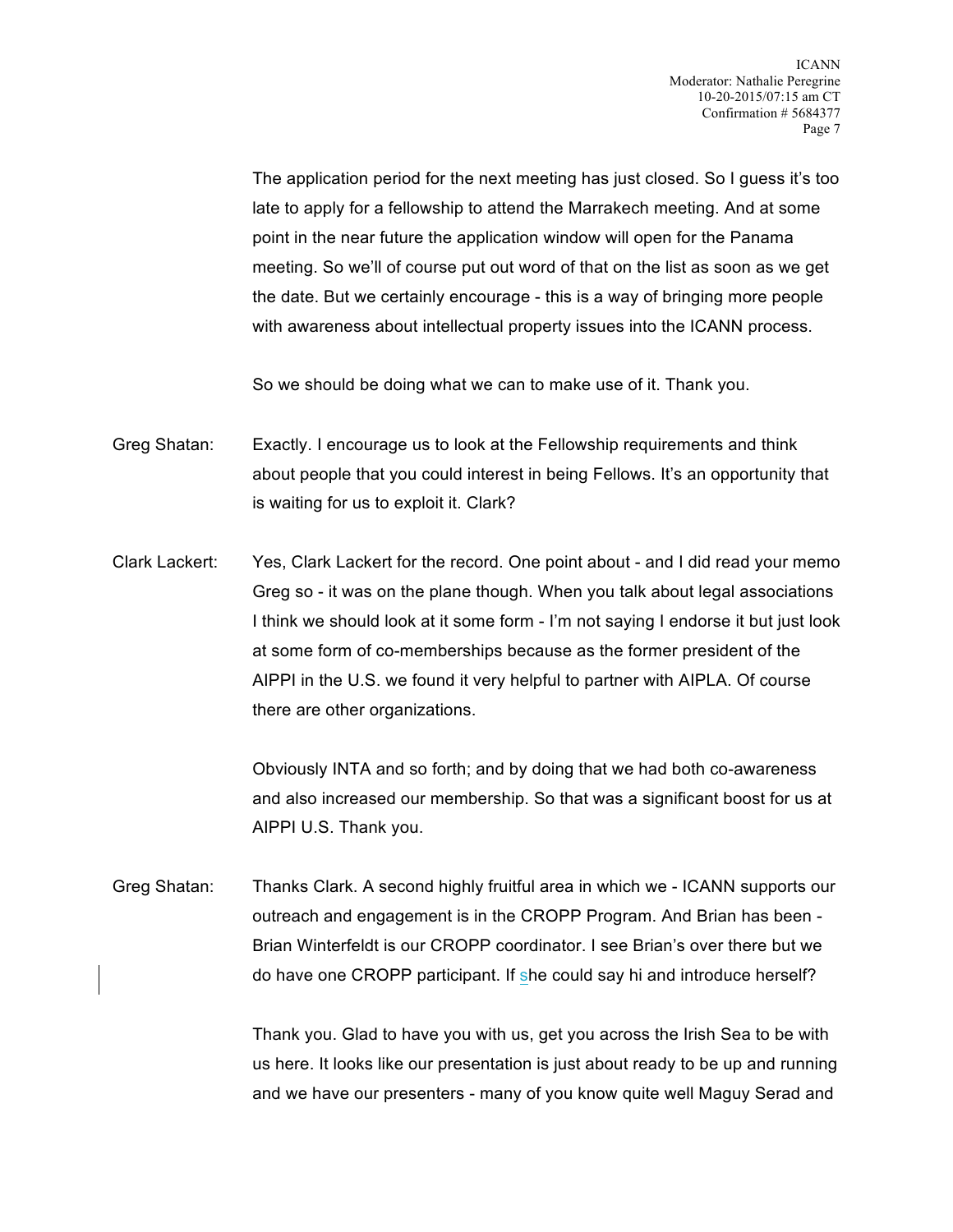The application period for the next meeting has just closed. So I guess it's too late to apply for a fellowship to attend the Marrakech meeting. And at some point in the near future the application window will open for the Panama meeting. So we'll of course put out word of that on the list as soon as we get the date. But we certainly encourage - this is a way of bringing more people with awareness about intellectual property issues into the ICANN process.

So we should be doing what we can to make use of it. Thank you.

Greg Shatan: Exactly. I encourage us to look at the Fellowship requirements and think about people that you could interest in being Fellows. It's an opportunity that is waiting for us to exploit it. Clark?

Clark Lackert: Yes, Clark Lackert for the record. One point about - and I did read your memo Greg so - it was on the plane though. When you talk about legal associations I think we should look at it some form - I'm not saying I endorse it but just look at some form of co-memberships because as the former president of the AIPPI in the U.S. we found it very helpful to partner with AIPLA. Of course there are other organizations.

Obviously INTA and so forth; and by doing that we had both co-awareness and also increased our membership. So that was a significant boost for us at AIPPI U.S. Thank you.

Greg Shatan: Thanks Clark. A second highly fruitful area in which we - ICANN supports our outreach and engagement is in the CROPP Program. And Brian has been - Brian Winterfeldt is our CROPP coordinator. I see Brian's over there but we do have one CROPP participant. If she could say hi and introduce herself?

Thank you. Glad to have you with us, get you across the Irish Sea to be with us here. It looks like our presentation is just about ready to be up and running and we have our presenters - many of you know quite well Maguy Serad and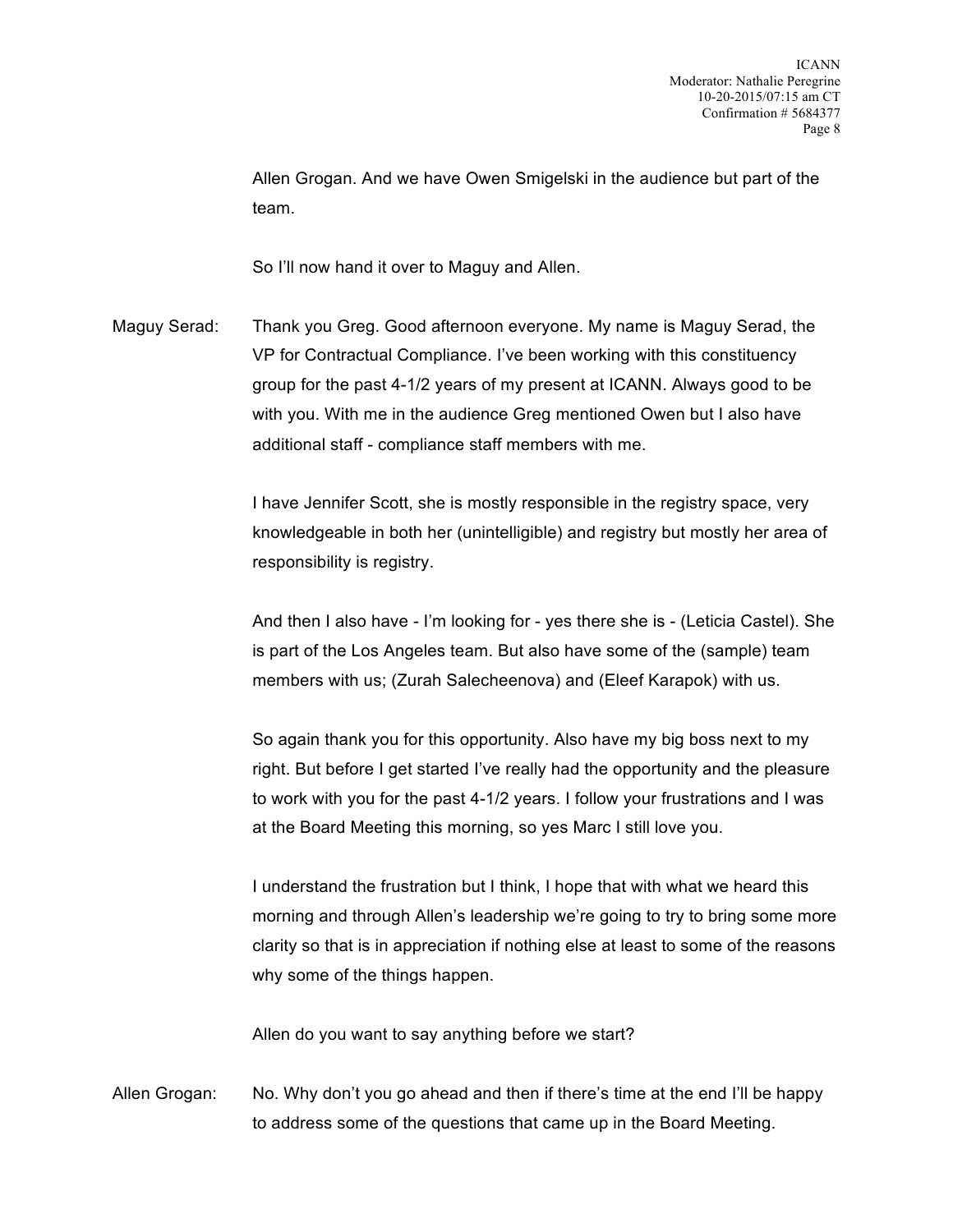Allen Grogan. And we have Owen Smigelski in the audience but part of the team.

So I'll now hand it over to Maguy and Allen.

Maguy Serad: Thank you Greg. Good afternoon everyone. My name is Maguy Serad, the VP for Contractual Compliance. I've been working with this constituency group for the past 4-1/2 years of my present at ICANN. Always good to be with you. With me in the audience Greg mentioned Owen but I also have additional staff - compliance staff members with me.

I have Jennifer Scott, she is mostly responsible in the registry space, very knowledgeable in both her (unintelligible) and registry but mostly her area of responsibility is registry.

And then I also have - I'm looking for - yes there she is - (Leticia Castel). She is part of the Los Angeles team. But also have some of the (sample) team members with us; (Zurah Salecheenova) and (Eleef Karapok) with us.

So again thank you for this opportunity. Also have my big boss next to my right. But before I get started I've really had the opportunity and the pleasure to work with you for the past 4-1/2 years. I follow your frustrations and I was at the Board Meeting this morning, so yes Marc I still love you.

I understand the frustration but I think, I hope that with what we heard this morning and through Allen's leadership we're going to try to bring some more clarity so that is in appreciation if nothing else at least to some of the reasons why some of the things happen.

Allen do you want to say anything before we start?

Allen Grogan: No. Why don't you go ahead and then if there's time at the end I'll be happy to address some of the questions that came up in the Board Meeting.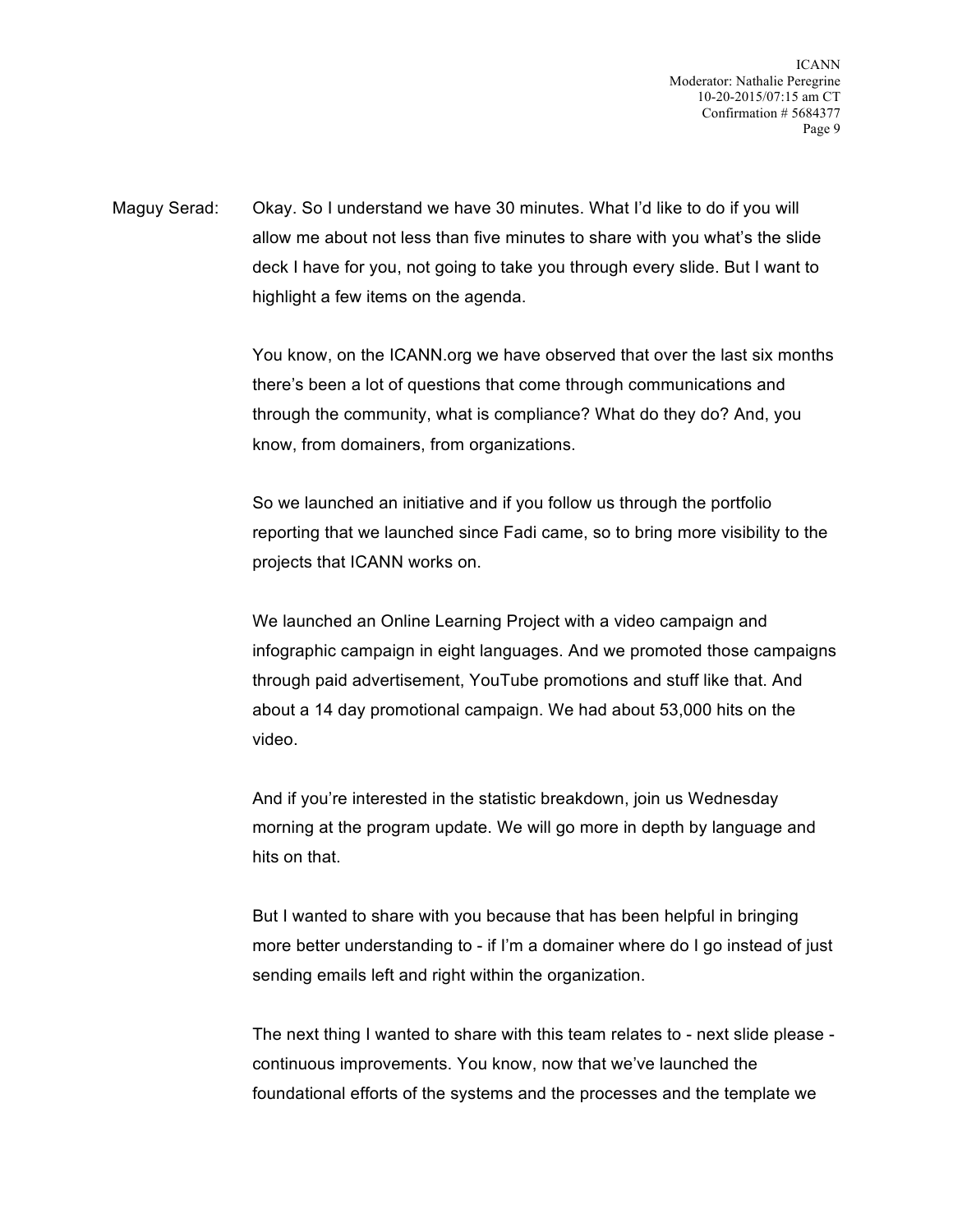Maguy Serad: Okay. So I understand we have 30 minutes. What I'd like to do if you will allow me about not less than five minutes to share with you what's the slide deck I have for you, not going to take you through every slide. But I want to highlight a few items on the agenda.

You know, on the ICANN.org we have observed that over the last six months there's been a lot of questions that come through communications and through the community, what is compliance? What do they do? And, you know, from domainers, from organizations.

So we launched an initiative and if you follow us through the portfolio reporting that we launched since Fadi came, so to bring more visibility to the projects that ICANN works on.

We launched an Online Learning Project with a video campaign and infographic campaign in eight languages. And we promoted those campaigns through paid advertisement, YouTube promotions and stuff like that. And about a 14 day promotional campaign. We had about 53,000 hits on the video.

And if you're interested in the statistic breakdown, join us Wednesday morning at the program update. We will go more in depth by language and hits on that.

But I wanted to share with you because that has been helpful in bringing more better understanding to - if I'm a domainer where do I go instead of just sending emails left and right within the organization.

The next thing I wanted to share with this team relates to - next slide please - continuous improvements. You know, now that we've launched the foundational efforts of the systems and the processes and the template we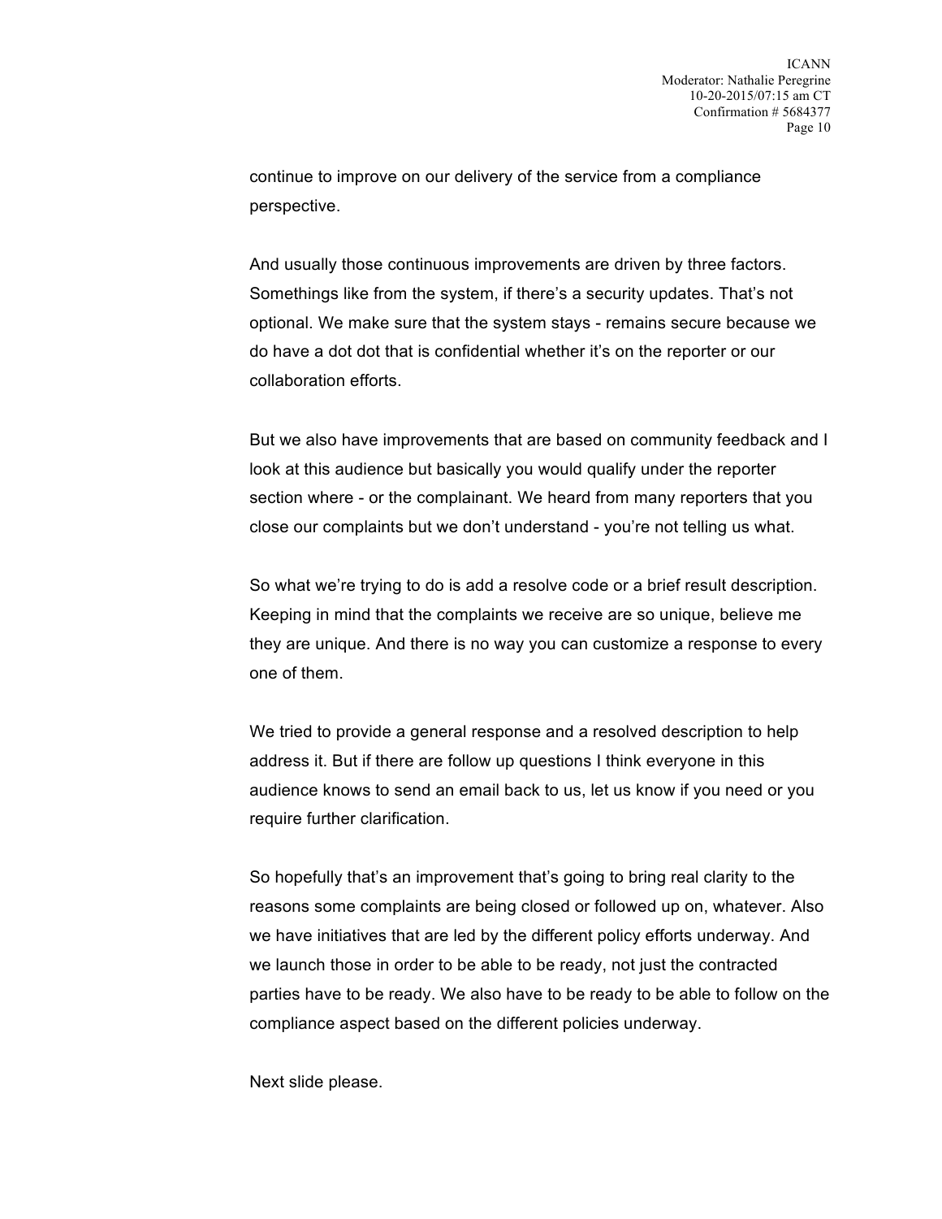continue to improve on our delivery of the service from a compliance perspective.

And usually those continuous improvements are driven by three factors. Somethings like from the system, if there's a security updates. That's not optional. We make sure that the system stays - remains secure because we do have a dot dot that is confidential whether it's on the reporter or our collaboration efforts.

But we also have improvements that are based on community feedback and I look at this audience but basically you would qualify under the reporter section where - or the complainant. We heard from many reporters that you close our complaints but we don't understand - you're not telling us what.

So what we're trying to do is add a resolve code or a brief result description. Keeping in mind that the complaints we receive are so unique, believe me they are unique. And there is no way you can customize a response to every one of them.

We tried to provide a general response and a resolved description to help address it. But if there are follow up questions I think everyone in this audience knows to send an email back to us, let us know if you need or you require further clarification.

So hopefully that's an improvement that's going to bring real clarity to the reasons some complaints are being closed or followed up on, whatever. Also we have initiatives that are led by the different policy efforts underway. And we launch those in order to be able to be ready, not just the contracted parties have to be ready. We also have to be ready to be able to follow on the compliance aspect based on the different policies underway.

Next slide please.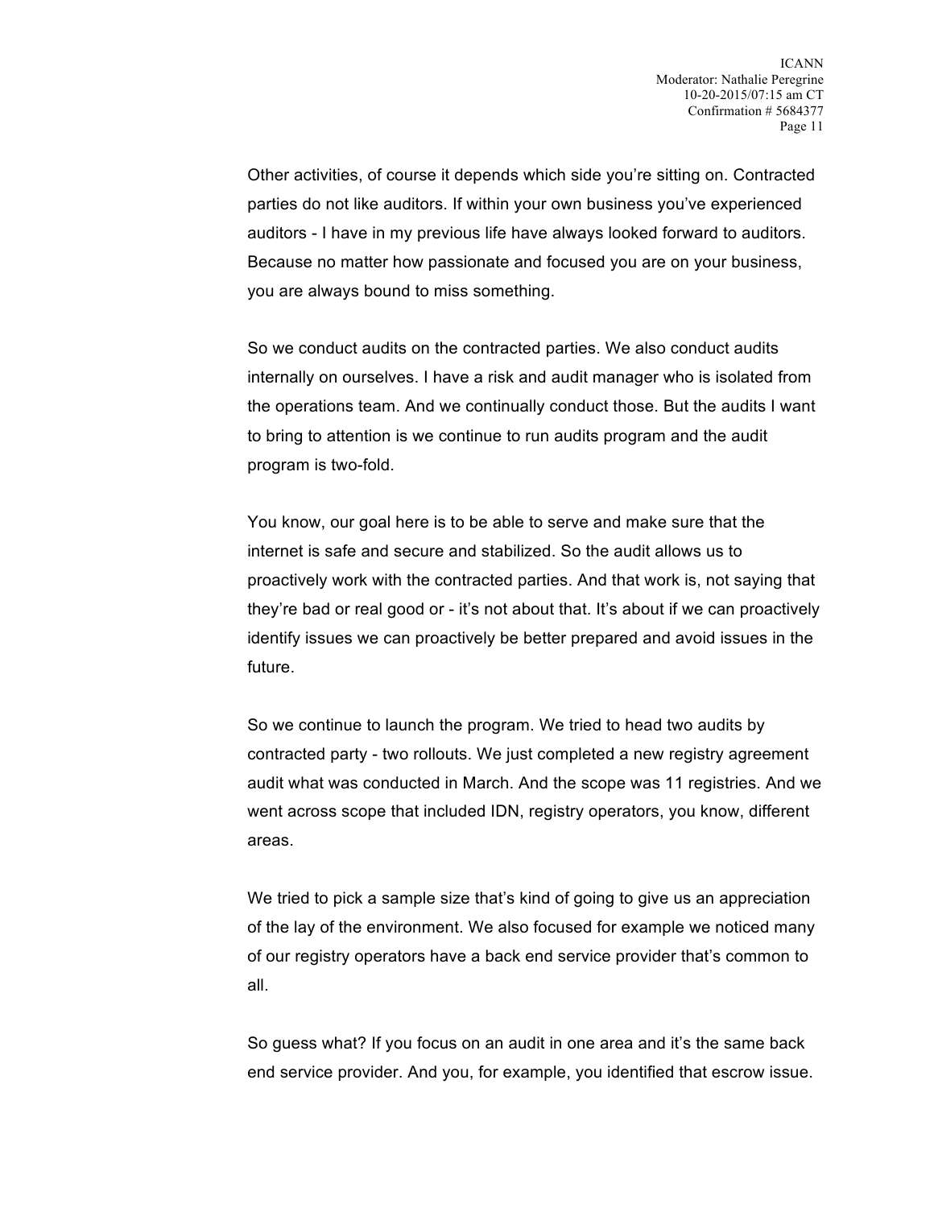Other activities, of course it depends which side you're sitting on. Contracted parties do not like auditors. If within your own business you've experienced auditors - I have in my previous life have always looked forward to auditors. Because no matter how passionate and focused you are on your business, you are always bound to miss something.

So we conduct audits on the contracted parties. We also conduct audits internally on ourselves. I have a risk and audit manager who is isolated from the operations team. And we continually conduct those. But the audits I want to bring to attention is we continue to run audits program and the audit program is two-fold.

You know, our goal here is to be able to serve and make sure that the internet is safe and secure and stabilized. So the audit allows us to proactively work with the contracted parties. And that work is, not saying that they're bad or real good or - it's not about that. It's about if we can proactively identify issues we can proactively be better prepared and avoid issues in the future.

So we continue to launch the program. We tried to head two audits by contracted party - two rollouts. We just completed a new registry agreement audit what was conducted in March. And the scope was 11 registries. And we went across scope that included IDN, registry operators, you know, different areas.

We tried to pick a sample size that's kind of going to give us an appreciation of the lay of the environment. We also focused for example we noticed many of our registry operators have a back end service provider that's common to all.

So guess what? If you focus on an audit in one area and it's the same back end service provider. And you, for example, you identified that escrow issue.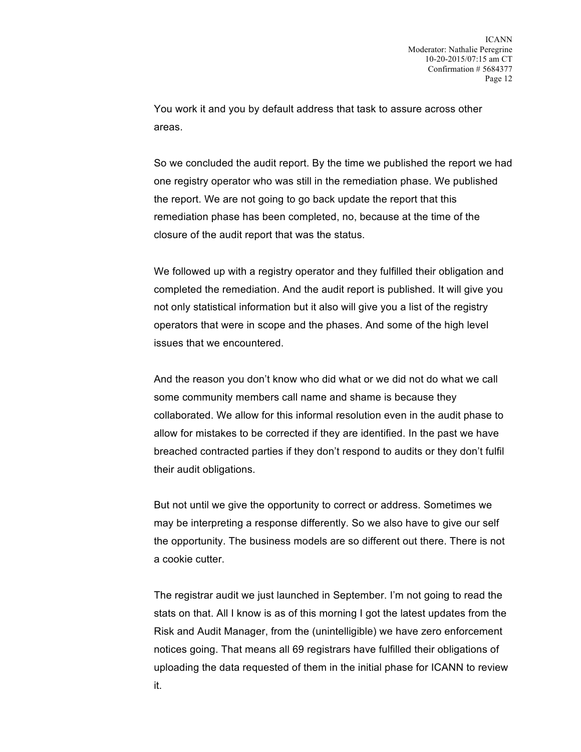You work it and you by default address that task to assure across other areas.

So we concluded the audit report. By the time we published the report we had one registry operator who was still in the remediation phase. We published the report. We are not going to go back update the report that this remediation phase has been completed, no, because at the time of the closure of the audit report that was the status.

We followed up with a registry operator and they fulfilled their obligation and completed the remediation. And the audit report is published. It will give you not only statistical information but it also will give you a list of the registry operators that were in scope and the phases. And some of the high level issues that we encountered.

And the reason you don't know who did what or we did not do what we call some community members call name and shame is because they collaborated. We allow for this informal resolution even in the audit phase to allow for mistakes to be corrected if they are identified. In the past we have breached contracted parties if they don't respond to audits or they don't fulfil their audit obligations.

But not until we give the opportunity to correct or address. Sometimes we may be interpreting a response differently. So we also have to give our self the opportunity. The business models are so different out there. There is not a cookie cutter.

The registrar audit we just launched in September. I'm not going to read the stats on that. All I know is as of this morning I got the latest updates from the Risk and Audit Manager, from the (unintelligible) we have zero enforcement notices going. That means all 69 registrars have fulfilled their obligations of uploading the data requested of them in the initial phase for ICANN to review it.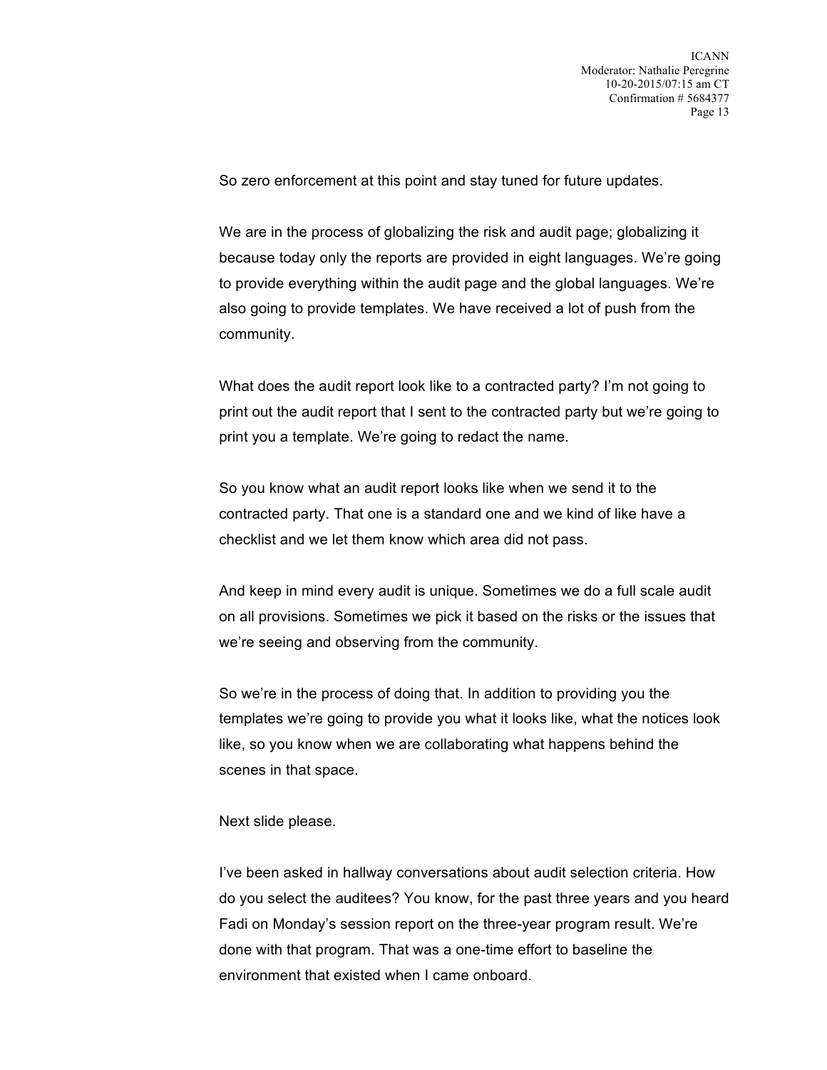So zero enforcement at this point and stay tuned for future updates.

We are in the process of globalizing the risk and audit page; globalizing it because today only the reports are provided in eight languages. We're going to provide everything within the audit page and the global languages. We're also going to provide templates. We have received a lot of push from the community.

What does the audit report look like to a contracted party? I'm not going to print out the audit report that I sent to the contracted party but we're going to print you a template. We're going to redact the name.

So you know what an audit report looks like when we send it to the contracted party. That one is a standard one and we kind of like have a checklist and we let them know which area did not pass.

And keep in mind every audit is unique. Sometimes we do a full scale audit on all provisions. Sometimes we pick it based on the risks or the issues that we're seeing and observing from the community.

So we're in the process of doing that. In addition to providing you the templates we're going to provide you what it looks like, what the notices look like, so you know when we are collaborating what happens behind the scenes in that space.

Next slide please.

I've been asked in hallway conversations about audit selection criteria. How do you select the auditees? You know, for the past three years and you heard Fadi on Monday's session report on the three-year program result. We're done with that program. That was a one-time effort to baseline the environment that existed when I came onboard.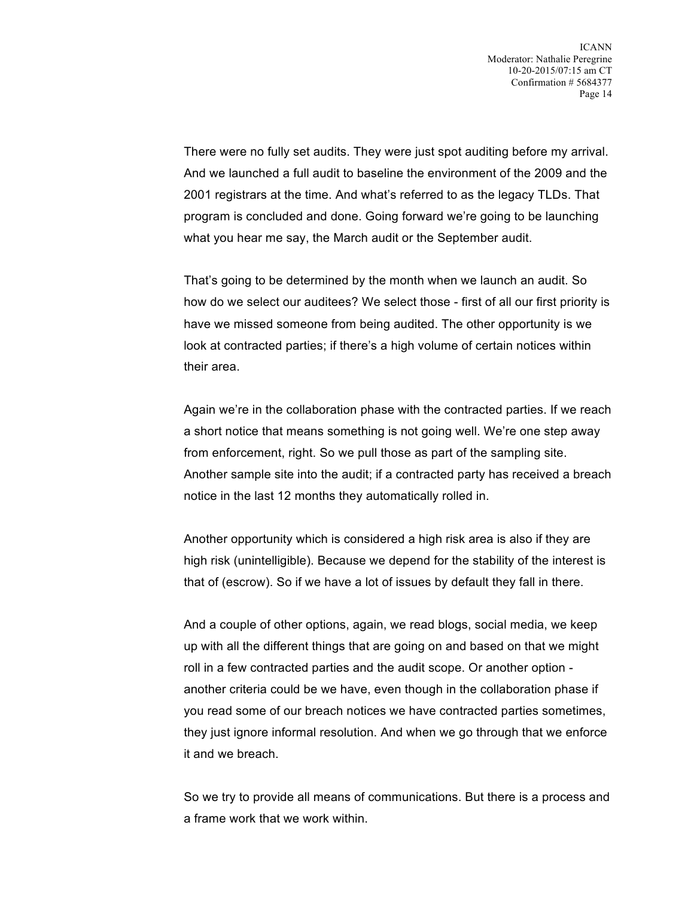There were no fully set audits. They were just spot auditing before my arrival. And we launched a full audit to baseline the environment of the 2009 and the 2001 registrars at the time. And what's referred to as the legacy TLDs. That program is concluded and done. Going forward we're going to be launching what you hear me say, the March audit or the September audit.

That's going to be determined by the month when we launch an audit. So how do we select our auditees? We select those - first of all our first priority is have we missed someone from being audited. The other opportunity is we look at contracted parties; if there's a high volume of certain notices within their area.

Again we're in the collaboration phase with the contracted parties. If we reach a short notice that means something is not going well. We're one step away from enforcement, right. So we pull those as part of the sampling site. Another sample site into the audit; if a contracted party has received a breach notice in the last 12 months they automatically rolled in.

Another opportunity which is considered a high risk area is also if they are high risk (unintelligible). Because we depend for the stability of the interest is that of (escrow). So if we have a lot of issues by default they fall in there.

And a couple of other options, again, we read blogs, social media, we keep up with all the different things that are going on and based on that we might roll in a few contracted parties and the audit scope. Or another option - another criteria could be we have, even though in the collaboration phase if you read some of our breach notices we have contracted parties sometimes, they just ignore informal resolution. And when we go through that we enforce it and we breach.

So we try to provide all means of communications. But there is a process and a frame work that we work within.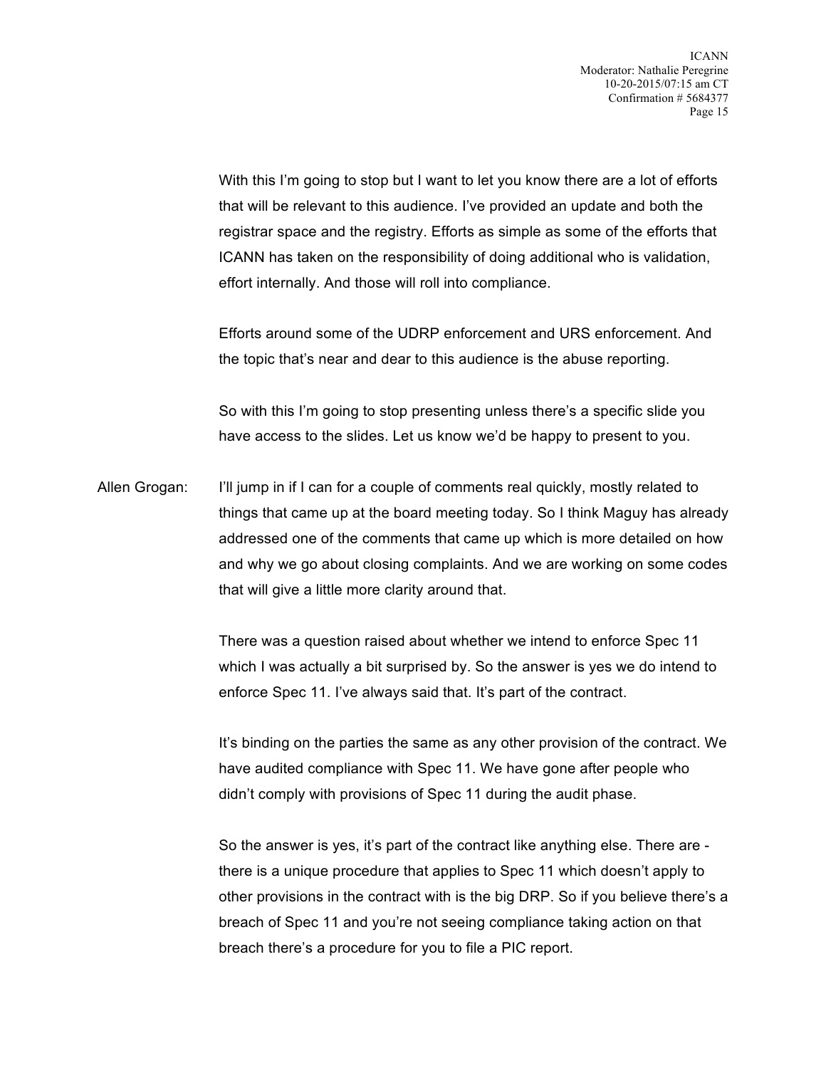With this I'm going to stop but I want to let you know there are a lot of efforts that will be relevant to this audience. I've provided an update and both the registrar space and the registry. Efforts as simple as some of the efforts that ICANN has taken on the responsibility of doing additional who is validation, effort internally. And those will roll into compliance.

Efforts around some of the UDRP enforcement and URS enforcement. And the topic that's near and dear to this audience is the abuse reporting.

So with this I'm going to stop presenting unless there's a specific slide you have access to the slides. Let us know we'd be happy to present to you.

Allen Grogan: I'll jump in if I can for a couple of comments real quickly, mostly related to things that came up at the board meeting today. So I think Maguy has already addressed one of the comments that came up which is more detailed on how and why we go about closing complaints. And we are working on some codes that will give a little more clarity around that.

There was a question raised about whether we intend to enforce Spec 11 which I was actually a bit surprised by. So the answer is yes we do intend to enforce Spec 11. I've always said that. It's part of the contract.

It's binding on the parties the same as any other provision of the contract. We have audited compliance with Spec 11. We have gone after people who didn't comply with provisions of Spec 11 during the audit phase.

So the answer is yes, it's part of the contract like anything else. There are - there is a unique procedure that applies to Spec 11 which doesn't apply to other provisions in the contract with is the big DRP. So if you believe there's a breach of Spec 11 and you're not seeing compliance taking action on that breach there's a procedure for you to file a PIC report.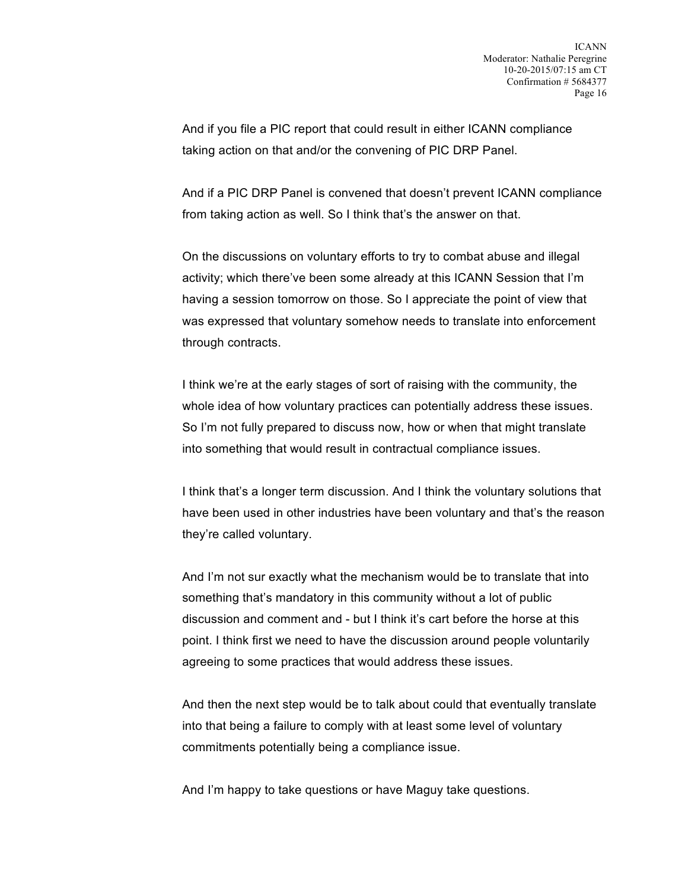And if you file a PIC report that could result in either ICANN compliance taking action on that and/or the convening of PIC DRP Panel.

And if a PIC DRP Panel is convened that doesn't prevent ICANN compliance from taking action as well. So I think that's the answer on that.

On the discussions on voluntary efforts to try to combat abuse and illegal activity; which there've been some already at this ICANN Session that I'm having a session tomorrow on those. So I appreciate the point of view that was expressed that voluntary somehow needs to translate into enforcement through contracts.

I think we're at the early stages of sort of raising with the community, the whole idea of how voluntary practices can potentially address these issues. So I'm not fully prepared to discuss now, how or when that might translate into something that would result in contractual compliance issues.

I think that's a longer term discussion. And I think the voluntary solutions that have been used in other industries have been voluntary and that's the reason they're called voluntary.

And I'm not sur exactly what the mechanism would be to translate that into something that's mandatory in this community without a lot of public discussion and comment and - but I think it's cart before the horse at this point. I think first we need to have the discussion around people voluntarily agreeing to some practices that would address these issues.

And then the next step would be to talk about could that eventually translate into that being a failure to comply with at least some level of voluntary commitments potentially being a compliance issue.

And I'm happy to take questions or have Maguy take questions.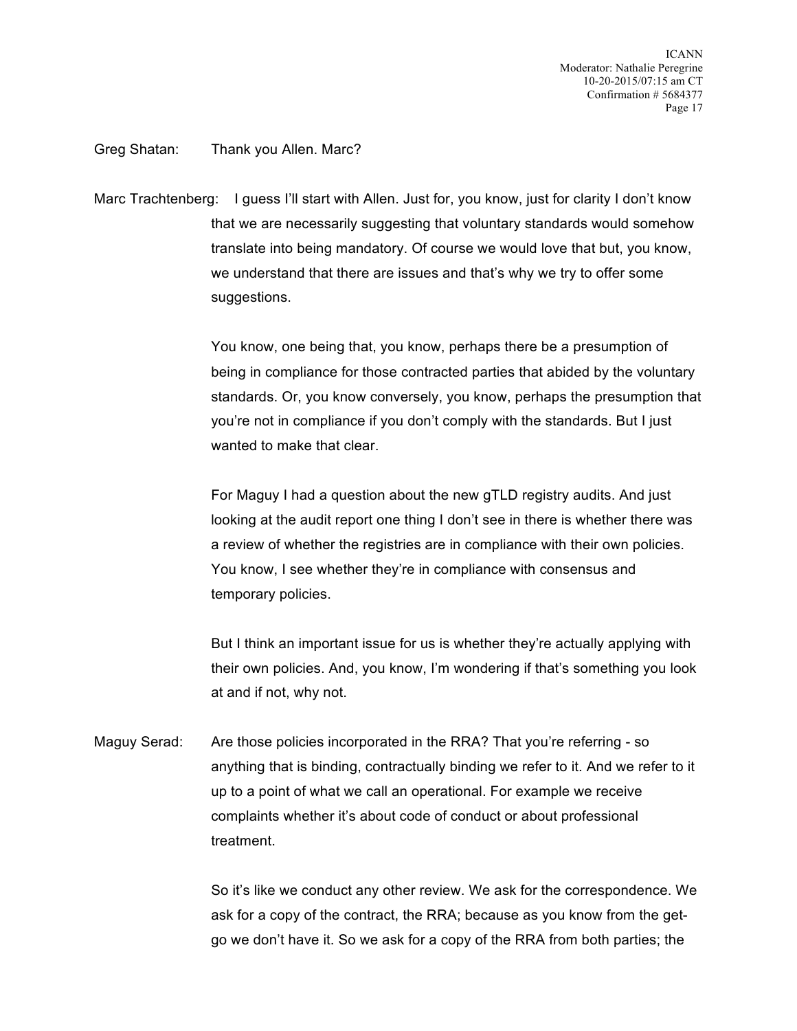Greg Shatan: Thank you Allen. Marc?

Marc Trachtenberg: I guess I'll start with Allen. Just for, you know, just for clarity I don't know that we are necessarily suggesting that voluntary standards would somehow translate into being mandatory. Of course we would love that but, you know, we understand that there are issues and that's why we try to offer some suggestions.

You know, one being that, you know, perhaps there be a presumption of being in compliance for those contracted parties that abided by the voluntary standards. Or, you know conversely, you know, perhaps the presumption that you're not in compliance if you don't comply with the standards. But I just wanted to make that clear.

For Maguy I had a question about the new gTLD registry audits. And just looking at the audit report one thing I don't see in there is whether there was a review of whether the registries are in compliance with their own policies. You know, I see whether they're in compliance with consensus and temporary policies.

But I think an important issue for us is whether they're actually applying with their own policies. And, you know, I'm wondering if that's something you look at and if not, why not.

Maguy Serad: Are those policies incorporated in the RRA? That you're referring - so anything that is binding, contractually binding we refer to it. And we refer to it up to a point of what we call an operational. For example we receive complaints whether it's about code of conduct or about professional treatment.

So it's like we conduct any other review. We ask for the correspondence. We ask for a copy of the contract, the RRA; because as you know from the get-go we don't have it. So we ask for a copy of the RRA from both parties; the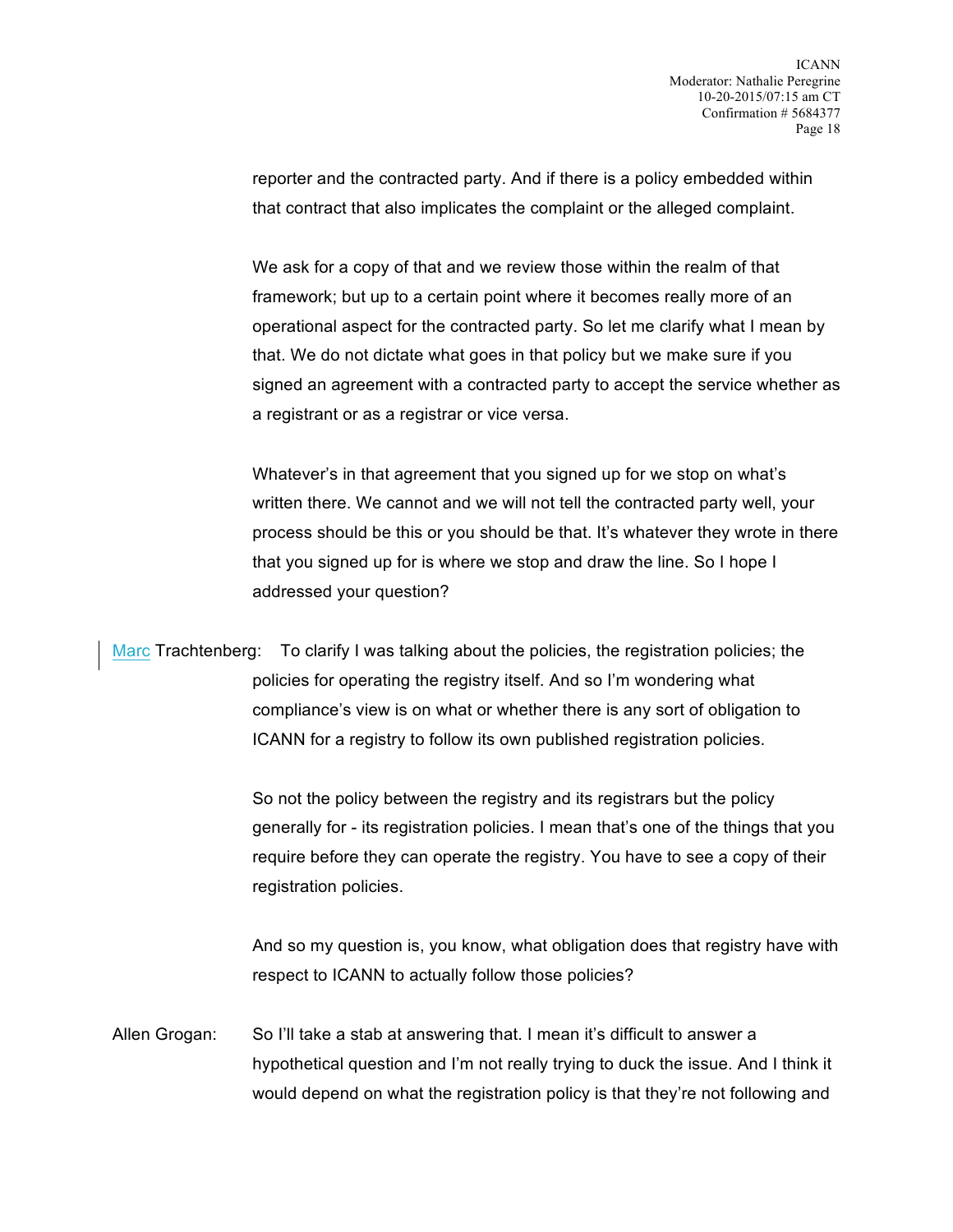reporter and the contracted party. And if there is a policy embedded within that contract that also implicates the complaint or the alleged complaint.

We ask for a copy of that and we review those within the realm of that framework; but up to a certain point where it becomes really more of an operational aspect for the contracted party. So let me clarify what I mean by that. We do not dictate what goes in that policy but we make sure if you signed an agreement with a contracted party to accept the service whether as a registrant or as a registrar or vice versa.

Whatever's in that agreement that you signed up for we stop on what's written there. We cannot and we will not tell the contracted party well, your process should be this or you should be that. It's whatever they wrote in there that you signed up for is where we stop and draw the line. So I hope I addressed your question?

Marc Trachtenberg: To clarify I was talking about the policies, the registration policies; the policies for operating the registry itself. And so I'm wondering what compliance's view is on what or whether there is any sort of obligation to ICANN for a registry to follow its own published registration policies.

So not the policy between the registry and its registrars but the policy generally for - its registration policies. I mean that's one of the things that you require before they can operate the registry. You have to see a copy of their registration policies.

And so my question is, you know, what obligation does that registry have with respect to ICANN to actually follow those policies?

Allen Grogan: So I'll take a stab at answering that. I mean it's difficult to answer a hypothetical question and I'm not really trying to duck the issue. And I think it would depend on what the registration policy is that they're not following and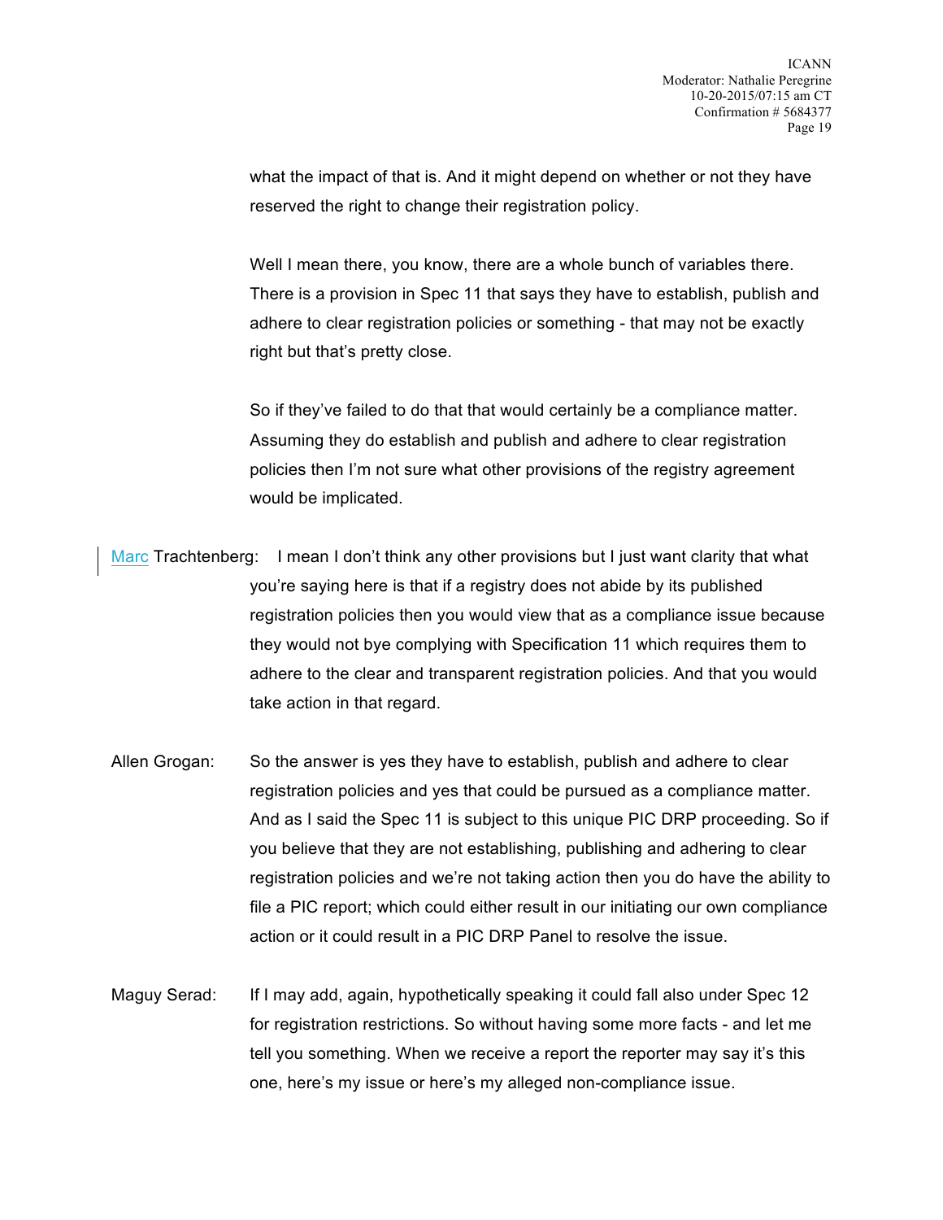what the impact of that is. And it might depend on whether or not they have reserved the right to change their registration policy.

Well I mean there, you know, there are a whole bunch of variables there. There is a provision in Spec 11 that says they have to establish, publish and adhere to clear registration policies or something - that may not be exactly right but that's pretty close.

So if they've failed to do that that would certainly be a compliance matter. Assuming they do establish and publish and adhere to clear registration policies then I'm not sure what other provisions of the registry agreement would be implicated.

Marc Trachtenberg: I mean I don't think any other provisions but I just want clarity that what you're saying here is that if a registry does not abide by its published registration policies then you would view that as a compliance issue because they would not bye complying with Specification 11 which requires them to adhere to the clear and transparent registration policies. And that you would take action in that regard.

Allen Grogan: So the answer is yes they have to establish, publish and adhere to clear registration policies and yes that could be pursued as a compliance matter. And as I said the Spec 11 is subject to this unique PIC DRP proceeding. So if you believe that they are not establishing, publishing and adhering to clear registration policies and we're not taking action then you do have the ability to file a PIC report; which could either result in our initiating our own compliance action or it could result in a PIC DRP Panel to resolve the issue.

Maguy Serad: If I may add, again, hypothetically speaking it could fall also under Spec 12 for registration restrictions. So without having some more facts - and let me tell you something. When we receive a report the reporter may say it's this one, here's my issue or here's my alleged non-compliance issue.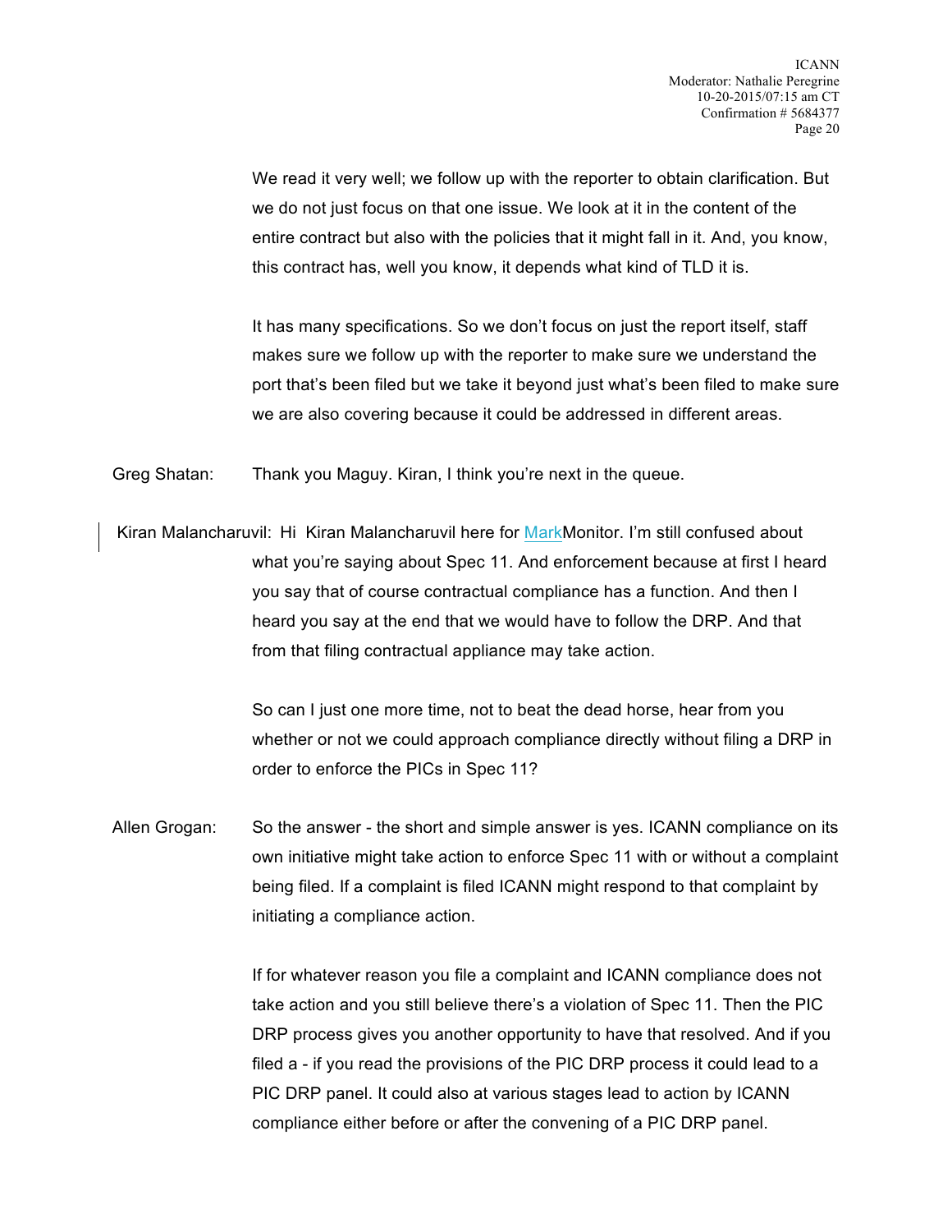We read it very well; we follow up with the reporter to obtain clarification. But we do not just focus on that one issue. We look at it in the content of the entire contract but also with the policies that it might fall in it. And, you know, this contract has, well you know, it depends what kind of TLD it is.

It has many specifications. So we don't focus on just the report itself, staff makes sure we follow up with the reporter to make sure we understand the port that's been filed but we take it beyond just what's been filed to make sure we are also covering because it could be addressed in different areas.

Greg Shatan: Thank you Maguy. Kiran, I think you're next in the queue.

Kiran Malancharuvil: Hi Kiran Malancharuvil here for MarkMonitor. I'm still confused about what you're saying about Spec 11. And enforcement because at first I heard you say that of course contractual compliance has a function. And then I heard you say at the end that we would have to follow the DRP. And that from that filing contractual appliance may take action.

So can I just one more time, not to beat the dead horse, hear from you whether or not we could approach compliance directly without filing a DRP in order to enforce the PICs in Spec 11?

Allen Grogan: So the answer - the short and simple answer is yes. ICANN compliance on its own initiative might take action to enforce Spec 11 with or without a complaint being filed. If a complaint is filed ICANN might respond to that complaint by initiating a compliance action.

If for whatever reason you file a complaint and ICANN compliance does not take action and you still believe there's a violation of Spec 11. Then the PIC DRP process gives you another opportunity to have that resolved. And if you filed a - if you read the provisions of the PIC DRP process it could lead to a PIC DRP panel. It could also at various stages lead to action by ICANN compliance either before or after the convening of a PIC DRP panel.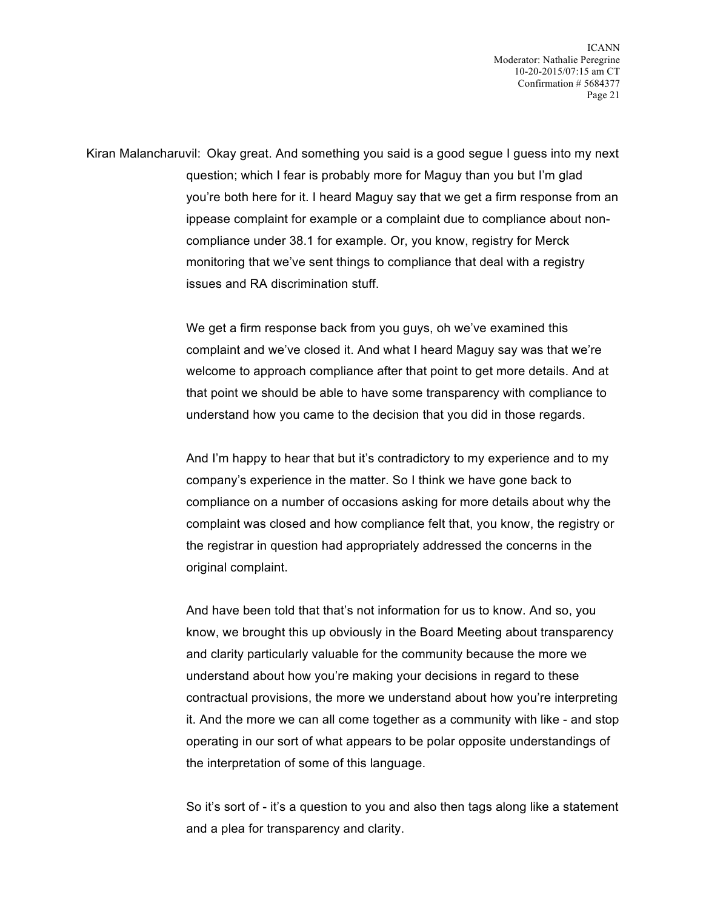Kiran Malancharuvil: Okay great. And something you said is a good segue I guess into my next question; which I fear is probably more for Maguy than you but I'm glad you're both here for it. I heard Maguy say that we get a firm response from an ippease complaint for example or a complaint due to compliance about non-compliance under 38.1 for example. Or, you know, registry for Merck monitoring that we've sent things to compliance that deal with a registry issues and RA discrimination stuff.

We get a firm response back from you guys, oh we've examined this complaint and we've closed it. And what I heard Maguy say was that we're welcome to approach compliance after that point to get more details. And at that point we should be able to have some transparency with compliance to understand how you came to the decision that you did in those regards.

And I'm happy to hear that but it's contradictory to my experience and to my company's experience in the matter. So I think we have gone back to compliance on a number of occasions asking for more details about why the complaint was closed and how compliance felt that, you know, the registry or the registrar in question had appropriately addressed the concerns in the original complaint.

And have been told that that's not information for us to know. And so, you know, we brought this up obviously in the Board Meeting about transparency and clarity particularly valuable for the community because the more we understand about how you're making your decisions in regard to these contractual provisions, the more we understand about how you're interpreting it. And the more we can all come together as a community with like - and stop operating in our sort of what appears to be polar opposite understandings of the interpretation of some of this language.

So it's sort of - it's a question to you and also then tags along like a statement and a plea for transparency and clarity.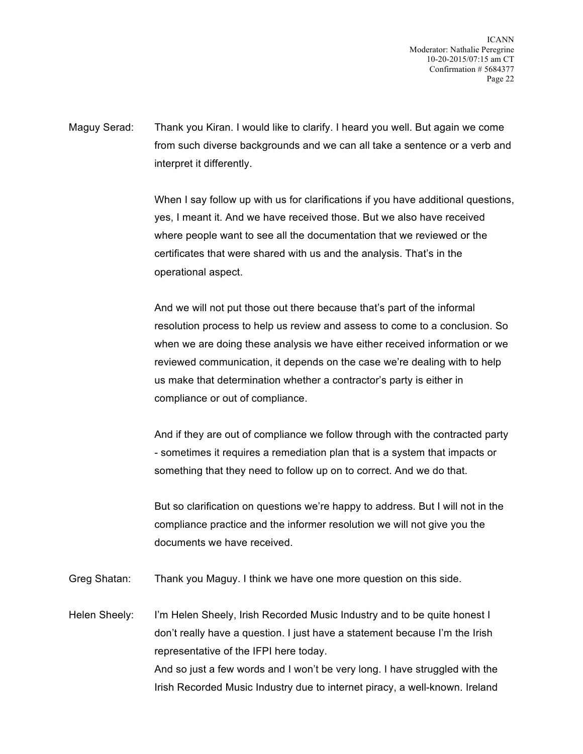Maguy Serad: Thank you Kiran. I would like to clarify. I heard you well. But again we come from such diverse backgrounds and we can all take a sentence or a verb and interpret it differently.

When I say follow up with us for clarifications if you have additional questions, yes, I meant it. And we have received those. But we also have received where people want to see all the documentation that we reviewed or the certificates that were shared with us and the analysis. That's in the operational aspect.

And we will not put those out there because that's part of the informal resolution process to help us review and assess to come to a conclusion. So when we are doing these analysis we have either received information or we reviewed communication, it depends on the case we're dealing with to help us make that determination whether a contractor's party is either in compliance or out of compliance.

And if they are out of compliance we follow through with the contracted party - sometimes it requires a remediation plan that is a system that impacts or something that they need to follow up on to correct. And we do that.

But so clarification on questions we're happy to address. But I will not in the compliance practice and the informer resolution we will not give you the documents we have received.

Greg Shatan: Thank you Maguy. I think we have one more question on this side.

Helen Sheely: I'm Helen Sheely, Irish Recorded Music Industry and to be quite honest I don't really have a question. I just have a statement because I'm the Irish representative of the IFPI here today.

And so just a few words and I won't be very long. I have struggled with the Irish Recorded Music Industry due to internet piracy, a well-known. Ireland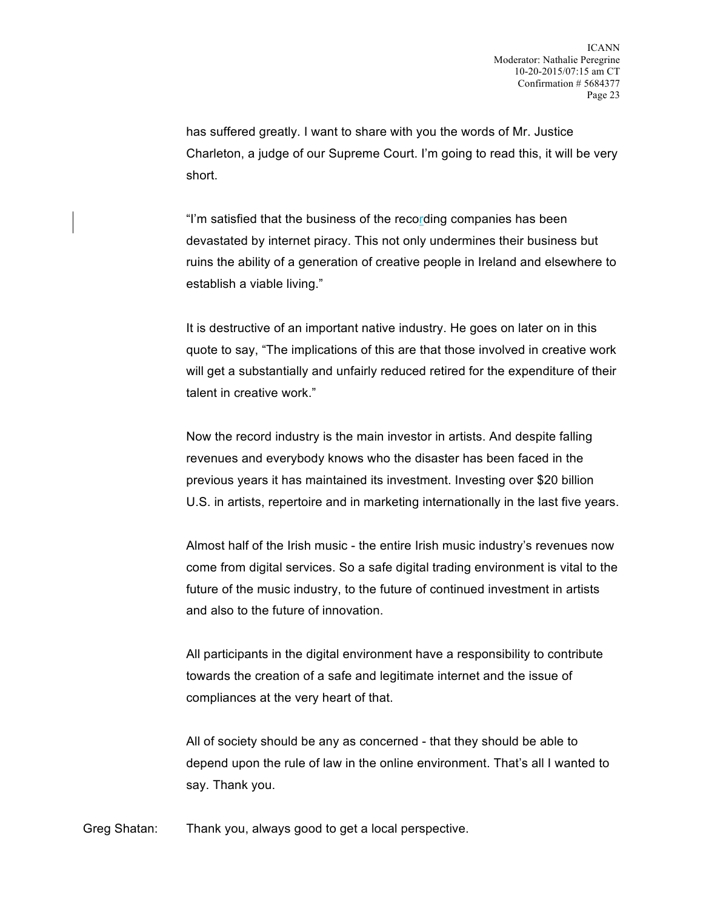has suffered greatly. I want to share with you the words of Mr. Justice Charleton, a judge of our Supreme Court. I'm going to read this, it will be very short.

"I'm satisfied that the business of the recording companies has been devastated by internet piracy. This not only undermines their business but ruins the ability of a generation of creative people in Ireland and elsewhere to establish a viable living."

It is destructive of an important native industry. He goes on later on in this quote to say, "The implications of this are that those involved in creative work will get a substantially and unfairly reduced retired for the expenditure of their talent in creative work."

Now the record industry is the main investor in artists. And despite falling revenues and everybody knows who the disaster has been faced in the previous years it has maintained its investment. Investing over $20 billion U.S. in artists, repertoire and in marketing internationally in the last five years.

Almost half of the Irish music - the entire Irish music industry's revenues now come from digital services. So a safe digital trading environment is vital to the future of the music industry, to the future of continued investment in artists and also to the future of innovation.

All participants in the digital environment have a responsibility to contribute towards the creation of a safe and legitimate internet and the issue of compliances at the very heart of that.

All of society should be any as concerned - that they should be able to depend upon the rule of law in the online environment. That's all I wanted to say. Thank you.

Greg Shatan: Thank you, always good to get a local perspective.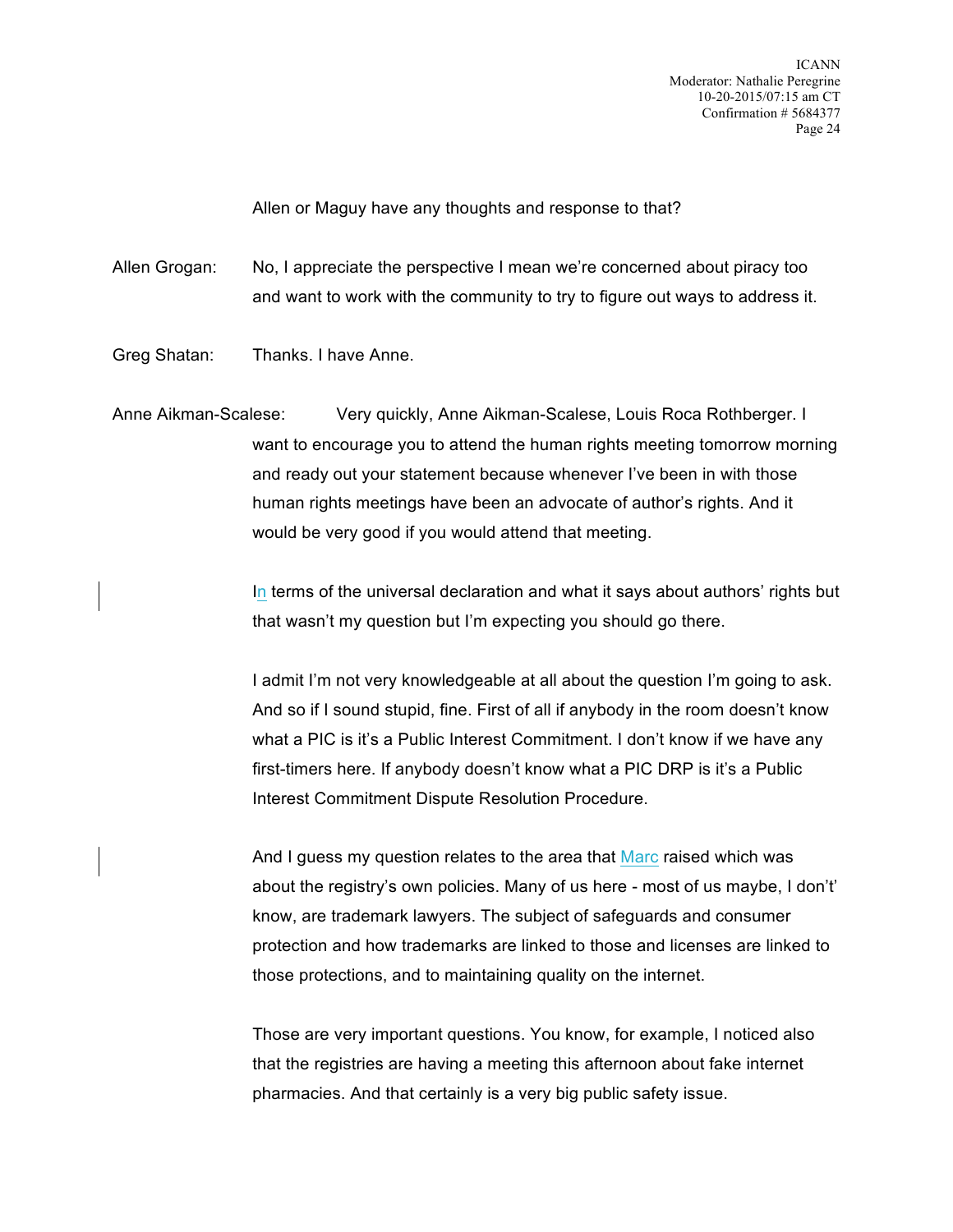Allen or Maguy have any thoughts and response to that?

Allen Grogan: No, I appreciate the perspective I mean we're concerned about piracy too and want to work with the community to try to figure out ways to address it.

Greg Shatan: Thanks. I have Anne.

Anne Aikman-Scalese: Very quickly, Anne Aikman-Scalese, Louis Roca Rothberger. I want to encourage you to attend the human rights meeting tomorrow morning and ready out your statement because whenever I've been in with those human rights meetings have been an advocate of author's rights. And it would be very good if you would attend that meeting.

In terms of the universal declaration and what it says about authors' rights but that wasn't my question but I'm expecting you should go there.

I admit I'm not very knowledgeable at all about the question I'm going to ask. And so if I sound stupid, fine. First of all if anybody in the room doesn't know what a PIC is it's a Public Interest Commitment. I don't know if we have any first-timers here. If anybody doesn't know what a PIC DRP is it's a Public Interest Commitment Dispute Resolution Procedure.

And I guess my question relates to the area that Marc raised which was about the registry's own policies. Many of us here - most of us maybe, I don't' know, are trademark lawyers. The subject of safeguards and consumer protection and how trademarks are linked to those and licenses are linked to those protections, and to maintaining quality on the internet.

Those are very important questions. You know, for example, I noticed also that the registries are having a meeting this afternoon about fake internet pharmacies. And that certainly is a very big public safety issue.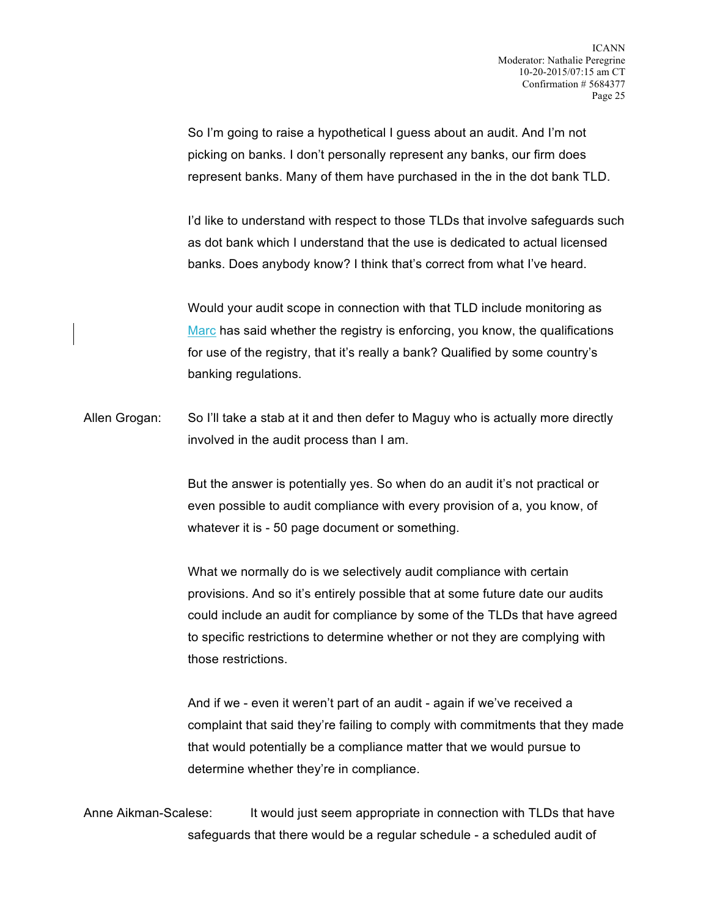So I'm going to raise a hypothetical I guess about an audit. And I'm not picking on banks. I don't personally represent any banks, our firm does represent banks. Many of them have purchased in the in the dot bank TLD.

I'd like to understand with respect to those TLDs that involve safeguards such as dot bank which I understand that the use is dedicated to actual licensed banks. Does anybody know? I think that's correct from what I've heard.

Would your audit scope in connection with that TLD include monitoring as Marc has said whether the registry is enforcing, you know, the qualifications for use of the registry, that it's really a bank? Qualified by some country's banking regulations.

Allen Grogan: So I'll take a stab at it and then defer to Maguy who is actually more directly involved in the audit process than I am.

But the answer is potentially yes. So when do an audit it's not practical or even possible to audit compliance with every provision of a, you know, of whatever it is - 50 page document or something.

What we normally do is we selectively audit compliance with certain provisions. And so it's entirely possible that at some future date our audits could include an audit for compliance by some of the TLDs that have agreed to specific restrictions to determine whether or not they are complying with those restrictions.

And if we - even it weren't part of an audit - again if we've received a complaint that said they're failing to comply with commitments that they made that would potentially be a compliance matter that we would pursue to determine whether they're in compliance.

Anne Aikman-Scalese: It would just seem appropriate in connection with TLDs that have safeguards that there would be a regular schedule - a scheduled audit of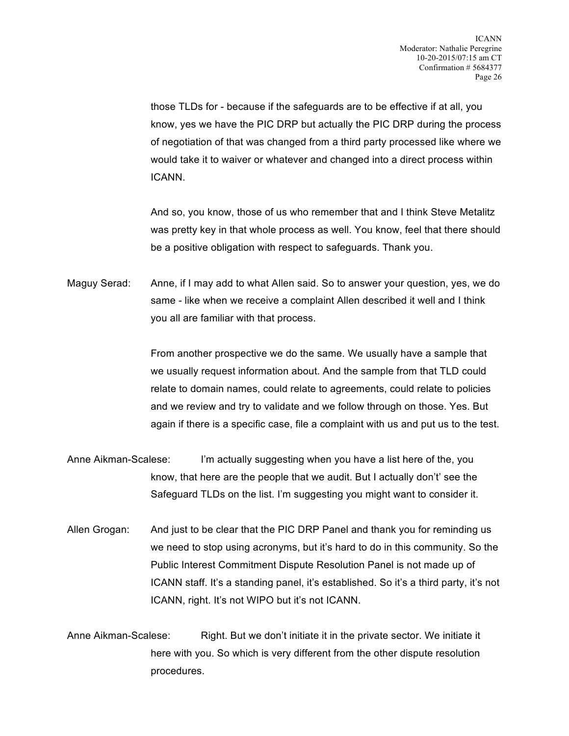those TLDs for - because if the safeguards are to be effective if at all, you know, yes we have the PIC DRP but actually the PIC DRP during the process of negotiation of that was changed from a third party processed like where we would take it to waiver or whatever and changed into a direct process within ICANN.

And so, you know, those of us who remember that and I think Steve Metalitz was pretty key in that whole process as well. You know, feel that there should be a positive obligation with respect to safeguards. Thank you.

Maguy Serad: Anne, if I may add to what Allen said. So to answer your question, yes, we do same - like when we receive a complaint Allen described it well and I think you all are familiar with that process.

From another prospective we do the same. We usually have a sample that we usually request information about. And the sample from that TLD could relate to domain names, could relate to agreements, could relate to policies and we review and try to validate and we follow through on those. Yes. But again if there is a specific case, file a complaint with us and put us to the test.

Anne Aikman-Scalese: I'm actually suggesting when you have a list here of the, you know, that here are the people that we audit. But I actually don't' see the Safeguard TLDs on the list. I'm suggesting you might want to consider it.

Allen Grogan: And just to be clear that the PIC DRP Panel and thank you for reminding us we need to stop using acronyms, but it's hard to do in this community. So the Public Interest Commitment Dispute Resolution Panel is not made up of ICANN staff. It's a standing panel, it's established. So it's a third party, it's not ICANN, right. It's not WIPO but it's not ICANN.

Anne Aikman-Scalese: Right. But we don't initiate it in the private sector. We initiate it here with you. So which is very different from the other dispute resolution procedures.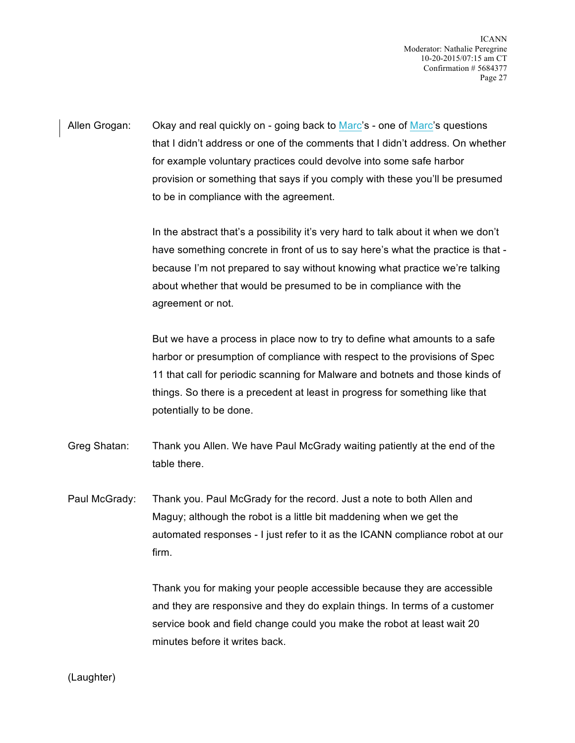Allen Grogan: Okay and real quickly on - going back to Marc's - one of Marc's questions that I didn't address or one of the comments that I didn't address. On whether for example voluntary practices could devolve into some safe harbor provision or something that says if you comply with these you'll be presumed to be in compliance with the agreement.

In the abstract that's a possibility it's very hard to talk about it when we don't have something concrete in front of us to say here's what the practice is that - because I'm not prepared to say without knowing what practice we're talking about whether that would be presumed to be in compliance with the agreement or not.

But we have a process in place now to try to define what amounts to a safe harbor or presumption of compliance with respect to the provisions of Spec 11 that call for periodic scanning for Malware and botnets and those kinds of things. So there is a precedent at least in progress for something like that potentially to be done.

Greg Shatan: Thank you Allen. We have Paul McGrady waiting patiently at the end of the table there.

Paul McGrady: Thank you. Paul McGrady for the record. Just a note to both Allen and Maguy; although the robot is a little bit maddening when we get the automated responses - I just refer to it as the ICANN compliance robot at our firm.

Thank you for making your people accessible because they are accessible and they are responsive and they do explain things. In terms of a customer service book and field change could you make the robot at least wait 20 minutes before it writes back.

(Laughter)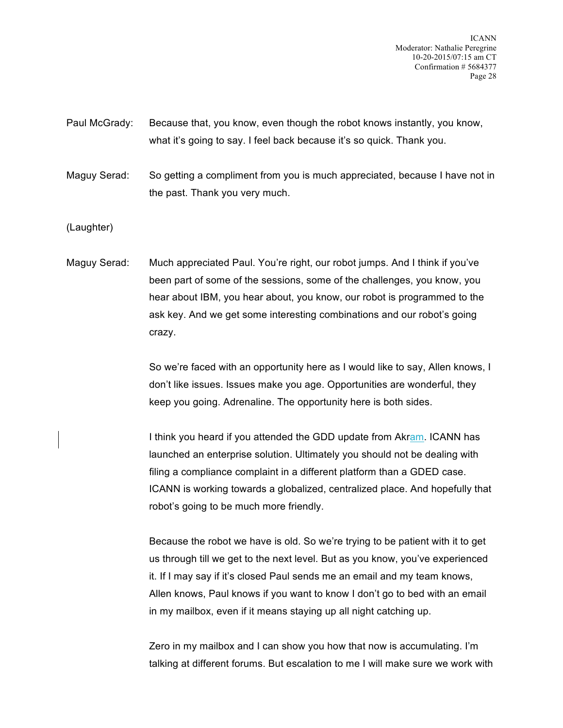Paul McGrady: Because that, you know, even though the robot knows instantly, you know, what it's going to say. I feel back because it's so quick. Thank you.

Maguy Serad: So getting a compliment from you is much appreciated, because I have not in the past. Thank you very much.

(Laughter)

Maguy Serad: Much appreciated Paul. You're right, our robot jumps. And I think if you've been part of some of the sessions, some of the challenges, you know, you hear about IBM, you hear about, you know, our robot is programmed to the ask key. And we get some interesting combinations and our robot's going crazy.

So we're faced with an opportunity here as I would like to say, Allen knows, I don't like issues. Issues make you age. Opportunities are wonderful, they keep you going. Adrenaline. The opportunity here is both sides.

I think you heard if you attended the GDD update from Akram. ICANN has launched an enterprise solution. Ultimately you should not be dealing with filing a compliance complaint in a different platform than a GDED case. ICANN is working towards a globalized, centralized place. And hopefully that robot's going to be much more friendly.

Because the robot we have is old. So we're trying to be patient with it to get us through till we get to the next level. But as you know, you've experienced it. If I may say if it's closed Paul sends me an email and my team knows, Allen knows, Paul knows if you want to know I don't go to bed with an email in my mailbox, even if it means staying up all night catching up.

Zero in my mailbox and I can show you how that now is accumulating. I'm talking at different forums. But escalation to me I will make sure we work with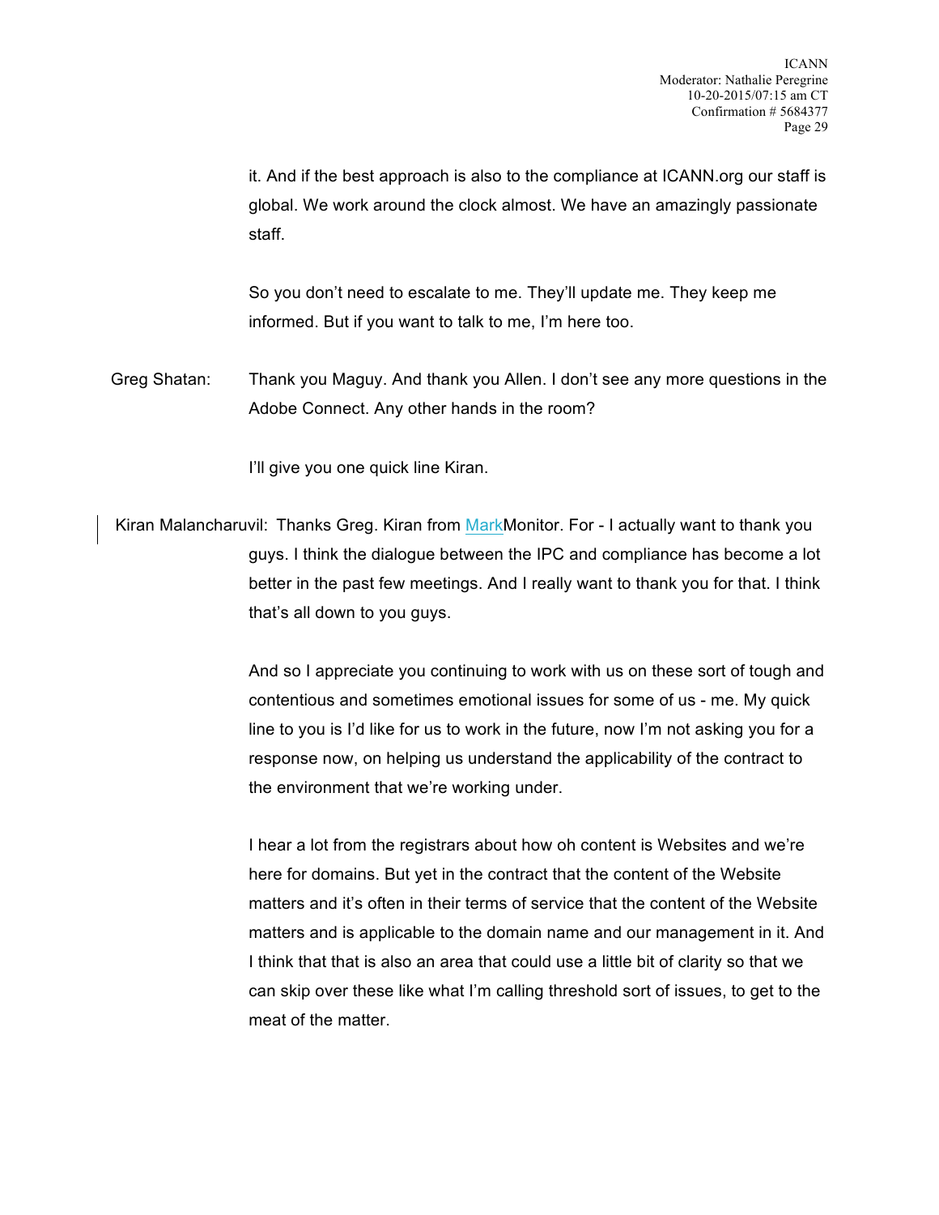it. And if the best approach is also to the compliance at ICANN.org our staff is global. We work around the clock almost. We have an amazingly passionate staff.

So you don't need to escalate to me. They'll update me. They keep me informed. But if you want to talk to me, I'm here too.

Greg Shatan: Thank you Maguy. And thank you Allen. I don't see any more questions in the Adobe Connect. Any other hands in the room?

I'll give you one quick line Kiran.

Kiran Malancharuvil: Thanks Greg. Kiran from MarkMonitor. For - I actually want to thank you guys. I think the dialogue between the IPC and compliance has become a lot better in the past few meetings. And I really want to thank you for that. I think that's all down to you guys.

And so I appreciate you continuing to work with us on these sort of tough and contentious and sometimes emotional issues for some of us - me. My quick line to you is I'd like for us to work in the future, now I'm not asking you for a response now, on helping us understand the applicability of the contract to the environment that we're working under.

I hear a lot from the registrars about how oh content is Websites and we're here for domains. But yet in the contract that the content of the Website matters and it's often in their terms of service that the content of the Website matters and is applicable to the domain name and our management in it. And I think that that is also an area that could use a little bit of clarity so that we can skip over these like what I'm calling threshold sort of issues, to get to the meat of the matter.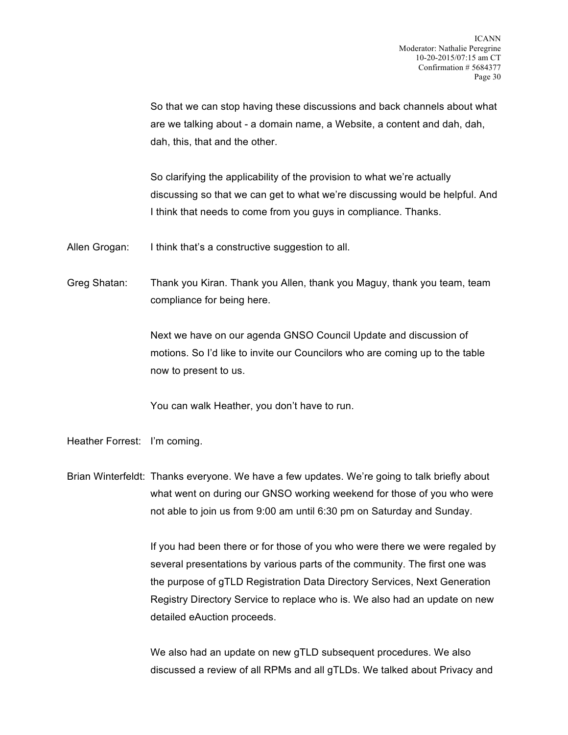So that we can stop having these discussions and back channels about what are we talking about - a domain name, a Website, a content and dah, dah, dah, this, that and the other.

So clarifying the applicability of the provision to what we're actually discussing so that we can get to what we're discussing would be helpful. And I think that needs to come from you guys in compliance. Thanks.

Allen Grogan: I think that's a constructive suggestion to all.

Greg Shatan: Thank you Kiran. Thank you Allen, thank you Maguy, thank you team, team compliance for being here.

Next we have on our agenda GNSO Council Update and discussion of motions. So I'd like to invite our Councilors who are coming up to the table now to present to us.

You can walk Heather, you don't have to run.

Heather Forrest: I'm coming.

Brian Winterfeldt: Thanks everyone. We have a few updates. We're going to talk briefly about what went on during our GNSO working weekend for those of you who were not able to join us from 9:00 am until 6:30 pm on Saturday and Sunday.

If you had been there or for those of you who were there we were regaled by several presentations by various parts of the community. The first one was the purpose of gTLD Registration Data Directory Services, Next Generation Registry Directory Service to replace who is. We also had an update on new detailed eAuction proceeds.

We also had an update on new gTLD subsequent procedures. We also discussed a review of all RPMs and all gTLDs. We talked about Privacy and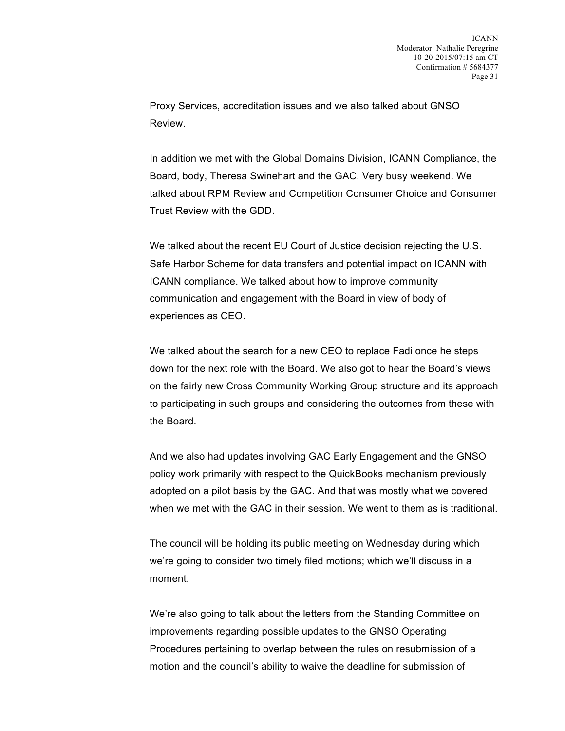Proxy Services, accreditation issues and we also talked about GNSO Review.

In addition we met with the Global Domains Division, ICANN Compliance, the Board, body, Theresa Swinehart and the GAC. Very busy weekend. We talked about RPM Review and Competition Consumer Choice and Consumer Trust Review with the GDD.

We talked about the recent EU Court of Justice decision rejecting the U.S. Safe Harbor Scheme for data transfers and potential impact on ICANN with ICANN compliance. We talked about how to improve community communication and engagement with the Board in view of body of experiences as CEO.

We talked about the search for a new CEO to replace Fadi once he steps down for the next role with the Board. We also got to hear the Board's views on the fairly new Cross Community Working Group structure and its approach to participating in such groups and considering the outcomes from these with the Board.

And we also had updates involving GAC Early Engagement and the GNSO policy work primarily with respect to the QuickBooks mechanism previously adopted on a pilot basis by the GAC. And that was mostly what we covered when we met with the GAC in their session. We went to them as is traditional.

The council will be holding its public meeting on Wednesday during which we're going to consider two timely filed motions; which we'll discuss in a moment.

We're also going to talk about the letters from the Standing Committee on improvements regarding possible updates to the GNSO Operating Procedures pertaining to overlap between the rules on resubmission of a motion and the council's ability to waive the deadline for submission of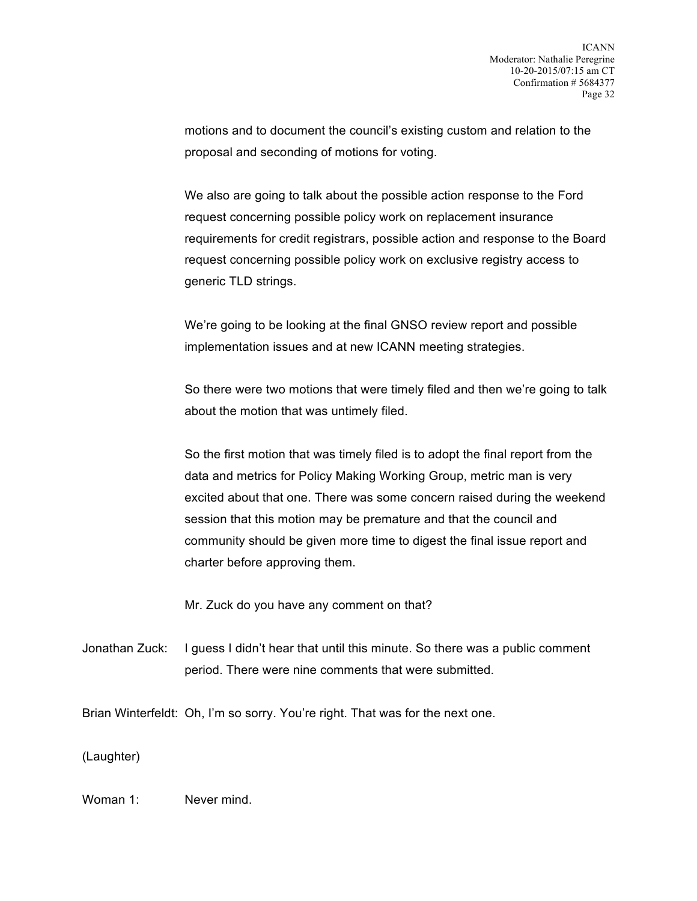motions and to document the council's existing custom and relation to the proposal and seconding of motions for voting.

We also are going to talk about the possible action response to the Ford request concerning possible policy work on replacement insurance requirements for credit registrars, possible action and response to the Board request concerning possible policy work on exclusive registry access to generic TLD strings.

We're going to be looking at the final GNSO review report and possible implementation issues and at new ICANN meeting strategies.

So there were two motions that were timely filed and then we're going to talk about the motion that was untimely filed.

So the first motion that was timely filed is to adopt the final report from the data and metrics for Policy Making Working Group, metric man is very excited about that one. There was some concern raised during the weekend session that this motion may be premature and that the council and community should be given more time to digest the final issue report and charter before approving them.

Mr. Zuck do you have any comment on that?

Jonathan Zuck: I guess I didn't hear that until this minute. So there was a public comment period. There were nine comments that were submitted.

Brian Winterfeldt: Oh, I'm so sorry. You're right. That was for the next one.

(Laughter)

Woman 1: Never mind.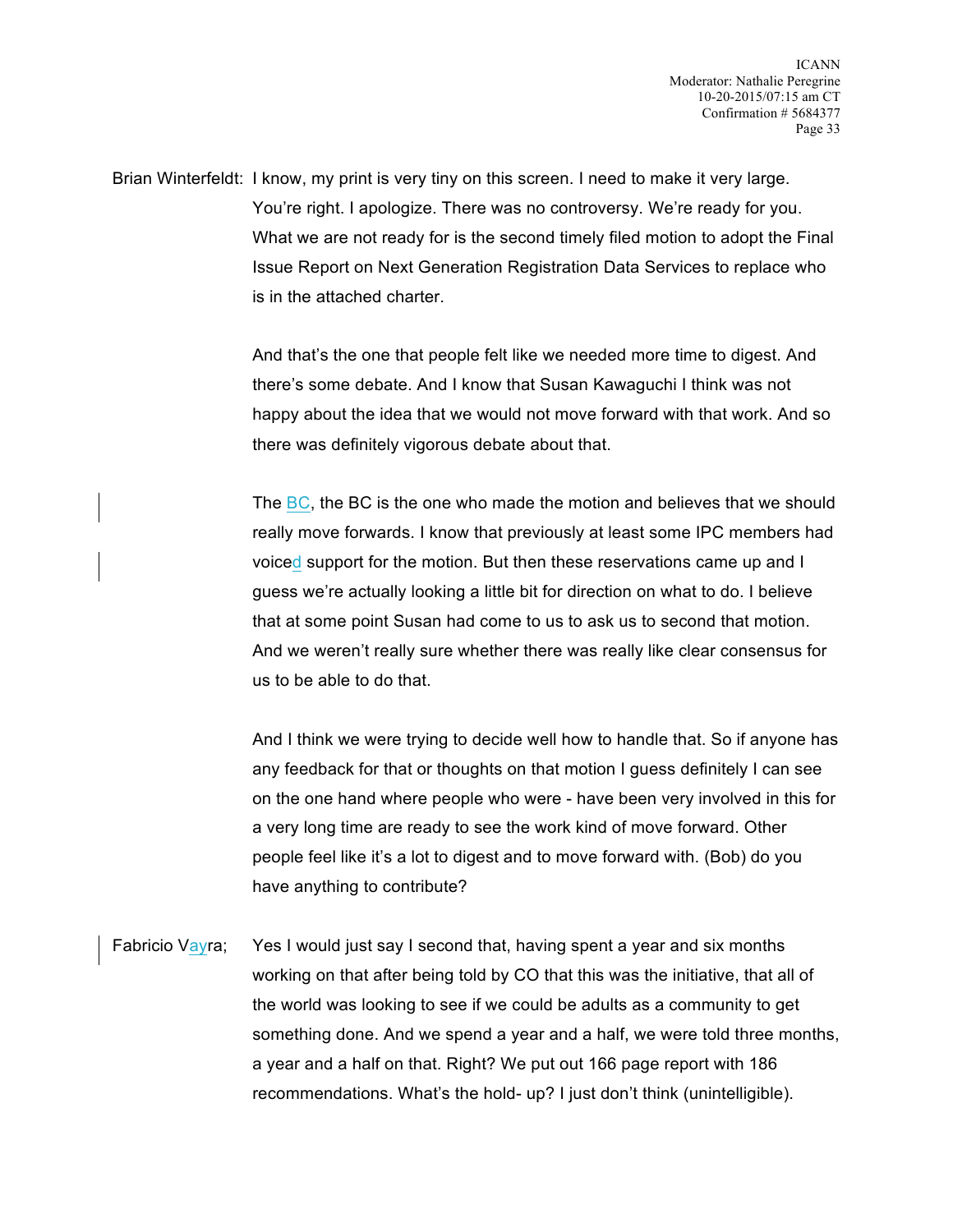Brian Winterfeldt: I know, my print is very tiny on this screen. I need to make it very large. You're right. I apologize. There was no controversy. We're ready for you. What we are not ready for is the second timely filed motion to adopt the Final Issue Report on Next Generation Registration Data Services to replace who is in the attached charter.

And that's the one that people felt like we needed more time to digest. And there's some debate. And I know that Susan Kawaguchi I think was not happy about the idea that we would not move forward with that work. And so there was definitely vigorous debate about that.

The BC, the BC is the one who made the motion and believes that we should really move forwards. I know that previously at least some IPC members had voiced support for the motion. But then these reservations came up and I guess we're actually looking a little bit for direction on what to do. I believe that at some point Susan had come to us to ask us to second that motion. And we weren't really sure whether there was really like clear consensus for us to be able to do that.

And I think we were trying to decide well how to handle that. So if anyone has any feedback for that or thoughts on that motion I guess definitely I can see on the one hand where people who were - have been very involved in this for a very long time are ready to see the work kind of move forward. Other people feel like it's a lot to digest and to move forward with. (Bob) do you have anything to contribute?

Fabricio Vayra; Yes I would just say I second that, having spent a year and six months working on that after being told by CO that this was the initiative, that all of the world was looking to see if we could be adults as a community to get something done. And we spend a year and a half, we were told three months, a year and a half on that. Right? We put out 166 page report with 186 recommendations. What's the hold- up? I just don't think (unintelligible).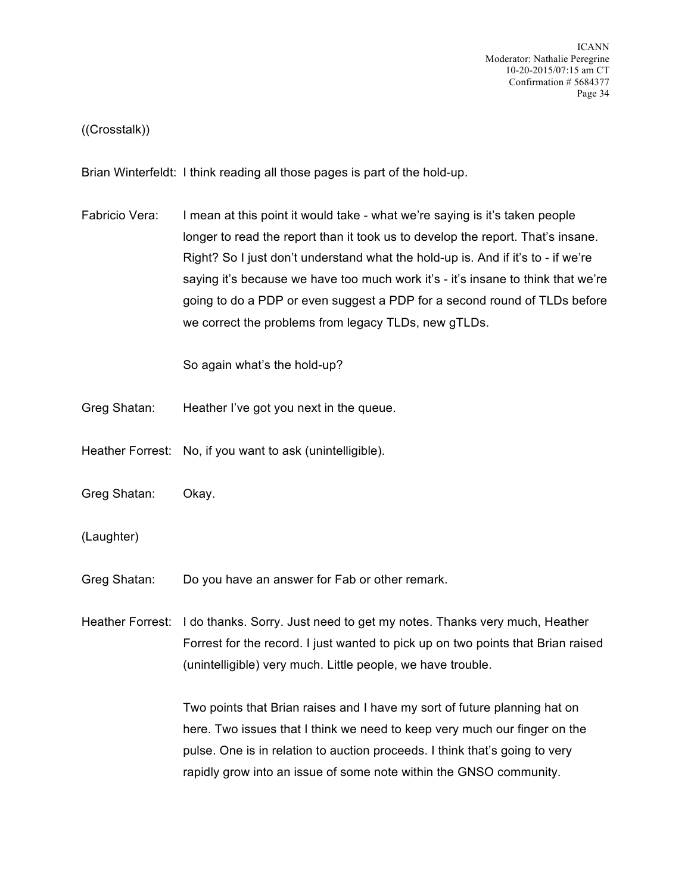((Crosstalk))

Brian Winterfeldt: I think reading all those pages is part of the hold-up.

Fabricio Vera: I mean at this point it would take - what we're saying is it's taken people longer to read the report than it took us to develop the report. That's insane. Right? So I just don't understand what the hold-up is. And if it's to - if we're saying it's because we have too much work it's - it's insane to think that we're going to do a PDP or even suggest a PDP for a second round of TLDs before we correct the problems from legacy TLDs, new gTLDs.

So again what's the hold-up?

Greg Shatan: Heather I've got you next in the queue.

Heather Forrest: No, if you want to ask (unintelligible).

Greg Shatan: Okay.

(Laughter)

Greg Shatan: Do you have an answer for Fab or other remark.

Heather Forrest: I do thanks. Sorry. Just need to get my notes. Thanks very much, Heather Forrest for the record. I just wanted to pick up on two points that Brian raised (unintelligible) very much. Little people, we have trouble.

Two points that Brian raises and I have my sort of future planning hat on here. Two issues that I think we need to keep very much our finger on the pulse. One is in relation to auction proceeds. I think that's going to very rapidly grow into an issue of some note within the GNSO community.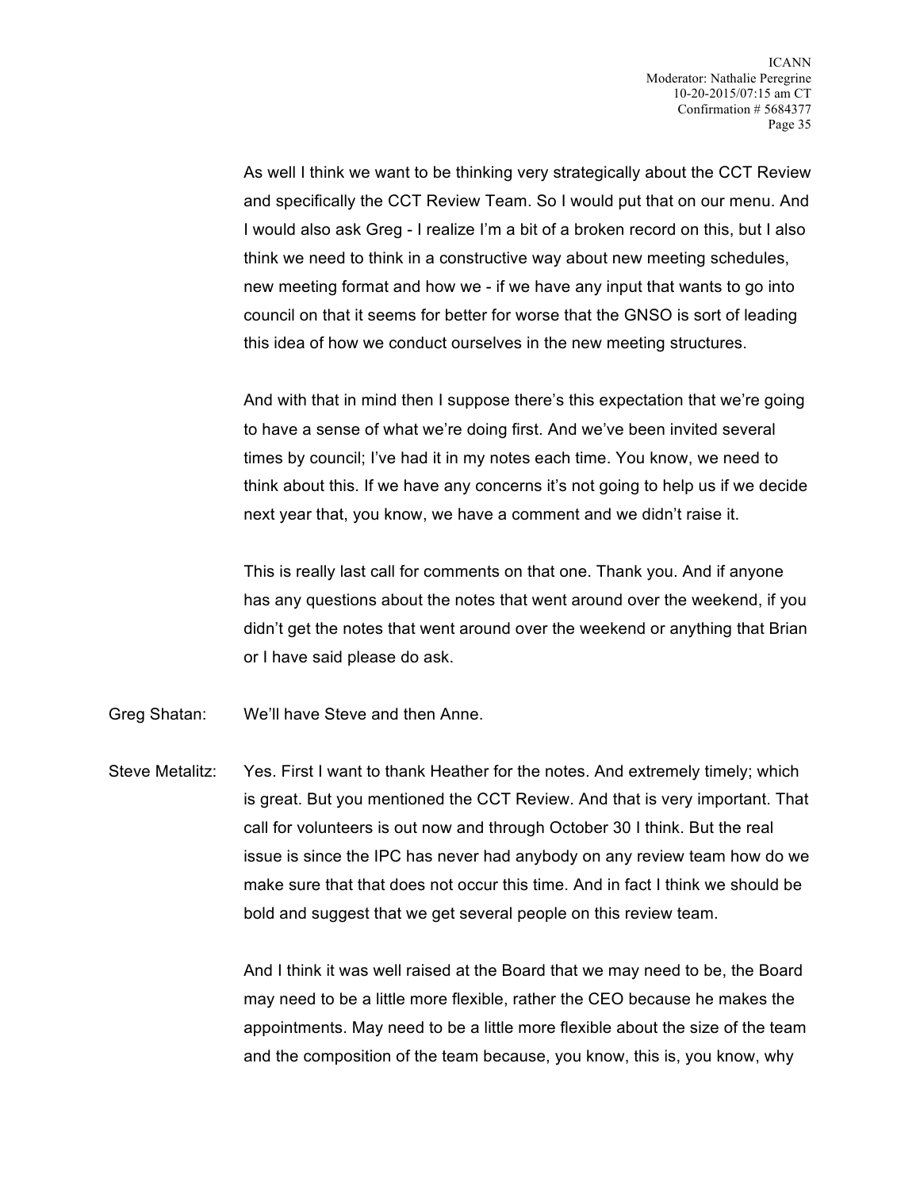As well I think we want to be thinking very strategically about the CCT Review and specifically the CCT Review Team. So I would put that on our menu. And I would also ask Greg - I realize I'm a bit of a broken record on this, but I also think we need to think in a constructive way about new meeting schedules, new meeting format and how we - if we have any input that wants to go into council on that it seems for better for worse that the GNSO is sort of leading this idea of how we conduct ourselves in the new meeting structures.

And with that in mind then I suppose there's this expectation that we're going to have a sense of what we're doing first. And we've been invited several times by council; I've had it in my notes each time. You know, we need to think about this. If we have any concerns it's not going to help us if we decide next year that, you know, we have a comment and we didn't raise it.

This is really last call for comments on that one. Thank you. And if anyone has any questions about the notes that went around over the weekend, if you didn't get the notes that went around over the weekend or anything that Brian or I have said please do ask.

Greg Shatan: We'll have Steve and then Anne.

Steve Metalitz: Yes. First I want to thank Heather for the notes. And extremely timely; which is great. But you mentioned the CCT Review. And that is very important. That call for volunteers is out now and through October 30 I think. But the real issue is since the IPC has never had anybody on any review team how do we make sure that that does not occur this time. And in fact I think we should be bold and suggest that we get several people on this review team.

And I think it was well raised at the Board that we may need to be, the Board may need to be a little more flexible, rather the CEO because he makes the appointments. May need to be a little more flexible about the size of the team and the composition of the team because, you know, this is, you know, why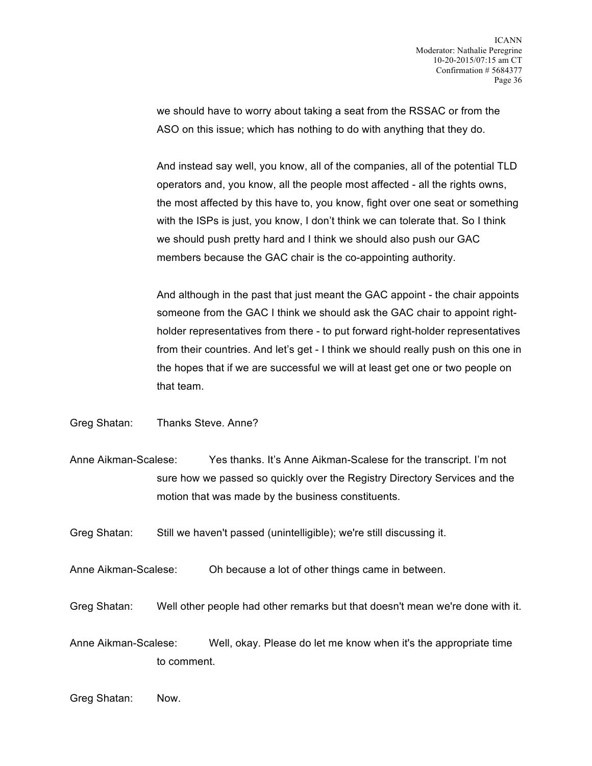we should have to worry about taking a seat from the RSSAC or from the ASO on this issue; which has nothing to do with anything that they do.

And instead say well, you know, all of the companies, all of the potential TLD operators and, you know, all the people most affected - all the rights owns, the most affected by this have to, you know, fight over one seat or something with the ISPs is just, you know, I don't think we can tolerate that. So I think we should push pretty hard and I think we should also push our GAC members because the GAC chair is the co-appointing authority.

And although in the past that just meant the GAC appoint - the chair appoints someone from the GAC I think we should ask the GAC chair to appoint right-holder representatives from there - to put forward right-holder representatives from their countries. And let's get - I think we should really push on this one in the hopes that if we are successful we will at least get one or two people on that team.

Greg Shatan: Thanks Steve. Anne?

Anne Aikman-Scalese: Yes thanks. It's Anne Aikman-Scalese for the transcript. I'm not sure how we passed so quickly over the Registry Directory Services and the motion that was made by the business constituents.

Greg Shatan: Still we haven't passed (unintelligible); we're still discussing it.

Anne Aikman-Scalese: Oh because a lot of other things came in between.

Greg Shatan: Well other people had other remarks but that doesn't mean we're done with it.

Anne Aikman-Scalese: Well, okay. Please do let me know when it's the appropriate time to comment.

Greg Shatan: Now.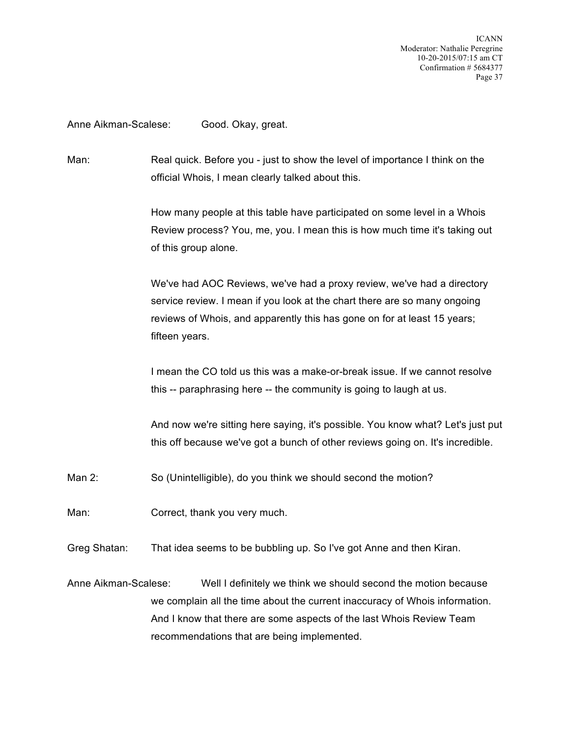Anne Aikman-Scalese: Good. Okay, great.

Man: Real quick. Before you - just to show the level of importance I think on the official Whois, I mean clearly talked about this.

How many people at this table have participated on some level in a Whois Review process? You, me, you. I mean this is how much time it's taking out of this group alone.

We've had AOC Reviews, we've had a proxy review, we've had a directory service review. I mean if you look at the chart there are so many ongoing reviews of Whois, and apparently this has gone on for at least 15 years; fifteen years.

I mean the CO told us this was a make-or-break issue. If we cannot resolve this -- paraphrasing here -- the community is going to laugh at us.

And now we're sitting here saying, it's possible. You know what? Let's just put this off because we've got a bunch of other reviews going on. It's incredible.

Man 2: So (Unintelligible), do you think we should second the motion?

Man: Correct, thank you very much.

Greg Shatan: That idea seems to be bubbling up. So I've got Anne and then Kiran.

Anne Aikman-Scalese: Well I definitely we think we should second the motion because we complain all the time about the current inaccuracy of Whois information. And I know that there are some aspects of the last Whois Review Team recommendations that are being implemented.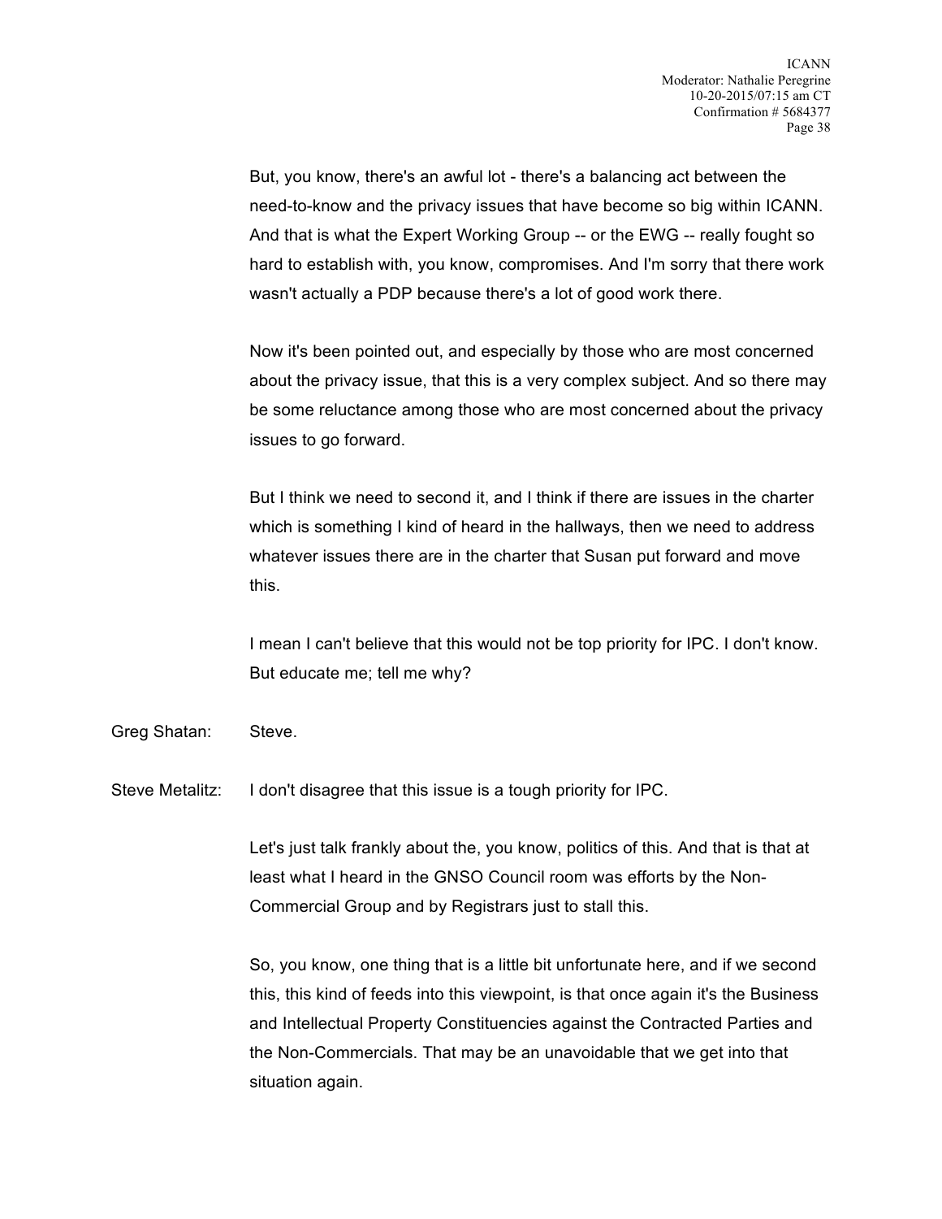But, you know, there's an awful lot - there's a balancing act between the need-to-know and the privacy issues that have become so big within ICANN. And that is what the Expert Working Group -- or the EWG -- really fought so hard to establish with, you know, compromises. And I'm sorry that there work wasn't actually a PDP because there's a lot of good work there.

Now it's been pointed out, and especially by those who are most concerned about the privacy issue, that this is a very complex subject. And so there may be some reluctance among those who are most concerned about the privacy issues to go forward.

But I think we need to second it, and I think if there are issues in the charter which is something I kind of heard in the hallways, then we need to address whatever issues there are in the charter that Susan put forward and move this.

I mean I can't believe that this would not be top priority for IPC. I don't know. But educate me; tell me why?

Greg Shatan: Steve.

Steve Metalitz: I don't disagree that this issue is a tough priority for IPC.

Let's just talk frankly about the, you know, politics of this. And that is that at least what I heard in the GNSO Council room was efforts by the Non-Commercial Group and by Registrars just to stall this.

So, you know, one thing that is a little bit unfortunate here, and if we second this, this kind of feeds into this viewpoint, is that once again it's the Business and Intellectual Property Constituencies against the Contracted Parties and the Non-Commercials. That may be an unavoidable that we get into that situation again.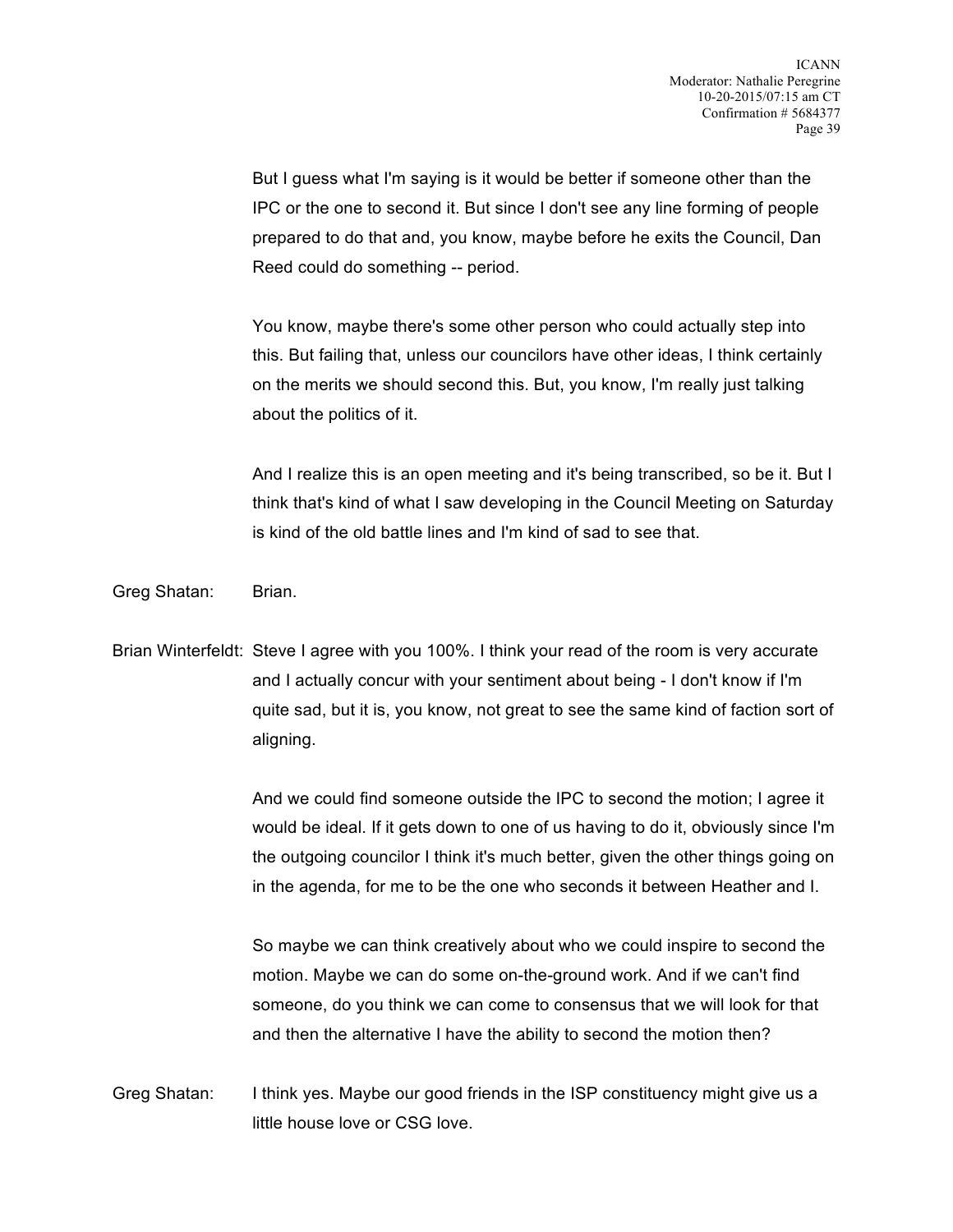But I guess what I'm saying is it would be better if someone other than the IPC or the one to second it. But since I don't see any line forming of people prepared to do that and, you know, maybe before he exits the Council, Dan Reed could do something -- period.

You know, maybe there's some other person who could actually step into this. But failing that, unless our councilors have other ideas, I think certainly on the merits we should second this. But, you know, I'm really just talking about the politics of it.

And I realize this is an open meeting and it's being transcribed, so be it. But I think that's kind of what I saw developing in the Council Meeting on Saturday is kind of the old battle lines and I'm kind of sad to see that.

Greg Shatan: Brian.

Brian Winterfeldt: Steve I agree with you 100%. I think your read of the room is very accurate and I actually concur with your sentiment about being - I don't know if I'm quite sad, but it is, you know, not great to see the same kind of faction sort of aligning.

And we could find someone outside the IPC to second the motion; I agree it would be ideal. If it gets down to one of us having to do it, obviously since I'm the outgoing councilor I think it's much better, given the other things going on in the agenda, for me to be the one who seconds it between Heather and I.

So maybe we can think creatively about who we could inspire to second the motion. Maybe we can do some on-the-ground work. And if we can't find someone, do you think we can come to consensus that we will look for that and then the alternative I have the ability to second the motion then?

Greg Shatan: I think yes. Maybe our good friends in the ISP constituency might give us a little house love or CSG love.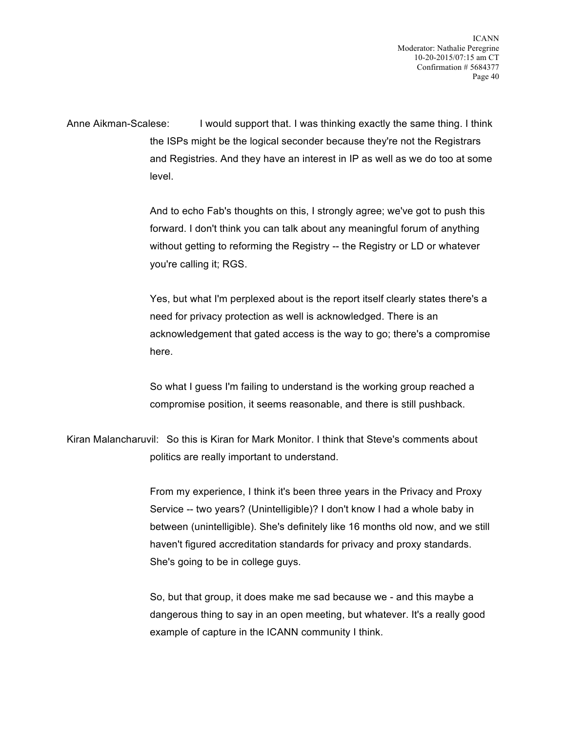Anne Aikman-Scalese: I would support that. I was thinking exactly the same thing. I think the ISPs might be the logical seconder because they're not the Registrars and Registries. And they have an interest in IP as well as we do too at some level.

And to echo Fab's thoughts on this, I strongly agree; we've got to push this forward. I don't think you can talk about any meaningful forum of anything without getting to reforming the Registry -- the Registry or LD or whatever you're calling it; RGS.

Yes, but what I'm perplexed about is the report itself clearly states there's a need for privacy protection as well is acknowledged. There is an acknowledgement that gated access is the way to go; there's a compromise here.

So what I guess I'm failing to understand is the working group reached a compromise position, it seems reasonable, and there is still pushback.

Kiran Malancharuvil: So this is Kiran for Mark Monitor. I think that Steve's comments about politics are really important to understand.

From my experience, I think it's been three years in the Privacy and Proxy Service -- two years? (Unintelligible)? I don't know I had a whole baby in between (unintelligible). She's definitely like 16 months old now, and we still haven't figured accreditation standards for privacy and proxy standards. She's going to be in college guys.

So, but that group, it does make me sad because we - and this maybe a dangerous thing to say in an open meeting, but whatever. It's a really good example of capture in the ICANN community I think.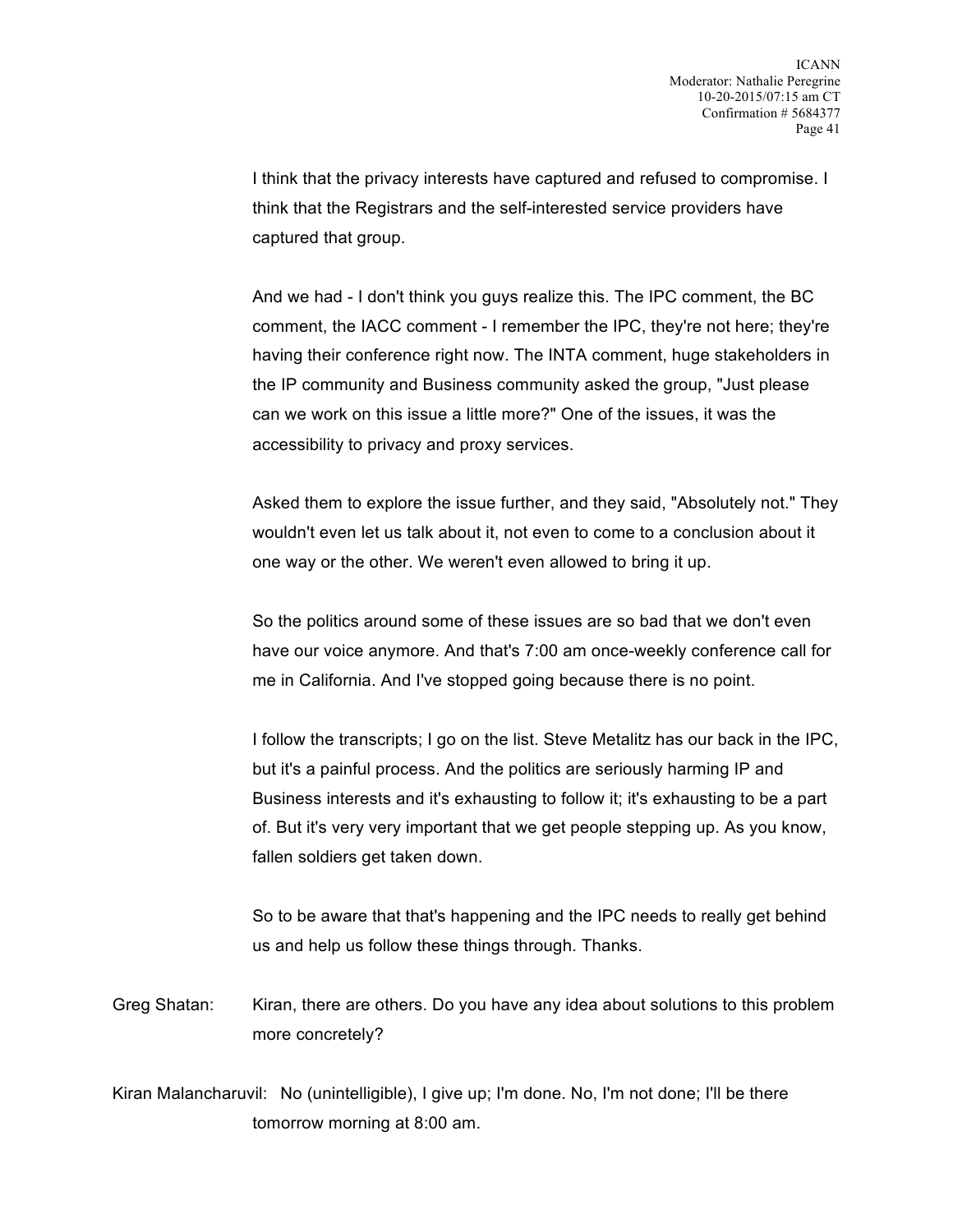I think that the privacy interests have captured and refused to compromise. I think that the Registrars and the self-interested service providers have captured that group.

And we had - I don't think you guys realize this. The IPC comment, the BC comment, the IACC comment - I remember the IPC, they're not here; they're having their conference right now. The INTA comment, huge stakeholders in the IP community and Business community asked the group, "Just please can we work on this issue a little more?" One of the issues, it was the accessibility to privacy and proxy services.

Asked them to explore the issue further, and they said, "Absolutely not." They wouldn't even let us talk about it, not even to come to a conclusion about it one way or the other. We weren't even allowed to bring it up.

So the politics around some of these issues are so bad that we don't even have our voice anymore. And that's 7:00 am once-weekly conference call for me in California. And I've stopped going because there is no point.

I follow the transcripts; I go on the list. Steve Metalitz has our back in the IPC, but it's a painful process. And the politics are seriously harming IP and Business interests and it's exhausting to follow it; it's exhausting to be a part of. But it's very very important that we get people stepping up. As you know, fallen soldiers get taken down.

So to be aware that that's happening and the IPC needs to really get behind us and help us follow these things through. Thanks.

Greg Shatan: Kiran, there are others. Do you have any idea about solutions to this problem more concretely?

Kiran Malancharuvil: No (unintelligible), I give up; I'm done. No, I'm not done; I'll be there tomorrow morning at 8:00 am.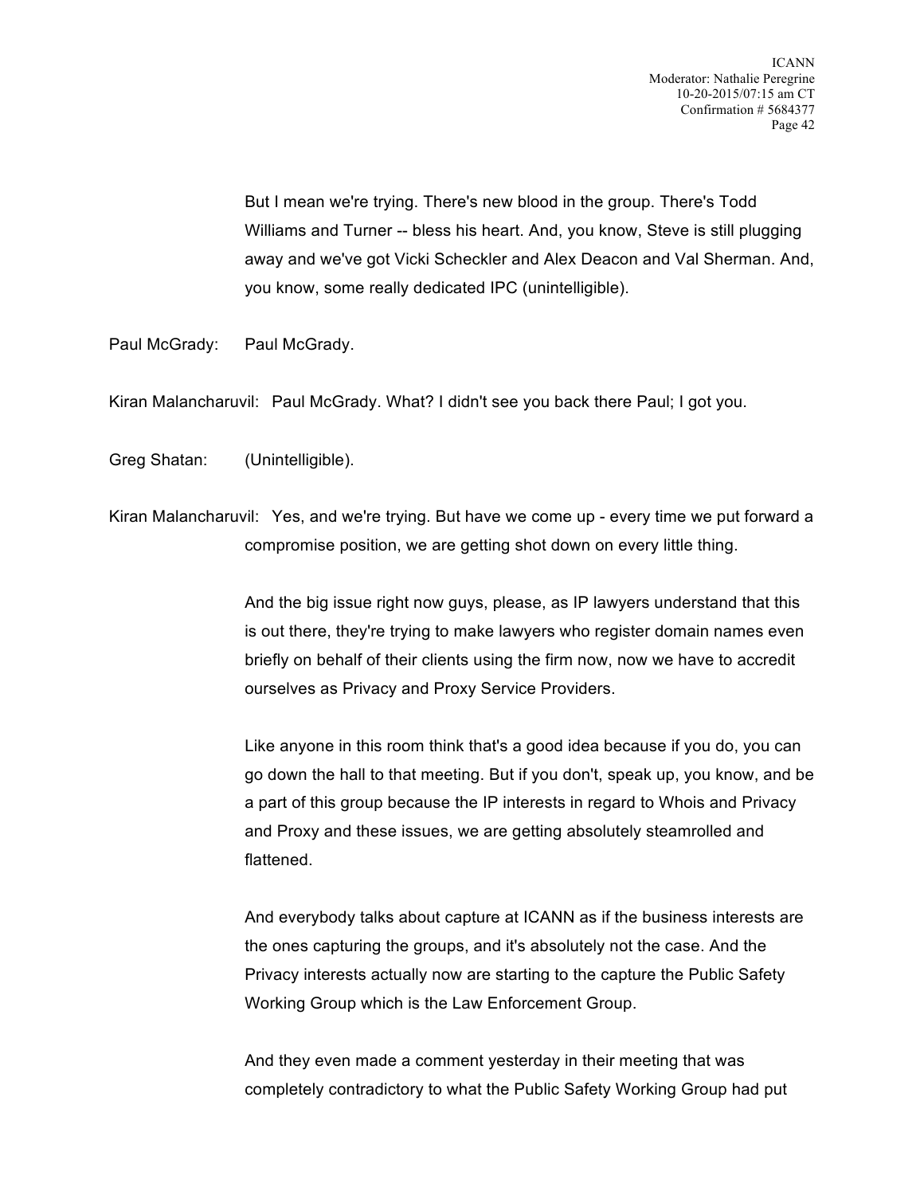But I mean we're trying. There's new blood in the group. There's Todd Williams and Turner -- bless his heart. And, you know, Steve is still plugging away and we've got Vicki Scheckler and Alex Deacon and Val Sherman. And, you know, some really dedicated IPC (unintelligible).

Paul McGrady: Paul McGrady.

Kiran Malancharuvil: Paul McGrady. What? I didn't see you back there Paul; I got you.

Greg Shatan: (Unintelligible).

Kiran Malancharuvil: Yes, and we're trying. But have we come up - every time we put forward a compromise position, we are getting shot down on every little thing.

And the big issue right now guys, please, as IP lawyers understand that this is out there, they're trying to make lawyers who register domain names even briefly on behalf of their clients using the firm now, now we have to accredit ourselves as Privacy and Proxy Service Providers.

Like anyone in this room think that's a good idea because if you do, you can go down the hall to that meeting. But if you don't, speak up, you know, and be a part of this group because the IP interests in regard to Whois and Privacy and Proxy and these issues, we are getting absolutely steamrolled and flattened.

And everybody talks about capture at ICANN as if the business interests are the ones capturing the groups, and it's absolutely not the case. And the Privacy interests actually now are starting to the capture the Public Safety Working Group which is the Law Enforcement Group.

And they even made a comment yesterday in their meeting that was completely contradictory to what the Public Safety Working Group had put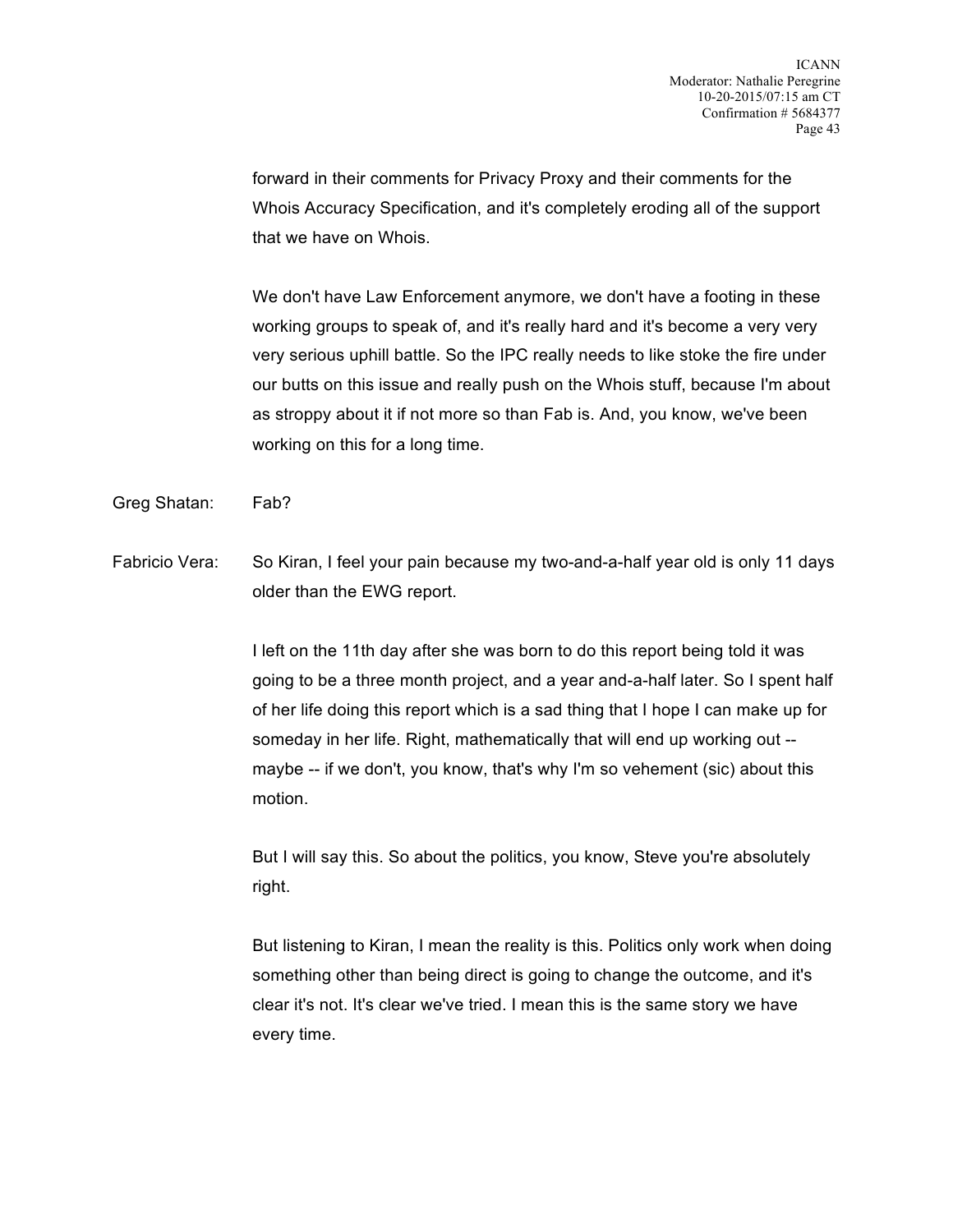forward in their comments for Privacy Proxy and their comments for the Whois Accuracy Specification, and it's completely eroding all of the support that we have on Whois.

We don't have Law Enforcement anymore, we don't have a footing in these working groups to speak of, and it's really hard and it's become a very very very serious uphill battle. So the IPC really needs to like stoke the fire under our butts on this issue and really push on the Whois stuff, because I'm about as stroppy about it if not more so than Fab is. And, you know, we've been working on this for a long time.

Greg Shatan: Fab?

Fabricio Vera: So Kiran, I feel your pain because my two-and-a-half year old is only 11 days older than the EWG report.

I left on the 11th day after she was born to do this report being told it was going to be a three month project, and a year and-a-half later. So I spent half of her life doing this report which is a sad thing that I hope I can make up for someday in her life. Right, mathematically that will end up working out -- maybe -- if we don't, you know, that's why I'm so vehement (sic) about this motion.

But I will say this. So about the politics, you know, Steve you're absolutely right.

But listening to Kiran, I mean the reality is this. Politics only work when doing something other than being direct is going to change the outcome, and it's clear it's not. It's clear we've tried. I mean this is the same story we have every time.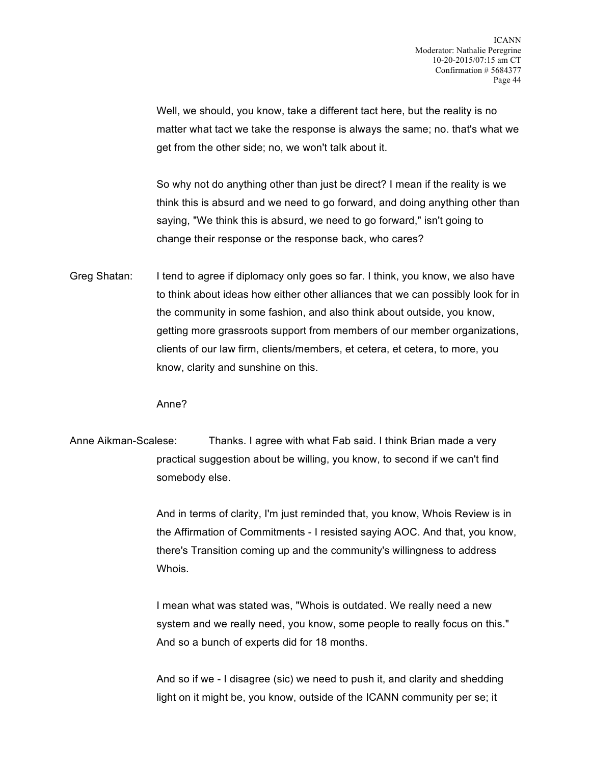Well, we should, you know, take a different tact here, but the reality is no matter what tact we take the response is always the same; no. that's what we get from the other side; no, we won't talk about it.

So why not do anything other than just be direct? I mean if the reality is we think this is absurd and we need to go forward, and doing anything other than saying, "We think this is absurd, we need to go forward," isn't going to change their response or the response back, who cares?

Greg Shatan: I tend to agree if diplomacy only goes so far. I think, you know, we also have to think about ideas how either other alliances that we can possibly look for in the community in some fashion, and also think about outside, you know, getting more grassroots support from members of our member organizations, clients of our law firm, clients/members, et cetera, et cetera, to more, you know, clarity and sunshine on this.

Anne?

Anne Aikman-Scalese: Thanks. I agree with what Fab said. I think Brian made a very practical suggestion about be willing, you know, to second if we can't find somebody else.

And in terms of clarity, I'm just reminded that, you know, Whois Review is in the Affirmation of Commitments - I resisted saying AOC. And that, you know, there's Transition coming up and the community's willingness to address Whois.

I mean what was stated was, "Whois is outdated. We really need a new system and we really need, you know, some people to really focus on this." And so a bunch of experts did for 18 months.

And so if we - I disagree (sic) we need to push it, and clarity and shedding light on it might be, you know, outside of the ICANN community per se; it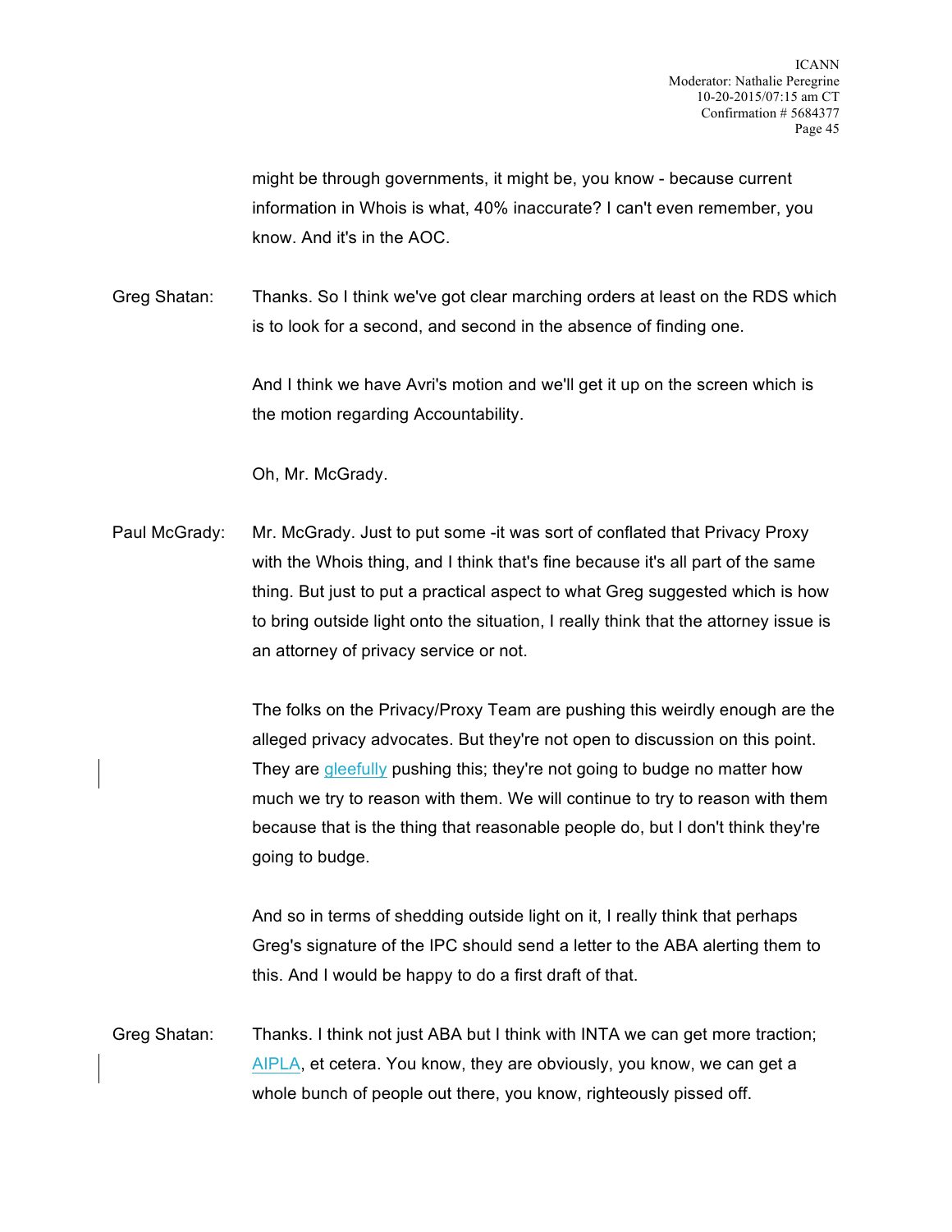might be through governments, it might be, you know - because current information in Whois is what, 40% inaccurate? I can't even remember, you know. And it's in the AOC.

Greg Shatan: Thanks. So I think we've got clear marching orders at least on the RDS which is to look for a second, and second in the absence of finding one.

And I think we have Avri's motion and we'll get it up on the screen which is the motion regarding Accountability.

Oh, Mr. McGrady.

Paul McGrady: Mr. McGrady. Just to put some -it was sort of conflated that Privacy Proxy with the Whois thing, and I think that's fine because it's all part of the same thing. But just to put a practical aspect to what Greg suggested which is how to bring outside light onto the situation, I really think that the attorney issue is an attorney of privacy service or not.

The folks on the Privacy/Proxy Team are pushing this weirdly enough are the alleged privacy advocates. But they're not open to discussion on this point. They are gleefully pushing this; they're not going to budge no matter how much we try to reason with them. We will continue to try to reason with them because that is the thing that reasonable people do, but I don't think they're going to budge.

And so in terms of shedding outside light on it, I really think that perhaps Greg's signature of the IPC should send a letter to the ABA alerting them to this. And I would be happy to do a first draft of that.

Greg Shatan: Thanks. I think not just ABA but I think with INTA we can get more traction; AIPLA, et cetera. You know, they are obviously, you know, we can get a whole bunch of people out there, you know, righteously pissed off.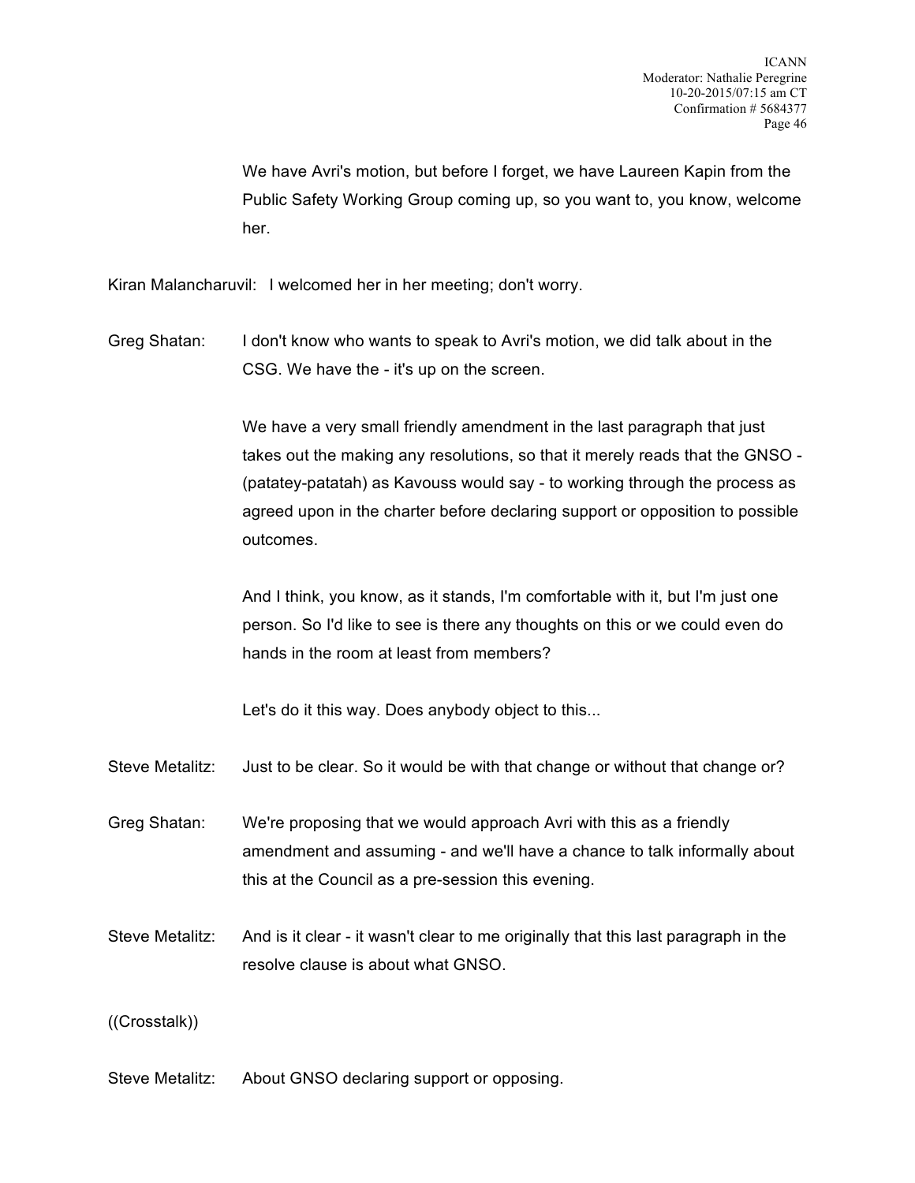We have Avri's motion, but before I forget, we have Laureen Kapin from the Public Safety Working Group coming up, so you want to, you know, welcome her.

Kiran Malancharuvil: I welcomed her in her meeting; don't worry.

Greg Shatan: I don't know who wants to speak to Avri's motion, we did talk about in the CSG. We have the - it's up on the screen.

We have a very small friendly amendment in the last paragraph that just takes out the making any resolutions, so that it merely reads that the GNSO - (patatey-patatah) as Kavouss would say - to working through the process as agreed upon in the charter before declaring support or opposition to possible outcomes.

And I think, you know, as it stands, I'm comfortable with it, but I'm just one person. So I'd like to see is there any thoughts on this or we could even do hands in the room at least from members?

Let's do it this way. Does anybody object to this...

Steve Metalitz: Just to be clear. So it would be with that change or without that change or?

Greg Shatan: We're proposing that we would approach Avri with this as a friendly amendment and assuming - and we'll have a chance to talk informally about this at the Council as a pre-session this evening.

Steve Metalitz: And is it clear - it wasn't clear to me originally that this last paragraph in the resolve clause is about what GNSO.

((Crosstalk))

Steve Metalitz: About GNSO declaring support or opposing.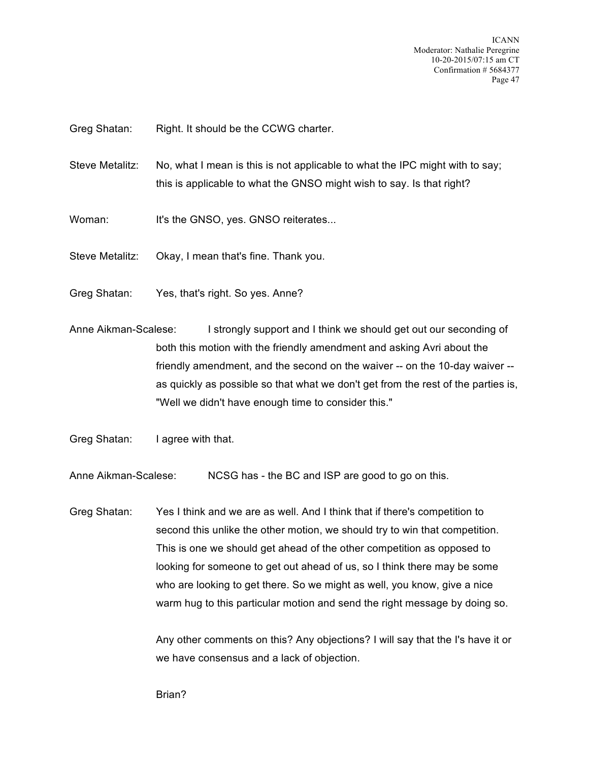Greg Shatan: Right. It should be the CCWG charter.

Steve Metalitz: No, what I mean is this is not applicable to what the IPC might with to say; this is applicable to what the GNSO might wish to say. Is that right?

Woman: It's the GNSO, yes. GNSO reiterates...

Steve Metalitz: Okay, I mean that's fine. Thank you.

Greg Shatan: Yes, that's right. So yes. Anne?

Anne Aikman-Scalese: I strongly support and I think we should get out our seconding of both this motion with the friendly amendment and asking Avri about the friendly amendment, and the second on the waiver -- on the 10-day waiver -- as quickly as possible so that what we don't get from the rest of the parties is, "Well we didn't have enough time to consider this."

Greg Shatan: I agree with that.

Anne Aikman-Scalese: NCSG has - the BC and ISP are good to go on this.

Greg Shatan: Yes I think and we are as well. And I think that if there's competition to second this unlike the other motion, we should try to win that competition. This is one we should get ahead of the other competition as opposed to looking for someone to get out ahead of us, so I think there may be some who are looking to get there. So we might as well, you know, give a nice warm hug to this particular motion and send the right message by doing so.

Any other comments on this? Any objections? I will say that the I's have it or we have consensus and a lack of objection.

Brian?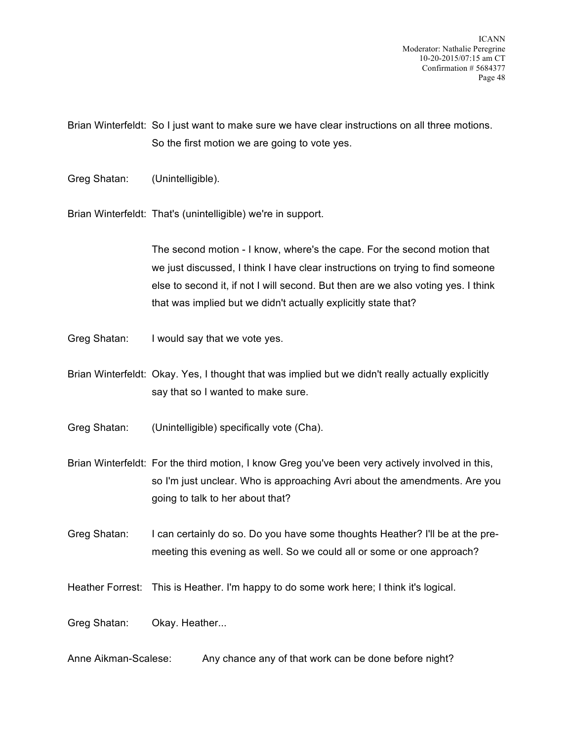Brian Winterfeldt: So I just want to make sure we have clear instructions on all three motions. So the first motion we are going to vote yes.

Greg Shatan: (Unintelligible).

Brian Winterfeldt: That's (unintelligible) we're in support.

The second motion - I know, where's the cape. For the second motion that we just discussed, I think I have clear instructions on trying to find someone else to second it, if not I will second. But then are we also voting yes. I think that was implied but we didn't actually explicitly state that?

Greg Shatan: I would say that we vote yes.

Brian Winterfeldt: Okay. Yes, I thought that was implied but we didn't really actually explicitly say that so I wanted to make sure.

Greg Shatan: (Unintelligible) specifically vote (Cha).

Brian Winterfeldt: For the third motion, I know Greg you've been very actively involved in this, so I'm just unclear. Who is approaching Avri about the amendments. Are you going to talk to her about that?

Greg Shatan: I can certainly do so. Do you have some thoughts Heather? I'll be at the pre-meeting this evening as well. So we could all or some or one approach?

Heather Forrest: This is Heather. I'm happy to do some work here; I think it's logical.

Greg Shatan: Okay. Heather...

Anne Aikman-Scalese: Any chance any of that work can be done before night?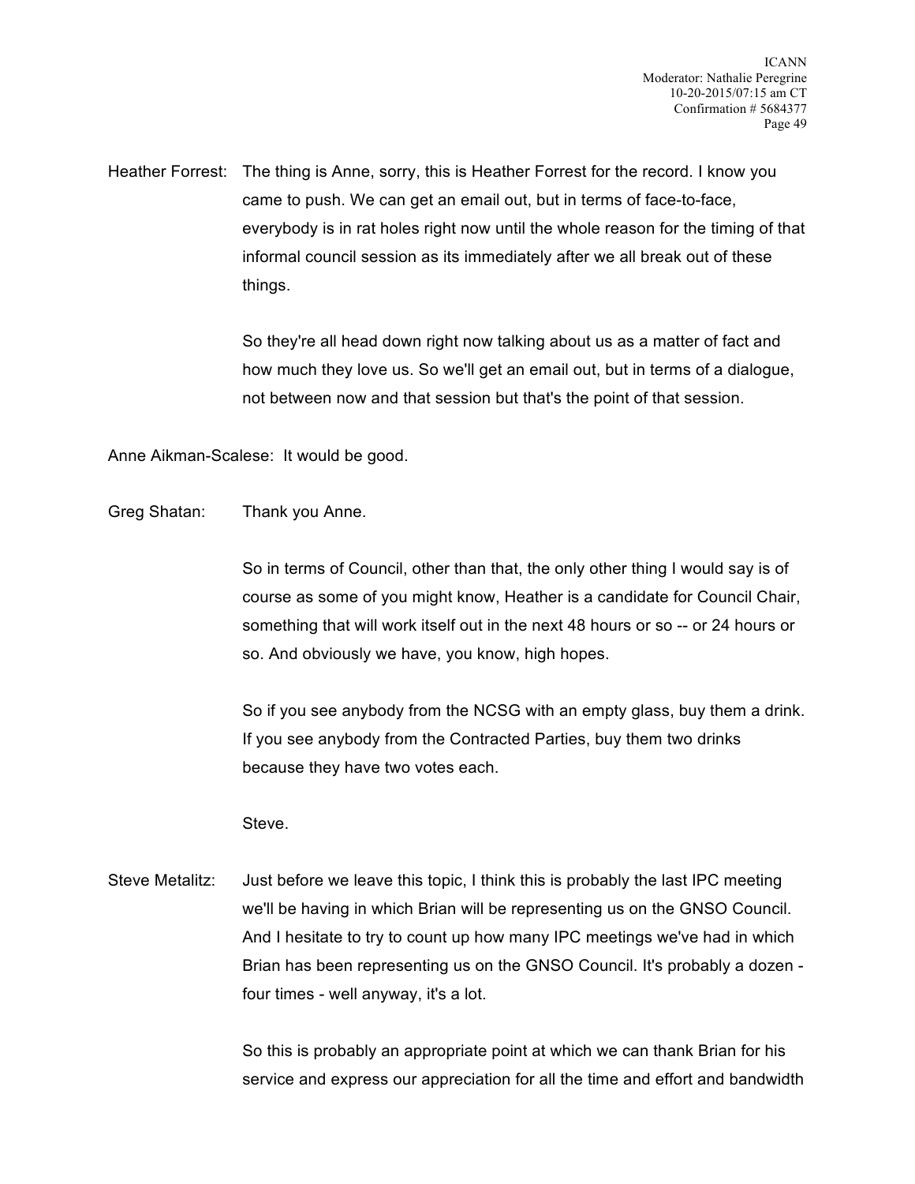Heather Forrest: The thing is Anne, sorry, this is Heather Forrest for the record. I know you came to push. We can get an email out, but in terms of face-to-face, everybody is in rat holes right now until the whole reason for the timing of that informal council session as its immediately after we all break out of these things.

So they're all head down right now talking about us as a matter of fact and how much they love us. So we'll get an email out, but in terms of a dialogue, not between now and that session but that's the point of that session.

Anne Aikman-Scalese: It would be good.

Greg Shatan: Thank you Anne.

So in terms of Council, other than that, the only other thing I would say is of course as some of you might know, Heather is a candidate for Council Chair, something that will work itself out in the next 48 hours or so -- or 24 hours or so. And obviously we have, you know, high hopes.

So if you see anybody from the NCSG with an empty glass, buy them a drink. If you see anybody from the Contracted Parties, buy them two drinks because they have two votes each.

Steve.

Steve Metalitz: Just before we leave this topic, I think this is probably the last IPC meeting we'll be having in which Brian will be representing us on the GNSO Council. And I hesitate to try to count up how many IPC meetings we've had in which Brian has been representing us on the GNSO Council. It's probably a dozen - four times - well anyway, it's a lot.

So this is probably an appropriate point at which we can thank Brian for his service and express our appreciation for all the time and effort and bandwidth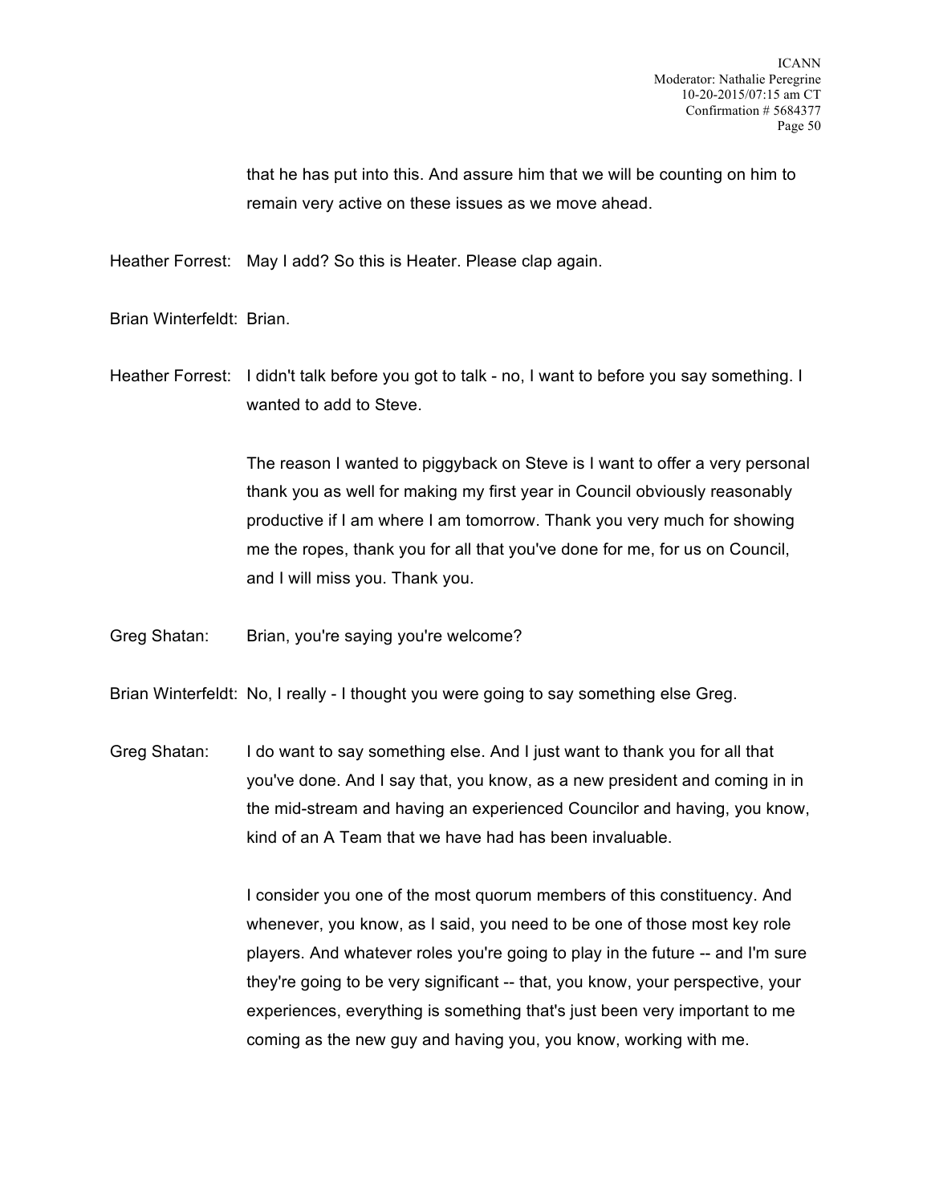that he has put into this. And assure him that we will be counting on him to remain very active on these issues as we move ahead.

Heather Forrest: May I add? So this is Heater. Please clap again.

Brian Winterfeldt: Brian.

Heather Forrest: I didn't talk before you got to talk - no, I want to before you say something. I wanted to add to Steve.

The reason I wanted to piggyback on Steve is I want to offer a very personal thank you as well for making my first year in Council obviously reasonably productive if I am where I am tomorrow. Thank you very much for showing me the ropes, thank you for all that you've done for me, for us on Council, and I will miss you. Thank you.

Greg Shatan: Brian, you're saying you're welcome?

Brian Winterfeldt: No, I really - I thought you were going to say something else Greg.

Greg Shatan: I do want to say something else. And I just want to thank you for all that you've done. And I say that, you know, as a new president and coming in in the mid-stream and having an experienced Councilor and having, you know, kind of an A Team that we have had has been invaluable.

I consider you one of the most quorum members of this constituency. And whenever, you know, as I said, you need to be one of those most key role players. And whatever roles you're going to play in the future -- and I'm sure they're going to be very significant -- that, you know, your perspective, your experiences, everything is something that's just been very important to me coming as the new guy and having you, you know, working with me.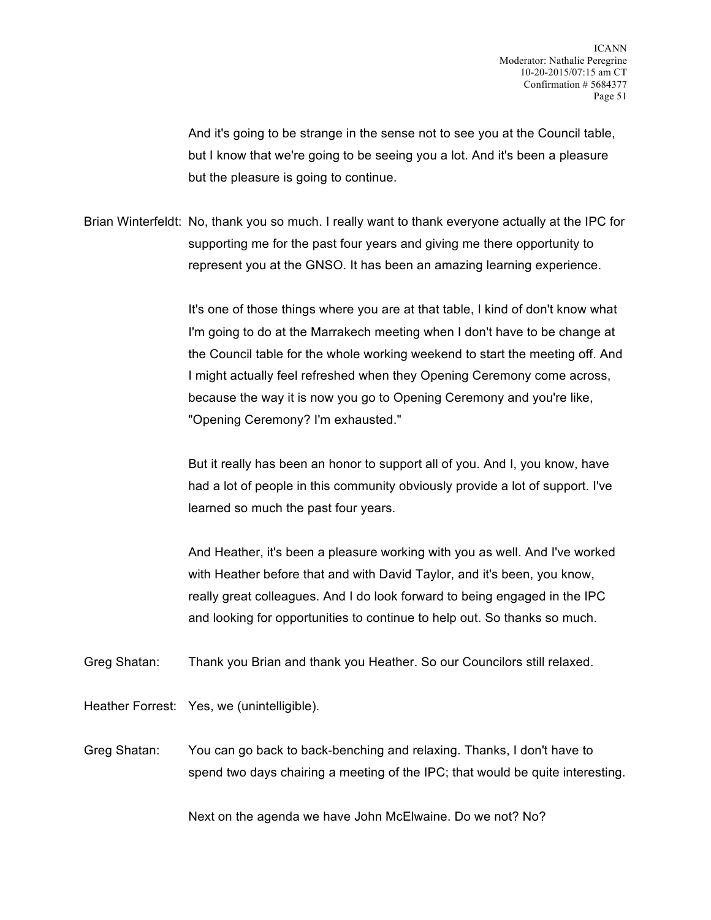And it's going to be strange in the sense not to see you at the Council table, but I know that we're going to be seeing you a lot. And it's been a pleasure but the pleasure is going to continue.

Brian Winterfeldt: No, thank you so much. I really want to thank everyone actually at the IPC for supporting me for the past four years and giving me there opportunity to represent you at the GNSO. It has been an amazing learning experience.

It's one of those things where you are at that table, I kind of don't know what I'm going to do at the Marrakech meeting when I don't have to be change at the Council table for the whole working weekend to start the meeting off. And I might actually feel refreshed when they Opening Ceremony come across, because the way it is now you go to Opening Ceremony and you're like, "Opening Ceremony? I'm exhausted."

But it really has been an honor to support all of you. And I, you know, have had a lot of people in this community obviously provide a lot of support. I've learned so much the past four years.

And Heather, it's been a pleasure working with you as well. And I've worked with Heather before that and with David Taylor, and it's been, you know, really great colleagues. And I do look forward to being engaged in the IPC and looking for opportunities to continue to help out. So thanks so much.

Greg Shatan: Thank you Brian and thank you Heather. So our Councilors still relaxed.

Heather Forrest: Yes, we (unintelligible).

Greg Shatan: You can go back to back-benching and relaxing. Thanks, I don't have to spend two days chairing a meeting of the IPC; that would be quite interesting.

Next on the agenda we have John McElwaine. Do we not? No?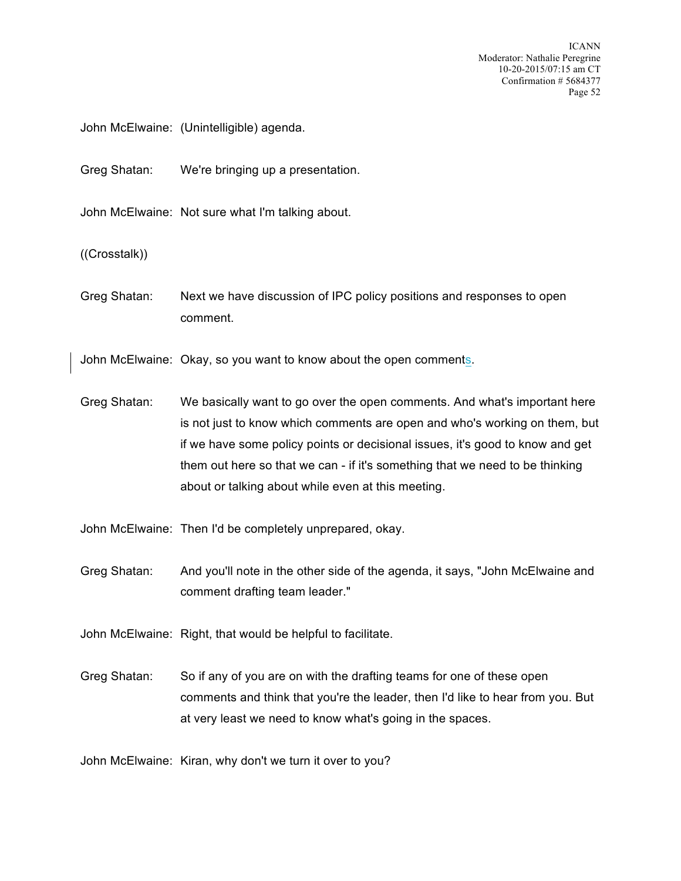John McElwaine: (Unintelligible) agenda.

Greg Shatan: We're bringing up a presentation.

John McElwaine: Not sure what I'm talking about.

((Crosstalk))

Greg Shatan: Next we have discussion of IPC policy positions and responses to open comment.

John McElwaine: Okay, so you want to know about the open comments.

Greg Shatan: We basically want to go over the open comments. And what's important here is not just to know which comments are open and who's working on them, but if we have some policy points or decisional issues, it's good to know and get them out here so that we can - if it's something that we need to be thinking about or talking about while even at this meeting.

John McElwaine: Then I'd be completely unprepared, okay.

Greg Shatan: And you'll note in the other side of the agenda, it says, "John McElwaine and comment drafting team leader."

John McElwaine: Right, that would be helpful to facilitate.

Greg Shatan: So if any of you are on with the drafting teams for one of these open comments and think that you're the leader, then I'd like to hear from you. But at very least we need to know what's going in the spaces.

John McElwaine: Kiran, why don't we turn it over to you?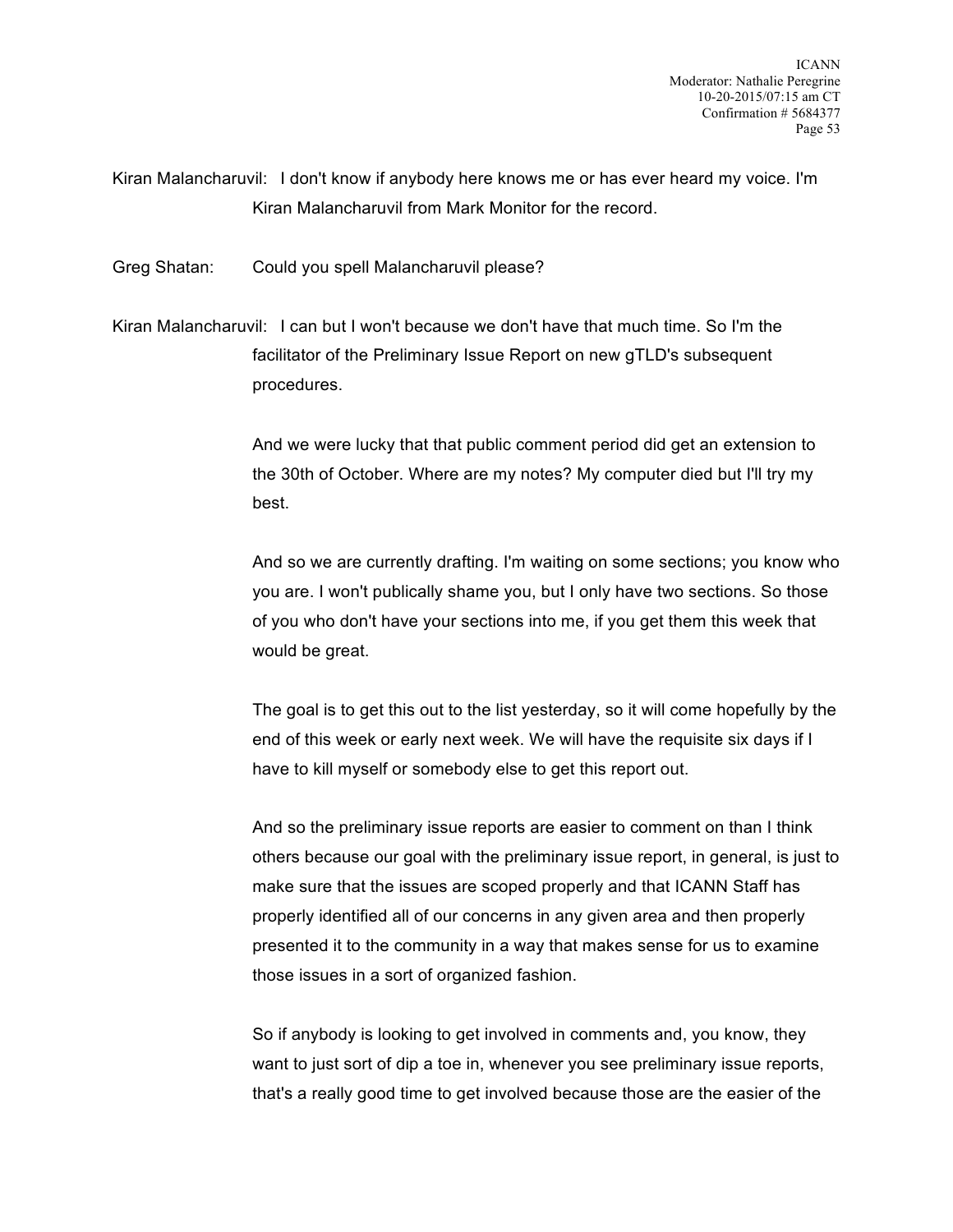Kiran Malancharuvil: I don't know if anybody here knows me or has ever heard my voice. I'm Kiran Malancharuvil from Mark Monitor for the record.

Greg Shatan: Could you spell Malancharuvil please?

Kiran Malancharuvil: I can but I won't because we don't have that much time. So I'm the facilitator of the Preliminary Issue Report on new gTLD's subsequent procedures.

And we were lucky that that public comment period did get an extension to the 30th of October. Where are my notes? My computer died but I'll try my best.

And so we are currently drafting. I'm waiting on some sections; you know who you are. I won't publically shame you, but I only have two sections. So those of you who don't have your sections into me, if you get them this week that would be great.

The goal is to get this out to the list yesterday, so it will come hopefully by the end of this week or early next week. We will have the requisite six days if I have to kill myself or somebody else to get this report out.

And so the preliminary issue reports are easier to comment on than I think others because our goal with the preliminary issue report, in general, is just to make sure that the issues are scoped properly and that ICANN Staff has properly identified all of our concerns in any given area and then properly presented it to the community in a way that makes sense for us to examine those issues in a sort of organized fashion.

So if anybody is looking to get involved in comments and, you know, they want to just sort of dip a toe in, whenever you see preliminary issue reports, that's a really good time to get involved because those are the easier of the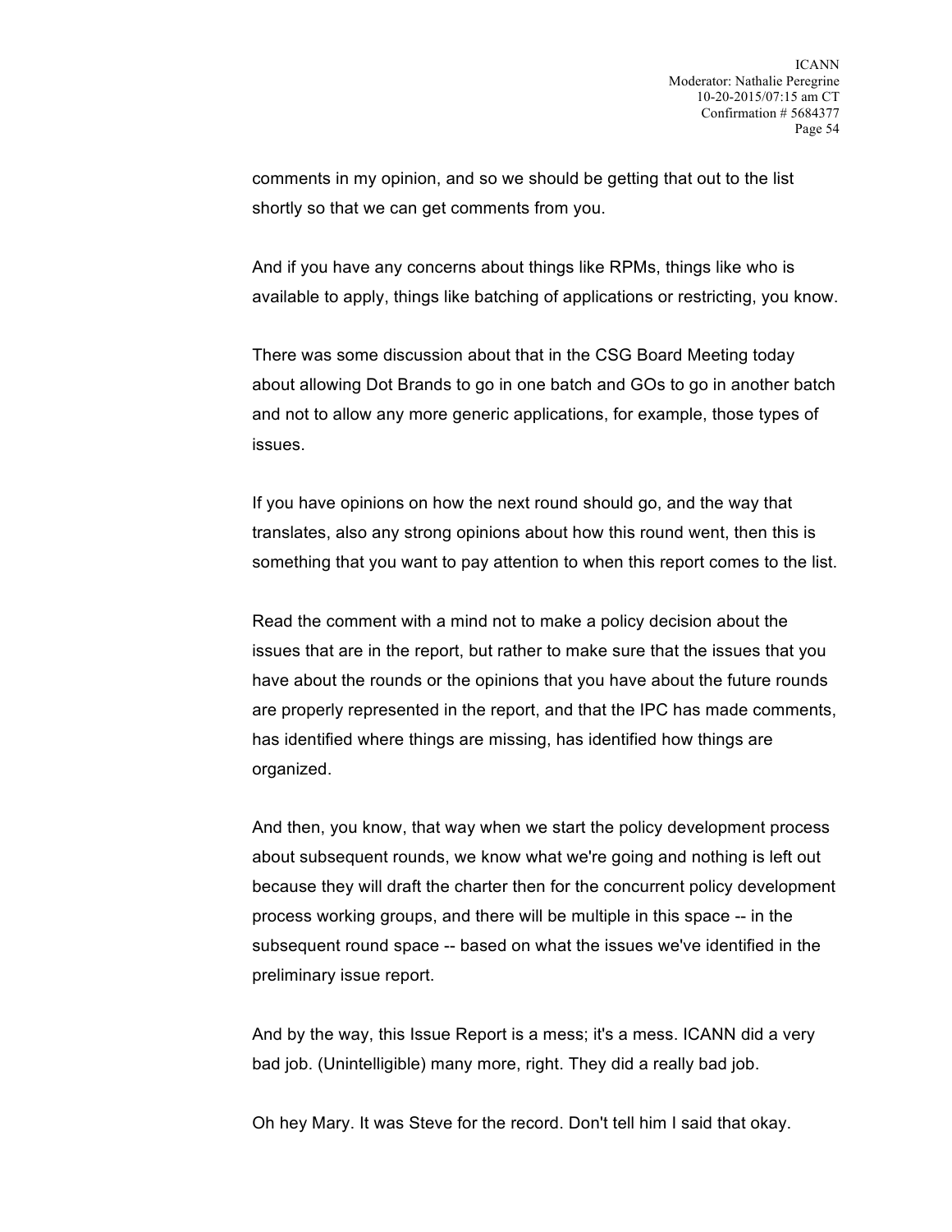comments in my opinion, and so we should be getting that out to the list shortly so that we can get comments from you.

And if you have any concerns about things like RPMs, things like who is available to apply, things like batching of applications or restricting, you know.

There was some discussion about that in the CSG Board Meeting today about allowing Dot Brands to go in one batch and GOs to go in another batch and not to allow any more generic applications, for example, those types of issues.

If you have opinions on how the next round should go, and the way that translates, also any strong opinions about how this round went, then this is something that you want to pay attention to when this report comes to the list.

Read the comment with a mind not to make a policy decision about the issues that are in the report, but rather to make sure that the issues that you have about the rounds or the opinions that you have about the future rounds are properly represented in the report, and that the IPC has made comments, has identified where things are missing, has identified how things are organized.

And then, you know, that way when we start the policy development process about subsequent rounds, we know what we're going and nothing is left out because they will draft the charter then for the concurrent policy development process working groups, and there will be multiple in this space -- in the subsequent round space -- based on what the issues we've identified in the preliminary issue report.

And by the way, this Issue Report is a mess; it's a mess. ICANN did a very bad job. (Unintelligible) many more, right. They did a really bad job.

Oh hey Mary. It was Steve for the record. Don't tell him I said that okay.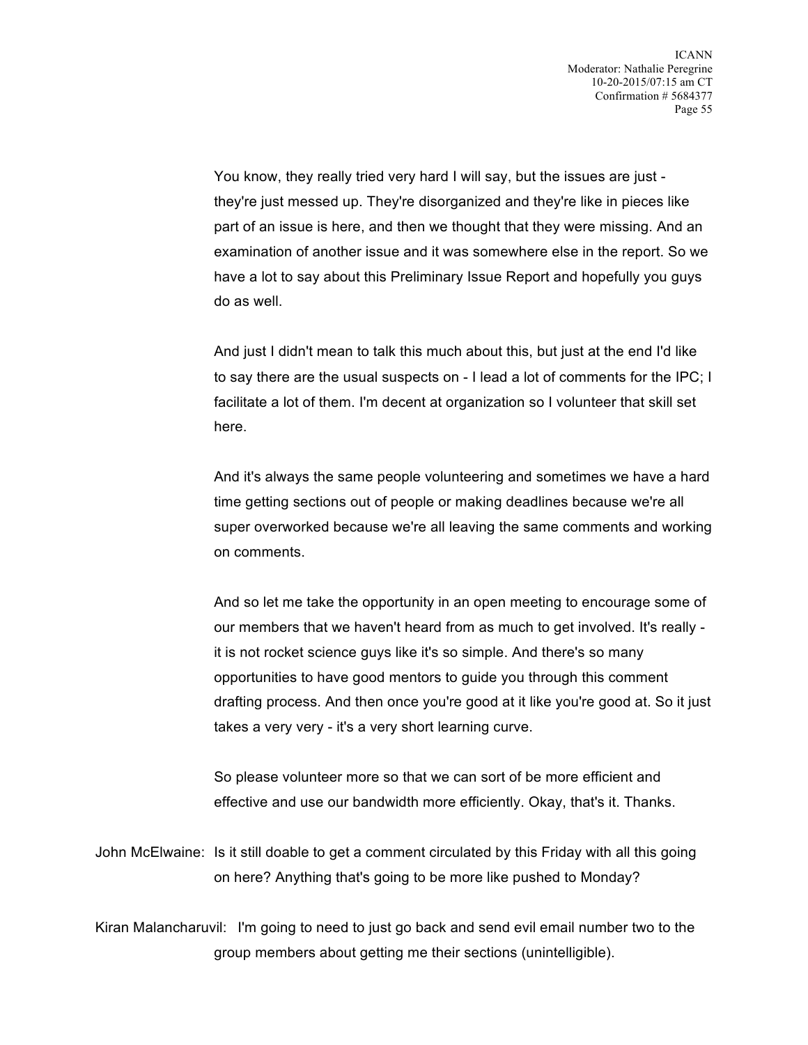You know, they really tried very hard I will say, but the issues are just - they're just messed up. They're disorganized and they're like in pieces like part of an issue is here, and then we thought that they were missing. And an examination of another issue and it was somewhere else in the report. So we have a lot to say about this Preliminary Issue Report and hopefully you guys do as well.

And just I didn't mean to talk this much about this, but just at the end I'd like to say there are the usual suspects on - I lead a lot of comments for the IPC; I facilitate a lot of them. I'm decent at organization so I volunteer that skill set here.

And it's always the same people volunteering and sometimes we have a hard time getting sections out of people or making deadlines because we're all super overworked because we're all leaving the same comments and working on comments.

And so let me take the opportunity in an open meeting to encourage some of our members that we haven't heard from as much to get involved. It's really - it is not rocket science guys like it's so simple. And there's so many opportunities to have good mentors to guide you through this comment drafting process. And then once you're good at it like you're good at. So it just takes a very very - it's a very short learning curve.

So please volunteer more so that we can sort of be more efficient and effective and use our bandwidth more efficiently. Okay, that's it. Thanks.

John McElwaine: Is it still doable to get a comment circulated by this Friday with all this going on here? Anything that's going to be more like pushed to Monday?

Kiran Malancharuvil: I'm going to need to just go back and send evil email number two to the group members about getting me their sections (unintelligible).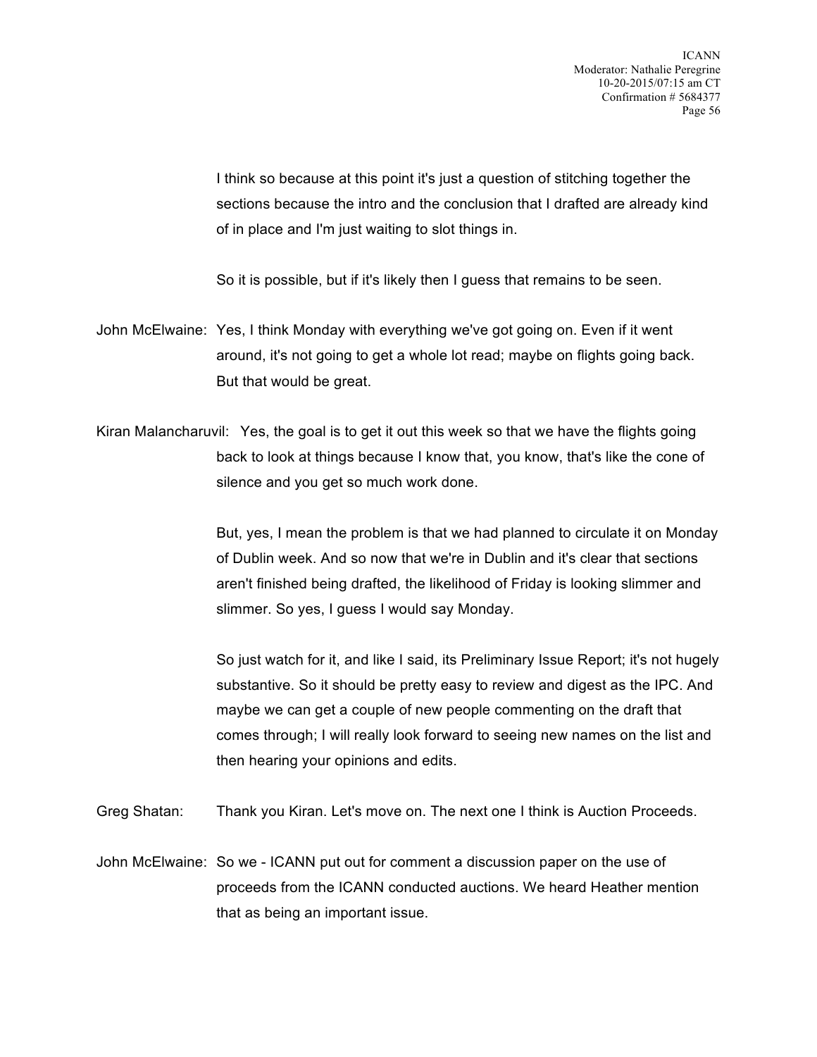I think so because at this point it's just a question of stitching together the sections because the intro and the conclusion that I drafted are already kind of in place and I'm just waiting to slot things in.

So it is possible, but if it's likely then I guess that remains to be seen.

John McElwaine: Yes, I think Monday with everything we've got going on. Even if it went around, it's not going to get a whole lot read; maybe on flights going back. But that would be great.

Kiran Malancharuvil: Yes, the goal is to get it out this week so that we have the flights going back to look at things because I know that, you know, that's like the cone of silence and you get so much work done.

But, yes, I mean the problem is that we had planned to circulate it on Monday of Dublin week. And so now that we're in Dublin and it's clear that sections aren't finished being drafted, the likelihood of Friday is looking slimmer and slimmer. So yes, I guess I would say Monday.

So just watch for it, and like I said, its Preliminary Issue Report; it's not hugely substantive. So it should be pretty easy to review and digest as the IPC. And maybe we can get a couple of new people commenting on the draft that comes through; I will really look forward to seeing new names on the list and then hearing your opinions and edits.

Greg Shatan: Thank you Kiran. Let's move on. The next one I think is Auction Proceeds.

John McElwaine: So we - ICANN put out for comment a discussion paper on the use of proceeds from the ICANN conducted auctions. We heard Heather mention that as being an important issue.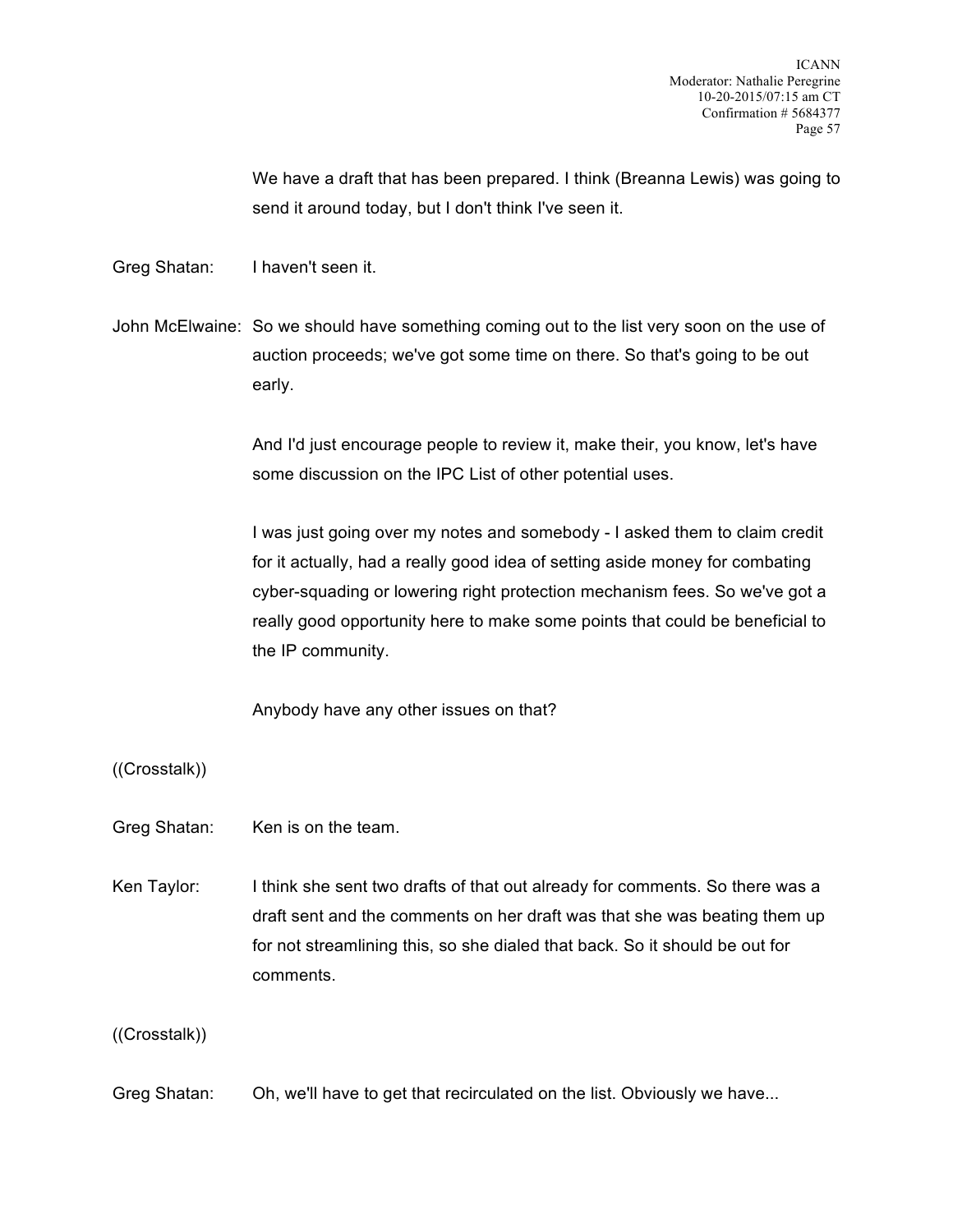We have a draft that has been prepared. I think (Breanna Lewis) was going to send it around today, but I don't think I've seen it.

Greg Shatan: I haven't seen it.

John McElwaine: So we should have something coming out to the list very soon on the use of auction proceeds; we've got some time on there. So that's going to be out early.

And I'd just encourage people to review it, make their, you know, let's have some discussion on the IPC List of other potential uses.

I was just going over my notes and somebody - I asked them to claim credit for it actually, had a really good idea of setting aside money for combating cyber-squading or lowering right protection mechanism fees. So we've got a really good opportunity here to make some points that could be beneficial to the IP community.

Anybody have any other issues on that?

((Crosstalk))

Greg Shatan: Ken is on the team.

Ken Taylor: I think she sent two drafts of that out already for comments. So there was a draft sent and the comments on her draft was that she was beating them up for not streamlining this, so she dialed that back. So it should be out for comments.

((Crosstalk))

Greg Shatan: Oh, we'll have to get that recirculated on the list. Obviously we have...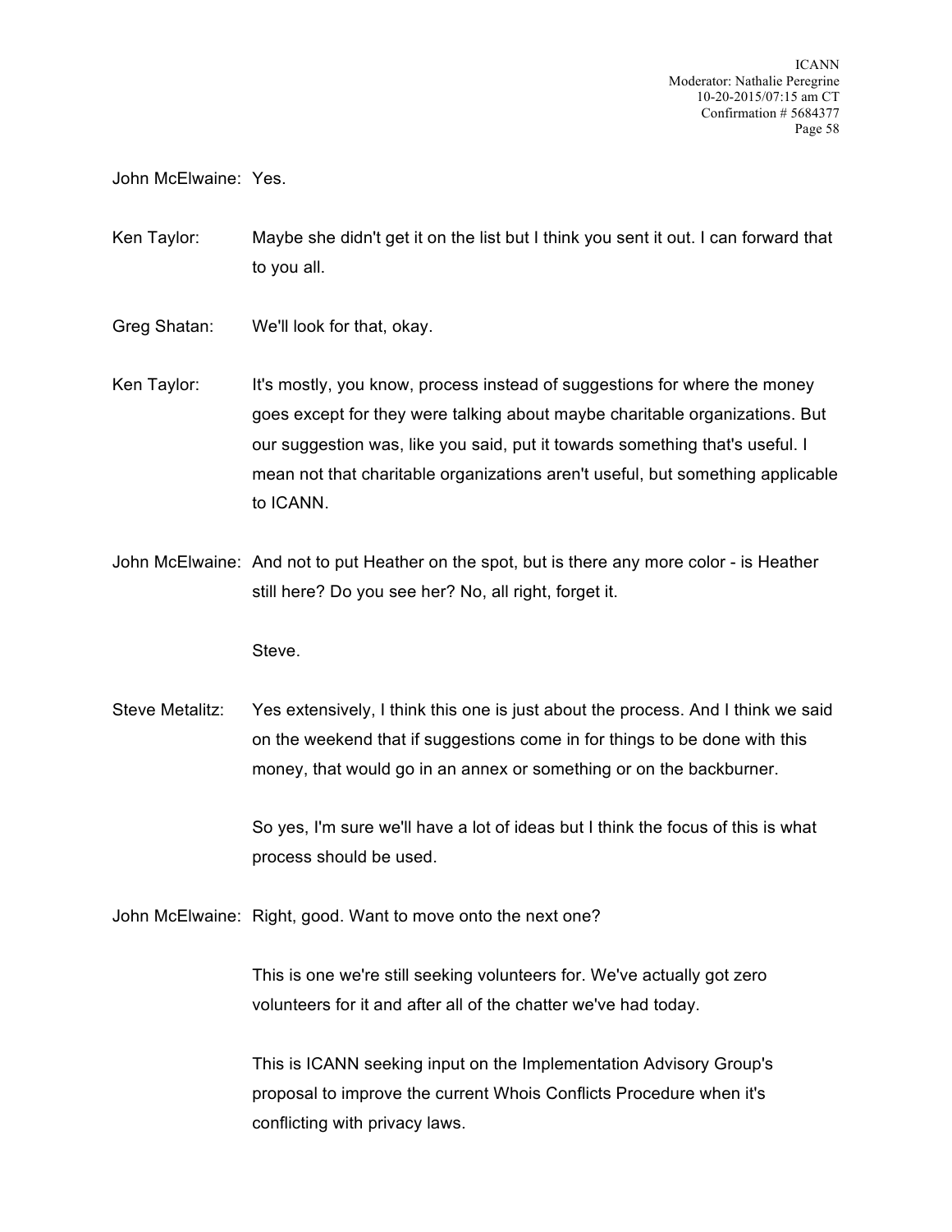John McElwaine: Yes.

Ken Taylor: Maybe she didn't get it on the list but I think you sent it out. I can forward that to you all.

Greg Shatan: We'll look for that, okay.

Ken Taylor: It's mostly, you know, process instead of suggestions for where the money goes except for they were talking about maybe charitable organizations. But our suggestion was, like you said, put it towards something that's useful. I mean not that charitable organizations aren't useful, but something applicable to ICANN.

John McElwaine: And not to put Heather on the spot, but is there any more color - is Heather still here? Do you see her? No, all right, forget it.

Steve.

Steve Metalitz: Yes extensively, I think this one is just about the process. And I think we said on the weekend that if suggestions come in for things to be done with this money, that would go in an annex or something or on the backburner.

So yes, I'm sure we'll have a lot of ideas but I think the focus of this is what process should be used.

John McElwaine: Right, good. Want to move onto the next one?

This is one we're still seeking volunteers for. We've actually got zero volunteers for it and after all of the chatter we've had today.

This is ICANN seeking input on the Implementation Advisory Group's proposal to improve the current Whois Conflicts Procedure when it's conflicting with privacy laws.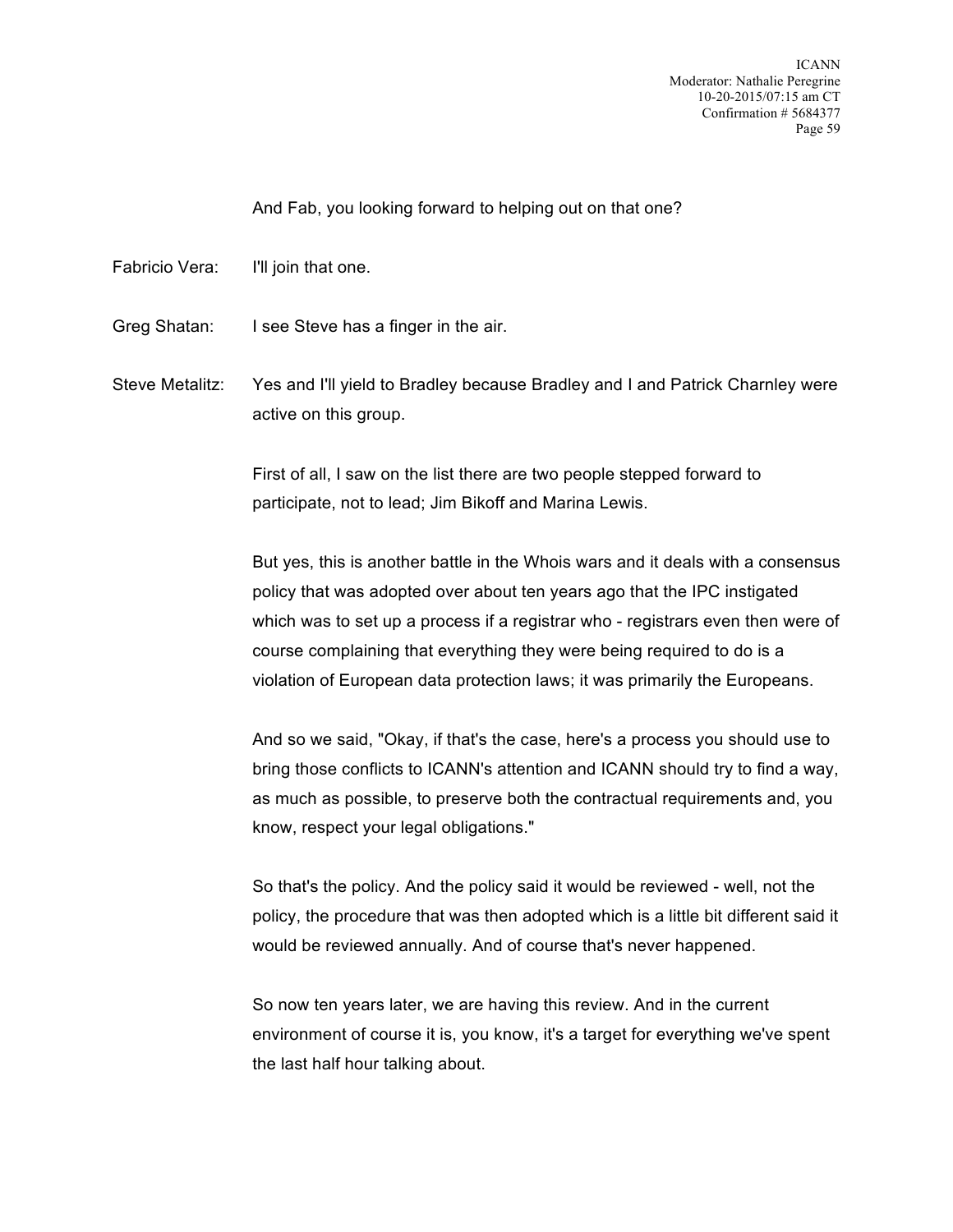And Fab, you looking forward to helping out on that one?

Fabricio Vera: I'll join that one.

Greg Shatan: I see Steve has a finger in the air.

Steve Metalitz: Yes and I'll yield to Bradley because Bradley and I and Patrick Charnley were active on this group.

First of all, I saw on the list there are two people stepped forward to participate, not to lead; Jim Bikoff and Marina Lewis.

But yes, this is another battle in the Whois wars and it deals with a consensus policy that was adopted over about ten years ago that the IPC instigated which was to set up a process if a registrar who - registrars even then were of course complaining that everything they were being required to do is a violation of European data protection laws; it was primarily the Europeans.

And so we said, "Okay, if that's the case, here's a process you should use to bring those conflicts to ICANN's attention and ICANN should try to find a way, as much as possible, to preserve both the contractual requirements and, you know, respect your legal obligations."

So that's the policy. And the policy said it would be reviewed - well, not the policy, the procedure that was then adopted which is a little bit different said it would be reviewed annually. And of course that's never happened.

So now ten years later, we are having this review. And in the current environment of course it is, you know, it's a target for everything we've spent the last half hour talking about.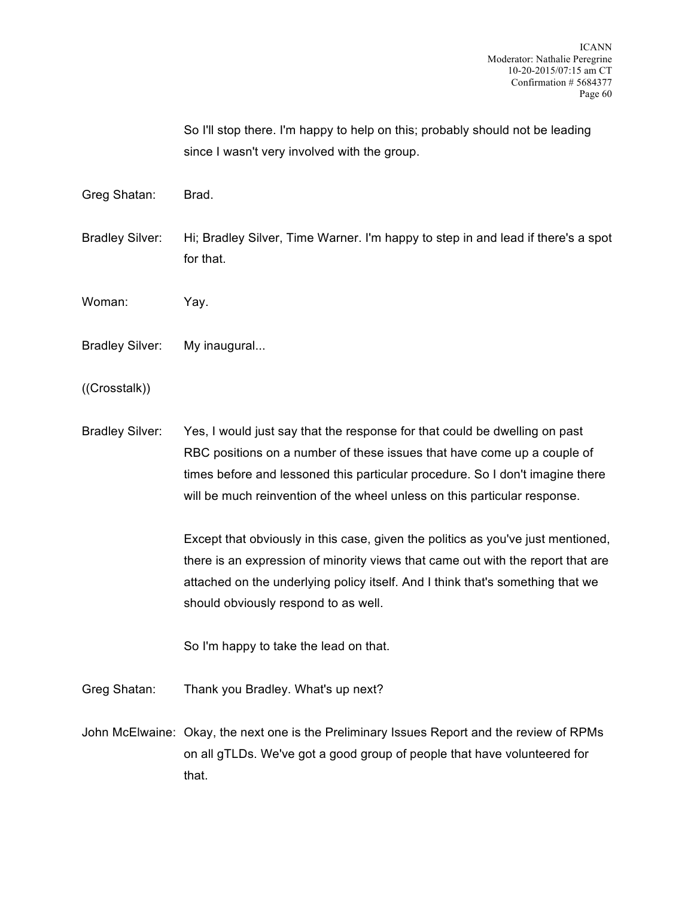So I'll stop there. I'm happy to help on this; probably should not be leading since I wasn't very involved with the group.

Greg Shatan: Brad.

Bradley Silver: Hi; Bradley Silver, Time Warner. I'm happy to step in and lead if there's a spot for that.

Woman: Yay.

Bradley Silver: My inaugural...

((Crosstalk))

Bradley Silver: Yes, I would just say that the response for that could be dwelling on past RBC positions on a number of these issues that have come up a couple of times before and lessoned this particular procedure. So I don't imagine there will be much reinvention of the wheel unless on this particular response.

Except that obviously in this case, given the politics as you've just mentioned, there is an expression of minority views that came out with the report that are attached on the underlying policy itself. And I think that's something that we should obviously respond to as well.

So I'm happy to take the lead on that.

Greg Shatan: Thank you Bradley. What's up next?

John McElwaine: Okay, the next one is the Preliminary Issues Report and the review of RPMs on all gTLDs. We've got a good group of people that have volunteered for that.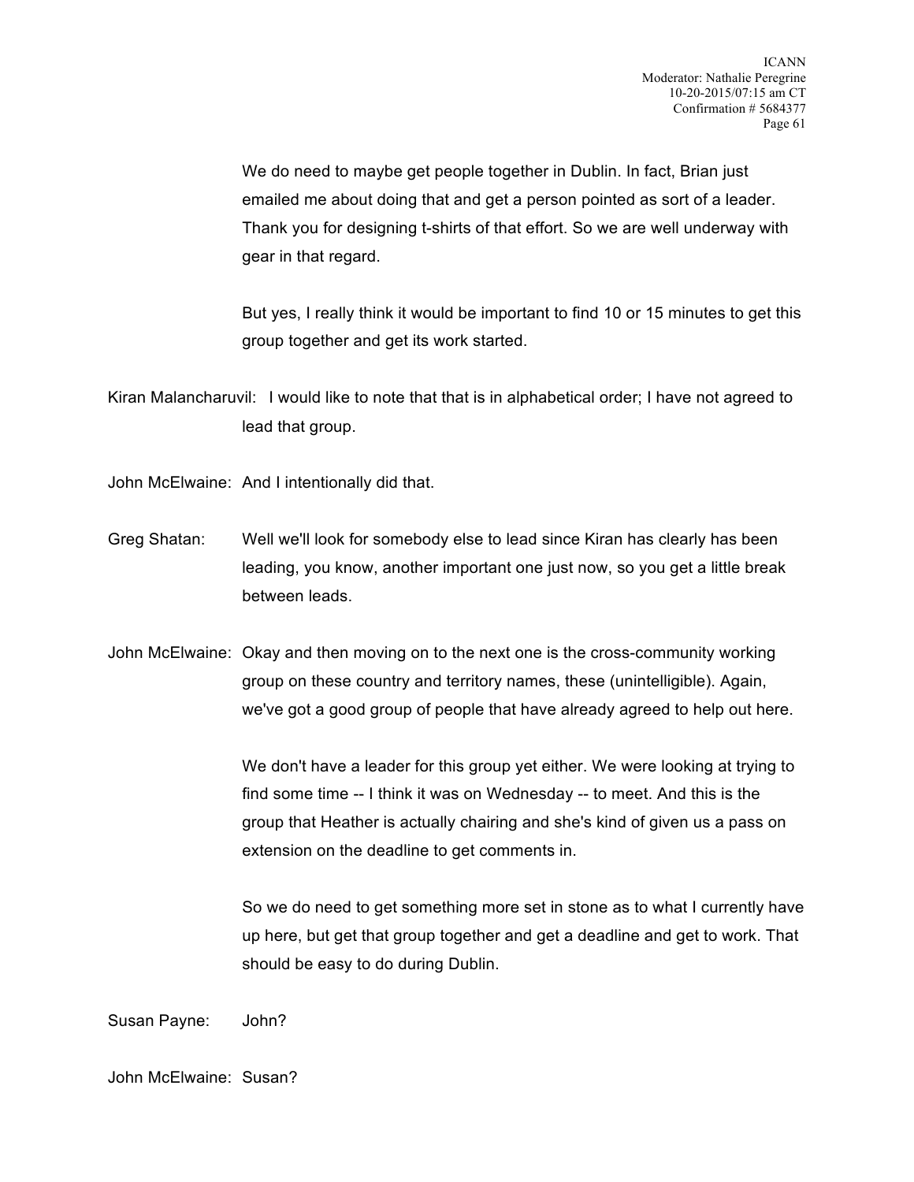We do need to maybe get people together in Dublin. In fact, Brian just emailed me about doing that and get a person pointed as sort of a leader. Thank you for designing t-shirts of that effort. So we are well underway with gear in that regard.

But yes, I really think it would be important to find 10 or 15 minutes to get this group together and get its work started.

Kiran Malancharuvil: I would like to note that that is in alphabetical order; I have not agreed to lead that group.

John McElwaine: And I intentionally did that.

Greg Shatan: Well we'll look for somebody else to lead since Kiran has clearly has been leading, you know, another important one just now, so you get a little break between leads.

John McElwaine: Okay and then moving on to the next one is the cross-community working group on these country and territory names, these (unintelligible). Again, we've got a good group of people that have already agreed to help out here.

We don't have a leader for this group yet either. We were looking at trying to find some time -- I think it was on Wednesday -- to meet. And this is the group that Heather is actually chairing and she's kind of given us a pass on extension on the deadline to get comments in.

So we do need to get something more set in stone as to what I currently have up here, but get that group together and get a deadline and get to work. That should be easy to do during Dublin.

Susan Payne: John?

John McElwaine: Susan?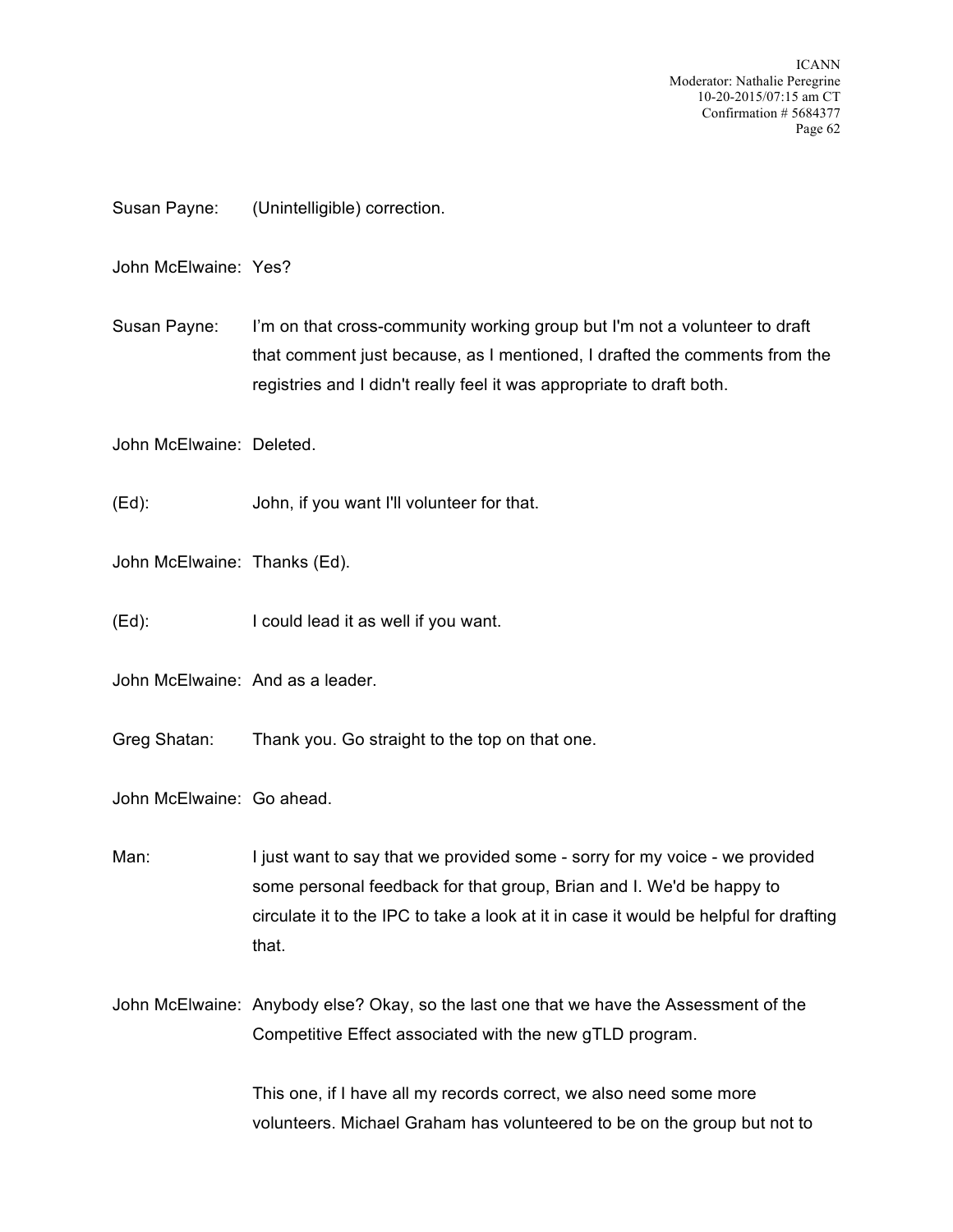Susan Payne: (Unintelligible) correction.

John McElwaine: Yes?

Susan Payne: I'm on that cross-community working group but I'm not a volunteer to draft that comment just because, as I mentioned, I drafted the comments from the registries and I didn't really feel it was appropriate to draft both.

John McElwaine: Deleted.

(Ed): John, if you want I'll volunteer for that.

John McElwaine: Thanks (Ed).

(Ed): I could lead it as well if you want.

John McElwaine: And as a leader.

Greg Shatan: Thank you. Go straight to the top on that one.

John McElwaine: Go ahead.

Man: I just want to say that we provided some - sorry for my voice - we provided some personal feedback for that group, Brian and I. We'd be happy to circulate it to the IPC to take a look at it in case it would be helpful for drafting that.

John McElwaine: Anybody else? Okay, so the last one that we have the Assessment of the Competitive Effect associated with the new gTLD program.

This one, if I have all my records correct, we also need some more volunteers. Michael Graham has volunteered to be on the group but not to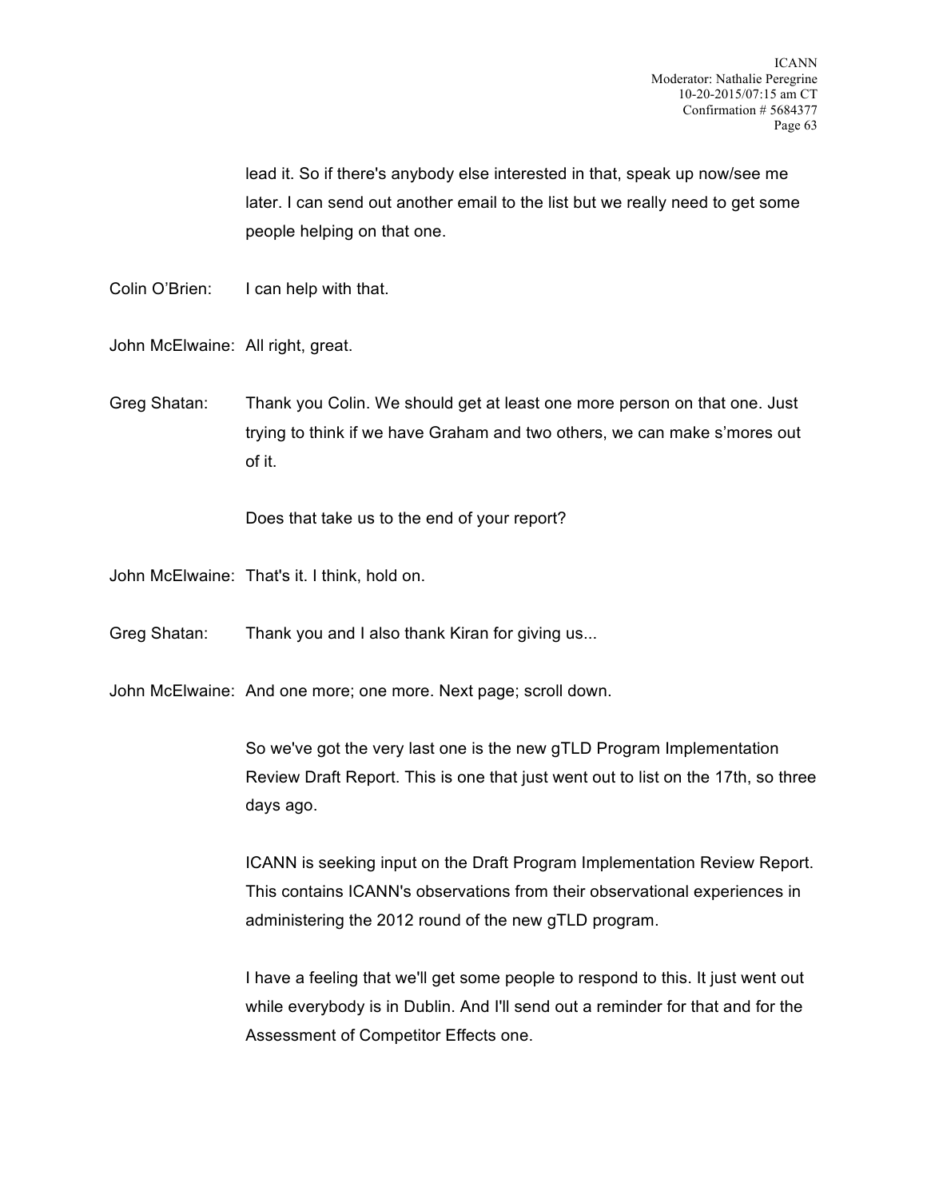lead it. So if there's anybody else interested in that, speak up now/see me later. I can send out another email to the list but we really need to get some people helping on that one.

Colin O'Brien: I can help with that.

John McElwaine: All right, great.

Greg Shatan: Thank you Colin. We should get at least one more person on that one. Just trying to think if we have Graham and two others, we can make s'mores out of it.

Does that take us to the end of your report?

John McElwaine: That's it. I think, hold on.

Greg Shatan: Thank you and I also thank Kiran for giving us...

John McElwaine: And one more; one more. Next page; scroll down.

So we've got the very last one is the new gTLD Program Implementation Review Draft Report. This is one that just went out to list on the 17th, so three days ago.

ICANN is seeking input on the Draft Program Implementation Review Report. This contains ICANN's observations from their observational experiences in administering the 2012 round of the new gTLD program.

I have a feeling that we'll get some people to respond to this. It just went out while everybody is in Dublin. And I'll send out a reminder for that and for the Assessment of Competitor Effects one.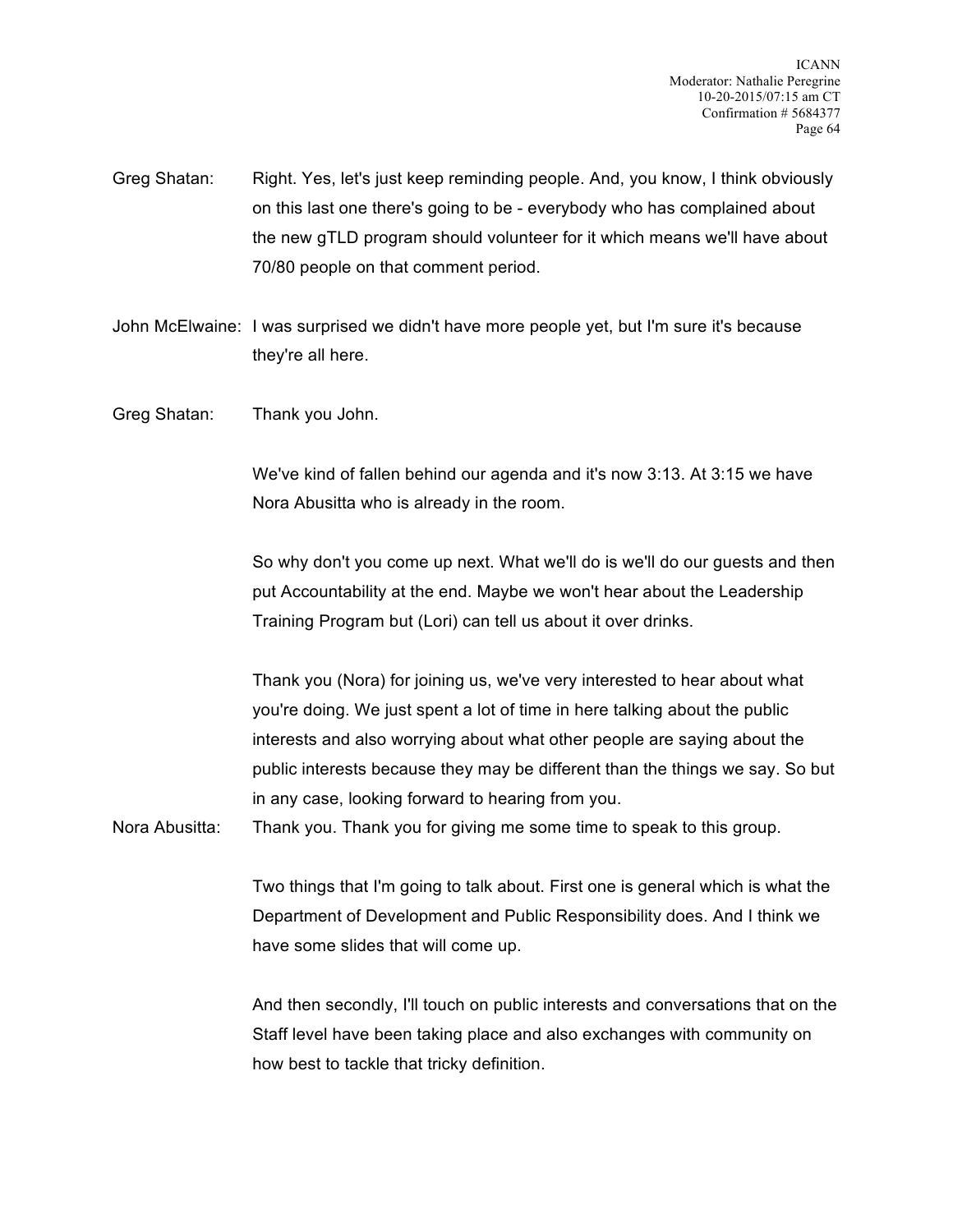Greg Shatan: Right. Yes, let's just keep reminding people. And, you know, I think obviously on this last one there's going to be - everybody who has complained about the new gTLD program should volunteer for it which means we'll have about 70/80 people on that comment period.

John McElwaine: I was surprised we didn't have more people yet, but I'm sure it's because they're all here.

Greg Shatan: Thank you John.

We've kind of fallen behind our agenda and it's now 3:13. At 3:15 we have Nora Abusitta who is already in the room.

So why don't you come up next. What we'll do is we'll do our guests and then put Accountability at the end. Maybe we won't hear about the Leadership Training Program but (Lori) can tell us about it over drinks.

Thank you (Nora) for joining us, we've very interested to hear about what you're doing. We just spent a lot of time in here talking about the public interests and also worrying about what other people are saying about the public interests because they may be different than the things we say. So but in any case, looking forward to hearing from you.

Nora Abusitta: Thank you. Thank you for giving me some time to speak to this group.

Two things that I'm going to talk about. First one is general which is what the Department of Development and Public Responsibility does. And I think we have some slides that will come up.

And then secondly, I'll touch on public interests and conversations that on the Staff level have been taking place and also exchanges with community on how best to tackle that tricky definition.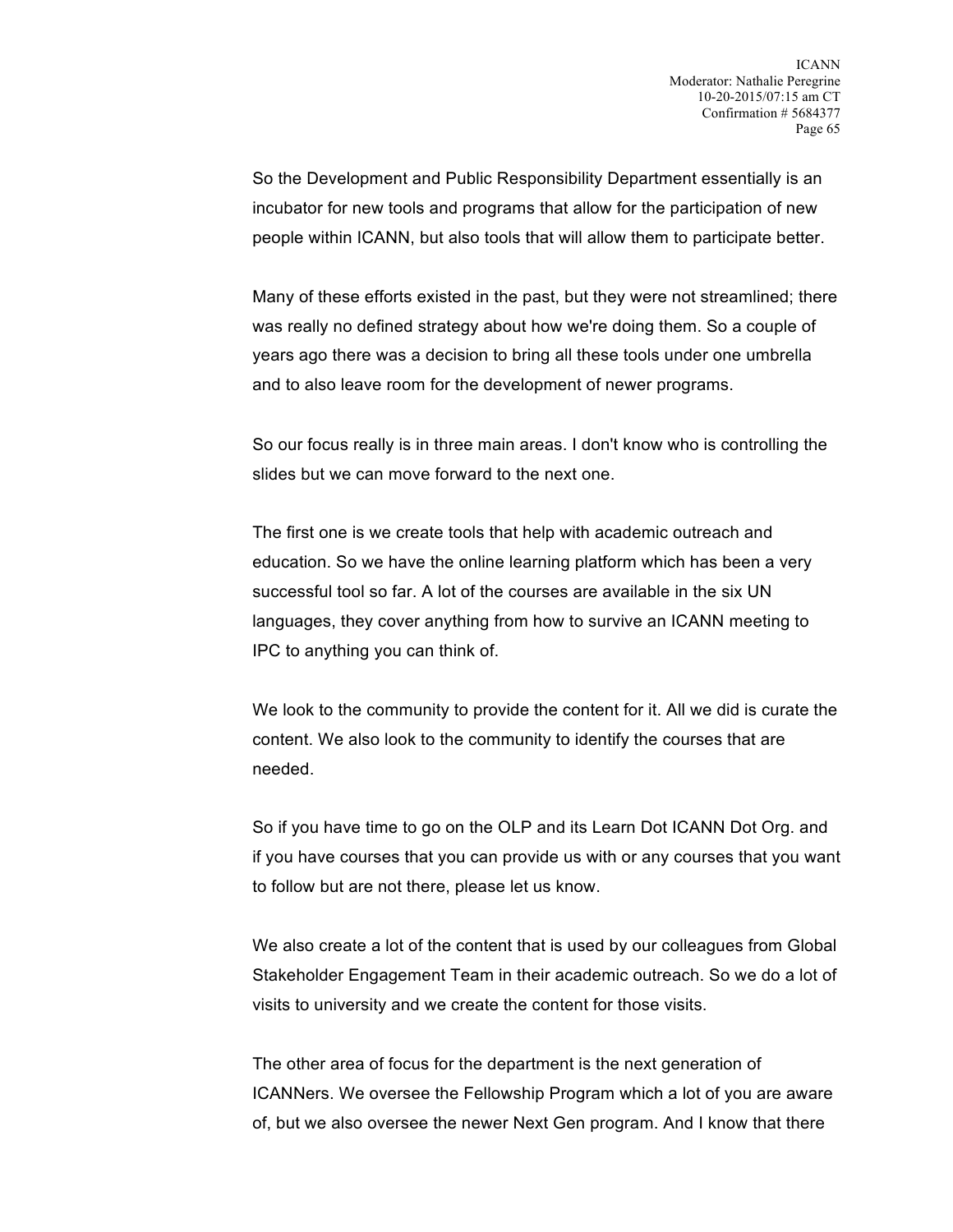So the Development and Public Responsibility Department essentially is an incubator for new tools and programs that allow for the participation of new people within ICANN, but also tools that will allow them to participate better.

Many of these efforts existed in the past, but they were not streamlined; there was really no defined strategy about how we're doing them. So a couple of years ago there was a decision to bring all these tools under one umbrella and to also leave room for the development of newer programs.

So our focus really is in three main areas. I don't know who is controlling the slides but we can move forward to the next one.

The first one is we create tools that help with academic outreach and education. So we have the online learning platform which has been a very successful tool so far. A lot of the courses are available in the six UN languages, they cover anything from how to survive an ICANN meeting to IPC to anything you can think of.

We look to the community to provide the content for it. All we did is curate the content. We also look to the community to identify the courses that are needed.

So if you have time to go on the OLP and its Learn Dot ICANN Dot Org. and if you have courses that you can provide us with or any courses that you want to follow but are not there, please let us know.

We also create a lot of the content that is used by our colleagues from Global Stakeholder Engagement Team in their academic outreach. So we do a lot of visits to university and we create the content for those visits.

The other area of focus for the department is the next generation of ICANNers. We oversee the Fellowship Program which a lot of you are aware of, but we also oversee the newer Next Gen program. And I know that there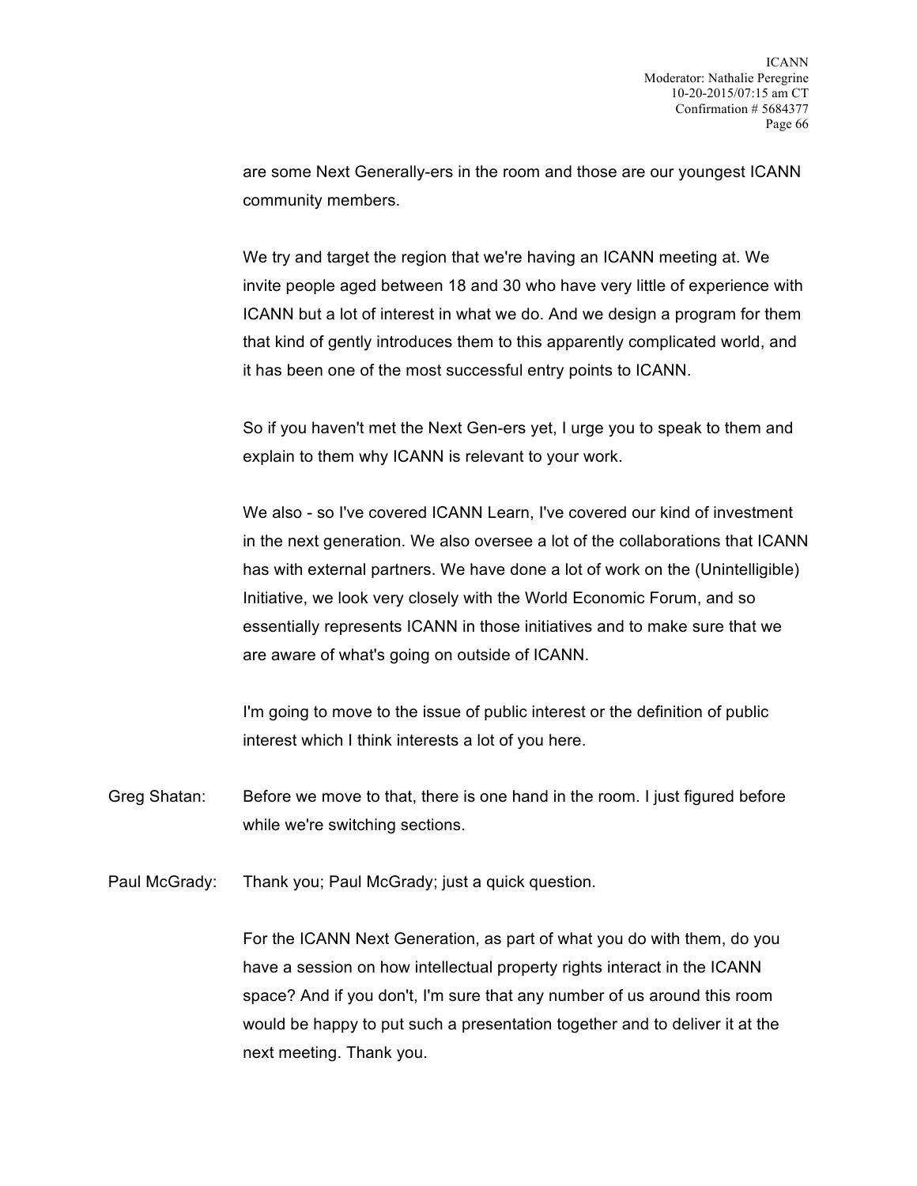are some Next Generally-ers in the room and those are our youngest ICANN community members.

We try and target the region that we're having an ICANN meeting at. We invite people aged between 18 and 30 who have very little of experience with ICANN but a lot of interest in what we do. And we design a program for them that kind of gently introduces them to this apparently complicated world, and it has been one of the most successful entry points to ICANN.

So if you haven't met the Next Gen-ers yet, I urge you to speak to them and explain to them why ICANN is relevant to your work.

We also - so I've covered ICANN Learn, I've covered our kind of investment in the next generation. We also oversee a lot of the collaborations that ICANN has with external partners. We have done a lot of work on the (Unintelligible) Initiative, we look very closely with the World Economic Forum, and so essentially represents ICANN in those initiatives and to make sure that we are aware of what's going on outside of ICANN.

I'm going to move to the issue of public interest or the definition of public interest which I think interests a lot of you here.

Greg Shatan: Before we move to that, there is one hand in the room. I just figured before while we're switching sections.

Paul McGrady: Thank you; Paul McGrady; just a quick question.

For the ICANN Next Generation, as part of what you do with them, do you have a session on how intellectual property rights interact in the ICANN space? And if you don't, I'm sure that any number of us around this room would be happy to put such a presentation together and to deliver it at the next meeting. Thank you.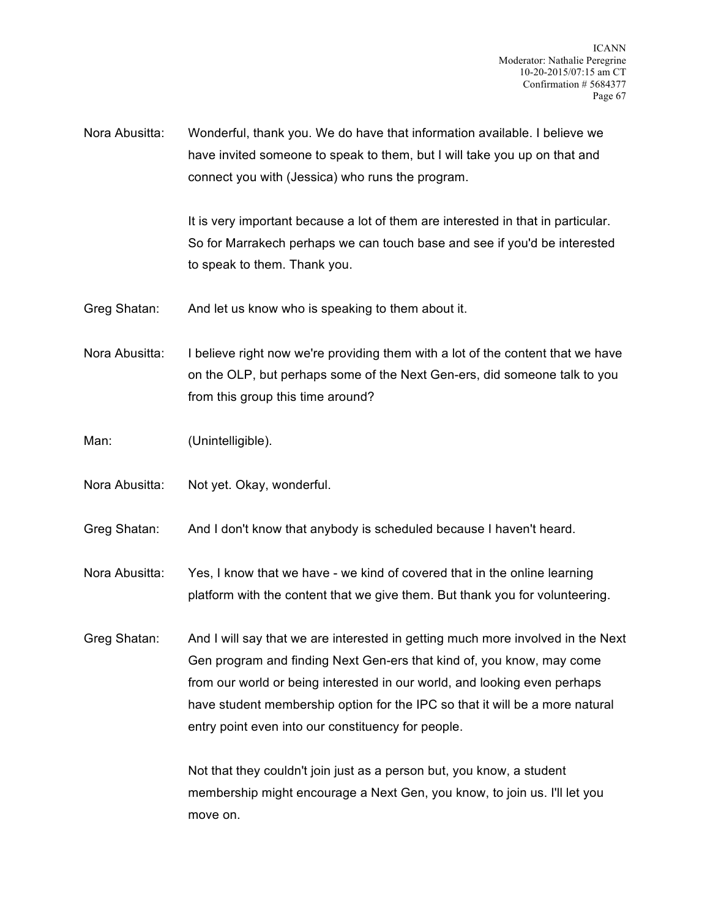Nora Abusitta: Wonderful, thank you. We do have that information available. I believe we have invited someone to speak to them, but I will take you up on that and connect you with (Jessica) who runs the program.

It is very important because a lot of them are interested in that in particular. So for Marrakech perhaps we can touch base and see if you'd be interested to speak to them. Thank you.

Greg Shatan: And let us know who is speaking to them about it.

Nora Abusitta: I believe right now we're providing them with a lot of the content that we have on the OLP, but perhaps some of the Next Gen-ers, did someone talk to you from this group this time around?

Man: (Unintelligible).

Nora Abusitta: Not yet. Okay, wonderful.

Greg Shatan: And I don't know that anybody is scheduled because I haven't heard.

Nora Abusitta: Yes, I know that we have - we kind of covered that in the online learning platform with the content that we give them. But thank you for volunteering.

Greg Shatan: And I will say that we are interested in getting much more involved in the Next Gen program and finding Next Gen-ers that kind of, you know, may come from our world or being interested in our world, and looking even perhaps have student membership option for the IPC so that it will be a more natural entry point even into our constituency for people.

Not that they couldn't join just as a person but, you know, a student membership might encourage a Next Gen, you know, to join us. I'll let you move on.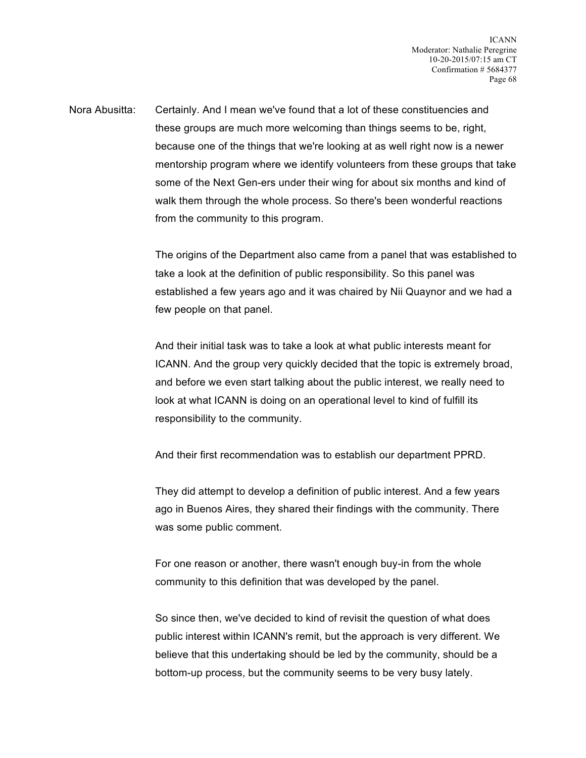Nora Abusitta: Certainly. And I mean we've found that a lot of these constituencies and these groups are much more welcoming than things seems to be, right, because one of the things that we're looking at as well right now is a newer mentorship program where we identify volunteers from these groups that take some of the Next Gen-ers under their wing for about six months and kind of walk them through the whole process. So there's been wonderful reactions from the community to this program.

The origins of the Department also came from a panel that was established to take a look at the definition of public responsibility. So this panel was established a few years ago and it was chaired by Nii Quaynor and we had a few people on that panel.

And their initial task was to take a look at what public interests meant for ICANN. And the group very quickly decided that the topic is extremely broad, and before we even start talking about the public interest, we really need to look at what ICANN is doing on an operational level to kind of fulfill its responsibility to the community.

And their first recommendation was to establish our department PPRD.

They did attempt to develop a definition of public interest. And a few years ago in Buenos Aires, they shared their findings with the community. There was some public comment.

For one reason or another, there wasn't enough buy-in from the whole community to this definition that was developed by the panel.

So since then, we've decided to kind of revisit the question of what does public interest within ICANN's remit, but the approach is very different. We believe that this undertaking should be led by the community, should be a bottom-up process, but the community seems to be very busy lately.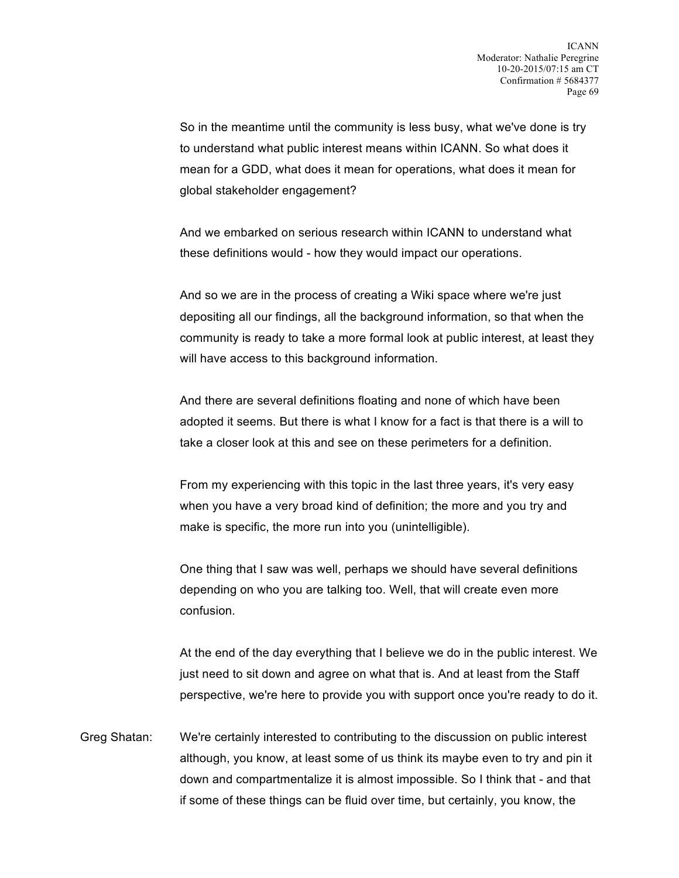So in the meantime until the community is less busy, what we've done is try to understand what public interest means within ICANN. So what does it mean for a GDD, what does it mean for operations, what does it mean for global stakeholder engagement?

And we embarked on serious research within ICANN to understand what these definitions would - how they would impact our operations.

And so we are in the process of creating a Wiki space where we're just depositing all our findings, all the background information, so that when the community is ready to take a more formal look at public interest, at least they will have access to this background information.

And there are several definitions floating and none of which have been adopted it seems. But there is what I know for a fact is that there is a will to take a closer look at this and see on these perimeters for a definition.

From my experiencing with this topic in the last three years, it's very easy when you have a very broad kind of definition; the more and you try and make is specific, the more run into you (unintelligible).

One thing that I saw was well, perhaps we should have several definitions depending on who you are talking too. Well, that will create even more confusion.

At the end of the day everything that I believe we do in the public interest. We just need to sit down and agree on what that is. And at least from the Staff perspective, we're here to provide you with support once you're ready to do it.

Greg Shatan: We're certainly interested to contributing to the discussion on public interest although, you know, at least some of us think its maybe even to try and pin it down and compartmentalize it is almost impossible. So I think that - and that if some of these things can be fluid over time, but certainly, you know, the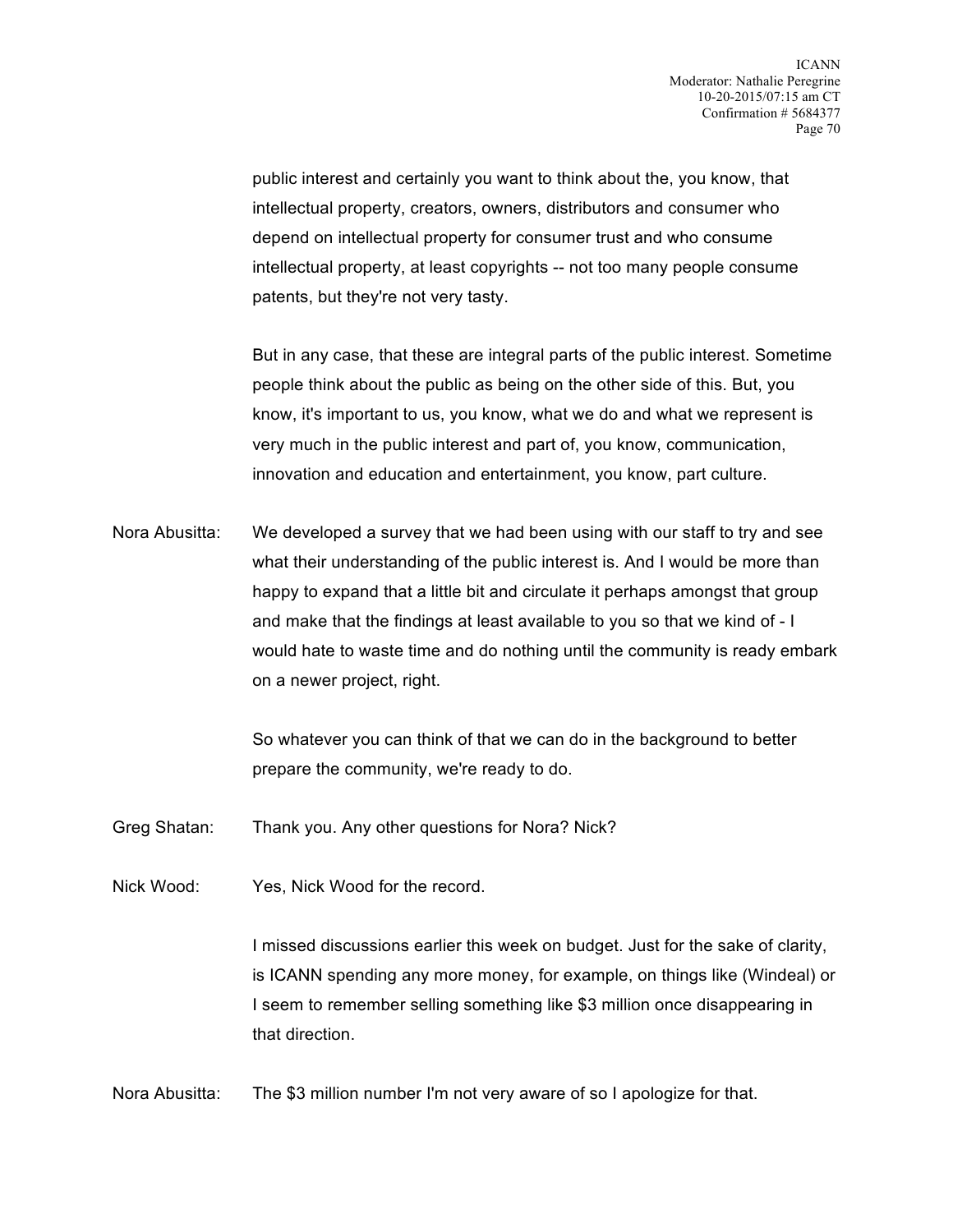public interest and certainly you want to think about the, you know, that intellectual property, creators, owners, distributors and consumer who depend on intellectual property for consumer trust and who consume intellectual property, at least copyrights -- not too many people consume patents, but they're not very tasty.

But in any case, that these are integral parts of the public interest. Sometime people think about the public as being on the other side of this. But, you know, it's important to us, you know, what we do and what we represent is very much in the public interest and part of, you know, communication, innovation and education and entertainment, you know, part culture.

Nora Abusitta: We developed a survey that we had been using with our staff to try and see what their understanding of the public interest is. And I would be more than happy to expand that a little bit and circulate it perhaps amongst that group and make that the findings at least available to you so that we kind of - I would hate to waste time and do nothing until the community is ready embark on a newer project, right.

So whatever you can think of that we can do in the background to better prepare the community, we're ready to do.

Greg Shatan: Thank you. Any other questions for Nora? Nick?

Nick Wood: Yes, Nick Wood for the record.

I missed discussions earlier this week on budget. Just for the sake of clarity, is ICANN spending any more money, for example, on things like (Windeal) or I seem to remember selling something like $3 million once disappearing in that direction.

Nora Abusitta: The $3 million number I'm not very aware of so I apologize for that.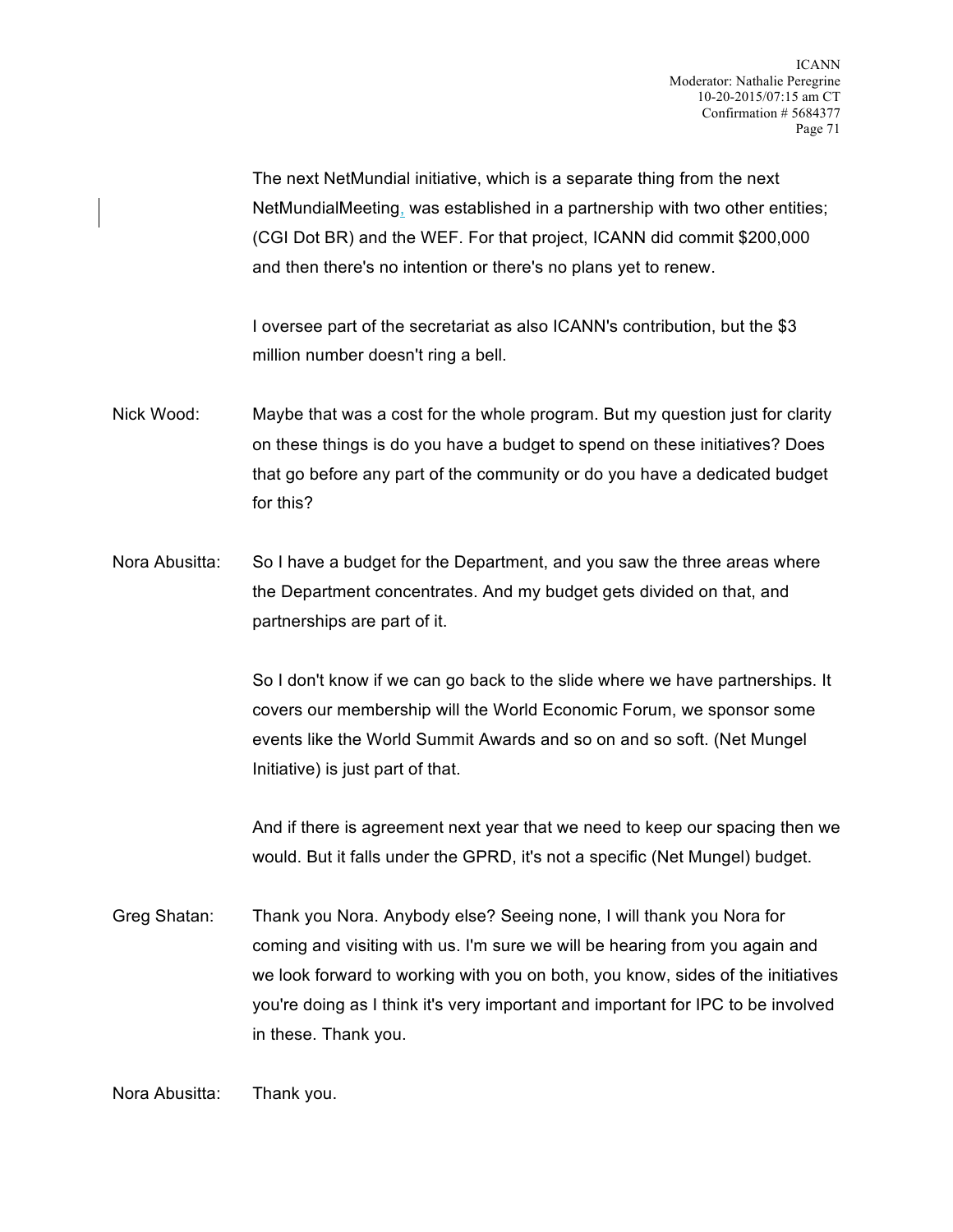The next NetMundial initiative, which is a separate thing from the next NetMundialMeeting, was established in a partnership with two other entities; (CGI Dot BR) and the WEF. For that project, ICANN did commit $200,000 and then there's no intention or there's no plans yet to renew.

I oversee part of the secretariat as also ICANN's contribution, but the $3 million number doesn't ring a bell.

Nick Wood: Maybe that was a cost for the whole program. But my question just for clarity on these things is do you have a budget to spend on these initiatives? Does that go before any part of the community or do you have a dedicated budget for this?

Nora Abusitta: So I have a budget for the Department, and you saw the three areas where the Department concentrates. And my budget gets divided on that, and partnerships are part of it.

So I don't know if we can go back to the slide where we have partnerships. It covers our membership will the World Economic Forum, we sponsor some events like the World Summit Awards and so on and so soft. (Net Mungel Initiative) is just part of that.

And if there is agreement next year that we need to keep our spacing then we would. But it falls under the GPRD, it's not a specific (Net Mungel) budget.

Greg Shatan: Thank you Nora. Anybody else? Seeing none, I will thank you Nora for coming and visiting with us. I'm sure we will be hearing from you again and we look forward to working with you on both, you know, sides of the initiatives you're doing as I think it's very important and important for IPC to be involved in these. Thank you.

Nora Abusitta: Thank you.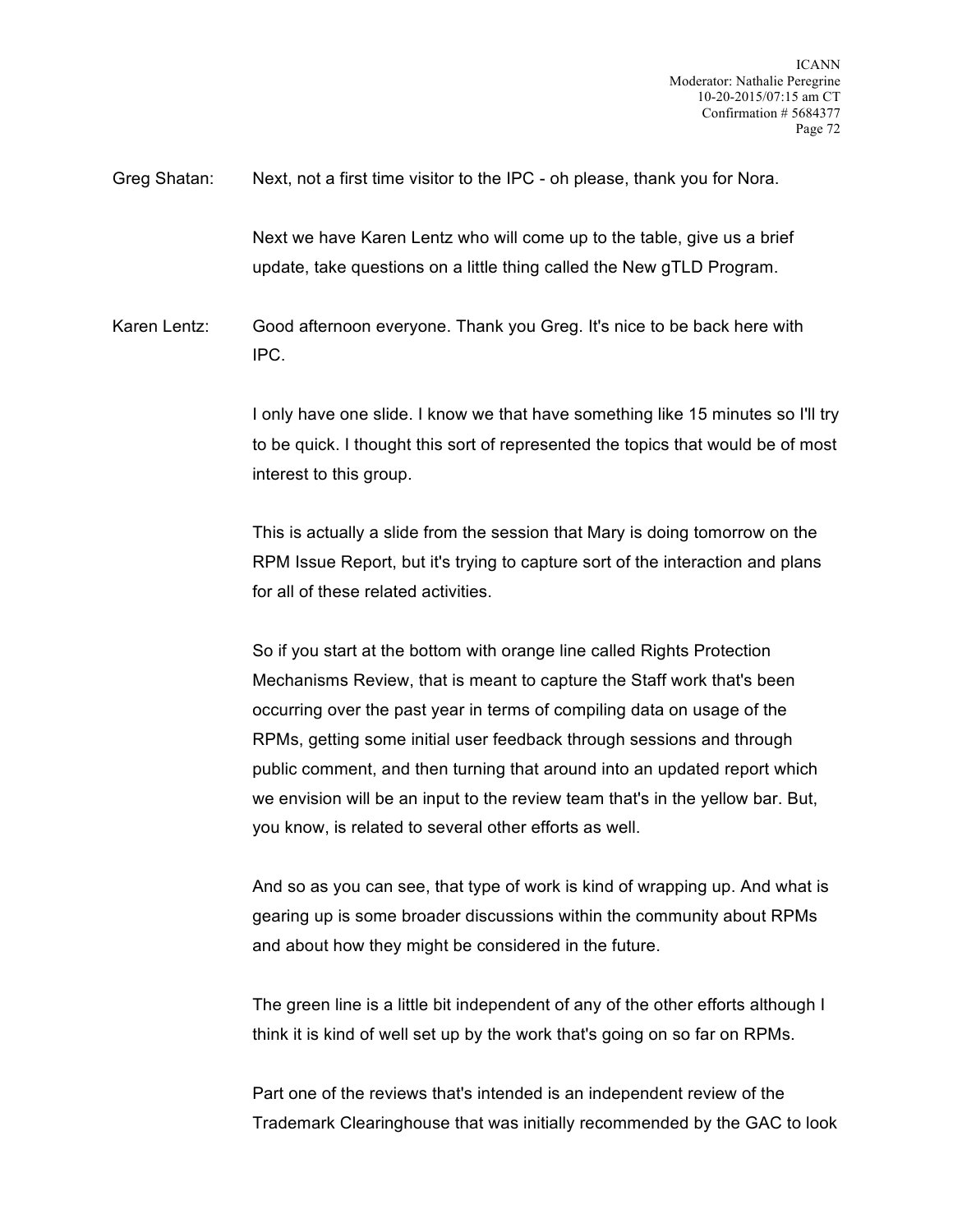Greg Shatan: Next, not a first time visitor to the IPC - oh please, thank you for Nora.

Next we have Karen Lentz who will come up to the table, give us a brief update, take questions on a little thing called the New gTLD Program.

Karen Lentz: Good afternoon everyone. Thank you Greg. It's nice to be back here with IPC.

I only have one slide. I know we that have something like 15 minutes so I'll try to be quick. I thought this sort of represented the topics that would be of most interest to this group.

This is actually a slide from the session that Mary is doing tomorrow on the RPM Issue Report, but it's trying to capture sort of the interaction and plans for all of these related activities.

So if you start at the bottom with orange line called Rights Protection Mechanisms Review, that is meant to capture the Staff work that's been occurring over the past year in terms of compiling data on usage of the RPMs, getting some initial user feedback through sessions and through public comment, and then turning that around into an updated report which we envision will be an input to the review team that's in the yellow bar. But, you know, is related to several other efforts as well.

And so as you can see, that type of work is kind of wrapping up. And what is gearing up is some broader discussions within the community about RPMs and about how they might be considered in the future.

The green line is a little bit independent of any of the other efforts although I think it is kind of well set up by the work that's going on so far on RPMs.

Part one of the reviews that's intended is an independent review of the Trademark Clearinghouse that was initially recommended by the GAC to look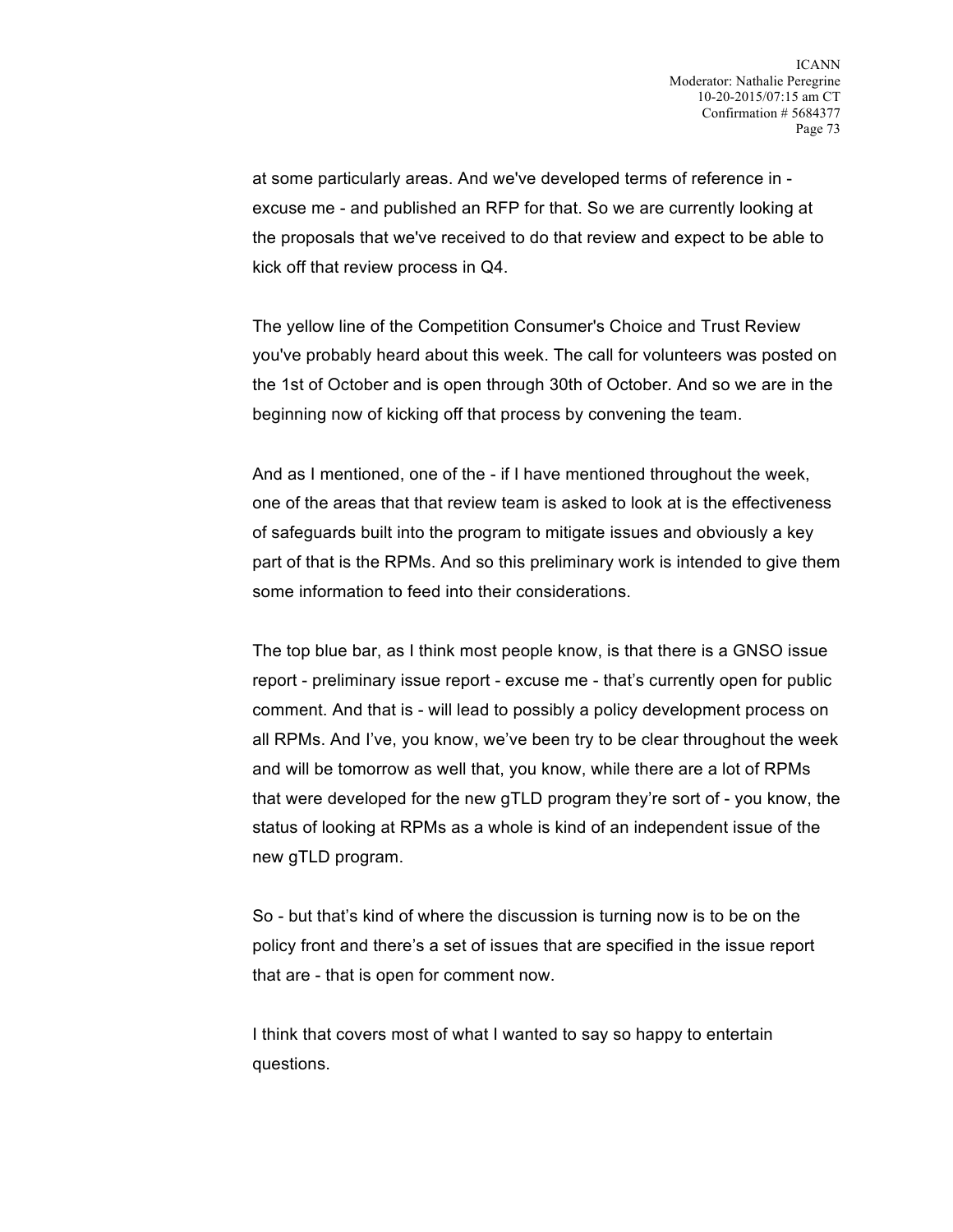at some particularly areas. And we've developed terms of reference in - excuse me - and published an RFP for that. So we are currently looking at the proposals that we've received to do that review and expect to be able to kick off that review process in Q4.

The yellow line of the Competition Consumer's Choice and Trust Review you've probably heard about this week. The call for volunteers was posted on the 1st of October and is open through 30th of October. And so we are in the beginning now of kicking off that process by convening the team.

And as I mentioned, one of the - if I have mentioned throughout the week, one of the areas that that review team is asked to look at is the effectiveness of safeguards built into the program to mitigate issues and obviously a key part of that is the RPMs. And so this preliminary work is intended to give them some information to feed into their considerations.

The top blue bar, as I think most people know, is that there is a GNSO issue report - preliminary issue report - excuse me - that's currently open for public comment. And that is - will lead to possibly a policy development process on all RPMs. And I've, you know, we've been try to be clear throughout the week and will be tomorrow as well that, you know, while there are a lot of RPMs that were developed for the new gTLD program they're sort of - you know, the status of looking at RPMs as a whole is kind of an independent issue of the new gTLD program.

So - but that's kind of where the discussion is turning now is to be on the policy front and there's a set of issues that are specified in the issue report that are - that is open for comment now.

I think that covers most of what I wanted to say so happy to entertain questions.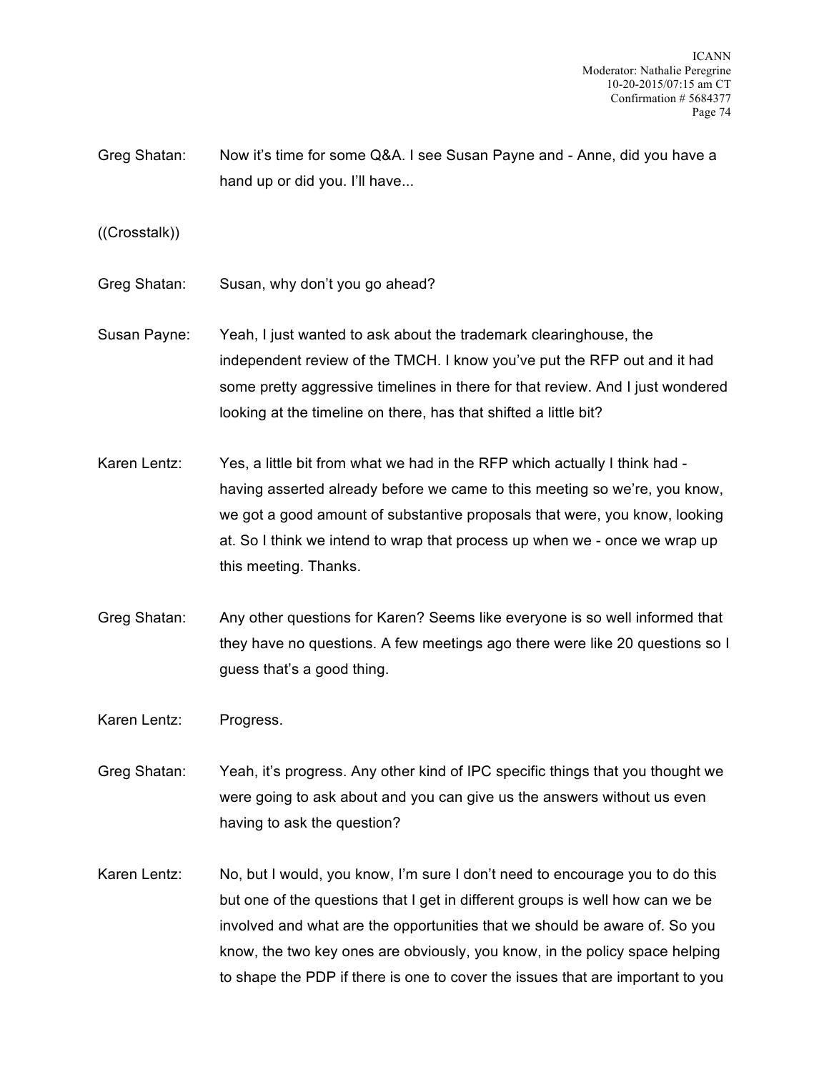Greg Shatan: Now it's time for some Q&A. I see Susan Payne and - Anne, did you have a hand up or did you. I'll have...

((Crosstalk))

Greg Shatan: Susan, why don't you go ahead?

Susan Payne: Yeah, I just wanted to ask about the trademark clearinghouse, the independent review of the TMCH. I know you've put the RFP out and it had some pretty aggressive timelines in there for that review. And I just wondered looking at the timeline on there, has that shifted a little bit?

Karen Lentz: Yes, a little bit from what we had in the RFP which actually I think had - having asserted already before we came to this meeting so we're, you know, we got a good amount of substantive proposals that were, you know, looking at. So I think we intend to wrap that process up when we - once we wrap up this meeting. Thanks.

Greg Shatan: Any other questions for Karen? Seems like everyone is so well informed that they have no questions. A few meetings ago there were like 20 questions so I guess that's a good thing.

Karen Lentz: Progress.

Greg Shatan: Yeah, it's progress. Any other kind of IPC specific things that you thought we were going to ask about and you can give us the answers without us even having to ask the question?

Karen Lentz: No, but I would, you know, I'm sure I don't need to encourage you to do this but one of the questions that I get in different groups is well how can we be involved and what are the opportunities that we should be aware of. So you know, the two key ones are obviously, you know, in the policy space helping to shape the PDP if there is one to cover the issues that are important to you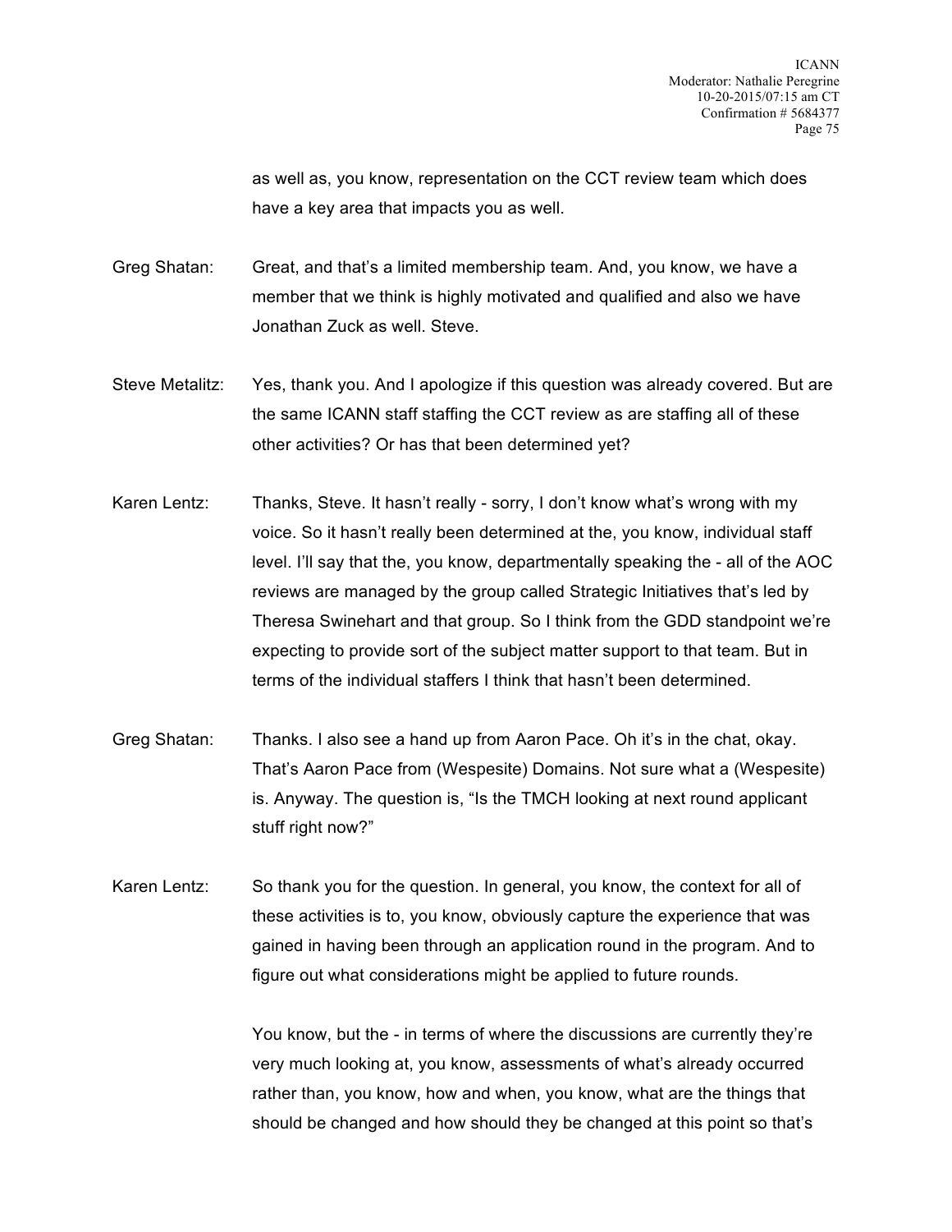as well as, you know, representation on the CCT review team which does have a key area that impacts you as well.

Greg Shatan: Great, and that's a limited membership team. And, you know, we have a member that we think is highly motivated and qualified and also we have Jonathan Zuck as well. Steve.

Steve Metalitz: Yes, thank you. And I apologize if this question was already covered. But are the same ICANN staff staffing the CCT review as are staffing all of these other activities? Or has that been determined yet?

Karen Lentz: Thanks, Steve. It hasn't really - sorry, I don't know what's wrong with my voice. So it hasn't really been determined at the, you know, individual staff level. I'll say that the, you know, departmentally speaking the - all of the AOC reviews are managed by the group called Strategic Initiatives that's led by Theresa Swinehart and that group. So I think from the GDD standpoint we're expecting to provide sort of the subject matter support to that team. But in terms of the individual staffers I think that hasn't been determined.

Greg Shatan: Thanks. I also see a hand up from Aaron Pace. Oh it's in the chat, okay. That's Aaron Pace from (Wespesite) Domains. Not sure what a (Wespesite) is. Anyway. The question is, "Is the TMCH looking at next round applicant stuff right now?"

Karen Lentz: So thank you for the question. In general, you know, the context for all of these activities is to, you know, obviously capture the experience that was gained in having been through an application round in the program. And to figure out what considerations might be applied to future rounds.

You know, but the - in terms of where the discussions are currently they're very much looking at, you know, assessments of what's already occurred rather than, you know, how and when, you know, what are the things that should be changed and how should they be changed at this point so that's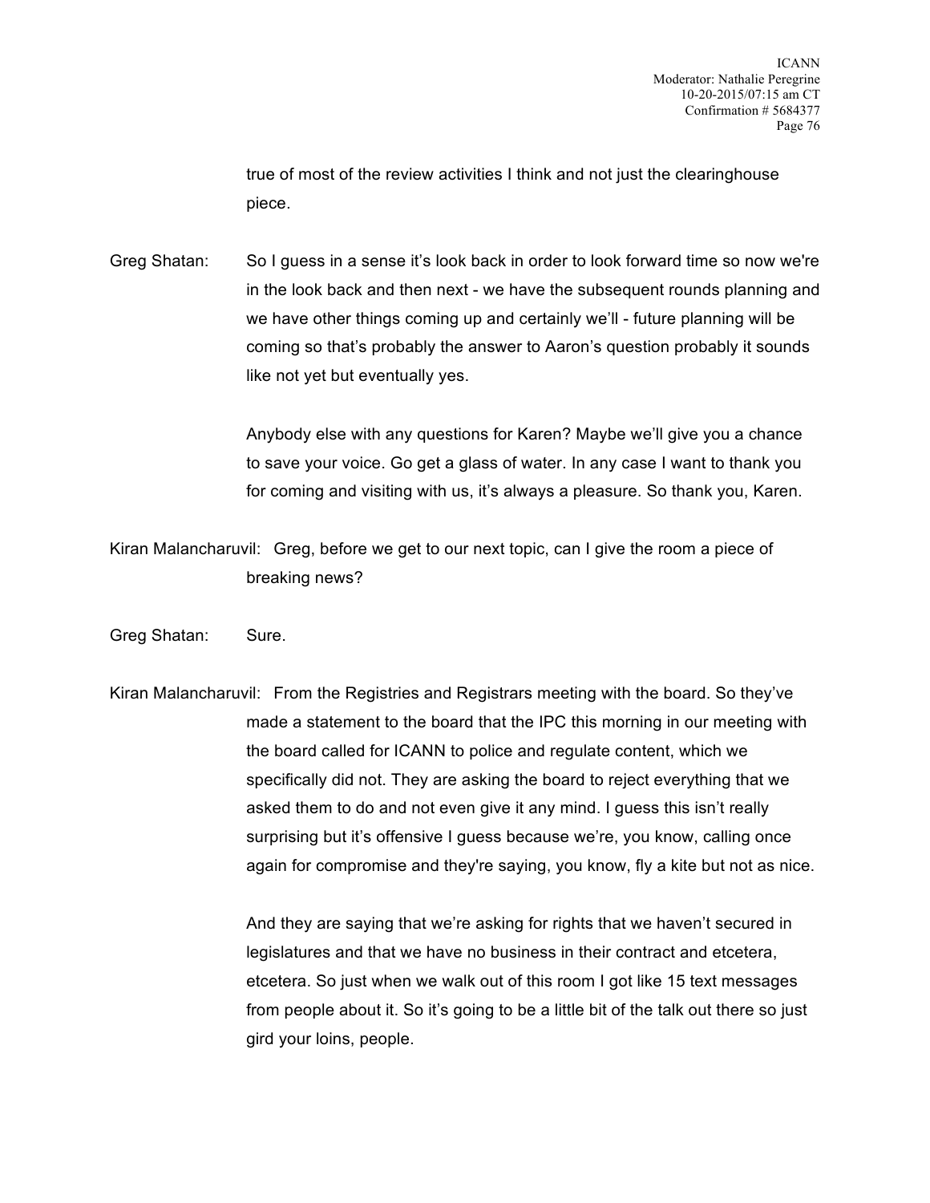true of most of the review activities I think and not just the clearinghouse piece.

Greg Shatan: So I guess in a sense it's look back in order to look forward time so now we're in the look back and then next - we have the subsequent rounds planning and we have other things coming up and certainly we'll - future planning will be coming so that's probably the answer to Aaron's question probably it sounds like not yet but eventually yes.

Anybody else with any questions for Karen? Maybe we'll give you a chance to save your voice. Go get a glass of water. In any case I want to thank you for coming and visiting with us, it's always a pleasure. So thank you, Karen.

Kiran Malancharuvil: Greg, before we get to our next topic, can I give the room a piece of breaking news?

Greg Shatan: Sure.

Kiran Malancharuvil: From the Registries and Registrars meeting with the board. So they've made a statement to the board that the IPC this morning in our meeting with the board called for ICANN to police and regulate content, which we specifically did not. They are asking the board to reject everything that we asked them to do and not even give it any mind. I guess this isn't really surprising but it's offensive I guess because we're, you know, calling once again for compromise and they're saying, you know, fly a kite but not as nice.

And they are saying that we're asking for rights that we haven't secured in legislatures and that we have no business in their contract and etcetera, etcetera. So just when we walk out of this room I got like 15 text messages from people about it. So it's going to be a little bit of the talk out there so just gird your loins, people.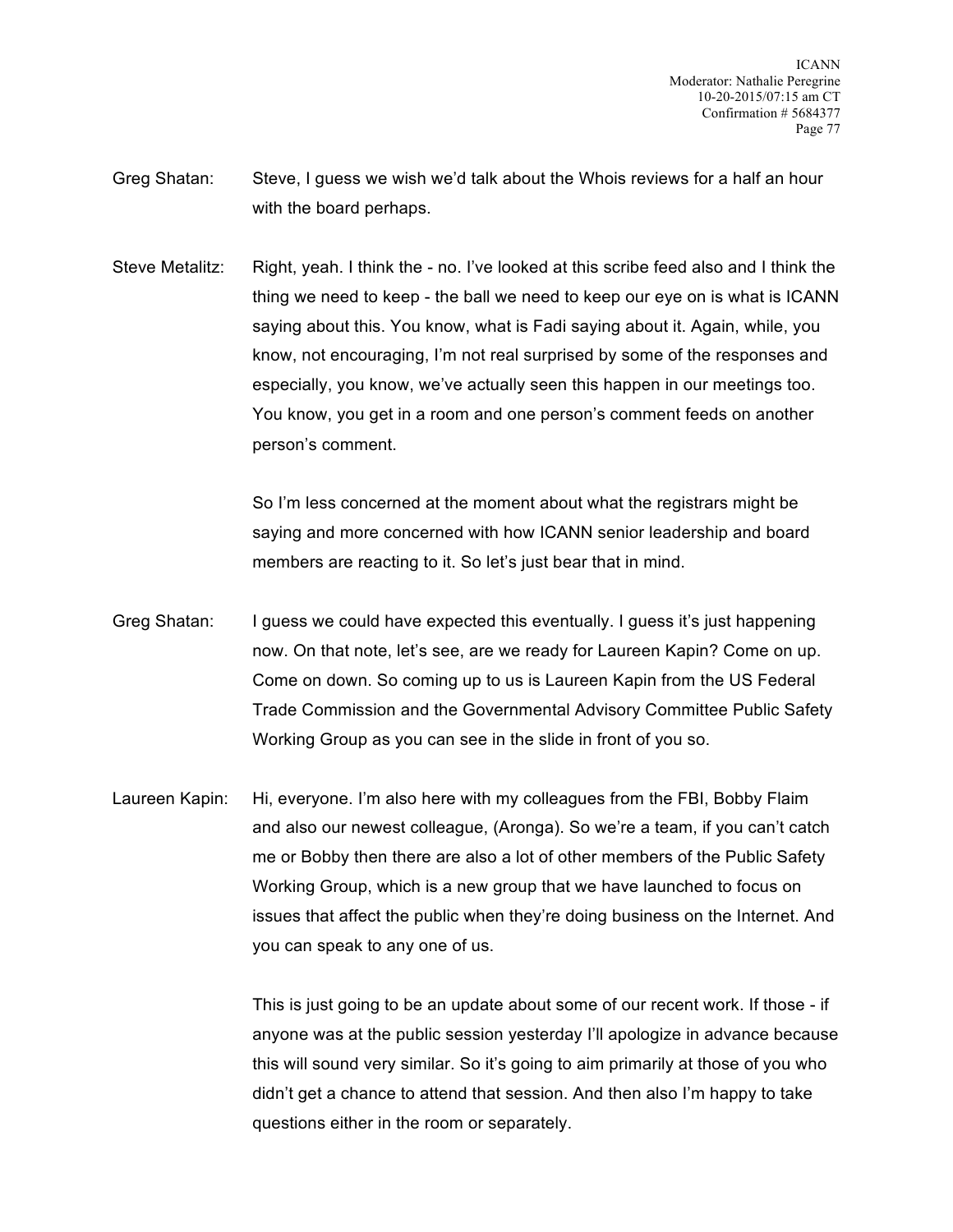Greg Shatan: Steve, I guess we wish we'd talk about the Whois reviews for a half an hour with the board perhaps.

Steve Metalitz: Right, yeah. I think the - no. I've looked at this scribe feed also and I think the thing we need to keep - the ball we need to keep our eye on is what is ICANN saying about this. You know, what is Fadi saying about it. Again, while, you know, not encouraging, I'm not real surprised by some of the responses and especially, you know, we've actually seen this happen in our meetings too. You know, you get in a room and one person's comment feeds on another person's comment.

So I'm less concerned at the moment about what the registrars might be saying and more concerned with how ICANN senior leadership and board members are reacting to it. So let's just bear that in mind.

Greg Shatan: I guess we could have expected this eventually. I guess it's just happening now. On that note, let's see, are we ready for Laureen Kapin? Come on up. Come on down. So coming up to us is Laureen Kapin from the US Federal Trade Commission and the Governmental Advisory Committee Public Safety Working Group as you can see in the slide in front of you so.

Laureen Kapin: Hi, everyone. I'm also here with my colleagues from the FBI, Bobby Flaim and also our newest colleague, (Aronga). So we're a team, if you can't catch me or Bobby then there are also a lot of other members of the Public Safety Working Group, which is a new group that we have launched to focus on issues that affect the public when they're doing business on the Internet. And you can speak to any one of us.

This is just going to be an update about some of our recent work. If those - if anyone was at the public session yesterday I'll apologize in advance because this will sound very similar. So it's going to aim primarily at those of you who didn't get a chance to attend that session. And then also I'm happy to take questions either in the room or separately.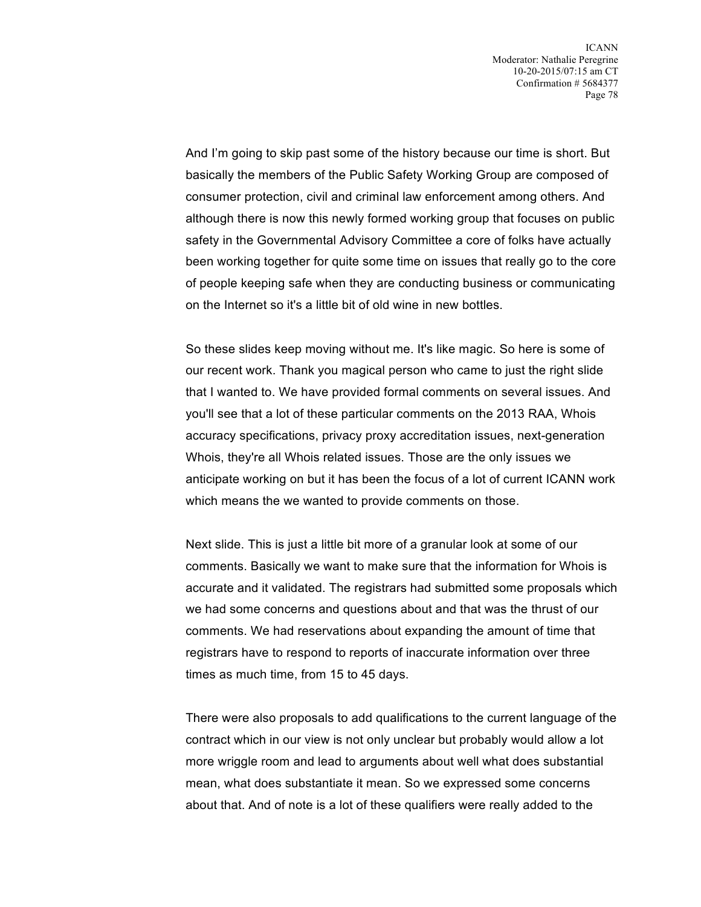And I'm going to skip past some of the history because our time is short. But basically the members of the Public Safety Working Group are composed of consumer protection, civil and criminal law enforcement among others. And although there is now this newly formed working group that focuses on public safety in the Governmental Advisory Committee a core of folks have actually been working together for quite some time on issues that really go to the core of people keeping safe when they are conducting business or communicating on the Internet so it's a little bit of old wine in new bottles.

So these slides keep moving without me. It's like magic. So here is some of our recent work. Thank you magical person who came to just the right slide that I wanted to. We have provided formal comments on several issues. And you'll see that a lot of these particular comments on the 2013 RAA, Whois accuracy specifications, privacy proxy accreditation issues, next-generation Whois, they're all Whois related issues. Those are the only issues we anticipate working on but it has been the focus of a lot of current ICANN work which means the we wanted to provide comments on those.

Next slide. This is just a little bit more of a granular look at some of our comments. Basically we want to make sure that the information for Whois is accurate and it validated. The registrars had submitted some proposals which we had some concerns and questions about and that was the thrust of our comments. We had reservations about expanding the amount of time that registrars have to respond to reports of inaccurate information over three times as much time, from 15 to 45 days.

There were also proposals to add qualifications to the current language of the contract which in our view is not only unclear but probably would allow a lot more wriggle room and lead to arguments about well what does substantial mean, what does substantiate it mean. So we expressed some concerns about that. And of note is a lot of these qualifiers were really added to the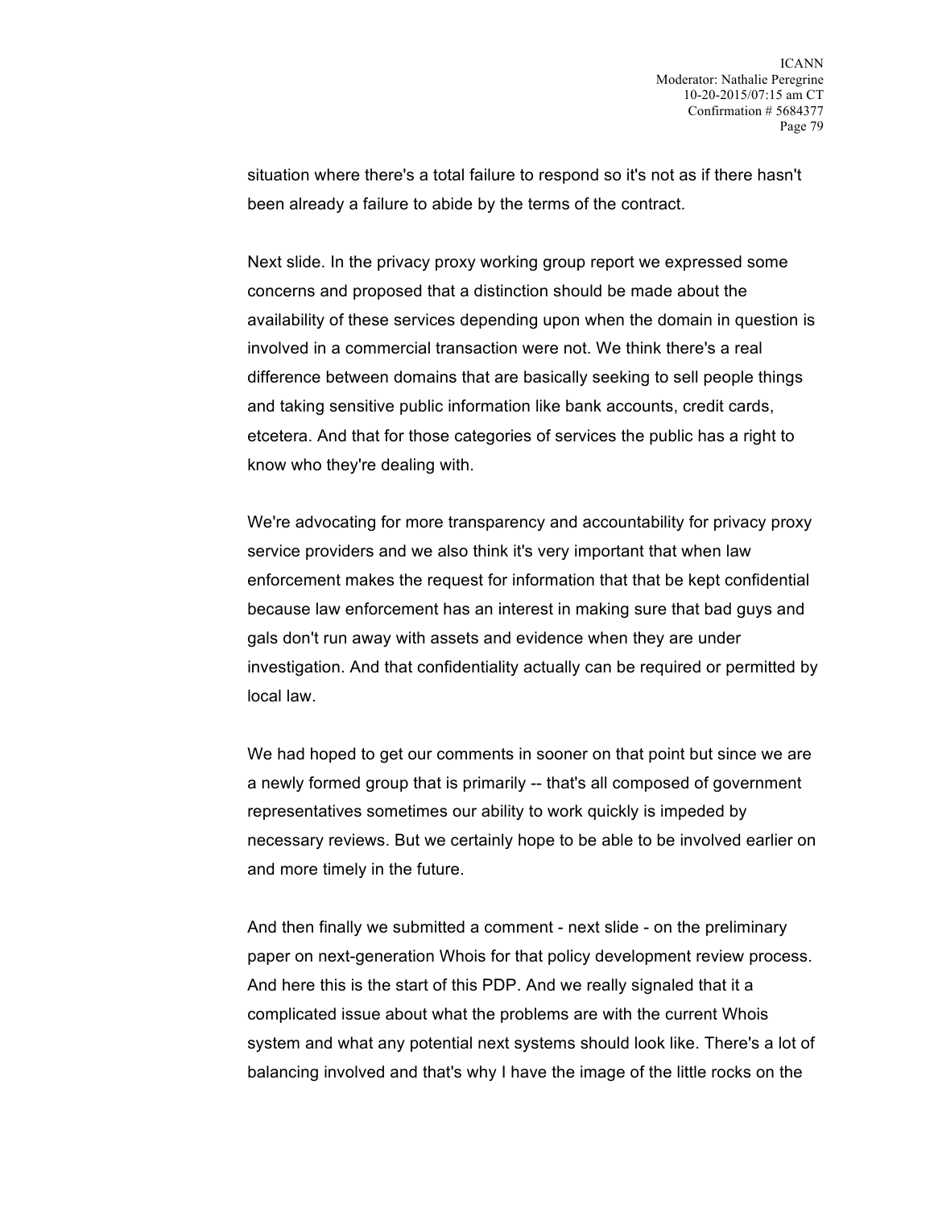situation where there's a total failure to respond so it's not as if there hasn't been already a failure to abide by the terms of the contract.

Next slide. In the privacy proxy working group report we expressed some concerns and proposed that a distinction should be made about the availability of these services depending upon when the domain in question is involved in a commercial transaction were not. We think there's a real difference between domains that are basically seeking to sell people things and taking sensitive public information like bank accounts, credit cards, etcetera. And that for those categories of services the public has a right to know who they're dealing with.

We're advocating for more transparency and accountability for privacy proxy service providers and we also think it's very important that when law enforcement makes the request for information that that be kept confidential because law enforcement has an interest in making sure that bad guys and gals don't run away with assets and evidence when they are under investigation. And that confidentiality actually can be required or permitted by local law.

We had hoped to get our comments in sooner on that point but since we are a newly formed group that is primarily -- that's all composed of government representatives sometimes our ability to work quickly is impeded by necessary reviews. But we certainly hope to be able to be involved earlier on and more timely in the future.

And then finally we submitted a comment - next slide - on the preliminary paper on next-generation Whois for that policy development review process. And here this is the start of this PDP. And we really signaled that it a complicated issue about what the problems are with the current Whois system and what any potential next systems should look like. There's a lot of balancing involved and that's why I have the image of the little rocks on the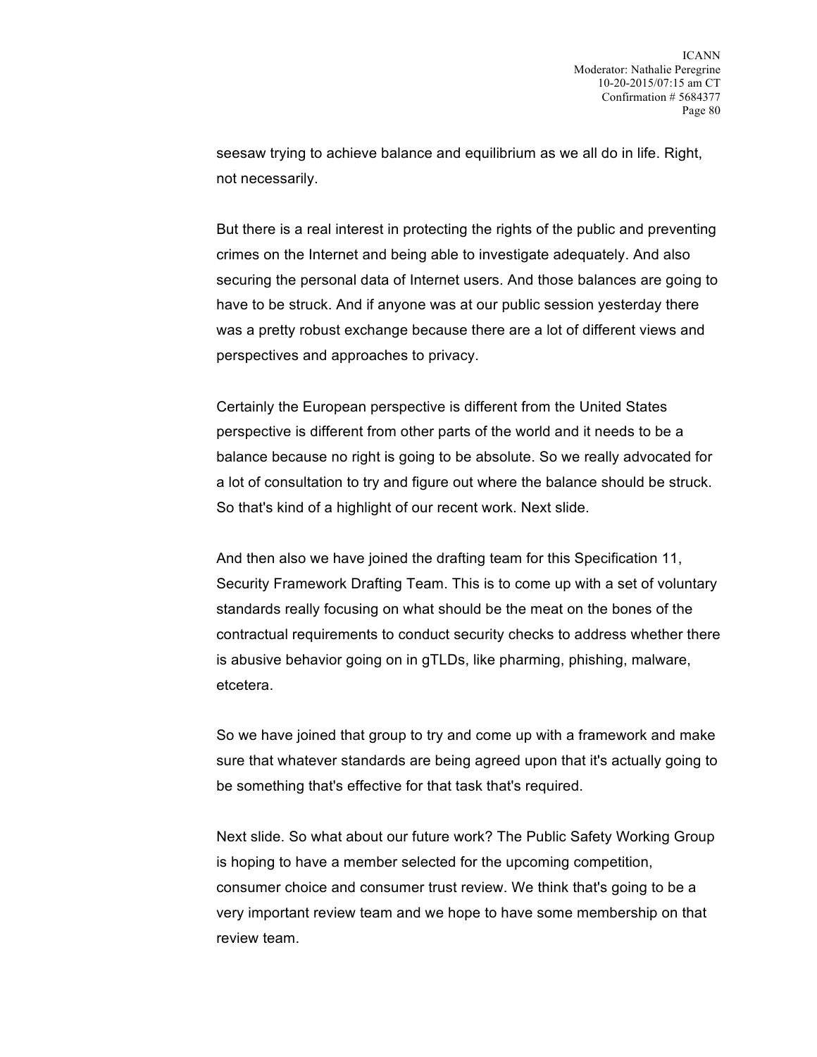seesaw trying to achieve balance and equilibrium as we all do in life. Right, not necessarily.

But there is a real interest in protecting the rights of the public and preventing crimes on the Internet and being able to investigate adequately. And also securing the personal data of Internet users. And those balances are going to have to be struck. And if anyone was at our public session yesterday there was a pretty robust exchange because there are a lot of different views and perspectives and approaches to privacy.

Certainly the European perspective is different from the United States perspective is different from other parts of the world and it needs to be a balance because no right is going to be absolute. So we really advocated for a lot of consultation to try and figure out where the balance should be struck. So that's kind of a highlight of our recent work. Next slide.

And then also we have joined the drafting team for this Specification 11, Security Framework Drafting Team. This is to come up with a set of voluntary standards really focusing on what should be the meat on the bones of the contractual requirements to conduct security checks to address whether there is abusive behavior going on in gTLDs, like pharming, phishing, malware, etcetera.

So we have joined that group to try and come up with a framework and make sure that whatever standards are being agreed upon that it's actually going to be something that's effective for that task that's required.

Next slide. So what about our future work? The Public Safety Working Group is hoping to have a member selected for the upcoming competition, consumer choice and consumer trust review. We think that's going to be a very important review team and we hope to have some membership on that review team.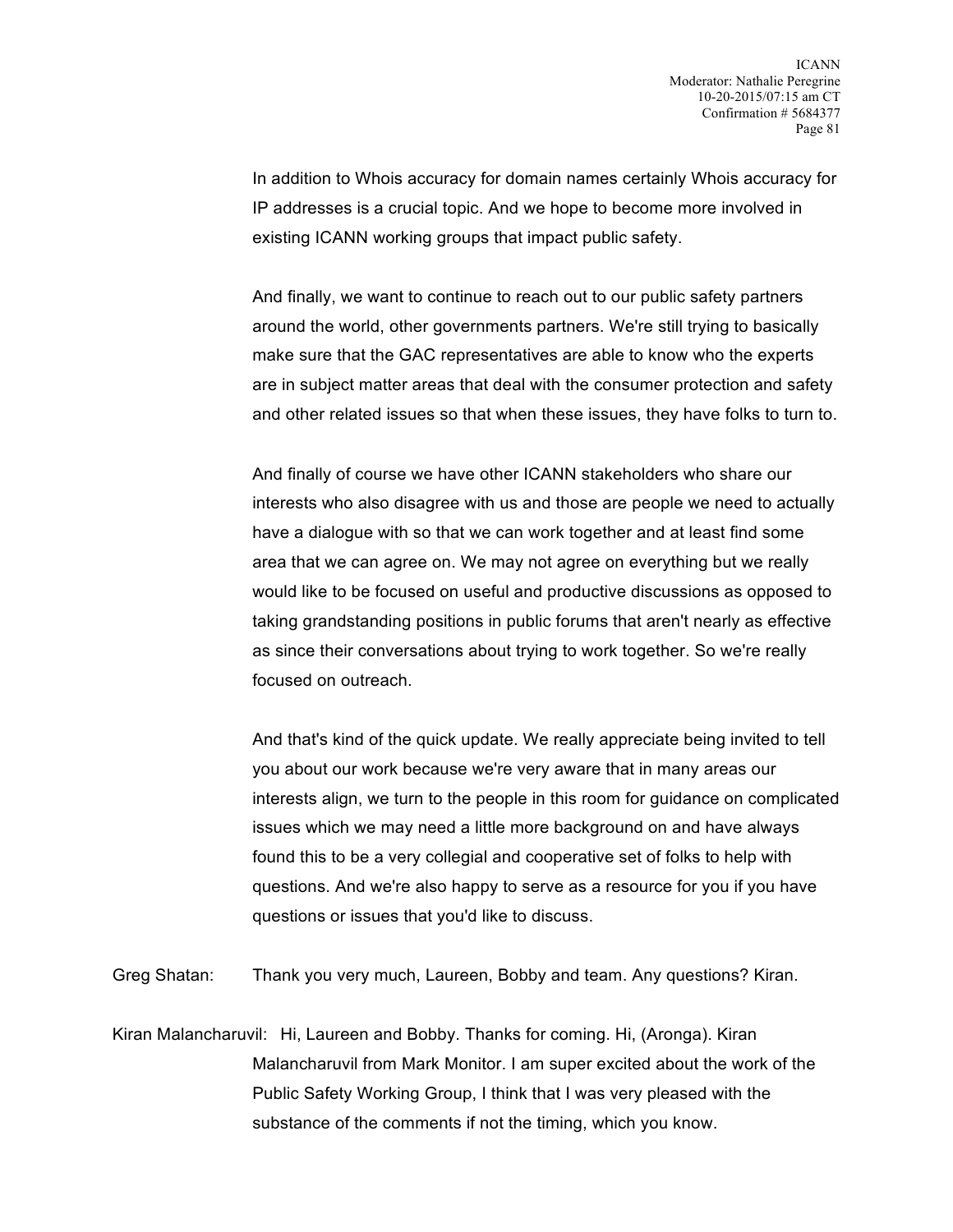In addition to Whois accuracy for domain names certainly Whois accuracy for IP addresses is a crucial topic. And we hope to become more involved in existing ICANN working groups that impact public safety.

And finally, we want to continue to reach out to our public safety partners around the world, other governments partners. We're still trying to basically make sure that the GAC representatives are able to know who the experts are in subject matter areas that deal with the consumer protection and safety and other related issues so that when these issues, they have folks to turn to.

And finally of course we have other ICANN stakeholders who share our interests who also disagree with us and those are people we need to actually have a dialogue with so that we can work together and at least find some area that we can agree on. We may not agree on everything but we really would like to be focused on useful and productive discussions as opposed to taking grandstanding positions in public forums that aren't nearly as effective as since their conversations about trying to work together. So we're really focused on outreach.

And that's kind of the quick update. We really appreciate being invited to tell you about our work because we're very aware that in many areas our interests align, we turn to the people in this room for guidance on complicated issues which we may need a little more background on and have always found this to be a very collegial and cooperative set of folks to help with questions. And we're also happy to serve as a resource for you if you have questions or issues that you'd like to discuss.

Greg Shatan: Thank you very much, Laureen, Bobby and team. Any questions? Kiran.

Kiran Malancharuvil: Hi, Laureen and Bobby. Thanks for coming. Hi, (Aronga). Kiran Malancharuvil from Mark Monitor. I am super excited about the work of the Public Safety Working Group, I think that I was very pleased with the substance of the comments if not the timing, which you know.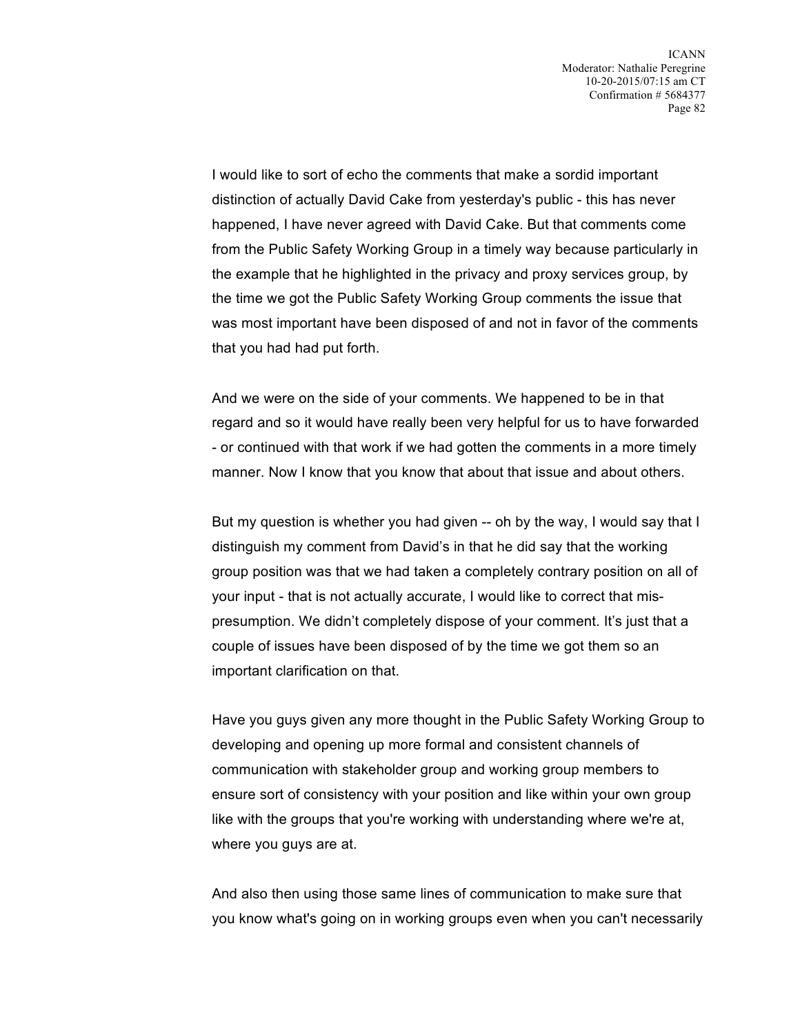I would like to sort of echo the comments that make a sordid important distinction of actually David Cake from yesterday's public - this has never happened, I have never agreed with David Cake. But that comments come from the Public Safety Working Group in a timely way because particularly in the example that he highlighted in the privacy and proxy services group, by the time we got the Public Safety Working Group comments the issue that was most important have been disposed of and not in favor of the comments that you had had put forth.

And we were on the side of your comments. We happened to be in that regard and so it would have really been very helpful for us to have forwarded - or continued with that work if we had gotten the comments in a more timely manner. Now I know that you know that about that issue and about others.

But my question is whether you had given -- oh by the way, I would say that I distinguish my comment from David's in that he did say that the working group position was that we had taken a completely contrary position on all of your input - that is not actually accurate, I would like to correct that mis-presumption. We didn't completely dispose of your comment. It's just that a couple of issues have been disposed of by the time we got them so an important clarification on that.

Have you guys given any more thought in the Public Safety Working Group to developing and opening up more formal and consistent channels of communication with stakeholder group and working group members to ensure sort of consistency with your position and like within your own group like with the groups that you're working with understanding where we're at, where you guys are at.

And also then using those same lines of communication to make sure that you know what's going on in working groups even when you can't necessarily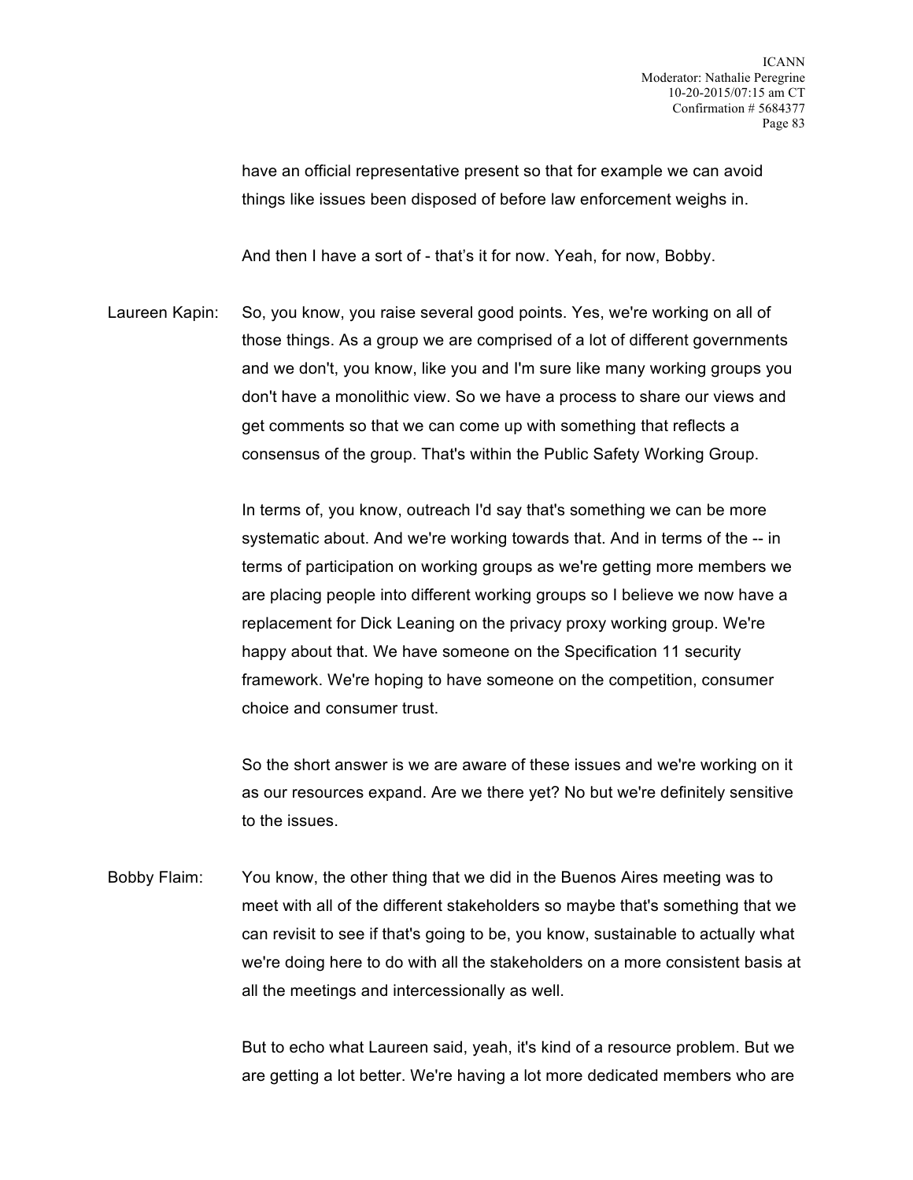have an official representative present so that for example we can avoid things like issues been disposed of before law enforcement weighs in.

And then I have a sort of - that's it for now. Yeah, for now, Bobby.

Laureen Kapin: So, you know, you raise several good points. Yes, we're working on all of those things. As a group we are comprised of a lot of different governments and we don't, you know, like you and I'm sure like many working groups you don't have a monolithic view. So we have a process to share our views and get comments so that we can come up with something that reflects a consensus of the group. That's within the Public Safety Working Group.

In terms of, you know, outreach I'd say that's something we can be more systematic about. And we're working towards that. And in terms of the -- in terms of participation on working groups as we're getting more members we are placing people into different working groups so I believe we now have a replacement for Dick Leaning on the privacy proxy working group. We're happy about that. We have someone on the Specification 11 security framework. We're hoping to have someone on the competition, consumer choice and consumer trust.

So the short answer is we are aware of these issues and we're working on it as our resources expand. Are we there yet? No but we're definitely sensitive to the issues.

Bobby Flaim: You know, the other thing that we did in the Buenos Aires meeting was to meet with all of the different stakeholders so maybe that's something that we can revisit to see if that's going to be, you know, sustainable to actually what we're doing here to do with all the stakeholders on a more consistent basis at all the meetings and intercessionally as well.

But to echo what Laureen said, yeah, it's kind of a resource problem. But we are getting a lot better. We're having a lot more dedicated members who are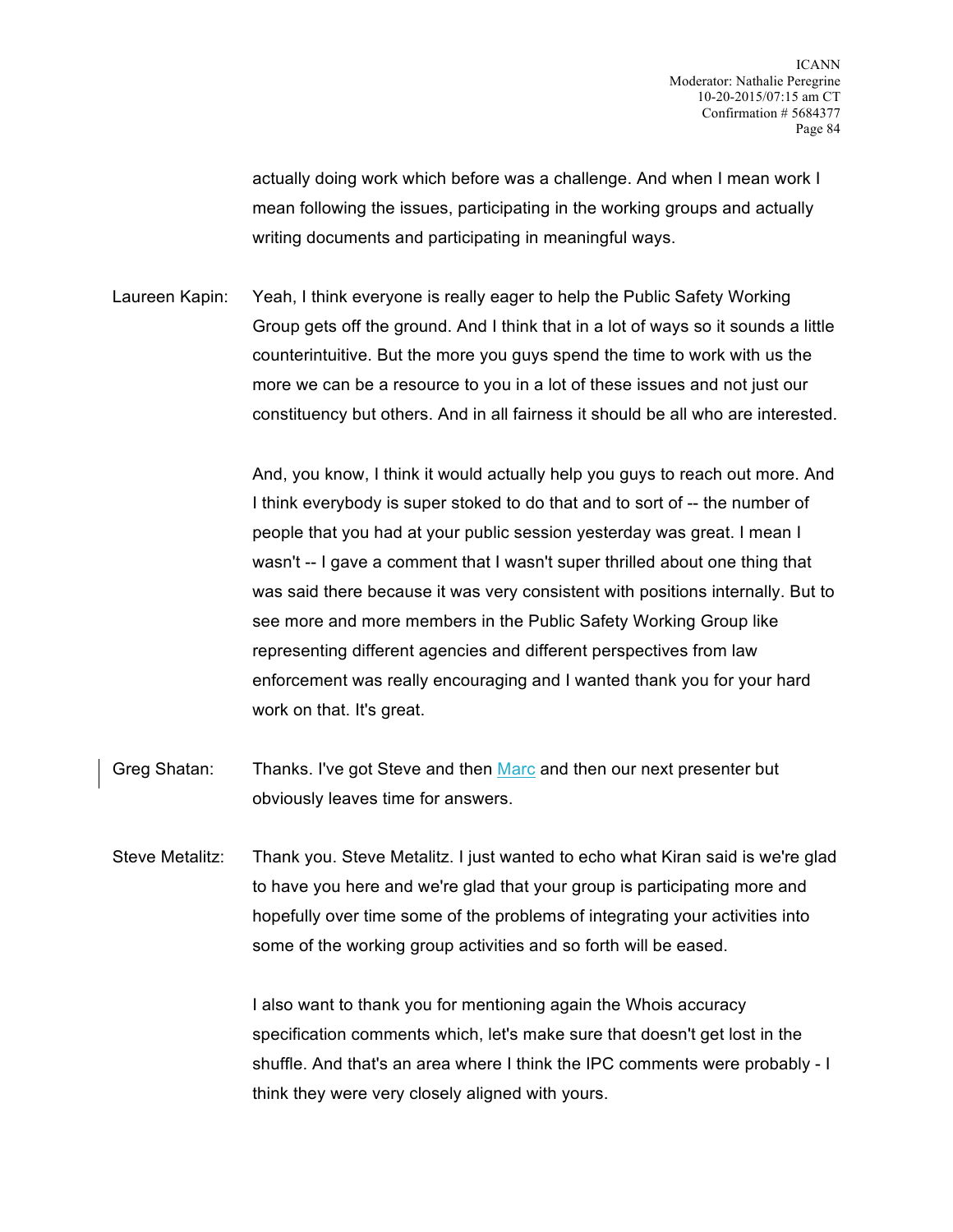actually doing work which before was a challenge. And when I mean work I mean following the issues, participating in the working groups and actually writing documents and participating in meaningful ways.

Laureen Kapin: Yeah, I think everyone is really eager to help the Public Safety Working Group gets off the ground. And I think that in a lot of ways so it sounds a little counterintuitive. But the more you guys spend the time to work with us the more we can be a resource to you in a lot of these issues and not just our constituency but others. And in all fairness it should be all who are interested.

And, you know, I think it would actually help you guys to reach out more. And I think everybody is super stoked to do that and to sort of -- the number of people that you had at your public session yesterday was great. I mean I wasn't -- I gave a comment that I wasn't super thrilled about one thing that was said there because it was very consistent with positions internally. But to see more and more members in the Public Safety Working Group like representing different agencies and different perspectives from law enforcement was really encouraging and I wanted thank you for your hard work on that. It's great.

Greg Shatan: Thanks. I've got Steve and then Marc and then our next presenter but obviously leaves time for answers.

Steve Metalitz: Thank you. Steve Metalitz. I just wanted to echo what Kiran said is we're glad to have you here and we're glad that your group is participating more and hopefully over time some of the problems of integrating your activities into some of the working group activities and so forth will be eased.

I also want to thank you for mentioning again the Whois accuracy specification comments which, let's make sure that doesn't get lost in the shuffle. And that's an area where I think the IPC comments were probably - I think they were very closely aligned with yours.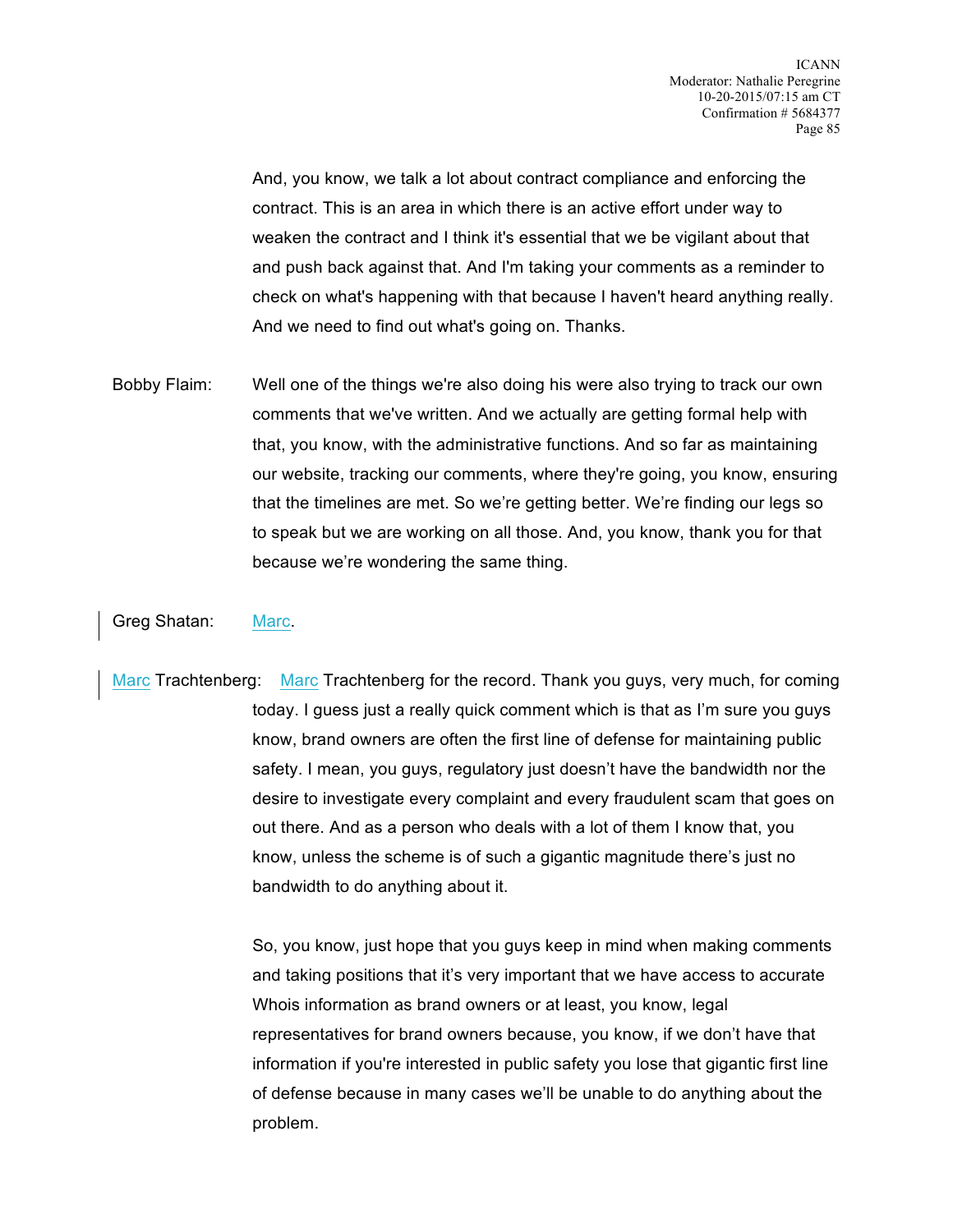And, you know, we talk a lot about contract compliance and enforcing the contract. This is an area in which there is an active effort under way to weaken the contract and I think it's essential that we be vigilant about that and push back against that. And I'm taking your comments as a reminder to check on what's happening with that because I haven't heard anything really. And we need to find out what's going on. Thanks.

Bobby Flaim: Well one of the things we're also doing his were also trying to track our own comments that we've written. And we actually are getting formal help with that, you know, with the administrative functions. And so far as maintaining our website, tracking our comments, where they're going, you know, ensuring that the timelines are met. So we're getting better. We're finding our legs so to speak but we are working on all those. And, you know, thank you for that because we're wondering the same thing.

Greg Shatan: Marc.

Marc Trachtenberg: Marc Trachtenberg for the record. Thank you guys, very much, for coming today. I guess just a really quick comment which is that as I'm sure you guys know, brand owners are often the first line of defense for maintaining public safety. I mean, you guys, regulatory just doesn't have the bandwidth nor the desire to investigate every complaint and every fraudulent scam that goes on out there. And as a person who deals with a lot of them I know that, you know, unless the scheme is of such a gigantic magnitude there's just no bandwidth to do anything about it.

So, you know, just hope that you guys keep in mind when making comments and taking positions that it's very important that we have access to accurate Whois information as brand owners or at least, you know, legal representatives for brand owners because, you know, if we don't have that information if you're interested in public safety you lose that gigantic first line of defense because in many cases we'll be unable to do anything about the problem.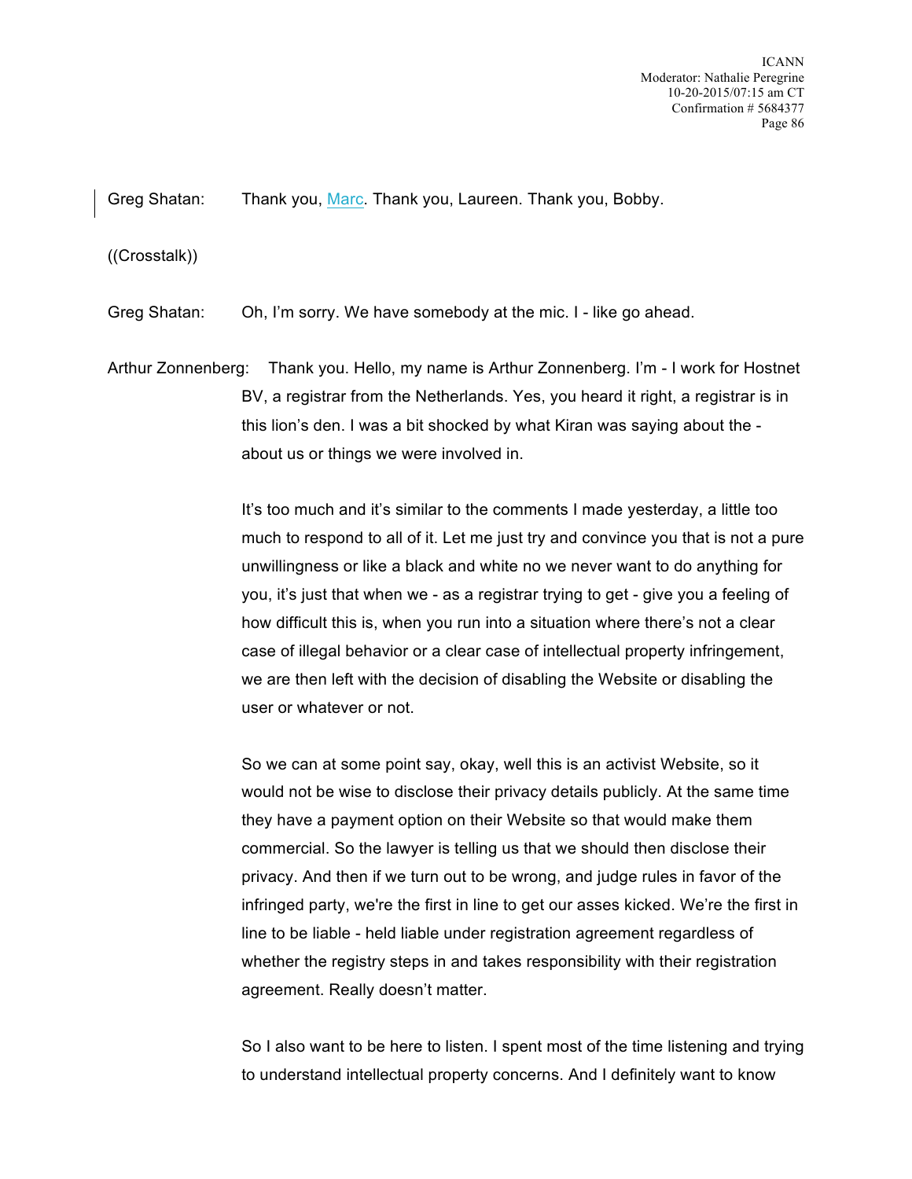Greg Shatan: Thank you, Marc. Thank you, Laureen. Thank you, Bobby.

((Crosstalk))

Greg Shatan: Oh, I'm sorry. We have somebody at the mic. I - like go ahead.

Arthur Zonnenberg: Thank you. Hello, my name is Arthur Zonnenberg. I'm - I work for Hostnet BV, a registrar from the Netherlands. Yes, you heard it right, a registrar is in this lion's den. I was a bit shocked by what Kiran was saying about the - about us or things we were involved in.

It's too much and it's similar to the comments I made yesterday, a little too much to respond to all of it. Let me just try and convince you that is not a pure unwillingness or like a black and white no we never want to do anything for you, it's just that when we - as a registrar trying to get - give you a feeling of how difficult this is, when you run into a situation where there's not a clear case of illegal behavior or a clear case of intellectual property infringement, we are then left with the decision of disabling the Website or disabling the user or whatever or not.

So we can at some point say, okay, well this is an activist Website, so it would not be wise to disclose their privacy details publicly. At the same time they have a payment option on their Website so that would make them commercial. So the lawyer is telling us that we should then disclose their privacy. And then if we turn out to be wrong, and judge rules in favor of the infringed party, we're the first in line to get our asses kicked. We're the first in line to be liable - held liable under registration agreement regardless of whether the registry steps in and takes responsibility with their registration agreement. Really doesn't matter.

So I also want to be here to listen. I spent most of the time listening and trying to understand intellectual property concerns. And I definitely want to know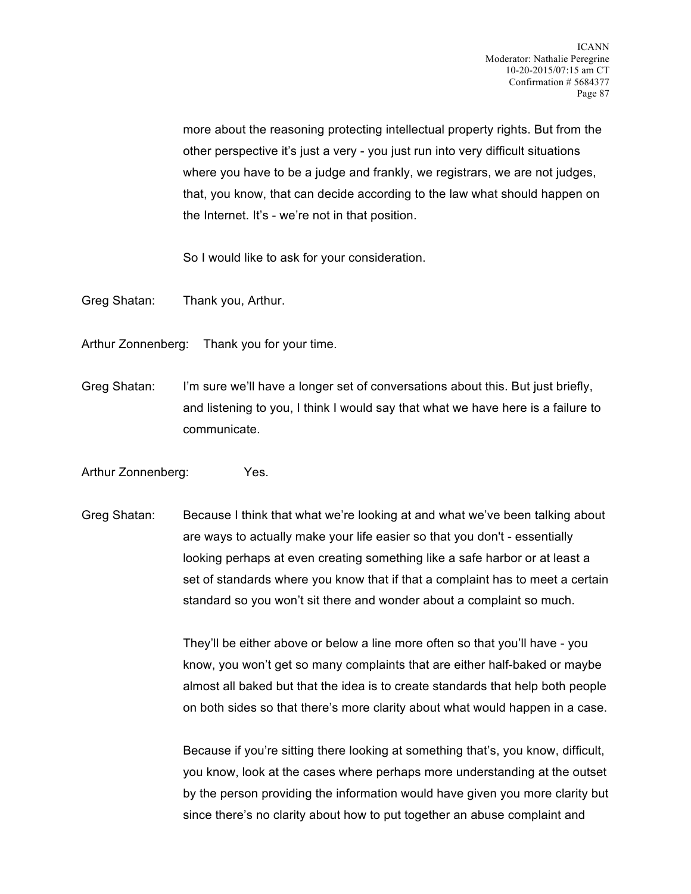more about the reasoning protecting intellectual property rights. But from the other perspective it's just a very - you just run into very difficult situations where you have to be a judge and frankly, we registrars, we are not judges, that, you know, that can decide according to the law what should happen on the Internet. It's - we're not in that position.

So I would like to ask for your consideration.

Greg Shatan: Thank you, Arthur.

Arthur Zonnenberg: Thank you for your time.

Greg Shatan: I'm sure we'll have a longer set of conversations about this. But just briefly, and listening to you, I think I would say that what we have here is a failure to communicate.

Arthur Zonnenberg: Yes.

Greg Shatan: Because I think that what we're looking at and what we've been talking about are ways to actually make your life easier so that you don't - essentially looking perhaps at even creating something like a safe harbor or at least a set of standards where you know that if that a complaint has to meet a certain standard so you won't sit there and wonder about a complaint so much.

They'll be either above or below a line more often so that you'll have - you know, you won't get so many complaints that are either half-baked or maybe almost all baked but that the idea is to create standards that help both people on both sides so that there's more clarity about what would happen in a case.

Because if you're sitting there looking at something that's, you know, difficult, you know, look at the cases where perhaps more understanding at the outset by the person providing the information would have given you more clarity but since there's no clarity about how to put together an abuse complaint and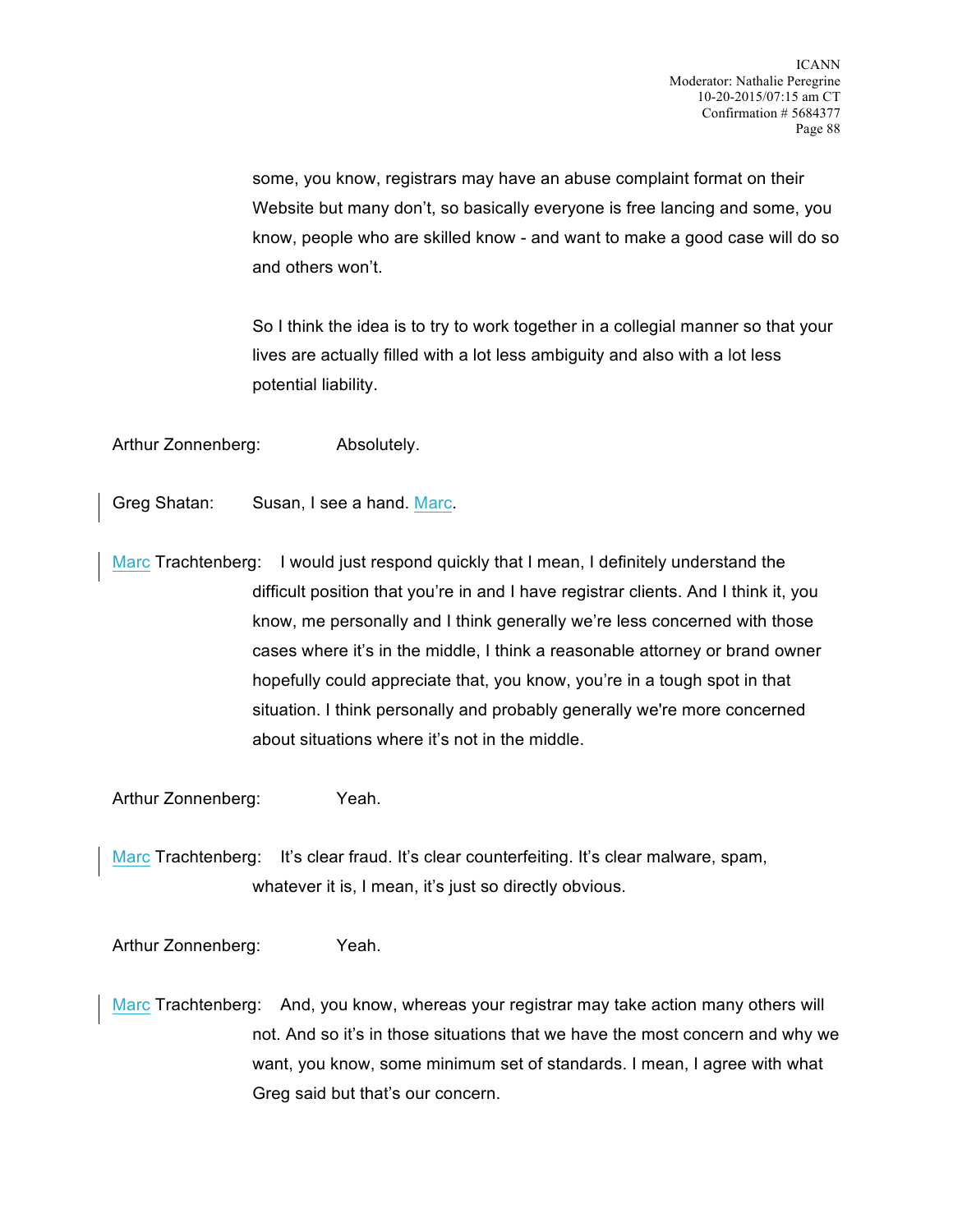some, you know, registrars may have an abuse complaint format on their Website but many don't, so basically everyone is free lancing and some, you know, people who are skilled know - and want to make a good case will do so and others won't.

So I think the idea is to try to work together in a collegial manner so that your lives are actually filled with a lot less ambiguity and also with a lot less potential liability.

Arthur Zonnenberg: Absolutely.

Greg Shatan: Susan, I see a hand. Marc.

Marc Trachtenberg: I would just respond quickly that I mean, I definitely understand the difficult position that you're in and I have registrar clients. And I think it, you know, me personally and I think generally we're less concerned with those cases where it's in the middle, I think a reasonable attorney or brand owner hopefully could appreciate that, you know, you're in a tough spot in that situation. I think personally and probably generally we're more concerned about situations where it's not in the middle.

Arthur Zonnenberg: Yeah.

Marc Trachtenberg: It's clear fraud. It's clear counterfeiting. It's clear malware, spam, whatever it is, I mean, it's just so directly obvious.

Arthur Zonnenberg: Yeah.

Marc Trachtenberg: And, you know, whereas your registrar may take action many others will not. And so it's in those situations that we have the most concern and why we want, you know, some minimum set of standards. I mean, I agree with what Greg said but that's our concern.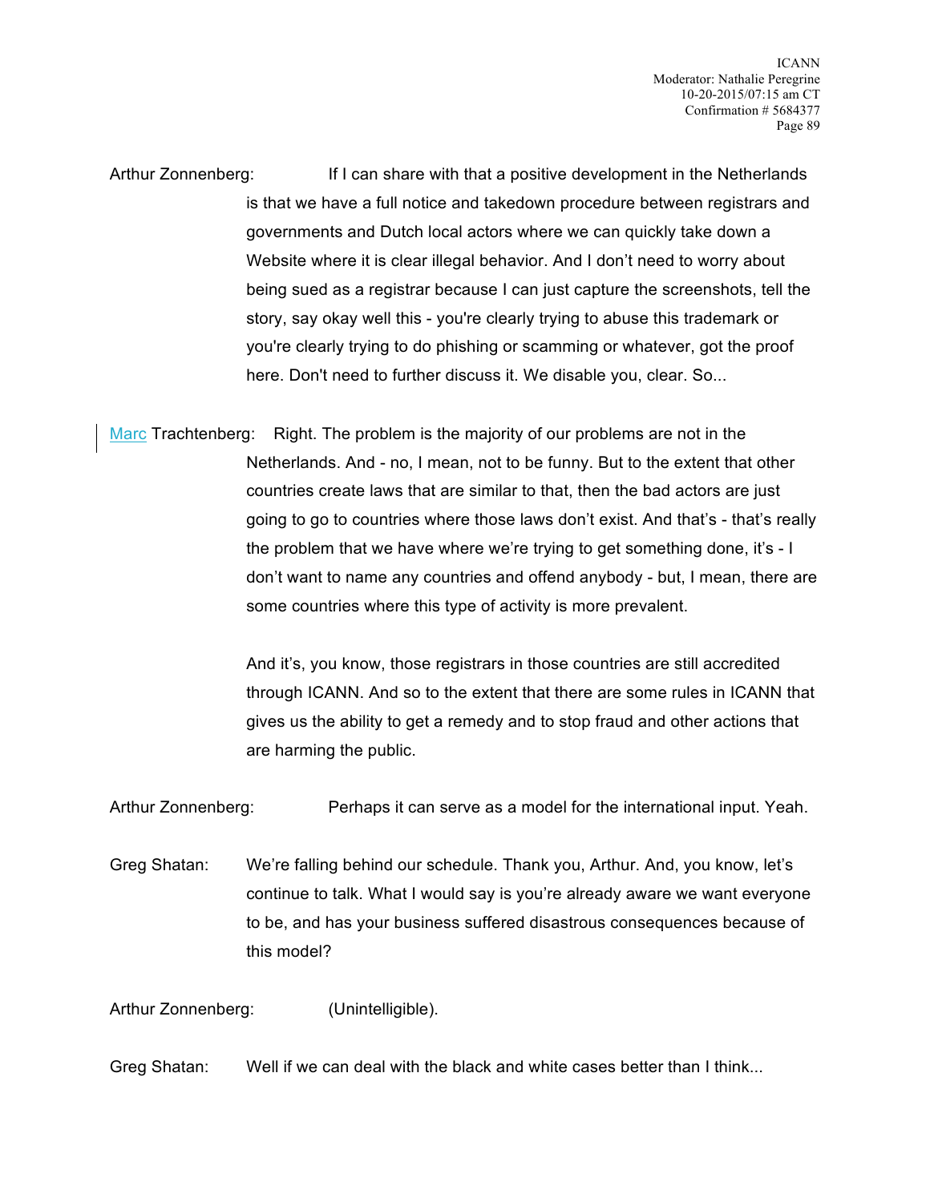Arthur Zonnenberg: If I can share with that a positive development in the Netherlands is that we have a full notice and takedown procedure between registrars and governments and Dutch local actors where we can quickly take down a Website where it is clear illegal behavior. And I don't need to worry about being sued as a registrar because I can just capture the screenshots, tell the story, say okay well this - you're clearly trying to abuse this trademark or you're clearly trying to do phishing or scamming or whatever, got the proof here. Don't need to further discuss it. We disable you, clear. So...

Marc Trachtenberg: Right. The problem is the majority of our problems are not in the Netherlands. And - no, I mean, not to be funny. But to the extent that other countries create laws that are similar to that, then the bad actors are just going to go to countries where those laws don't exist. And that's - that's really the problem that we have where we're trying to get something done, it's - I don't want to name any countries and offend anybody - but, I mean, there are some countries where this type of activity is more prevalent.

And it's, you know, those registrars in those countries are still accredited through ICANN. And so to the extent that there are some rules in ICANN that gives us the ability to get a remedy and to stop fraud and other actions that are harming the public.

Arthur Zonnenberg: Perhaps it can serve as a model for the international input. Yeah.

Greg Shatan: We're falling behind our schedule. Thank you, Arthur. And, you know, let's continue to talk. What I would say is you're already aware we want everyone to be, and has your business suffered disastrous consequences because of this model?

Arthur Zonnenberg: (Unintelligible).

Greg Shatan: Well if we can deal with the black and white cases better than I think...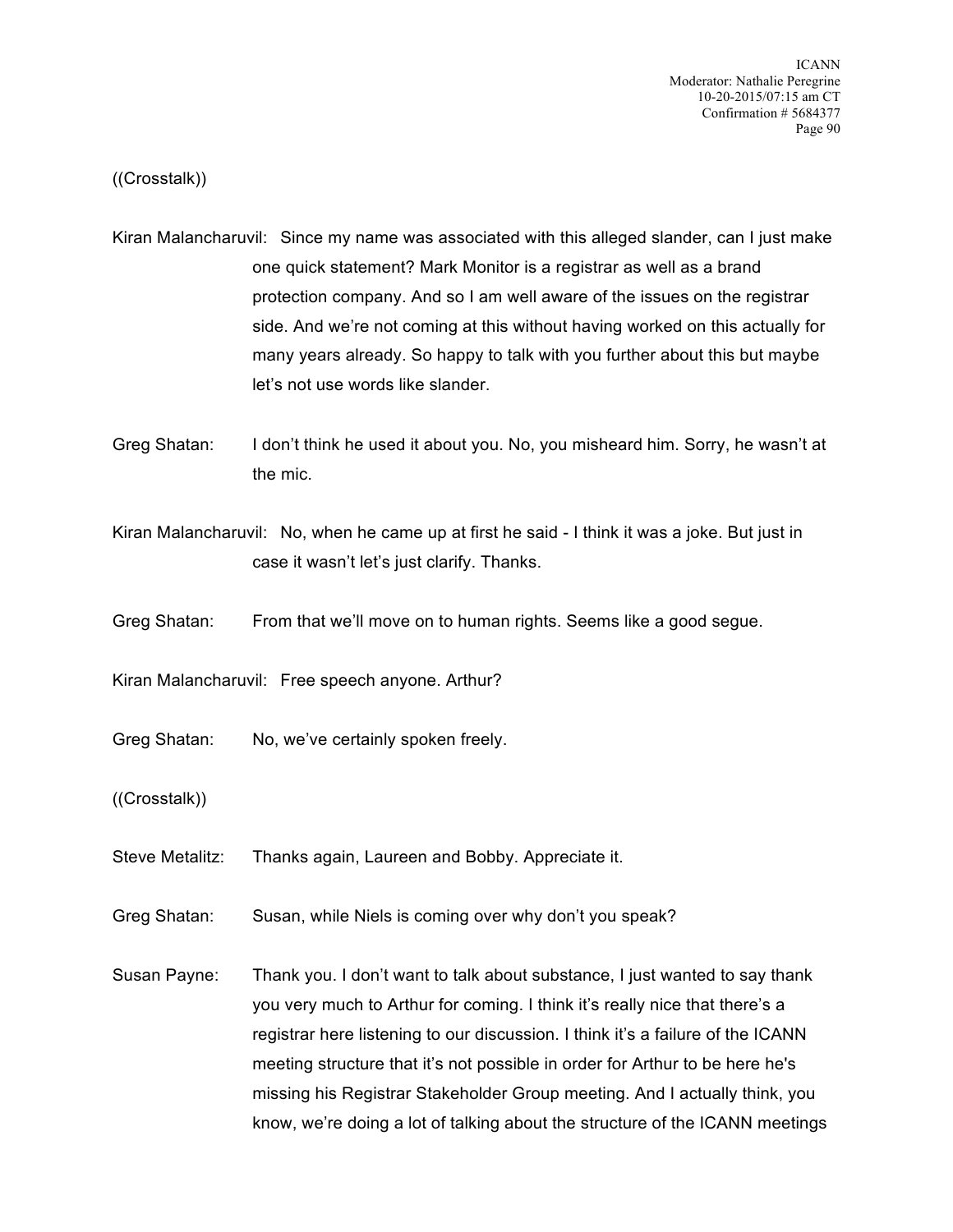((Crosstalk))

Kiran Malancharuvil: Since my name was associated with this alleged slander, can I just make one quick statement? Mark Monitor is a registrar as well as a brand protection company. And so I am well aware of the issues on the registrar side. And we're not coming at this without having worked on this actually for many years already. So happy to talk with you further about this but maybe let's not use words like slander.

Greg Shatan: I don't think he used it about you. No, you misheard him. Sorry, he wasn't at the mic.

Kiran Malancharuvil: No, when he came up at first he said - I think it was a joke. But just in case it wasn't let's just clarify. Thanks.

Greg Shatan: From that we'll move on to human rights. Seems like a good segue.

Kiran Malancharuvil: Free speech anyone. Arthur?

Greg Shatan: No, we've certainly spoken freely.

((Crosstalk))

Steve Metalitz: Thanks again, Laureen and Bobby. Appreciate it.

Greg Shatan: Susan, while Niels is coming over why don't you speak?

Susan Payne: Thank you. I don't want to talk about substance, I just wanted to say thank you very much to Arthur for coming. I think it's really nice that there's a registrar here listening to our discussion. I think it's a failure of the ICANN meeting structure that it's not possible in order for Arthur to be here he's missing his Registrar Stakeholder Group meeting. And I actually think, you know, we're doing a lot of talking about the structure of the ICANN meetings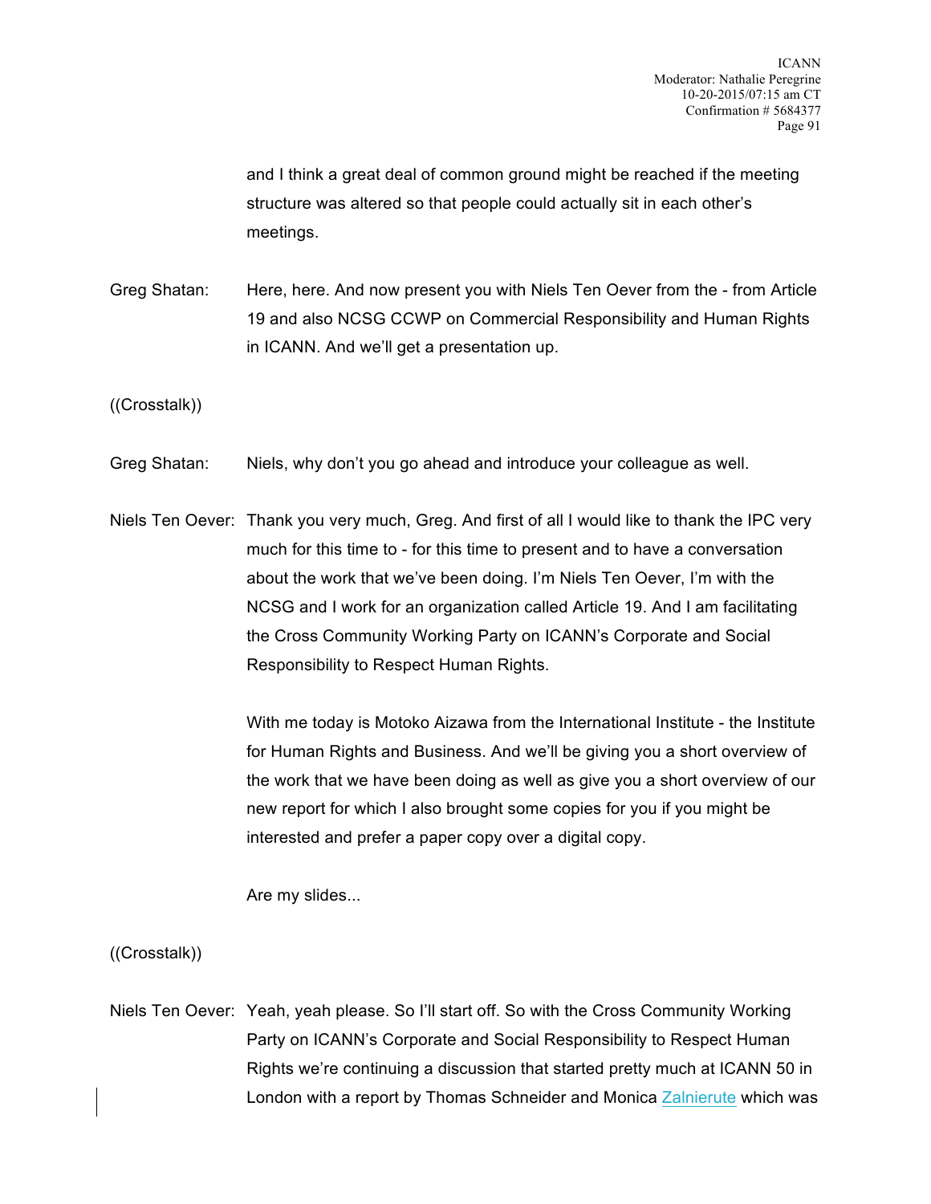and I think a great deal of common ground might be reached if the meeting structure was altered so that people could actually sit in each other's meetings.

Greg Shatan: Here, here. And now present you with Niels Ten Oever from the - from Article 19 and also NCSG CCWP on Commercial Responsibility and Human Rights in ICANN. And we'll get a presentation up.

((Crosstalk))

Greg Shatan: Niels, why don't you go ahead and introduce your colleague as well.

Niels Ten Oever: Thank you very much, Greg. And first of all I would like to thank the IPC very much for this time to - for this time to present and to have a conversation about the work that we've been doing. I'm Niels Ten Oever, I'm with the NCSG and I work for an organization called Article 19. And I am facilitating the Cross Community Working Party on ICANN's Corporate and Social Responsibility to Respect Human Rights.

With me today is Motoko Aizawa from the International Institute - the Institute for Human Rights and Business. And we'll be giving you a short overview of the work that we have been doing as well as give you a short overview of our new report for which I also brought some copies for you if you might be interested and prefer a paper copy over a digital copy.

Are my slides...

((Crosstalk))

Niels Ten Oever: Yeah, yeah please. So I'll start off. So with the Cross Community Working Party on ICANN's Corporate and Social Responsibility to Respect Human Rights we're continuing a discussion that started pretty much at ICANN 50 in London with a report by Thomas Schneider and Monica Zalnierute which was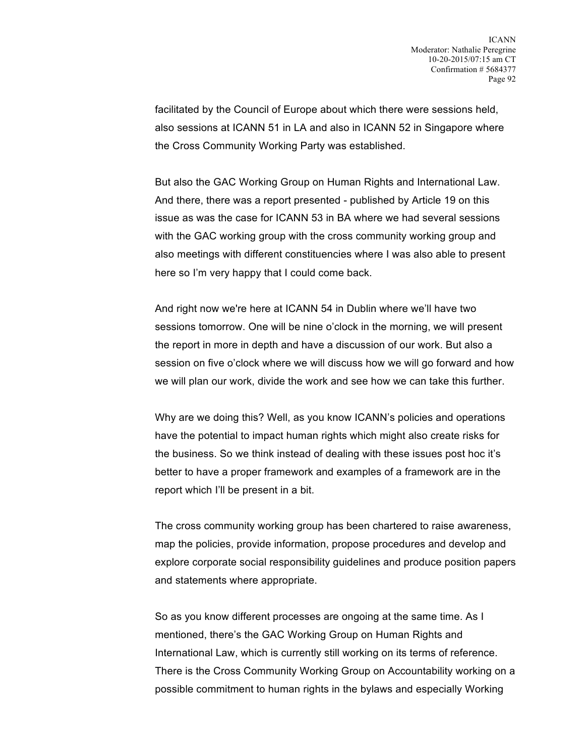facilitated by the Council of Europe about which there were sessions held, also sessions at ICANN 51 in LA and also in ICANN 52 in Singapore where the Cross Community Working Party was established.

But also the GAC Working Group on Human Rights and International Law. And there, there was a report presented - published by Article 19 on this issue as was the case for ICANN 53 in BA where we had several sessions with the GAC working group with the cross community working group and also meetings with different constituencies where I was also able to present here so I'm very happy that I could come back.

And right now we're here at ICANN 54 in Dublin where we'll have two sessions tomorrow. One will be nine o'clock in the morning, we will present the report in more in depth and have a discussion of our work. But also a session on five o'clock where we will discuss how we will go forward and how we will plan our work, divide the work and see how we can take this further.

Why are we doing this? Well, as you know ICANN's policies and operations have the potential to impact human rights which might also create risks for the business. So we think instead of dealing with these issues post hoc it's better to have a proper framework and examples of a framework are in the report which I'll be present in a bit.

The cross community working group has been chartered to raise awareness, map the policies, provide information, propose procedures and develop and explore corporate social responsibility guidelines and produce position papers and statements where appropriate.

So as you know different processes are ongoing at the same time. As I mentioned, there's the GAC Working Group on Human Rights and International Law, which is currently still working on its terms of reference. There is the Cross Community Working Group on Accountability working on a possible commitment to human rights in the bylaws and especially Working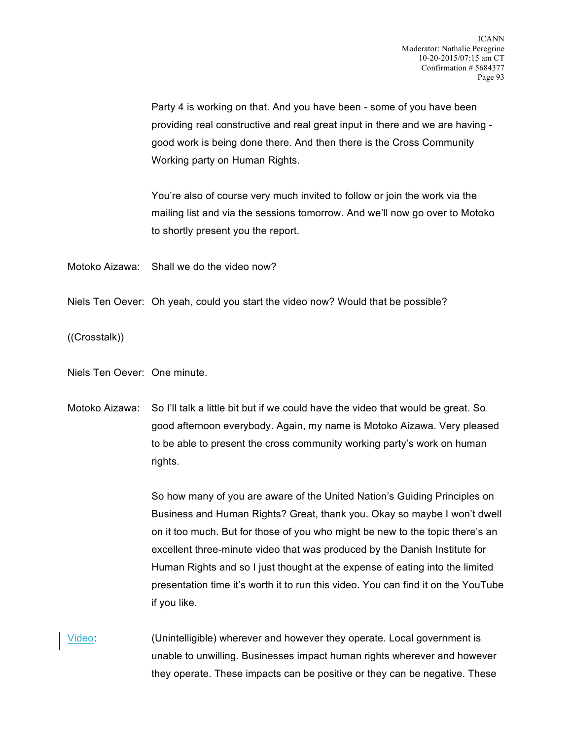Party 4 is working on that. And you have been - some of you have been providing real constructive and real great input in there and we are having - good work is being done there. And then there is the Cross Community Working party on Human Rights.

You're also of course very much invited to follow or join the work via the mailing list and via the sessions tomorrow. And we'll now go over to Motoko to shortly present you the report.

Motoko Aizawa: Shall we do the video now?

Niels Ten Oever: Oh yeah, could you start the video now? Would that be possible?

((Crosstalk))

Niels Ten Oever: One minute.

Motoko Aizawa: So I'll talk a little bit but if we could have the video that would be great. So good afternoon everybody. Again, my name is Motoko Aizawa. Very pleased to be able to present the cross community working party's work on human rights.

So how many of you are aware of the United Nation's Guiding Principles on Business and Human Rights? Great, thank you. Okay so maybe I won't dwell on it too much. But for those of you who might be new to the topic there's an excellent three-minute video that was produced by the Danish Institute for Human Rights and so I just thought at the expense of eating into the limited presentation time it's worth it to run this video. You can find it on the YouTube if you like.

Video: (Unintelligible) wherever and however they operate. Local government is unable to unwilling. Businesses impact human rights wherever and however they operate. These impacts can be positive or they can be negative. These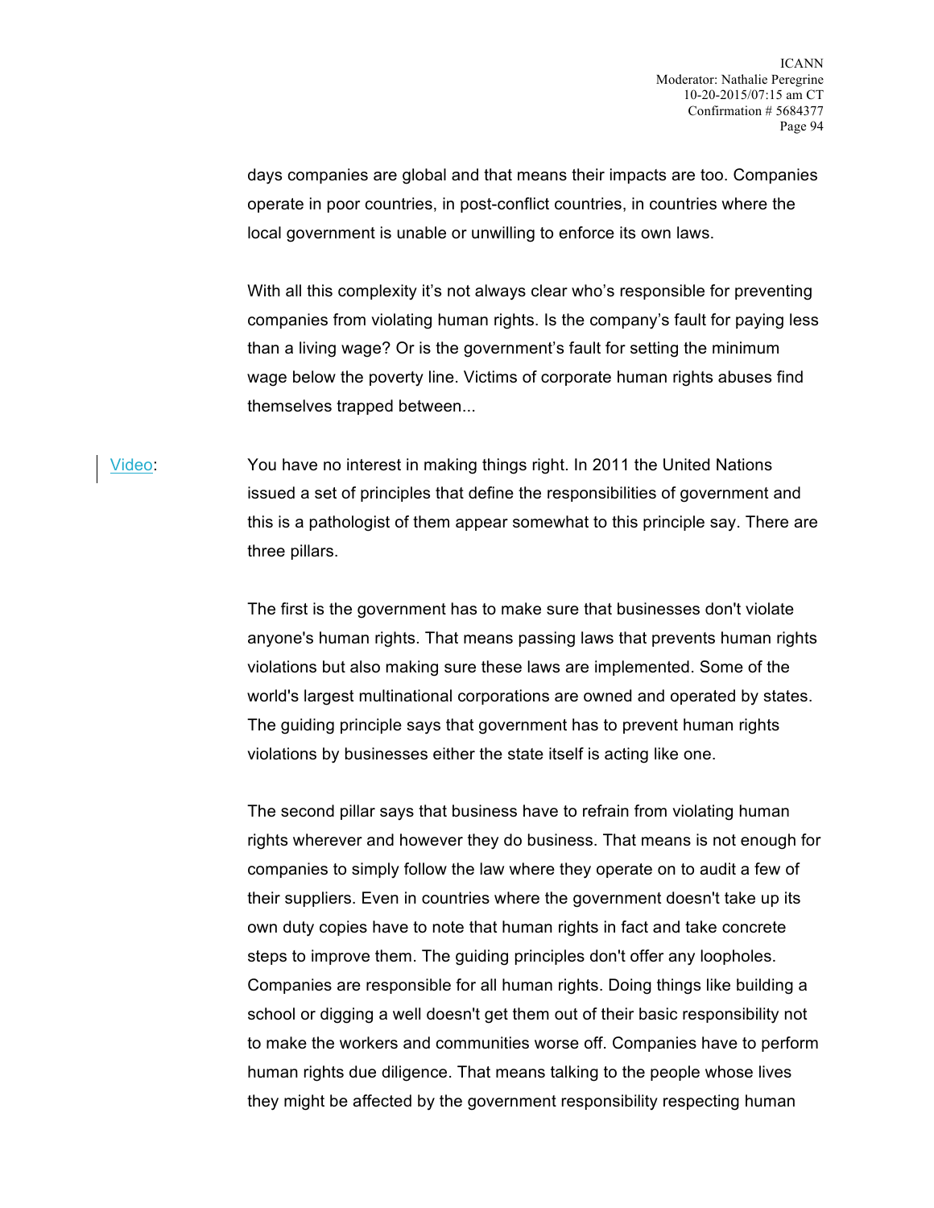days companies are global and that means their impacts are too. Companies operate in poor countries, in post-conflict countries, in countries where the local government is unable or unwilling to enforce its own laws.

With all this complexity it's not always clear who's responsible for preventing companies from violating human rights. Is the company's fault for paying less than a living wage? Or is the government's fault for setting the minimum wage below the poverty line. Victims of corporate human rights abuses find themselves trapped between...

Video: You have no interest in making things right. In 2011 the United Nations issued a set of principles that define the responsibilities of government and this is a pathologist of them appear somewhat to this principle say. There are three pillars.

The first is the government has to make sure that businesses don't violate anyone's human rights. That means passing laws that prevents human rights violations but also making sure these laws are implemented. Some of the world's largest multinational corporations are owned and operated by states. The guiding principle says that government has to prevent human rights violations by businesses either the state itself is acting like one.

The second pillar says that business have to refrain from violating human rights wherever and however they do business. That means is not enough for companies to simply follow the law where they operate on to audit a few of their suppliers. Even in countries where the government doesn't take up its own duty copies have to note that human rights in fact and take concrete steps to improve them. The guiding principles don't offer any loopholes. Companies are responsible for all human rights. Doing things like building a school or digging a well doesn't get them out of their basic responsibility not to make the workers and communities worse off. Companies have to perform human rights due diligence. That means talking to the people whose lives they might be affected by the government responsibility respecting human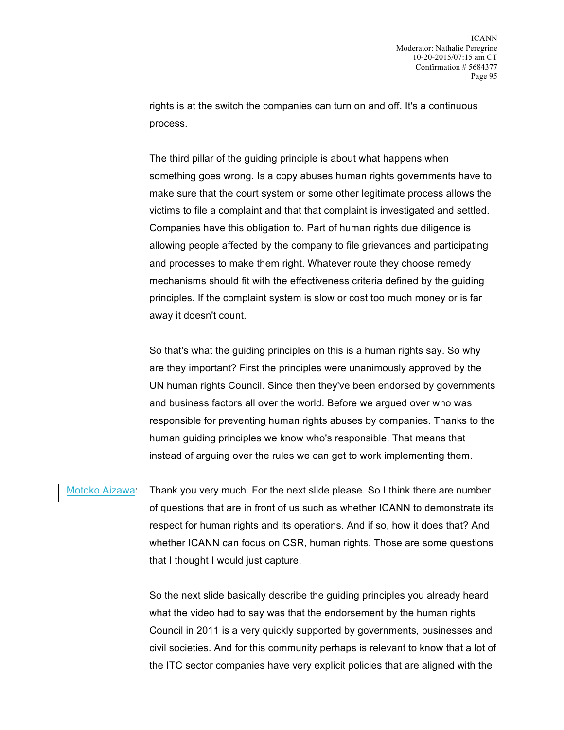rights is at the switch the companies can turn on and off. It's a continuous process.

The third pillar of the guiding principle is about what happens when something goes wrong. Is a copy abuses human rights governments have to make sure that the court system or some other legitimate process allows the victims to file a complaint and that that complaint is investigated and settled. Companies have this obligation to. Part of human rights due diligence is allowing people affected by the company to file grievances and participating and processes to make them right. Whatever route they choose remedy mechanisms should fit with the effectiveness criteria defined by the guiding principles. If the complaint system is slow or cost too much money or is far away it doesn't count.

So that's what the guiding principles on this is a human rights say. So why are they important? First the principles were unanimously approved by the UN human rights Council. Since then they've been endorsed by governments and business factors all over the world. Before we argued over who was responsible for preventing human rights abuses by companies. Thanks to the human guiding principles we know who's responsible. That means that instead of arguing over the rules we can get to work implementing them.

Motoko Aizawa: Thank you very much. For the next slide please. So I think there are number of questions that are in front of us such as whether ICANN to demonstrate its respect for human rights and its operations. And if so, how it does that? And whether ICANN can focus on CSR, human rights. Those are some questions that I thought I would just capture.

So the next slide basically describe the guiding principles you already heard what the video had to say was that the endorsement by the human rights Council in 2011 is a very quickly supported by governments, businesses and civil societies. And for this community perhaps is relevant to know that a lot of the ITC sector companies have very explicit policies that are aligned with the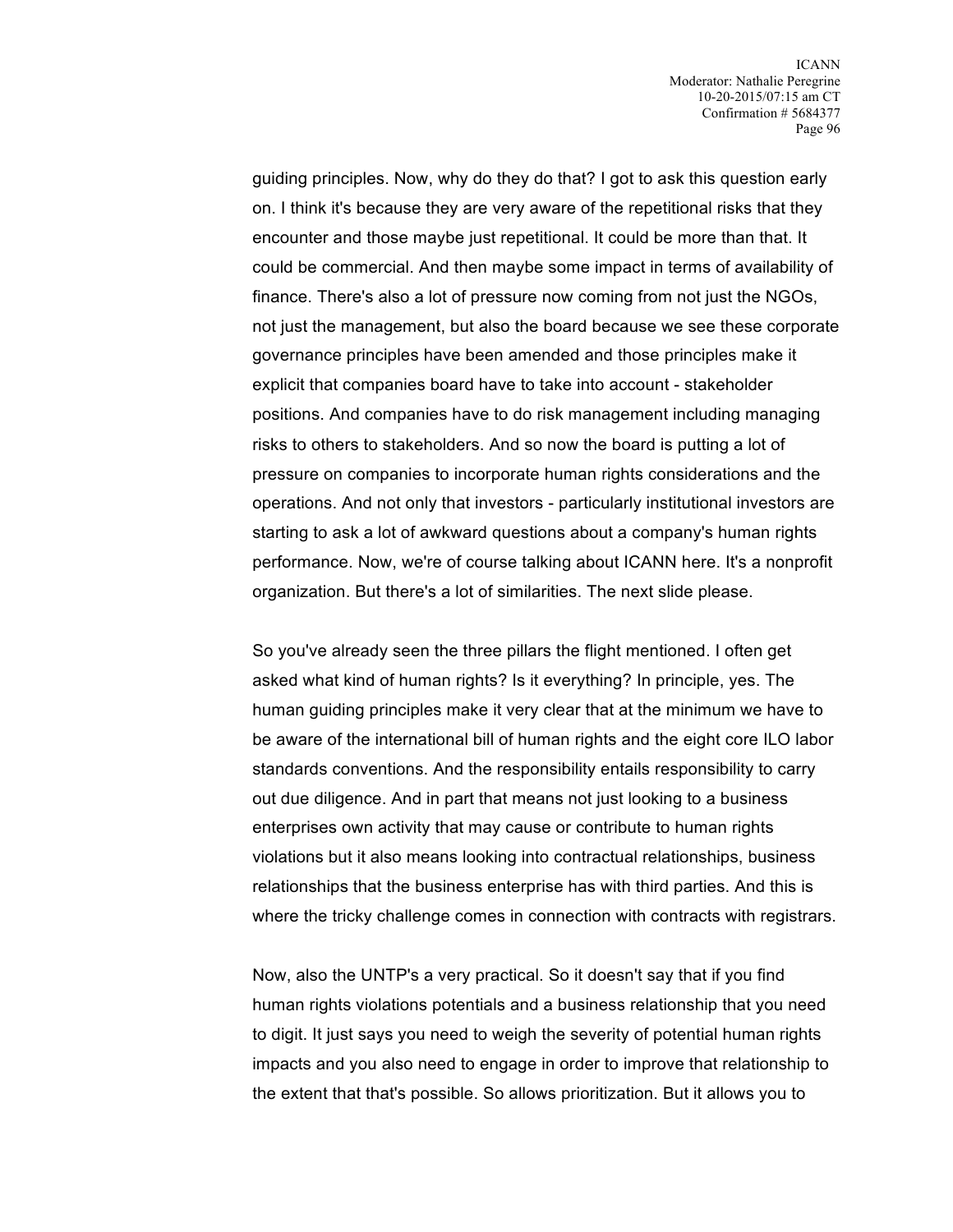guiding principles. Now, why do they do that? I got to ask this question early on. I think it's because they are very aware of the repetitional risks that they encounter and those maybe just repetitional. It could be more than that. It could be commercial. And then maybe some impact in terms of availability of finance. There's also a lot of pressure now coming from not just the NGOs, not just the management, but also the board because we see these corporate governance principles have been amended and those principles make it explicit that companies board have to take into account - stakeholder positions. And companies have to do risk management including managing risks to others to stakeholders. And so now the board is putting a lot of pressure on companies to incorporate human rights considerations and the operations. And not only that investors - particularly institutional investors are starting to ask a lot of awkward questions about a company's human rights performance. Now, we're of course talking about ICANN here. It's a nonprofit organization. But there's a lot of similarities. The next slide please.

So you've already seen the three pillars the flight mentioned. I often get asked what kind of human rights? Is it everything? In principle, yes. The human guiding principles make it very clear that at the minimum we have to be aware of the international bill of human rights and the eight core ILO labor standards conventions. And the responsibility entails responsibility to carry out due diligence. And in part that means not just looking to a business enterprises own activity that may cause or contribute to human rights violations but it also means looking into contractual relationships, business relationships that the business enterprise has with third parties. And this is where the tricky challenge comes in connection with contracts with registrars.

Now, also the UNTP's a very practical. So it doesn't say that if you find human rights violations potentials and a business relationship that you need to digit. It just says you need to weigh the severity of potential human rights impacts and you also need to engage in order to improve that relationship to the extent that that's possible. So allows prioritization. But it allows you to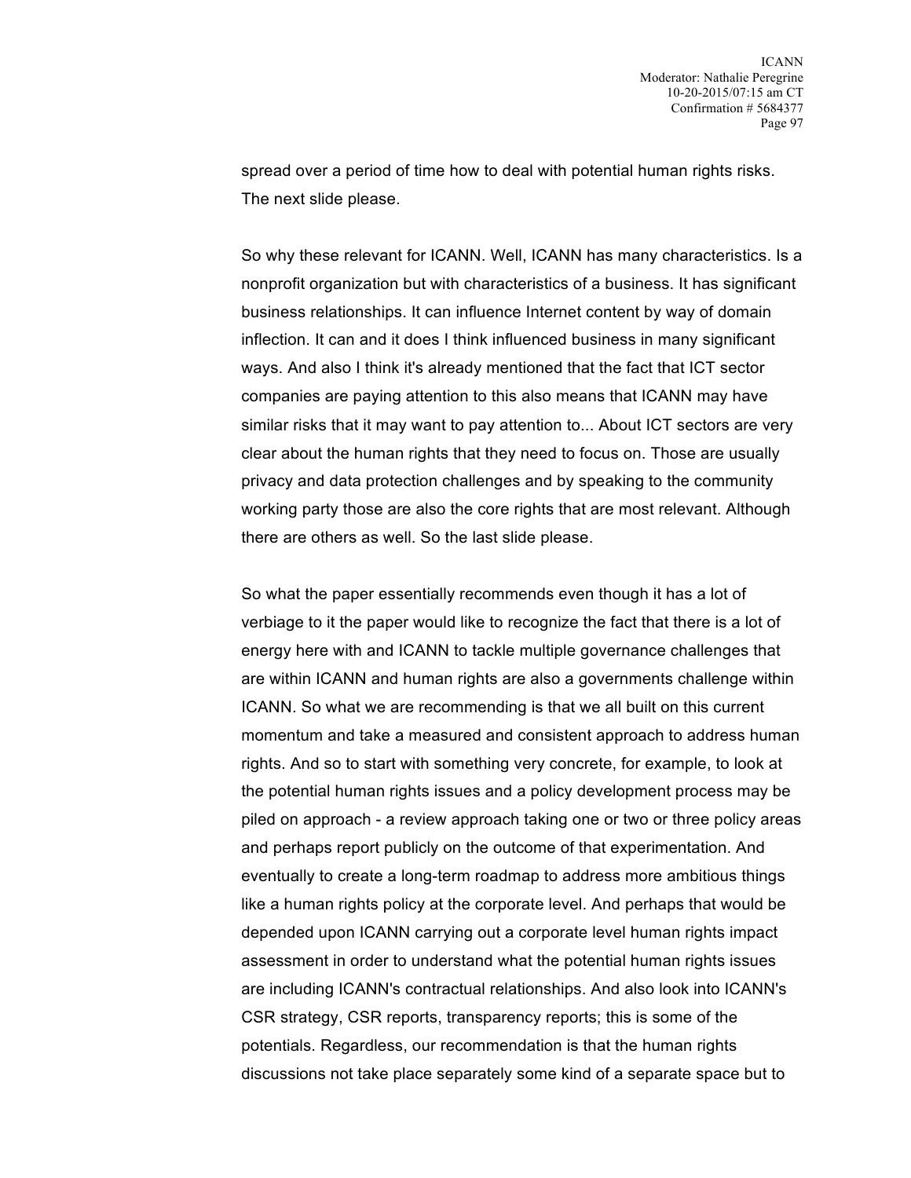spread over a period of time how to deal with potential human rights risks. The next slide please.

So why these relevant for ICANN. Well, ICANN has many characteristics. Is a nonprofit organization but with characteristics of a business. It has significant business relationships. It can influence Internet content by way of domain inflection. It can and it does I think influenced business in many significant ways. And also I think it's already mentioned that the fact that ICT sector companies are paying attention to this also means that ICANN may have similar risks that it may want to pay attention to... About ICT sectors are very clear about the human rights that they need to focus on. Those are usually privacy and data protection challenges and by speaking to the community working party those are also the core rights that are most relevant. Although there are others as well. So the last slide please.

So what the paper essentially recommends even though it has a lot of verbiage to it the paper would like to recognize the fact that there is a lot of energy here with and ICANN to tackle multiple governance challenges that are within ICANN and human rights are also a governments challenge within ICANN. So what we are recommending is that we all built on this current momentum and take a measured and consistent approach to address human rights. And so to start with something very concrete, for example, to look at the potential human rights issues and a policy development process may be piled on approach - a review approach taking one or two or three policy areas and perhaps report publicly on the outcome of that experimentation. And eventually to create a long-term roadmap to address more ambitious things like a human rights policy at the corporate level. And perhaps that would be depended upon ICANN carrying out a corporate level human rights impact assessment in order to understand what the potential human rights issues are including ICANN's contractual relationships. And also look into ICANN's CSR strategy, CSR reports, transparency reports; this is some of the potentials. Regardless, our recommendation is that the human rights discussions not take place separately some kind of a separate space but to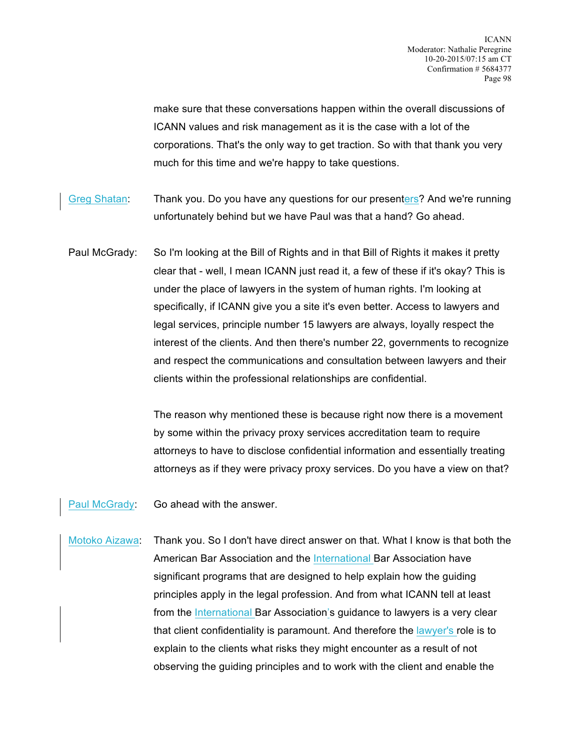make sure that these conversations happen within the overall discussions of ICANN values and risk management as it is the case with a lot of the corporations. That's the only way to get traction. So with that thank you very much for this time and we're happy to take questions.

Greg Shatan: Thank you. Do you have any questions for our presenters? And we're running unfortunately behind but we have Paul was that a hand? Go ahead.

Paul McGrady: So I'm looking at the Bill of Rights and in that Bill of Rights it makes it pretty clear that - well, I mean ICANN just read it, a few of these if it's okay? This is under the place of lawyers in the system of human rights. I'm looking at specifically, if ICANN give you a site it's even better. Access to lawyers and legal services, principle number 15 lawyers are always, loyally respect the interest of the clients. And then there's number 22, governments to recognize and respect the communications and consultation between lawyers and their clients within the professional relationships are confidential.

The reason why mentioned these is because right now there is a movement by some within the privacy proxy services accreditation team to require attorneys to have to disclose confidential information and essentially treating attorneys as if they were privacy proxy services. Do you have a view on that?

Paul McGrady: Go ahead with the answer.

Motoko Aizawa: Thank you. So I don't have direct answer on that. What I know is that both the American Bar Association and the International Bar Association have significant programs that are designed to help explain how the guiding principles apply in the legal profession. And from what ICANN tell at least from the International Bar Association's guidance to lawyers is a very clear that client confidentiality is paramount. And therefore the lawyer's role is to explain to the clients what risks they might encounter as a result of not observing the guiding principles and to work with the client and enable the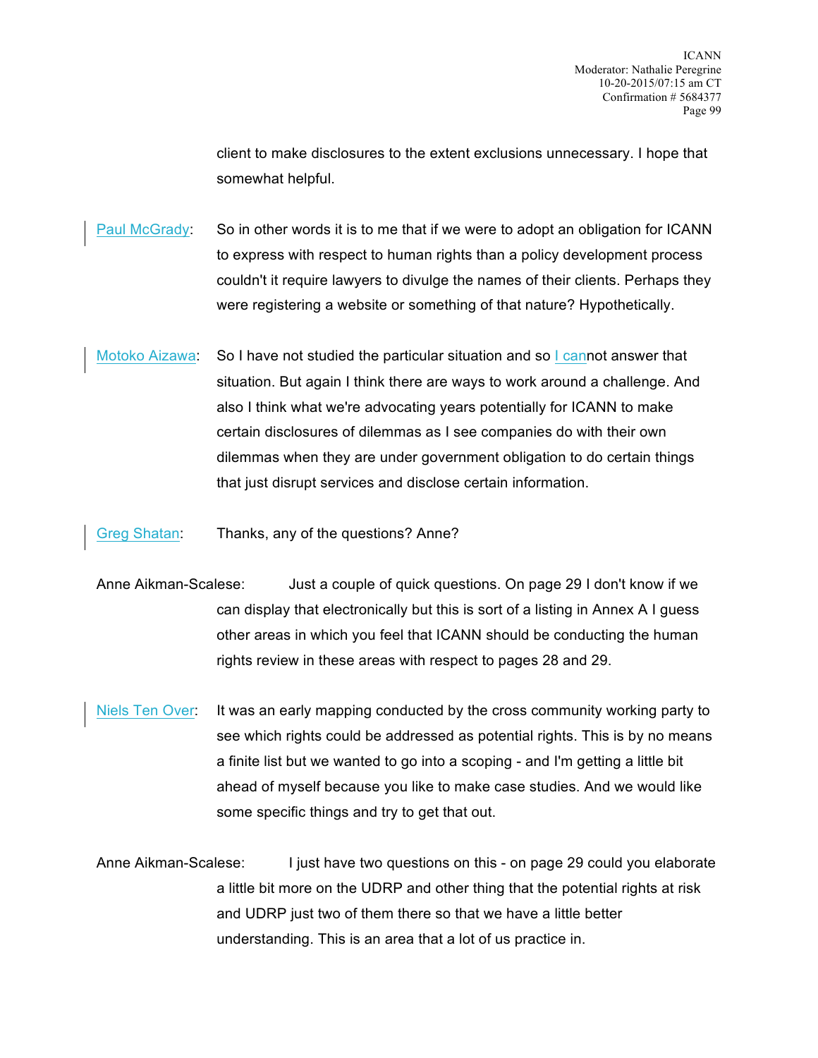client to make disclosures to the extent exclusions unnecessary. I hope that somewhat helpful.

Paul McGrady: So in other words it is to me that if we were to adopt an obligation for ICANN to express with respect to human rights than a policy development process couldn't it require lawyers to divulge the names of their clients. Perhaps they were registering a website or something of that nature? Hypothetically.

Motoko Aizawa: So I have not studied the particular situation and so I cannot answer that situation. But again I think there are ways to work around a challenge. And also I think what we're advocating years potentially for ICANN to make certain disclosures of dilemmas as I see companies do with their own dilemmas when they are under government obligation to do certain things that just disrupt services and disclose certain information.

Greg Shatan: Thanks, any of the questions? Anne?

Anne Aikman-Scalese: Just a couple of quick questions. On page 29 I don't know if we can display that electronically but this is sort of a listing in Annex A I guess other areas in which you feel that ICANN should be conducting the human rights review in these areas with respect to pages 28 and 29.

Niels Ten Over: It was an early mapping conducted by the cross community working party to see which rights could be addressed as potential rights. This is by no means a finite list but we wanted to go into a scoping - and I'm getting a little bit ahead of myself because you like to make case studies. And we would like some specific things and try to get that out.

Anne Aikman-Scalese: I just have two questions on this - on page 29 could you elaborate a little bit more on the UDRP and other thing that the potential rights at risk and UDRP just two of them there so that we have a little better understanding. This is an area that a lot of us practice in.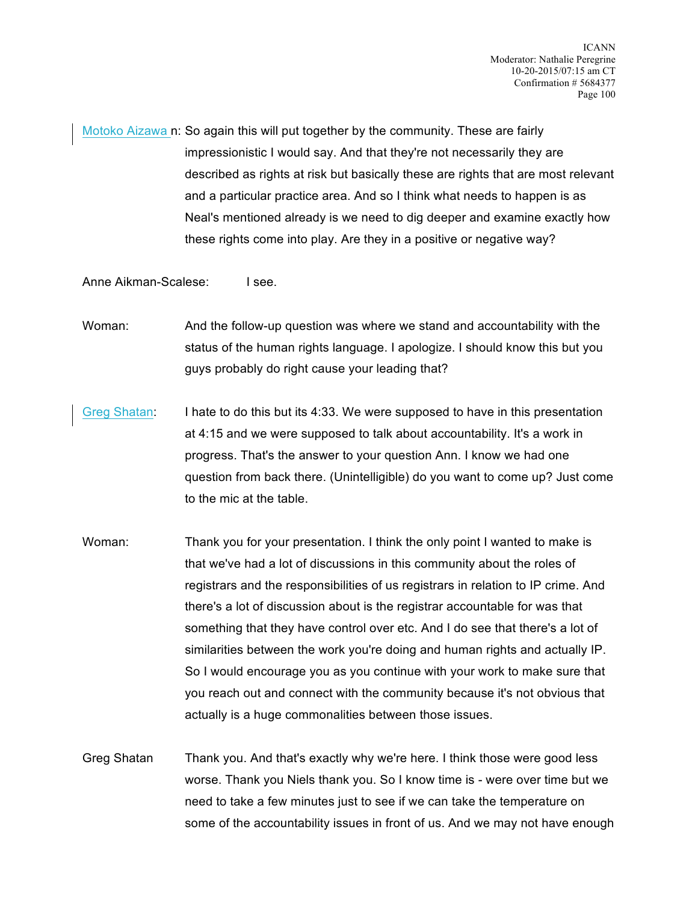Motoko Aizawa n: So again this will put together by the community. These are fairly impressionistic I would say. And that they're not necessarily they are described as rights at risk but basically these are rights that are most relevant and a particular practice area. And so I think what needs to happen is as Neal's mentioned already is we need to dig deeper and examine exactly how these rights come into play. Are they in a positive or negative way?

Anne Aikman-Scalese: I see.

Woman: And the follow-up question was where we stand and accountability with the status of the human rights language. I apologize. I should know this but you guys probably do right cause your leading that?

Greg Shatan: I hate to do this but its 4:33. We were supposed to have in this presentation at 4:15 and we were supposed to talk about accountability. It's a work in progress. That's the answer to your question Ann. I know we had one question from back there. (Unintelligible) do you want to come up? Just come to the mic at the table.

Woman: Thank you for your presentation. I think the only point I wanted to make is that we've had a lot of discussions in this community about the roles of registrars and the responsibilities of us registrars in relation to IP crime. And there's a lot of discussion about is the registrar accountable for was that something that they have control over etc. And I do see that there's a lot of similarities between the work you're doing and human rights and actually IP. So I would encourage you as you continue with your work to make sure that you reach out and connect with the community because it's not obvious that actually is a huge commonalities between those issues.

Greg Shatan Thank you. And that's exactly why we're here. I think those were good less worse. Thank you Niels thank you. So I know time is - were over time but we need to take a few minutes just to see if we can take the temperature on some of the accountability issues in front of us. And we may not have enough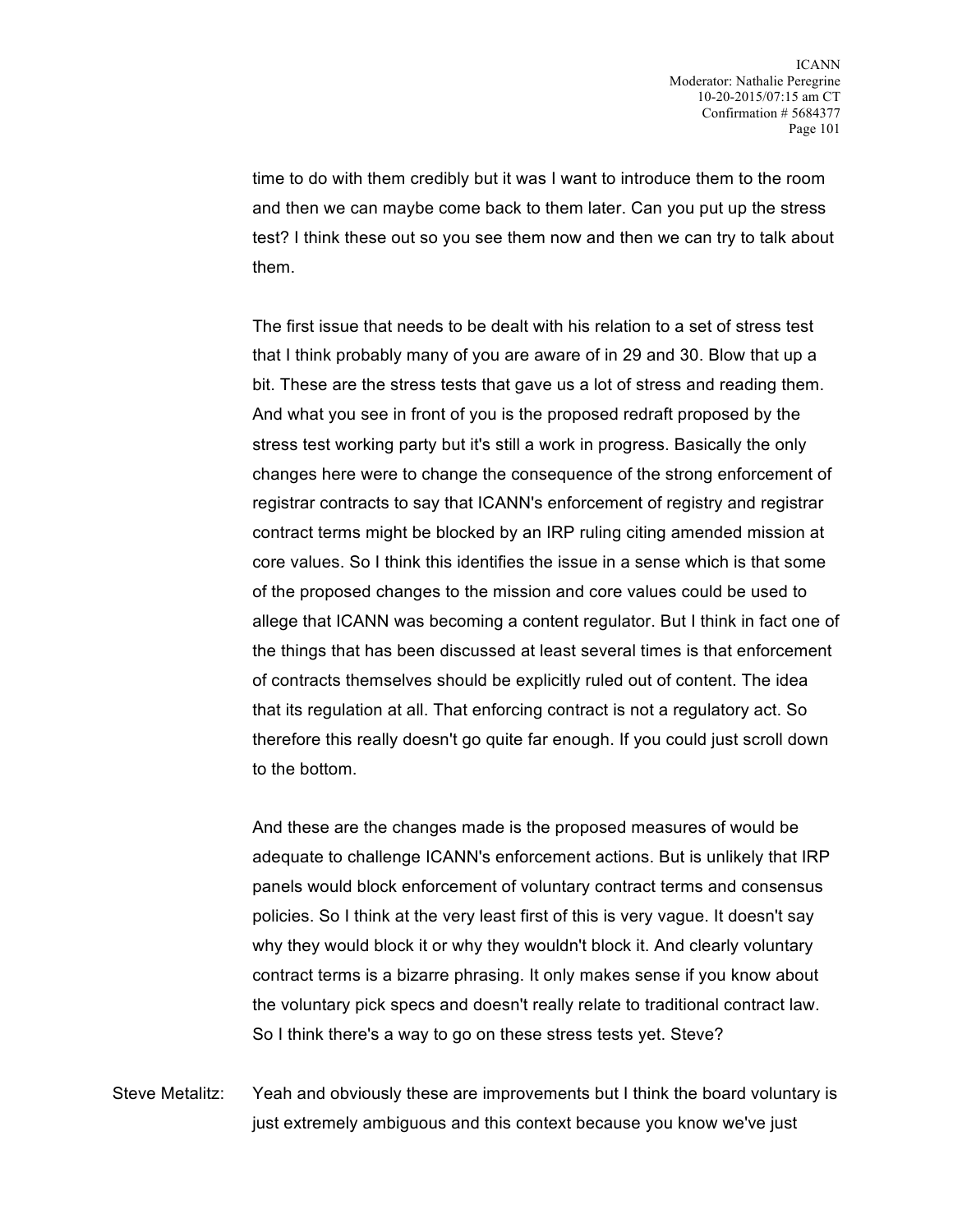time to do with them credibly but it was I want to introduce them to the room and then we can maybe come back to them later. Can you put up the stress test? I think these out so you see them now and then we can try to talk about them.

The first issue that needs to be dealt with his relation to a set of stress test that I think probably many of you are aware of in 29 and 30. Blow that up a bit. These are the stress tests that gave us a lot of stress and reading them. And what you see in front of you is the proposed redraft proposed by the stress test working party but it's still a work in progress. Basically the only changes here were to change the consequence of the strong enforcement of registrar contracts to say that ICANN's enforcement of registry and registrar contract terms might be blocked by an IRP ruling citing amended mission at core values. So I think this identifies the issue in a sense which is that some of the proposed changes to the mission and core values could be used to allege that ICANN was becoming a content regulator. But I think in fact one of the things that has been discussed at least several times is that enforcement of contracts themselves should be explicitly ruled out of content. The idea that its regulation at all. That enforcing contract is not a regulatory act. So therefore this really doesn't go quite far enough. If you could just scroll down to the bottom.

And these are the changes made is the proposed measures of would be adequate to challenge ICANN's enforcement actions. But is unlikely that IRP panels would block enforcement of voluntary contract terms and consensus policies. So I think at the very least first of this is very vague. It doesn't say why they would block it or why they wouldn't block it. And clearly voluntary contract terms is a bizarre phrasing. It only makes sense if you know about the voluntary pick specs and doesn't really relate to traditional contract law. So I think there's a way to go on these stress tests yet. Steve?

Steve Metalitz: Yeah and obviously these are improvements but I think the board voluntary is just extremely ambiguous and this context because you know we've just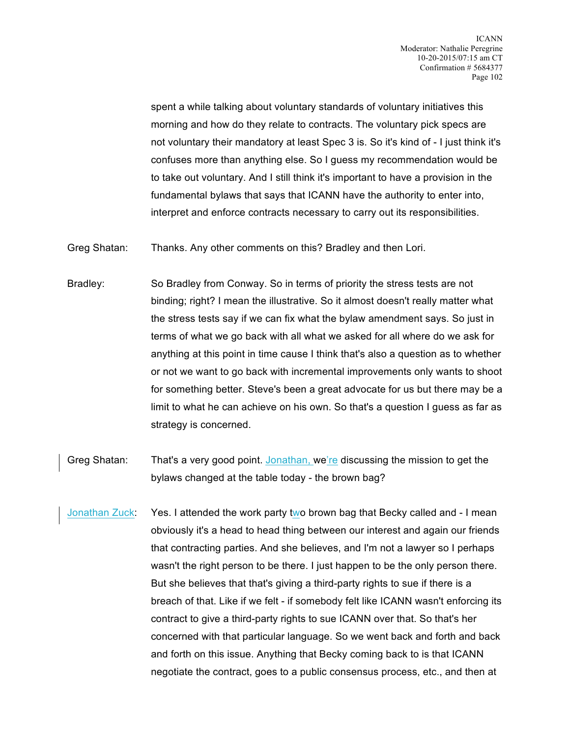spent a while talking about voluntary standards of voluntary initiatives this morning and how do they relate to contracts. The voluntary pick specs are not voluntary their mandatory at least Spec 3 is. So it's kind of - I just think it's confuses more than anything else. So I guess my recommendation would be to take out voluntary. And I still think it's important to have a provision in the fundamental bylaws that says that ICANN have the authority to enter into, interpret and enforce contracts necessary to carry out its responsibilities.

Greg Shatan: Thanks. Any other comments on this? Bradley and then Lori.

Bradley: So Bradley from Conway. So in terms of priority the stress tests are not binding; right? I mean the illustrative. So it almost doesn't really matter what the stress tests say if we can fix what the bylaw amendment says. So just in terms of what we go back with all what we asked for all where do we ask for anything at this point in time cause I think that's also a question as to whether or not we want to go back with incremental improvements only wants to shoot for something better. Steve's been a great advocate for us but there may be a limit to what he can achieve on his own. So that's a question I guess as far as strategy is concerned.

Greg Shatan: That's a very good point. Jonathan, we're discussing the mission to get the bylaws changed at the table today - the brown bag?

Jonathan Zuck: Yes. I attended the work party two brown bag that Becky called and - I mean obviously it's a head to head thing between our interest and again our friends that contracting parties. And she believes, and I'm not a lawyer so I perhaps wasn't the right person to be there. I just happen to be the only person there. But she believes that that's giving a third-party rights to sue if there is a breach of that. Like if we felt - if somebody felt like ICANN wasn't enforcing its contract to give a third-party rights to sue ICANN over that. So that's her concerned with that particular language. So we went back and forth and back and forth on this issue. Anything that Becky coming back to is that ICANN negotiate the contract, goes to a public consensus process, etc., and then at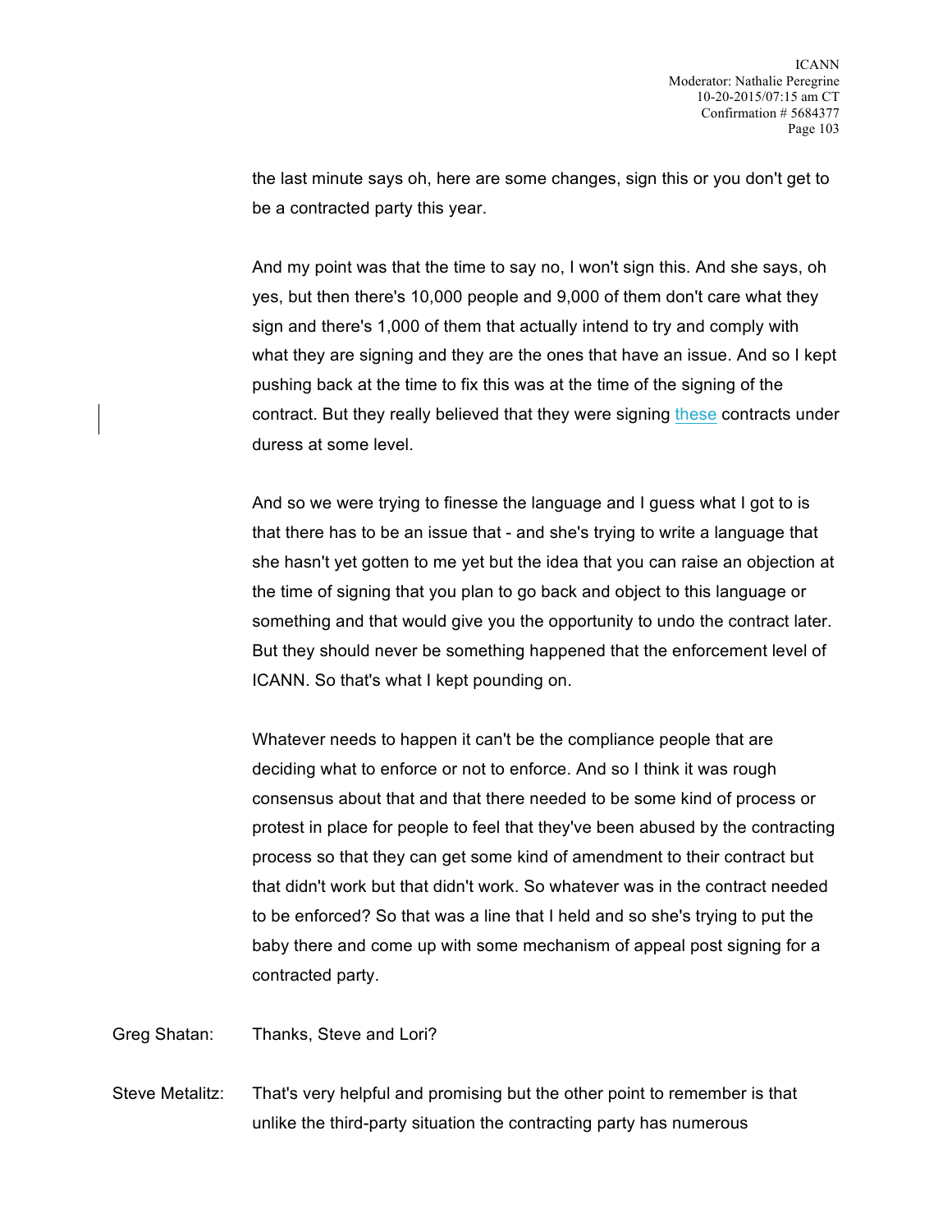the last minute says oh, here are some changes, sign this or you don't get to be a contracted party this year.

And my point was that the time to say no, I won't sign this. And she says, oh yes, but then there's 10,000 people and 9,000 of them don't care what they sign and there's 1,000 of them that actually intend to try and comply with what they are signing and they are the ones that have an issue. And so I kept pushing back at the time to fix this was at the time of the signing of the contract. But they really believed that they were signing these contracts under duress at some level.

And so we were trying to finesse the language and I guess what I got to is that there has to be an issue that - and she's trying to write a language that she hasn't yet gotten to me yet but the idea that you can raise an objection at the time of signing that you plan to go back and object to this language or something and that would give you the opportunity to undo the contract later. But they should never be something happened that the enforcement level of ICANN. So that's what I kept pounding on.

Whatever needs to happen it can't be the compliance people that are deciding what to enforce or not to enforce. And so I think it was rough consensus about that and that there needed to be some kind of process or protest in place for people to feel that they've been abused by the contracting process so that they can get some kind of amendment to their contract but that didn't work but that didn't work. So whatever was in the contract needed to be enforced? So that was a line that I held and so she's trying to put the baby there and come up with some mechanism of appeal post signing for a contracted party.

Greg Shatan: Thanks, Steve and Lori?

Steve Metalitz: That's very helpful and promising but the other point to remember is that unlike the third-party situation the contracting party has numerous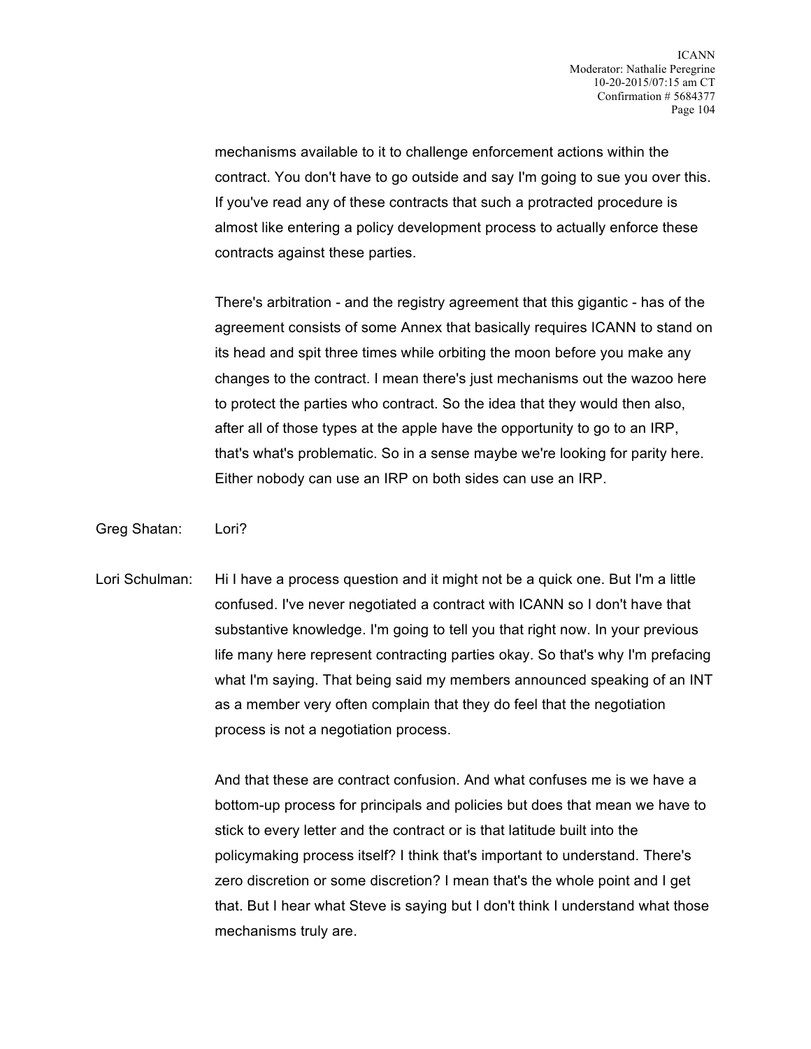mechanisms available to it to challenge enforcement actions within the contract. You don't have to go outside and say I'm going to sue you over this. If you've read any of these contracts that such a protracted procedure is almost like entering a policy development process to actually enforce these contracts against these parties.

There's arbitration - and the registry agreement that this gigantic - has of the agreement consists of some Annex that basically requires ICANN to stand on its head and spit three times while orbiting the moon before you make any changes to the contract. I mean there's just mechanisms out the wazoo here to protect the parties who contract. So the idea that they would then also, after all of those types at the apple have the opportunity to go to an IRP, that's what's problematic. So in a sense maybe we're looking for parity here. Either nobody can use an IRP on both sides can use an IRP.

Greg Shatan: Lori?

Lori Schulman: Hi I have a process question and it might not be a quick one. But I'm a little confused. I've never negotiated a contract with ICANN so I don't have that substantive knowledge. I'm going to tell you that right now. In your previous life many here represent contracting parties okay. So that's why I'm prefacing what I'm saying. That being said my members announced speaking of an INT as a member very often complain that they do feel that the negotiation process is not a negotiation process.

And that these are contract confusion. And what confuses me is we have a bottom-up process for principals and policies but does that mean we have to stick to every letter and the contract or is that latitude built into the policymaking process itself? I think that's important to understand. There's zero discretion or some discretion? I mean that's the whole point and I get that. But I hear what Steve is saying but I don't think I understand what those mechanisms truly are.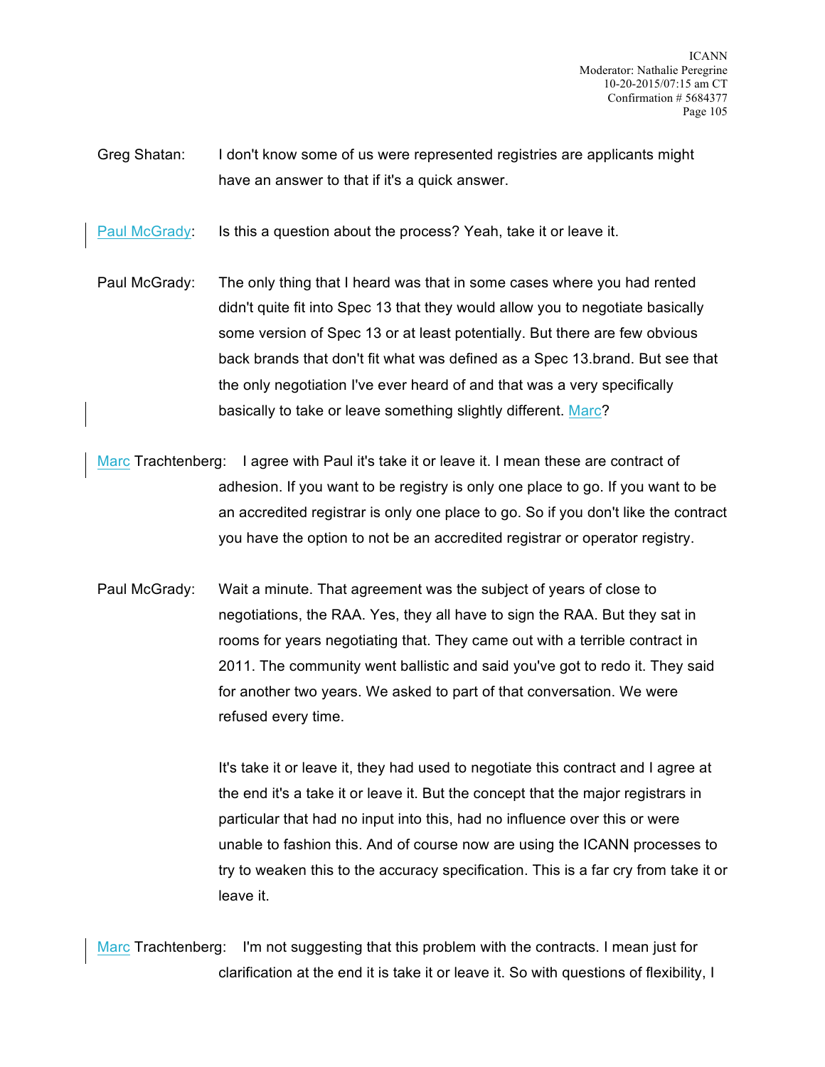Greg Shatan: I don't know some of us were represented registries are applicants might have an answer to that if it's a quick answer.

Paul McGrady: Is this a question about the process? Yeah, take it or leave it.

Paul McGrady: The only thing that I heard was that in some cases where you had rented didn't quite fit into Spec 13 that they would allow you to negotiate basically some version of Spec 13 or at least potentially. But there are few obvious back brands that don't fit what was defined as a Spec 13.brand. But see that the only negotiation I've ever heard of and that was a very specifically basically to take or leave something slightly different. Marc?

Marc Trachtenberg: I agree with Paul it's take it or leave it. I mean these are contract of adhesion. If you want to be registry is only one place to go. If you want to be an accredited registrar is only one place to go. So if you don't like the contract you have the option to not be an accredited registrar or operator registry.

Paul McGrady: Wait a minute. That agreement was the subject of years of close to negotiations, the RAA. Yes, they all have to sign the RAA. But they sat in rooms for years negotiating that. They came out with a terrible contract in 2011. The community went ballistic and said you've got to redo it. They said for another two years. We asked to part of that conversation. We were refused every time.

It's take it or leave it, they had used to negotiate this contract and I agree at the end it's a take it or leave it. But the concept that the major registrars in particular that had no input into this, had no influence over this or were unable to fashion this. And of course now are using the ICANN processes to try to weaken this to the accuracy specification. This is a far cry from take it or leave it.

Marc Trachtenberg: I'm not suggesting that this problem with the contracts. I mean just for clarification at the end it is take it or leave it. So with questions of flexibility, I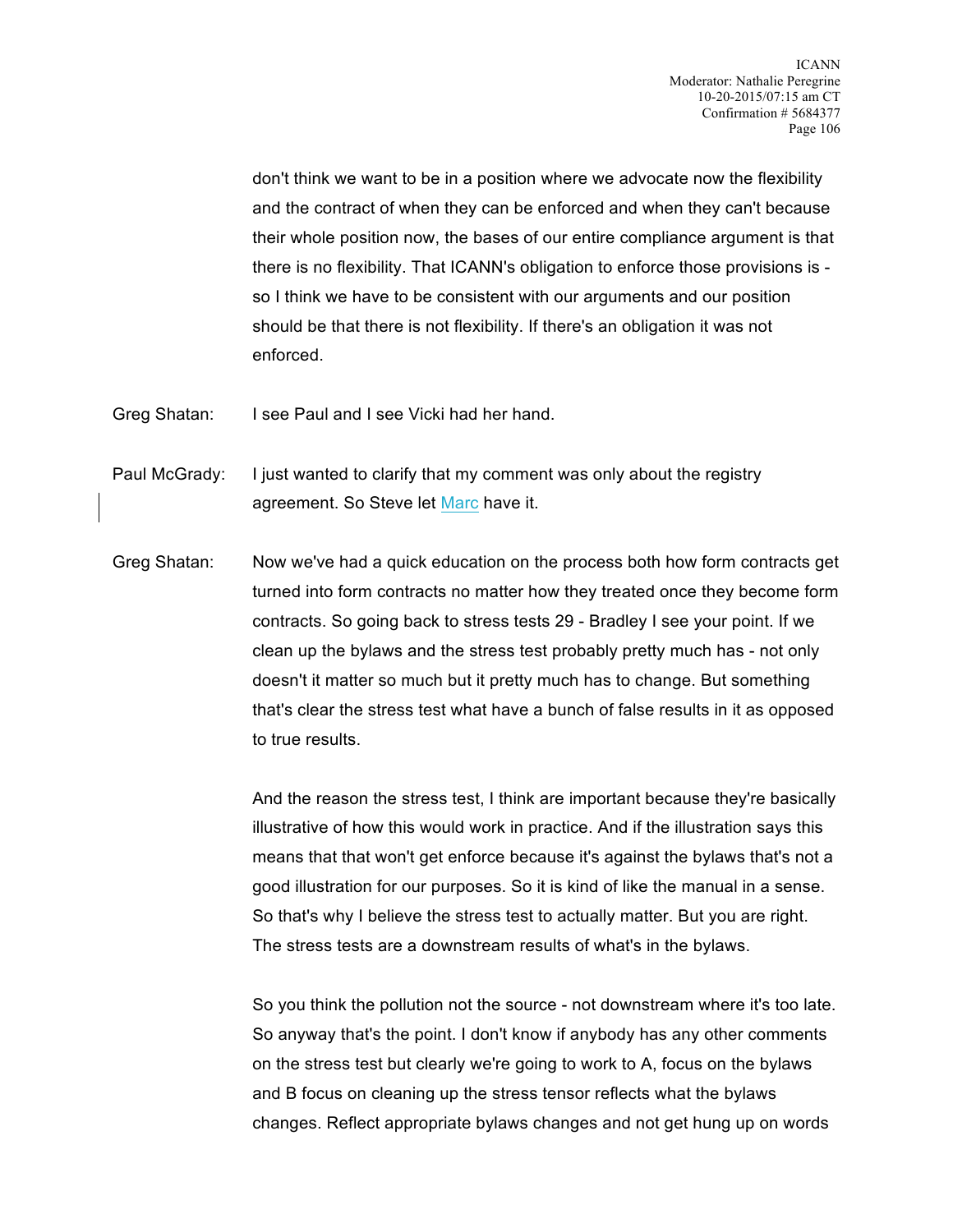don't think we want to be in a position where we advocate now the flexibility and the contract of when they can be enforced and when they can't because their whole position now, the bases of our entire compliance argument is that there is no flexibility. That ICANN's obligation to enforce those provisions is - so I think we have to be consistent with our arguments and our position should be that there is not flexibility. If there's an obligation it was not enforced.

Greg Shatan: I see Paul and I see Vicki had her hand.

Paul McGrady: I just wanted to clarify that my comment was only about the registry agreement. So Steve let Marc have it.

Greg Shatan: Now we've had a quick education on the process both how form contracts get turned into form contracts no matter how they treated once they become form contracts. So going back to stress tests 29 - Bradley I see your point. If we clean up the bylaws and the stress test probably pretty much has - not only doesn't it matter so much but it pretty much has to change. But something that's clear the stress test what have a bunch of false results in it as opposed to true results.

And the reason the stress test, I think are important because they're basically illustrative of how this would work in practice. And if the illustration says this means that that won't get enforce because it's against the bylaws that's not a good illustration for our purposes. So it is kind of like the manual in a sense. So that's why I believe the stress test to actually matter. But you are right. The stress tests are a downstream results of what's in the bylaws.

So you think the pollution not the source - not downstream where it's too late. So anyway that's the point. I don't know if anybody has any other comments on the stress test but clearly we're going to work to A, focus on the bylaws and B focus on cleaning up the stress tensor reflects what the bylaws changes. Reflect appropriate bylaws changes and not get hung up on words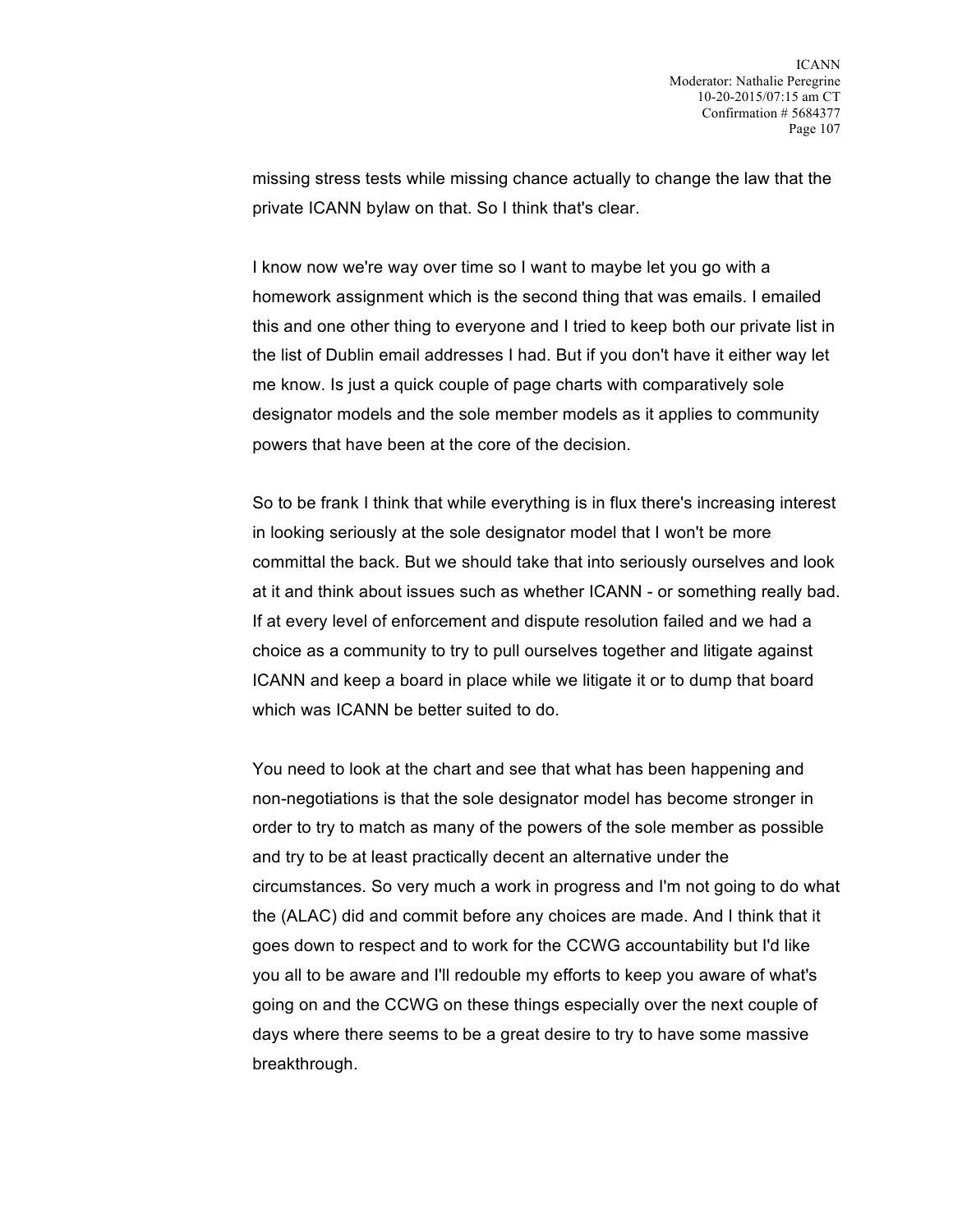missing stress tests while missing chance actually to change the law that the private ICANN bylaw on that. So I think that's clear.

I know now we're way over time so I want to maybe let you go with a homework assignment which is the second thing that was emails. I emailed this and one other thing to everyone and I tried to keep both our private list in the list of Dublin email addresses I had. But if you don't have it either way let me know. Is just a quick couple of page charts with comparatively sole designator models and the sole member models as it applies to community powers that have been at the core of the decision.

So to be frank I think that while everything is in flux there's increasing interest in looking seriously at the sole designator model that I won't be more committal the back. But we should take that into seriously ourselves and look at it and think about issues such as whether ICANN - or something really bad. If at every level of enforcement and dispute resolution failed and we had a choice as a community to try to pull ourselves together and litigate against ICANN and keep a board in place while we litigate it or to dump that board which was ICANN be better suited to do.

You need to look at the chart and see that what has been happening and non-negotiations is that the sole designator model has become stronger in order to try to match as many of the powers of the sole member as possible and try to be at least practically decent an alternative under the circumstances. So very much a work in progress and I'm not going to do what the (ALAC) did and commit before any choices are made. And I think that it goes down to respect and to work for the CCWG accountability but I'd like you all to be aware and I'll redouble my efforts to keep you aware of what's going on and the CCWG on these things especially over the next couple of days where there seems to be a great desire to try to have some massive breakthrough.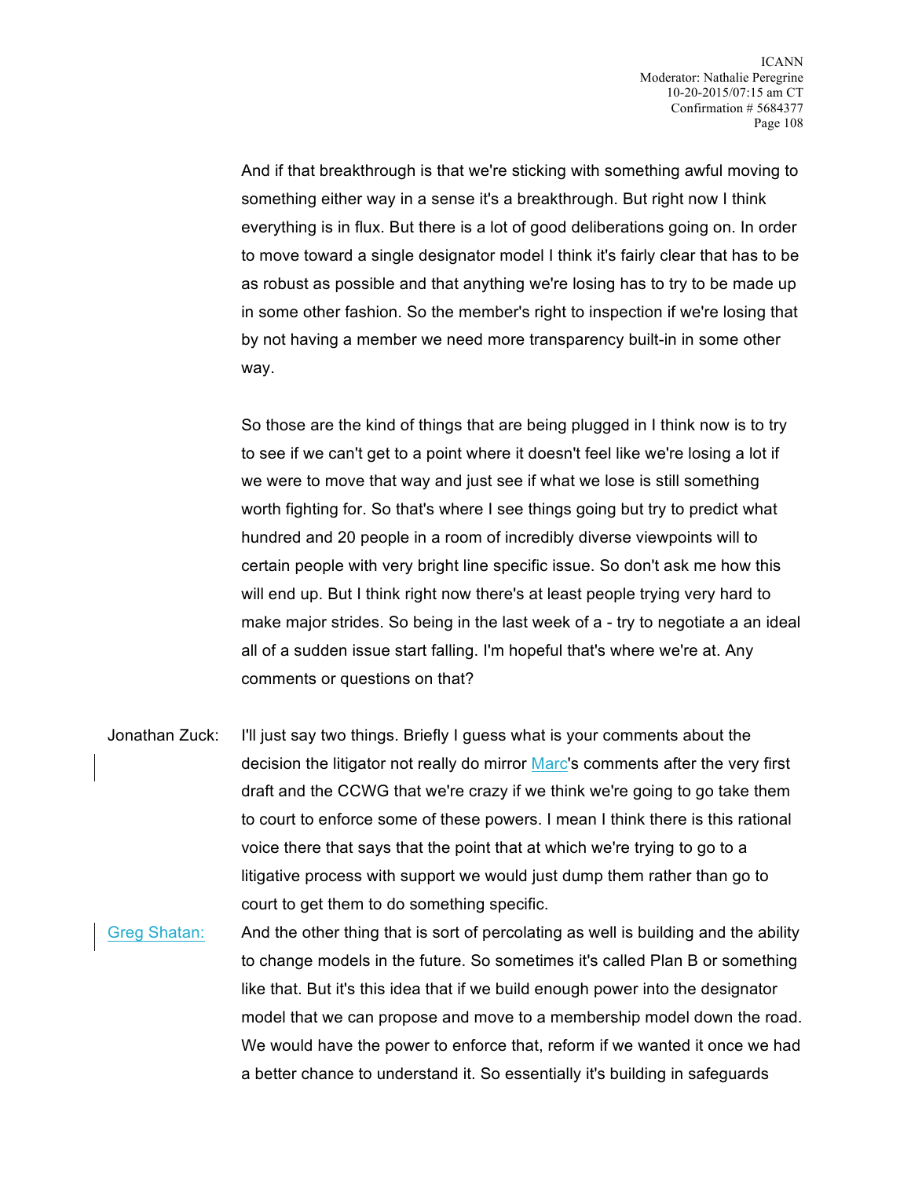And if that breakthrough is that we're sticking with something awful moving to something either way in a sense it's a breakthrough. But right now I think everything is in flux. But there is a lot of good deliberations going on. In order to move toward a single designator model I think it's fairly clear that has to be as robust as possible and that anything we're losing has to try to be made up in some other fashion. So the member's right to inspection if we're losing that by not having a member we need more transparency built-in in some other way.

So those are the kind of things that are being plugged in I think now is to try to see if we can't get to a point where it doesn't feel like we're losing a lot if we were to move that way and just see if what we lose is still something worth fighting for. So that's where I see things going but try to predict what hundred and 20 people in a room of incredibly diverse viewpoints will to certain people with very bright line specific issue. So don't ask me how this will end up. But I think right now there's at least people trying very hard to make major strides. So being in the last week of a - try to negotiate a an ideal all of a sudden issue start falling. I'm hopeful that's where we're at. Any comments or questions on that?

Jonathan Zuck: I'll just say two things. Briefly I guess what is your comments about the decision the litigator not really do mirror Marc's comments after the very first draft and the CCWG that we're crazy if we think we're going to go take them to court to enforce some of these powers. I mean I think there is this rational voice there that says that the point that at which we're trying to go to a litigative process with support we would just dump them rather than go to court to get them to do something specific.

Greg Shatan: And the other thing that is sort of percolating as well is building and the ability to change models in the future. So sometimes it's called Plan B or something like that. But it's this idea that if we build enough power into the designator model that we can propose and move to a membership model down the road. We would have the power to enforce that, reform if we wanted it once we had a better chance to understand it. So essentially it's building in safeguards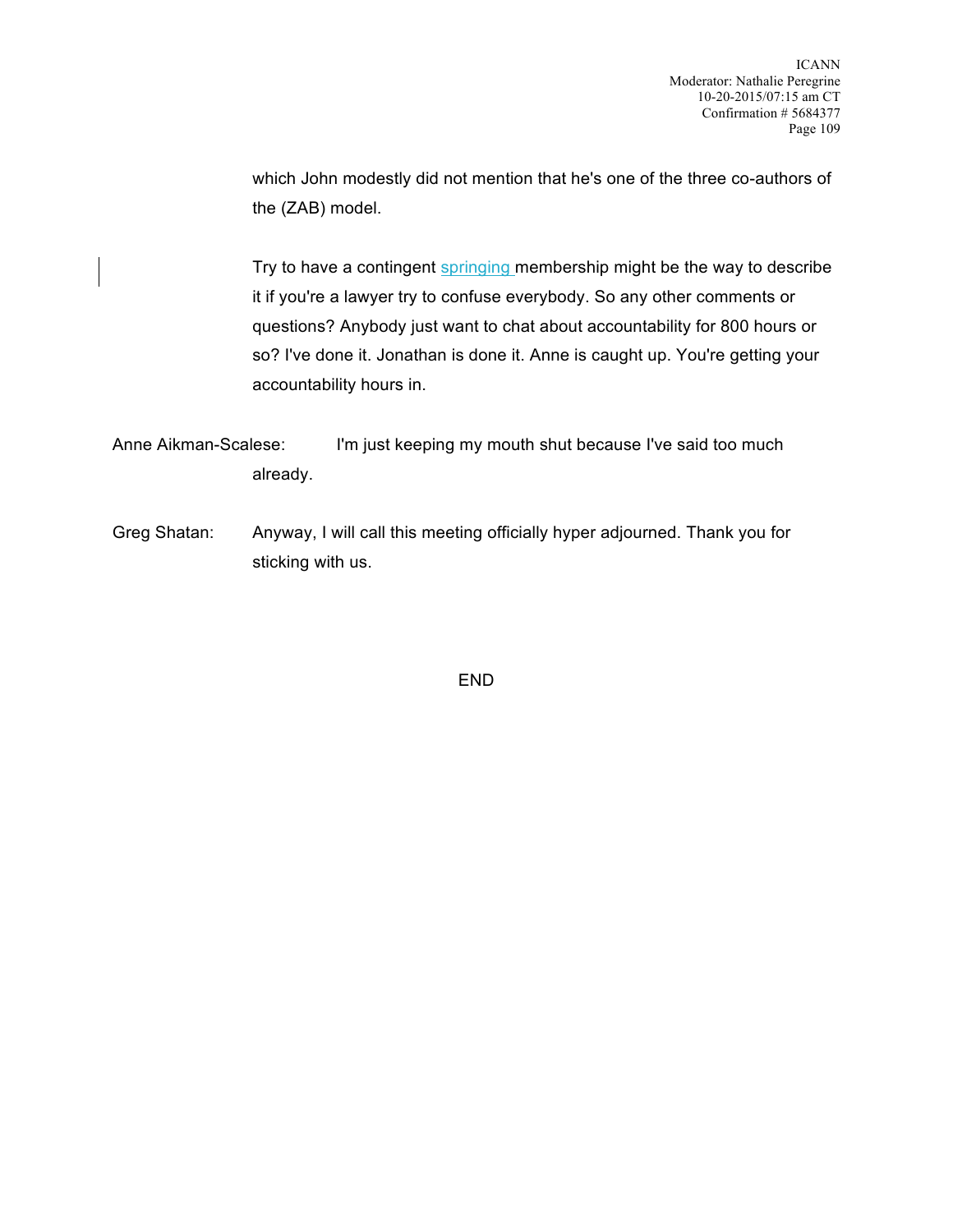which John modestly did not mention that he's one of the three co-authors of the (ZAB) model.

Try to have a contingent springing membership might be the way to describe it if you're a lawyer try to confuse everybody. So any other comments or questions? Anybody just want to chat about accountability for 800 hours or so? I've done it. Jonathan is done it. Anne is caught up. You're getting your accountability hours in.

Anne Aikman-Scalese: I'm just keeping my mouth shut because I've said too much already.

Greg Shatan: Anyway, I will call this meeting officially hyper adjourned. Thank you for sticking with us.

END